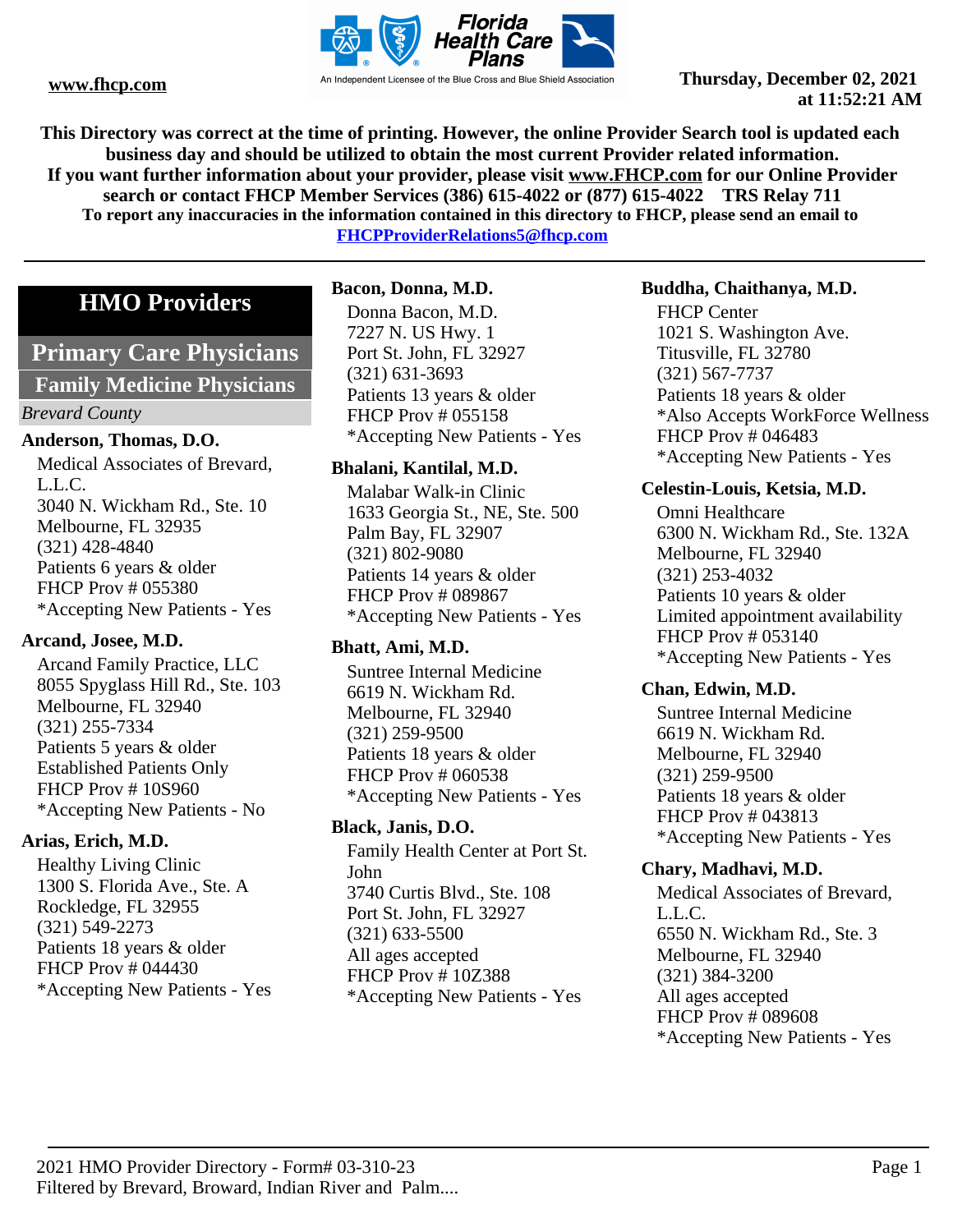www.fhcp.com

Florida Health Care Plans
An Independent Licensee of the Blue Cross and Blue Shield Association

**Thursday, December 02, 2021 at 11:52:21 AM**

**This Directory was correct at the time of printing. However, the online Provider Search tool is updated each business day and should be utilized to obtain the most current Provider related information.**
**If you want further information about your provider, please visit www.FHCP.com for our Online Provider search or contact FHCP Member Services (386) 615-4022 or (877) 615-4022 TRS Relay 711**
**To report any inaccuracies in the information contained in this directory to FHCP, please send an email to FHCPProviderRelations5@fhcp.com**

# HMO Providers

## Primary Care Physicians

### Family Medicine Physicians

*Brevard County*

**Anderson, Thomas, D.O.**
Medical Associates of Brevard, L.L.C.
3040 N. Wickham Rd., Ste. 10
Melbourne, FL 32935
(321) 428-4840
Patients 6 years & older
FHCP Prov # 055380
*Accepting New Patients - Yes

**Arcand, Josee, M.D.**
Arcand Family Practice, LLC
8055 Spyglass Hill Rd., Ste. 103
Melbourne, FL 32940
(321) 255-7334
Patients 5 years & older
Established Patients Only
FHCP Prov # 10S960
*Accepting New Patients - No

**Arias, Erich, M.D.**
Healthy Living Clinic
1300 S. Florida Ave., Ste. A
Rockledge, FL 32955
(321) 549-2273
Patients 18 years & older
FHCP Prov # 044430
*Accepting New Patients - Yes

**Bacon, Donna, M.D.**
Donna Bacon, M.D.
7227 N. US Hwy. 1
Port St. John, FL 32927
(321) 631-3693
Patients 13 years & older
FHCP Prov # 055158
*Accepting New Patients - Yes

**Bhalani, Kantilal, M.D.**
Malabar Walk-in Clinic
1633 Georgia St., NE, Ste. 500
Palm Bay, FL 32907
(321) 802-9080
Patients 14 years & older
FHCP Prov # 089867
*Accepting New Patients - Yes

**Bhatt, Ami, M.D.**
Suntree Internal Medicine
6619 N. Wickham Rd.
Melbourne, FL 32940
(321) 259-9500
Patients 18 years & older
FHCP Prov # 060538
*Accepting New Patients - Yes

**Black, Janis, D.O.**
Family Health Center at Port St. John
3740 Curtis Blvd., Ste. 108
Port St. John, FL 32927
(321) 633-5500
All ages accepted
FHCP Prov # 10Z388
*Accepting New Patients - Yes

**Buddha, Chaithanya, M.D.**
FHCP Center
1021 S. Washington Ave.
Titusville, FL 32780
(321) 567-7737
Patients 18 years & older
*Also Accepts WorkForce Wellness
FHCP Prov # 046483
*Accepting New Patients - Yes

**Celestin-Louis, Ketsia, M.D.**
Omni Healthcare
6300 N. Wickham Rd., Ste. 132A
Melbourne, FL 32940
(321) 253-4032
Patients 10 years & older
Limited appointment availability
FHCP Prov # 053140
*Accepting New Patients - Yes

**Chan, Edwin, M.D.**
Suntree Internal Medicine
6619 N. Wickham Rd.
Melbourne, FL 32940
(321) 259-9500
Patients 18 years & older
FHCP Prov # 043813
*Accepting New Patients - Yes

**Chary, Madhavi, M.D.**
Medical Associates of Brevard, L.L.C.
6550 N. Wickham Rd., Ste. 3
Melbourne, FL 32940
(321) 384-3200
All ages accepted
FHCP Prov # 089608
*Accepting New Patients - Yes

2021 HMO Provider Directory - Form# 03-310-23
Filtered by Brevard, Broward, Indian River and Palm....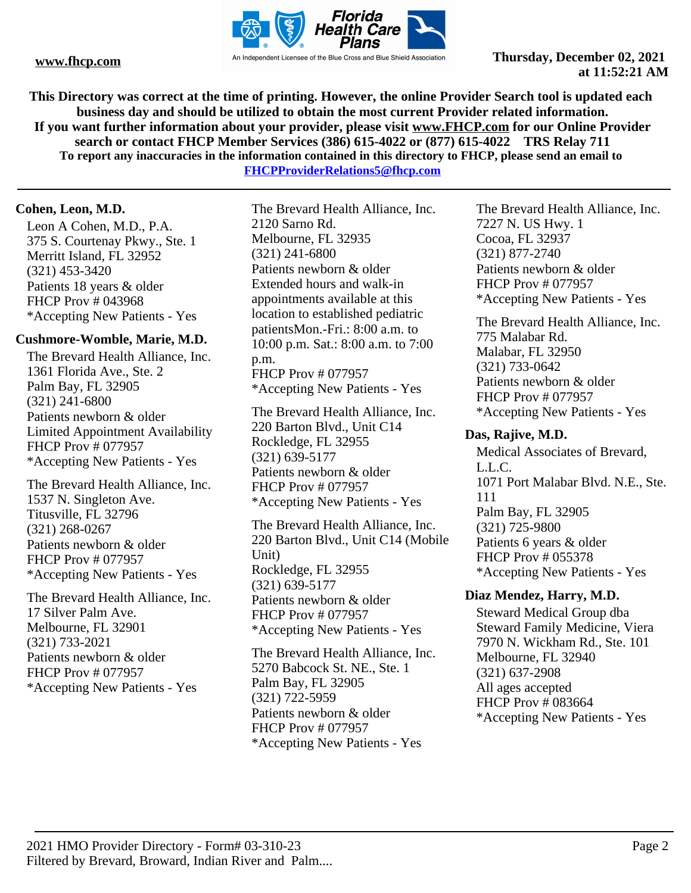This Directory was correct at the time of printing. However, the online Provider Search tool is updated each business day and should be utilized to obtain the most current Provider related information.
If you want further information about your provider, please visit www.FHCP.com for our Online Provider search or contact FHCP Member Services (386) 615-4022 or (877) 615-4022 TRS Relay 711
To report any inaccuracies in the information contained in this directory to FHCP, please send an email to FHCPProviderRelations5@fhcp.com

**Cohen, Leon, M.D.**

Leon A Cohen, M.D., P.A.
375 S. Courtenay Pkwy., Ste. 1
Merritt Island, FL 32952
(321) 453-3420
Patients 18 years & older
FHCP Prov # 043968
*Accepting New Patients - Yes

**Cushmore-Womble, Marie, M.D.**

The Brevard Health Alliance, Inc.
1361 Florida Ave., Ste. 2
Palm Bay, FL 32905
(321) 241-6800
Patients newborn & older
Limited Appointment Availability
FHCP Prov # 077957
*Accepting New Patients - Yes

The Brevard Health Alliance, Inc.
1537 N. Singleton Ave.
Titusville, FL 32796
(321) 268-0267
Patients newborn & older
FHCP Prov # 077957
*Accepting New Patients - Yes

The Brevard Health Alliance, Inc.
17 Silver Palm Ave.
Melbourne, FL 32901
(321) 733-2021
Patients newborn & older
FHCP Prov # 077957
*Accepting New Patients - Yes

The Brevard Health Alliance, Inc.
2120 Sarno Rd.
Melbourne, FL 32935
(321) 241-6800
Patients newborn & older
Extended hours and walk-in appointments available at this location to established pediatric patientsMon.-Fri.: 8:00 a.m. to 10:00 p.m. Sat.: 8:00 a.m. to 7:00 p.m.
FHCP Prov # 077957
*Accepting New Patients - Yes

The Brevard Health Alliance, Inc.
220 Barton Blvd., Unit C14
Rockledge, FL 32955
(321) 639-5177
Patients newborn & older
FHCP Prov # 077957
*Accepting New Patients - Yes

The Brevard Health Alliance, Inc.
220 Barton Blvd., Unit C14 (Mobile Unit)
Rockledge, FL 32955
(321) 639-5177
Patients newborn & older
FHCP Prov # 077957
*Accepting New Patients - Yes

The Brevard Health Alliance, Inc.
5270 Babcock St. NE., Ste. 1
Palm Bay, FL 32905
(321) 722-5959
Patients newborn & older
FHCP Prov # 077957
*Accepting New Patients - Yes

The Brevard Health Alliance, Inc.
7227 N. US Hwy. 1
Cocoa, FL 32937
(321) 877-2740
Patients newborn & older
FHCP Prov # 077957
*Accepting New Patients - Yes

The Brevard Health Alliance, Inc.
775 Malabar Rd.
Malabar, FL 32950
(321) 733-0642
Patients newborn & older
FHCP Prov # 077957
*Accepting New Patients - Yes

**Das, Rajive, M.D.**

Medical Associates of Brevard, L.L.C.
1071 Port Malabar Blvd. N.E., Ste. 111
Palm Bay, FL 32905
(321) 725-9800
Patients 6 years & older
FHCP Prov # 055378
*Accepting New Patients - Yes

**Diaz Mendez, Harry, M.D.**

Steward Medical Group dba Steward Family Medicine, Viera
7970 N. Wickham Rd., Ste. 101
Melbourne, FL 32940
(321) 637-2908
All ages accepted
FHCP Prov # 083664
*Accepting New Patients - Yes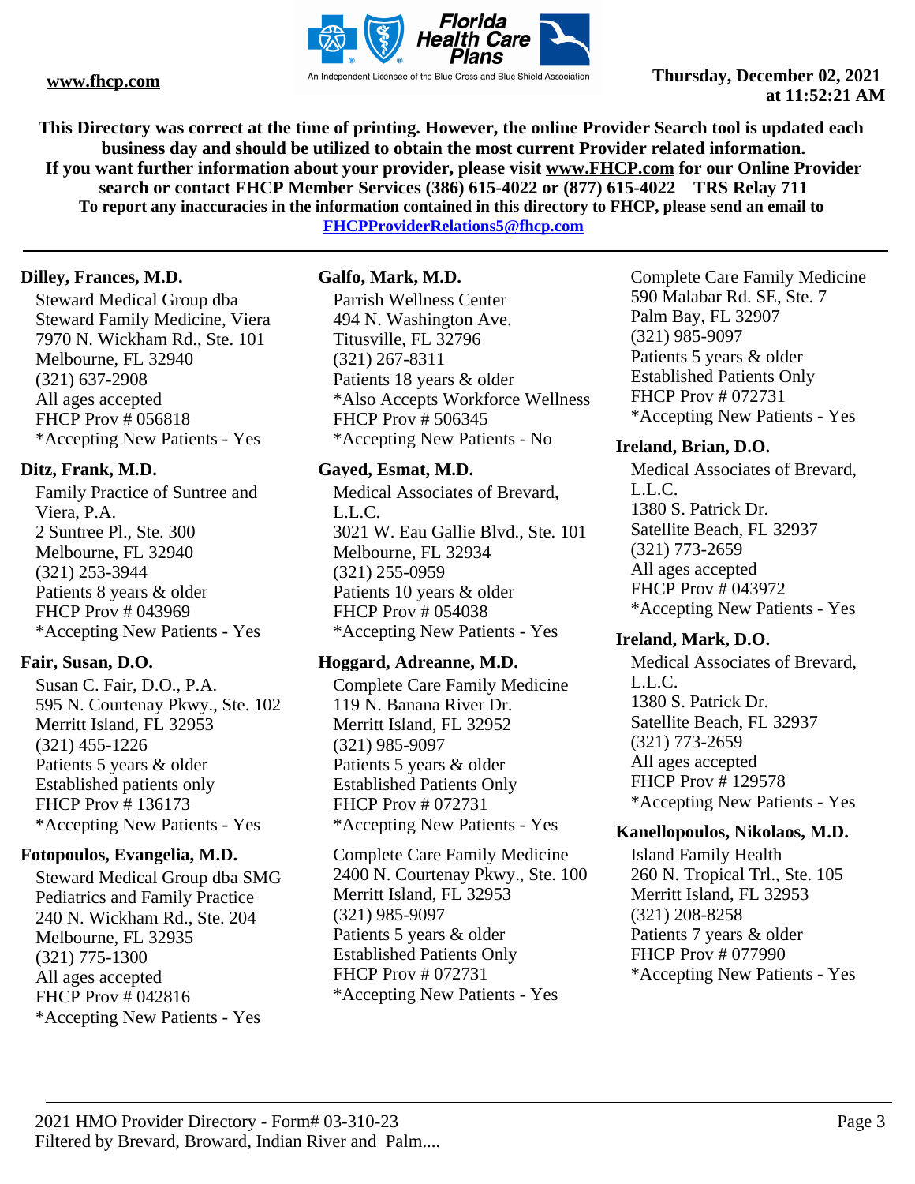This Directory was correct at the time of printing. However, the online Provider Search tool is updated each business day and should be utilized to obtain the most current Provider related information.
If you want further information about your provider, please visit www.FHCP.com for our Online Provider search or contact FHCP Member Services (386) 615-4022 or (877) 615-4022 TRS Relay 711
To report any inaccuracies in the information contained in this directory to FHCP, please send an email to FHCPProviderRelations5@fhcp.com

**Dilley, Frances, M.D.**
Steward Medical Group dba
Steward Family Medicine, Viera
7970 N. Wickham Rd., Ste. 101
Melbourne, FL 32940
(321) 637-2908
All ages accepted
FHCP Prov # 056818
*Accepting New Patients - Yes

**Ditz, Frank, M.D.**
Family Practice of Suntree and
Viera, P.A.
2 Suntree Pl., Ste. 300
Melbourne, FL 32940
(321) 253-3944
Patients 8 years & older
FHCP Prov # 043969
*Accepting New Patients - Yes

**Fair, Susan, D.O.**
Susan C. Fair, D.O., P.A.
595 N. Courtenay Pkwy., Ste. 102
Merritt Island, FL 32953
(321) 455-1226
Patients 5 years & older
Established patients only
FHCP Prov # 136173
*Accepting New Patients - Yes

**Fotopoulos, Evangelia, M.D.**
Steward Medical Group dba SMG
Pediatrics and Family Practice
240 N. Wickham Rd., Ste. 204
Melbourne, FL 32935
(321) 775-1300
All ages accepted
FHCP Prov # 042816
*Accepting New Patients - Yes

**Galfo, Mark, M.D.**
Parrish Wellness Center
494 N. Washington Ave.
Titusville, FL 32796
(321) 267-8311
Patients 18 years & older
*Also Accepts Workforce Wellness
FHCP Prov # 506345
*Accepting New Patients - No

**Gayed, Esmat, M.D.**
Medical Associates of Brevard,
L.L.C.
3021 W. Eau Gallie Blvd., Ste. 101
Melbourne, FL 32934
(321) 255-0959
Patients 10 years & older
FHCP Prov # 054038
*Accepting New Patients - Yes

**Hoggard, Adreanne, M.D.**
Complete Care Family Medicine
119 N. Banana River Dr.
Merritt Island, FL 32952
(321) 985-9097
Patients 5 years & older
Established Patients Only
FHCP Prov # 072731
*Accepting New Patients - Yes

Complete Care Family Medicine
2400 N. Courtenay Pkwy., Ste. 100
Merritt Island, FL 32953
(321) 985-9097
Patients 5 years & older
Established Patients Only
FHCP Prov # 072731
*Accepting New Patients - Yes

Complete Care Family Medicine
590 Malabar Rd. SE, Ste. 7
Palm Bay, FL 32907
(321) 985-9097
Patients 5 years & older
Established Patients Only
FHCP Prov # 072731
*Accepting New Patients - Yes

**Ireland, Brian, D.O.**
Medical Associates of Brevard,
L.L.C.
1380 S. Patrick Dr.
Satellite Beach, FL 32937
(321) 773-2659
All ages accepted
FHCP Prov # 043972
*Accepting New Patients - Yes

**Ireland, Mark, D.O.**
Medical Associates of Brevard,
L.L.C.
1380 S. Patrick Dr.
Satellite Beach, FL 32937
(321) 773-2659
All ages accepted
FHCP Prov # 129578
*Accepting New Patients - Yes

**Kanellopoulos, Nikolaos, M.D.**
Island Family Health
260 N. Tropical Trl., Ste. 105
Merritt Island, FL 32953
(321) 208-8258
Patients 7 years & older
FHCP Prov # 077990
*Accepting New Patients - Yes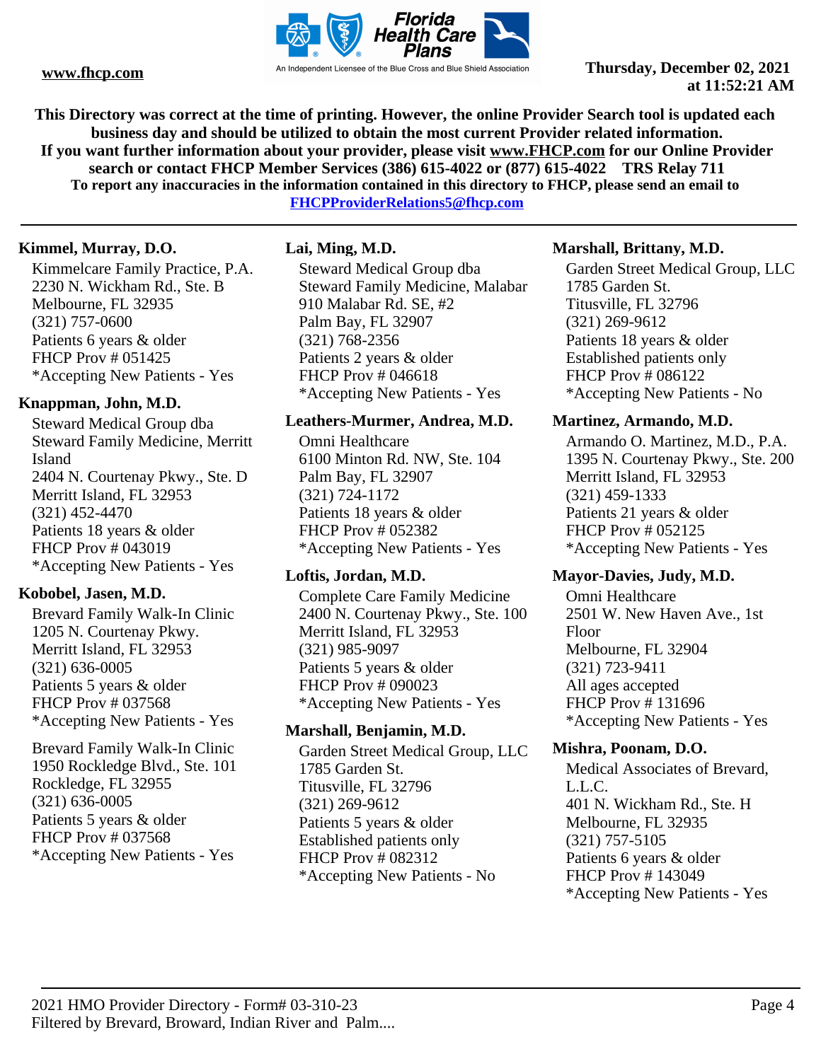This Directory was correct at the time of printing. However, the online Provider Search tool is updated each business day and should be utilized to obtain the most current Provider related information.
If you want further information about your provider, please visit www.FHCP.com for our Online Provider search or contact FHCP Member Services (386) 615-4022 or (877) 615-4022 TRS Relay 711
To report any inaccuracies in the information contained in this directory to FHCP, please send an email to FHCPProviderRelations5@fhcp.com

**Kimmel, Murray, D.O.**

Kimmelcare Family Practice, P.A.
2230 N. Wickham Rd., Ste. B
Melbourne, FL 32935
(321) 757-0600
Patients 6 years & older
FHCP Prov # 051425
*Accepting New Patients - Yes

**Knappman, John, M.D.**

Steward Medical Group dba
Steward Family Medicine, Merritt Island
2404 N. Courtenay Pkwy., Ste. D
Merritt Island, FL 32953
(321) 452-4470
Patients 18 years & older
FHCP Prov # 043019
*Accepting New Patients - Yes

**Kobobel, Jasen, M.D.**

Brevard Family Walk-In Clinic
1205 N. Courtenay Pkwy.
Merritt Island, FL 32953
(321) 636-0005
Patients 5 years & older
FHCP Prov # 037568
*Accepting New Patients - Yes

Brevard Family Walk-In Clinic
1950 Rockledge Blvd., Ste. 101
Rockledge, FL 32955
(321) 636-0005
Patients 5 years & older
FHCP Prov # 037568
*Accepting New Patients - Yes

**Lai, Ming, M.D.**

Steward Medical Group dba
Steward Family Medicine, Malabar
910 Malabar Rd. SE, #2
Palm Bay, FL 32907
(321) 768-2356
Patients 2 years & older
FHCP Prov # 046618
*Accepting New Patients - Yes

**Leathers-Murmer, Andrea, M.D.**

Omni Healthcare
6100 Minton Rd. NW, Ste. 104
Palm Bay, FL 32907
(321) 724-1172
Patients 18 years & older
FHCP Prov # 052382
*Accepting New Patients - Yes

**Loftis, Jordan, M.D.**

Complete Care Family Medicine
2400 N. Courtenay Pkwy., Ste. 100
Merritt Island, FL 32953
(321) 985-9097
Patients 5 years & older
FHCP Prov # 090023
*Accepting New Patients - Yes

**Marshall, Benjamin, M.D.**

Garden Street Medical Group, LLC
1785 Garden St.
Titusville, FL 32796
(321) 269-9612
Patients 5 years & older
Established patients only
FHCP Prov # 082312
*Accepting New Patients - No

**Marshall, Brittany, M.D.**

Garden Street Medical Group, LLC
1785 Garden St.
Titusville, FL 32796
(321) 269-9612
Patients 18 years & older
Established patients only
FHCP Prov # 086122
*Accepting New Patients - No

**Martinez, Armando, M.D.**

Armando O. Martinez, M.D., P.A.
1395 N. Courtenay Pkwy., Ste. 200
Merritt Island, FL 32953
(321) 459-1333
Patients 21 years & older
FHCP Prov # 052125
*Accepting New Patients - Yes

**Mayor-Davies, Judy, M.D.**

Omni Healthcare
2501 W. New Haven Ave., 1st Floor
Melbourne, FL 32904
(321) 723-9411
All ages accepted
FHCP Prov # 131696
*Accepting New Patients - Yes

**Mishra, Poonam, D.O.**

Medical Associates of Brevard, L.L.C.
401 N. Wickham Rd., Ste. H
Melbourne, FL 32935
(321) 757-5105
Patients 6 years & older
FHCP Prov # 143049
*Accepting New Patients - Yes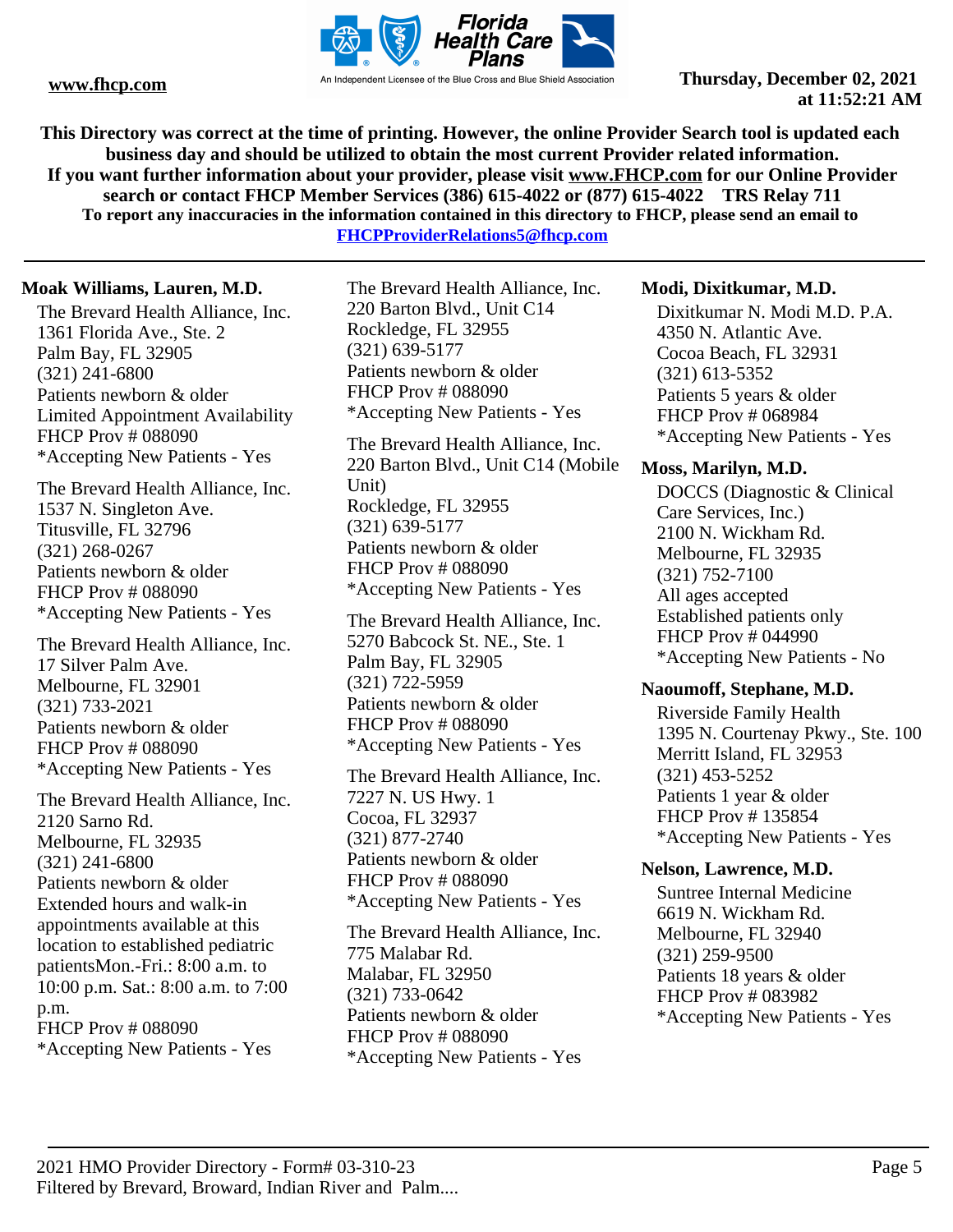**This Directory was correct at the time of printing. However, the online Provider Search tool is updated each business day and should be utilized to obtain the most current Provider related information. If you want further information about your provider, please visit www.FHCP.com for our Online Provider search or contact FHCP Member Services (386) 615-4022 or (877) 615-4022 TRS Relay 711**
**To report any inaccuracies in the information contained in this directory to FHCP, please send an email to FHCPProviderRelations5@fhcp.com**

---

**Moak Williams, Lauren, M.D.**

The Brevard Health Alliance, Inc.
1361 Florida Ave., Ste. 2
Palm Bay, FL 32905
(321) 241-6800
Patients newborn & older
Limited Appointment Availability
FHCP Prov # 088090
*Accepting New Patients - Yes

The Brevard Health Alliance, Inc.
1537 N. Singleton Ave.
Titusville, FL 32796
(321) 268-0267
Patients newborn & older
FHCP Prov # 088090
*Accepting New Patients - Yes

The Brevard Health Alliance, Inc.
17 Silver Palm Ave.
Melbourne, FL 32901
(321) 733-2021
Patients newborn & older
FHCP Prov # 088090
*Accepting New Patients - Yes

The Brevard Health Alliance, Inc.
2120 Sarno Rd.
Melbourne, FL 32935
(321) 241-6800
Patients newborn & older
Extended hours and walk-in appointments available at this location to established pediatric patientsMon.-Fri.: 8:00 a.m. to 10:00 p.m. Sat.: 8:00 a.m. to 7:00 p.m.
FHCP Prov # 088090
*Accepting New Patients - Yes

The Brevard Health Alliance, Inc.
220 Barton Blvd., Unit C14
Rockledge, FL 32955
(321) 639-5177
Patients newborn & older
FHCP Prov # 088090
*Accepting New Patients - Yes

The Brevard Health Alliance, Inc.
220 Barton Blvd., Unit C14 (Mobile Unit)
Rockledge, FL 32955
(321) 639-5177
Patients newborn & older
FHCP Prov # 088090
*Accepting New Patients - Yes

The Brevard Health Alliance, Inc.
5270 Babcock St. NE., Ste. 1
Palm Bay, FL 32905
(321) 722-5959
Patients newborn & older
FHCP Prov # 088090
*Accepting New Patients - Yes

The Brevard Health Alliance, Inc.
7227 N. US Hwy. 1
Cocoa, FL 32937
(321) 877-2740
Patients newborn & older
FHCP Prov # 088090
*Accepting New Patients - Yes

The Brevard Health Alliance, Inc.
775 Malabar Rd.
Malabar, FL 32950
(321) 733-0642
Patients newborn & older
FHCP Prov # 088090
*Accepting New Patients - Yes

**Modi, Dixitkumar, M.D.**

Dixitkumar N. Modi M.D. P.A.
4350 N. Atlantic Ave.
Cocoa Beach, FL 32931
(321) 613-5352
Patients 5 years & older
FHCP Prov # 068984
*Accepting New Patients - Yes

**Moss, Marilyn, M.D.**

DOCCS (Diagnostic & Clinical Care Services, Inc.)
2100 N. Wickham Rd.
Melbourne, FL 32935
(321) 752-7100
All ages accepted
Established patients only
FHCP Prov # 044990
*Accepting New Patients - No

**Naoumoff, Stephane, M.D.**

Riverside Family Health
1395 N. Courtenay Pkwy., Ste. 100
Merritt Island, FL 32953
(321) 453-5252
Patients 1 year & older
FHCP Prov # 135854
*Accepting New Patients - Yes

**Nelson, Lawrence, M.D.**

Suntree Internal Medicine
6619 N. Wickham Rd.
Melbourne, FL 32940
(321) 259-9500
Patients 18 years & older
FHCP Prov # 083982
*Accepting New Patients - Yes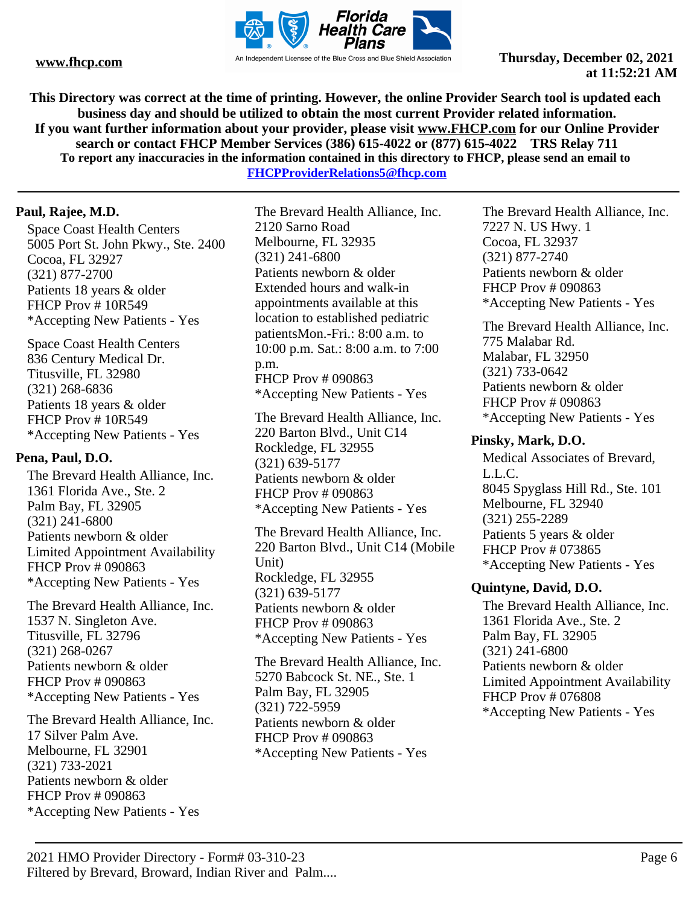This Directory was correct at the time of printing. However, the online Provider Search tool is updated each business day and should be utilized to obtain the most current Provider related information.
If you want further information about your provider, please visit www.FHCP.com for our Online Provider search or contact FHCP Member Services (386) 615-4022 or (877) 615-4022 TRS Relay 711
To report any inaccuracies in the information contained in this directory to FHCP, please send an email to FHCPProviderRelations5@fhcp.com

**Paul, Rajee, M.D.**

Space Coast Health Centers
5005 Port St. John Pkwy., Ste. 2400
Cocoa, FL 32927
(321) 877-2700
Patients 18 years & older
FHCP Prov # 10R549
*Accepting New Patients - Yes

Space Coast Health Centers
836 Century Medical Dr.
Titusville, FL 32980
(321) 268-6836
Patients 18 years & older
FHCP Prov # 10R549
*Accepting New Patients - Yes

**Pena, Paul, D.O.**

The Brevard Health Alliance, Inc.
1361 Florida Ave., Ste. 2
Palm Bay, FL 32905
(321) 241-6800
Patients newborn & older
Limited Appointment Availability
FHCP Prov # 090863
*Accepting New Patients - Yes

The Brevard Health Alliance, Inc.
1537 N. Singleton Ave.
Titusville, FL 32796
(321) 268-0267
Patients newborn & older
FHCP Prov # 090863
*Accepting New Patients - Yes

The Brevard Health Alliance, Inc.
17 Silver Palm Ave.
Melbourne, FL 32901
(321) 733-2021
Patients newborn & older
FHCP Prov # 090863
*Accepting New Patients - Yes

The Brevard Health Alliance, Inc.
2120 Sarno Road
Melbourne, FL 32935
(321) 241-6800
Patients newborn & older
Extended hours and walk-in appointments available at this location to established pediatric patientsMon.-Fri.: 8:00 a.m. to 10:00 p.m. Sat.: 8:00 a.m. to 7:00 p.m.
FHCP Prov # 090863
*Accepting New Patients - Yes

The Brevard Health Alliance, Inc.
220 Barton Blvd., Unit C14
Rockledge, FL 32955
(321) 639-5177
Patients newborn & older
FHCP Prov # 090863
*Accepting New Patients - Yes

The Brevard Health Alliance, Inc.
220 Barton Blvd., Unit C14 (Mobile Unit)
Rockledge, FL 32955
(321) 639-5177
Patients newborn & older
FHCP Prov # 090863
*Accepting New Patients - Yes

The Brevard Health Alliance, Inc.
5270 Babcock St. NE., Ste. 1
Palm Bay, FL 32905
(321) 722-5959
Patients newborn & older
FHCP Prov # 090863
*Accepting New Patients - Yes

The Brevard Health Alliance, Inc.
7227 N. US Hwy. 1
Cocoa, FL 32937
(321) 877-2740
Patients newborn & older
FHCP Prov # 090863
*Accepting New Patients - Yes

The Brevard Health Alliance, Inc.
775 Malabar Rd.
Malabar, FL 32950
(321) 733-0642
Patients newborn & older
FHCP Prov # 090863
*Accepting New Patients - Yes

**Pinsky, Mark, D.O.**

Medical Associates of Brevard, L.L.C.
8045 Spyglass Hill Rd., Ste. 101
Melbourne, FL 32940
(321) 255-2289
Patients 5 years & older
FHCP Prov # 073865
*Accepting New Patients - Yes

**Quintyne, David, D.O.**

The Brevard Health Alliance, Inc.
1361 Florida Ave., Ste. 2
Palm Bay, FL 32905
(321) 241-6800
Patients newborn & older
Limited Appointment Availability
FHCP Prov # 076808
*Accepting New Patients - Yes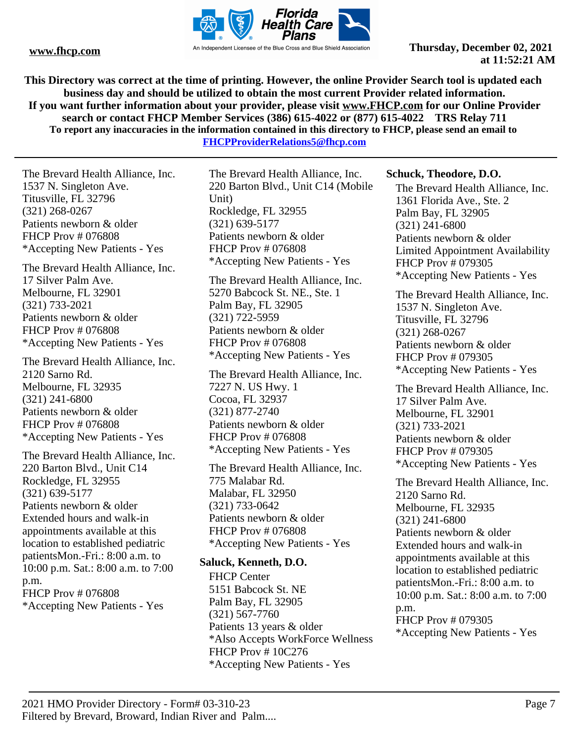The Brevard Health Alliance, Inc.
1537 N. Singleton Ave.
Titusville, FL 32796
(321) 268-0267
Patients newborn & older
FHCP Prov # 076808
*Accepting New Patients - Yes

The Brevard Health Alliance, Inc.
17 Silver Palm Ave.
Melbourne, FL 32901
(321) 733-2021
Patients newborn & older
FHCP Prov # 076808
*Accepting New Patients - Yes

The Brevard Health Alliance, Inc.
2120 Sarno Rd.
Melbourne, FL 32935
(321) 241-6800
Patients newborn & older
FHCP Prov # 076808
*Accepting New Patients - Yes

The Brevard Health Alliance, Inc.
220 Barton Blvd., Unit C14
Rockledge, FL 32955
(321) 639-5177
Patients newborn & older
Extended hours and walk-in appointments available at this location to established pediatric patientsMon.-Fri.: 8:00 a.m. to 10:00 p.m. Sat.: 8:00 a.m. to 7:00 p.m.
FHCP Prov # 076808
*Accepting New Patients - Yes

The Brevard Health Alliance, Inc.
220 Barton Blvd., Unit C14 (Mobile Unit)
Rockledge, FL 32955
(321) 639-5177
Patients newborn & older
FHCP Prov # 076808
*Accepting New Patients - Yes

The Brevard Health Alliance, Inc.
5270 Babcock St. NE., Ste. 1
Palm Bay, FL 32905
(321) 722-5959
Patients newborn & older
FHCP Prov # 076808
*Accepting New Patients - Yes

The Brevard Health Alliance, Inc.
7227 N. US Hwy. 1
Cocoa, FL 32937
(321) 877-2740
Patients newborn & older
FHCP Prov # 076808
*Accepting New Patients - Yes

The Brevard Health Alliance, Inc.
775 Malabar Rd.
Malabar, FL 32950
(321) 733-0642
Patients newborn & older
FHCP Prov # 076808
*Accepting New Patients - Yes

**Saluck, Kenneth, D.O.**

FHCP Center
5151 Babcock St. NE
Palm Bay, FL 32905
(321) 567-7760
Patients 13 years & older
*Also Accepts WorkForce Wellness
FHCP Prov # 10C276
*Accepting New Patients - Yes

**Schuck, Theodore, D.O.**

The Brevard Health Alliance, Inc.
1361 Florida Ave., Ste. 2
Palm Bay, FL 32905
(321) 241-6800
Patients newborn & older
Limited Appointment Availability
FHCP Prov # 079305
*Accepting New Patients - Yes

The Brevard Health Alliance, Inc.
1537 N. Singleton Ave.
Titusville, FL 32796
(321) 268-0267
Patients newborn & older
FHCP Prov # 079305
*Accepting New Patients - Yes

The Brevard Health Alliance, Inc.
17 Silver Palm Ave.
Melbourne, FL 32901
(321) 733-2021
Patients newborn & older
FHCP Prov # 079305
*Accepting New Patients - Yes

The Brevard Health Alliance, Inc.
2120 Sarno Rd.
Melbourne, FL 32935
(321) 241-6800
Patients newborn & older
Extended hours and walk-in appointments available at this location to established pediatric patientsMon.-Fri.: 8:00 a.m. to 10:00 p.m. Sat.: 8:00 a.m. to 7:00 p.m.
FHCP Prov # 079305
*Accepting New Patients - Yes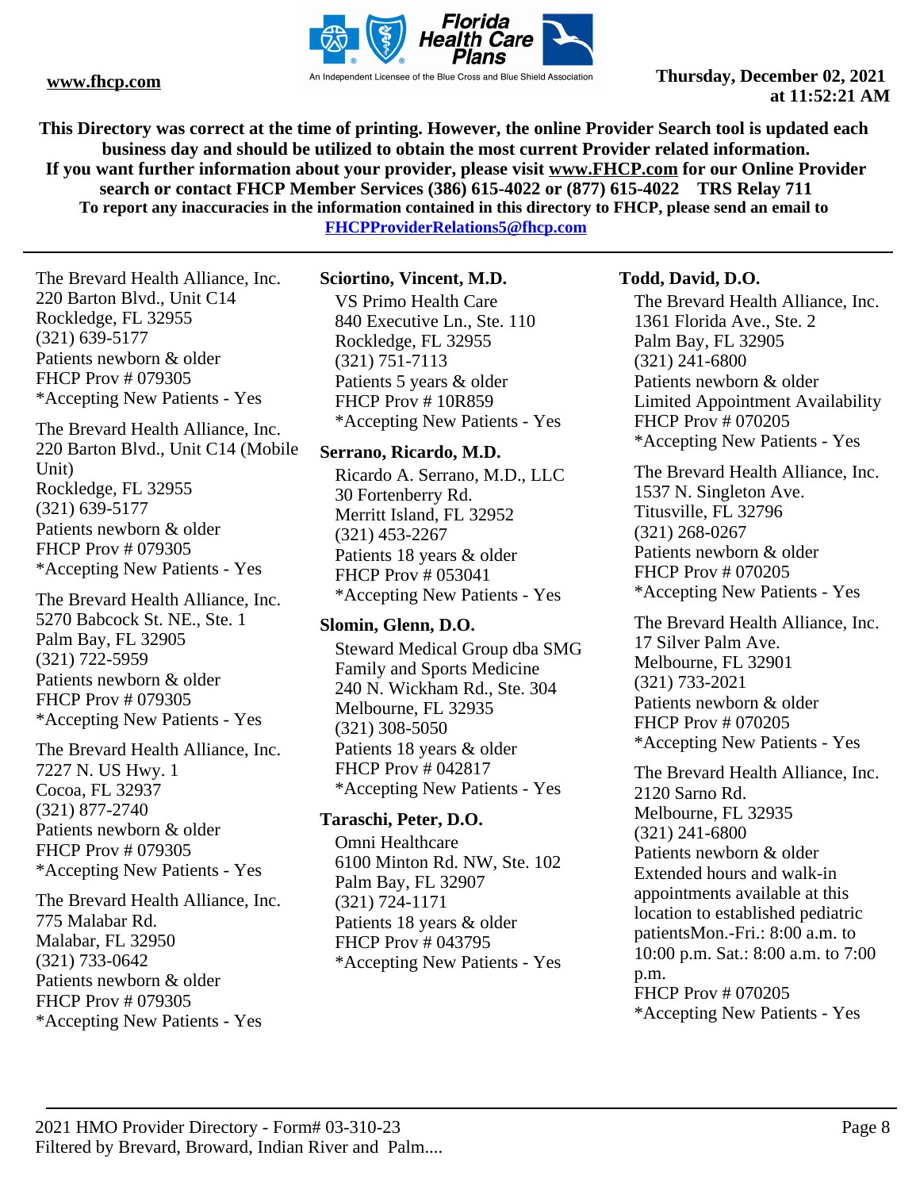The Brevard Health Alliance, Inc.
220 Barton Blvd., Unit C14
Rockledge, FL 32955
(321) 639-5177
Patients newborn & older
FHCP Prov # 079305
*Accepting New Patients - Yes

The Brevard Health Alliance, Inc.
220 Barton Blvd., Unit C14 (Mobile Unit)
Rockledge, FL 32955
(321) 639-5177
Patients newborn & older
FHCP Prov # 079305
*Accepting New Patients - Yes

The Brevard Health Alliance, Inc.
5270 Babcock St. NE., Ste. 1
Palm Bay, FL 32905
(321) 722-5959
Patients newborn & older
FHCP Prov # 079305
*Accepting New Patients - Yes

The Brevard Health Alliance, Inc.
7227 N. US Hwy. 1
Cocoa, FL 32937
(321) 877-2740
Patients newborn & older
FHCP Prov # 079305
*Accepting New Patients - Yes

The Brevard Health Alliance, Inc.
775 Malabar Rd.
Malabar, FL 32950
(321) 733-0642
Patients newborn & older
FHCP Prov # 079305
*Accepting New Patients - Yes

**Sciortino, Vincent, M.D.**

VS Primo Health Care
840 Executive Ln., Ste. 110
Rockledge, FL 32955
(321) 751-7113
Patients 5 years & older
FHCP Prov # 10R859
*Accepting New Patients - Yes

**Serrano, Ricardo, M.D.**

Ricardo A. Serrano, M.D., LLC
30 Fortenberry Rd.
Merritt Island, FL 32952
(321) 453-2267
Patients 18 years & older
FHCP Prov # 053041
*Accepting New Patients - Yes

**Slomin, Glenn, D.O.**

Steward Medical Group dba SMG Family and Sports Medicine
240 N. Wickham Rd., Ste. 304
Melbourne, FL 32935
(321) 308-5050
Patients 18 years & older
FHCP Prov # 042817
*Accepting New Patients - Yes

**Taraschi, Peter, D.O.**

Omni Healthcare
6100 Minton Rd. NW, Ste. 102
Palm Bay, FL 32907
(321) 724-1171
Patients 18 years & older
FHCP Prov # 043795
*Accepting New Patients - Yes

**Todd, David, D.O.**

The Brevard Health Alliance, Inc.
1361 Florida Ave., Ste. 2
Palm Bay, FL 32905
(321) 241-6800
Patients newborn & older
Limited Appointment Availability
FHCP Prov # 070205
*Accepting New Patients - Yes

The Brevard Health Alliance, Inc.
1537 N. Singleton Ave.
Titusville, FL 32796
(321) 268-0267
Patients newborn & older
FHCP Prov # 070205
*Accepting New Patients - Yes

The Brevard Health Alliance, Inc.
17 Silver Palm Ave.
Melbourne, FL 32901
(321) 733-2021
Patients newborn & older
FHCP Prov # 070205
*Accepting New Patients - Yes

The Brevard Health Alliance, Inc.
2120 Sarno Rd.
Melbourne, FL 32935
(321) 241-6800
Patients newborn & older
Extended hours and walk-in appointments available at this location to established pediatric patientsMon.-Fri.: 8:00 a.m. to 10:00 p.m. Sat.: 8:00 a.m. to 7:00 p.m.
FHCP Prov # 070205
*Accepting New Patients - Yes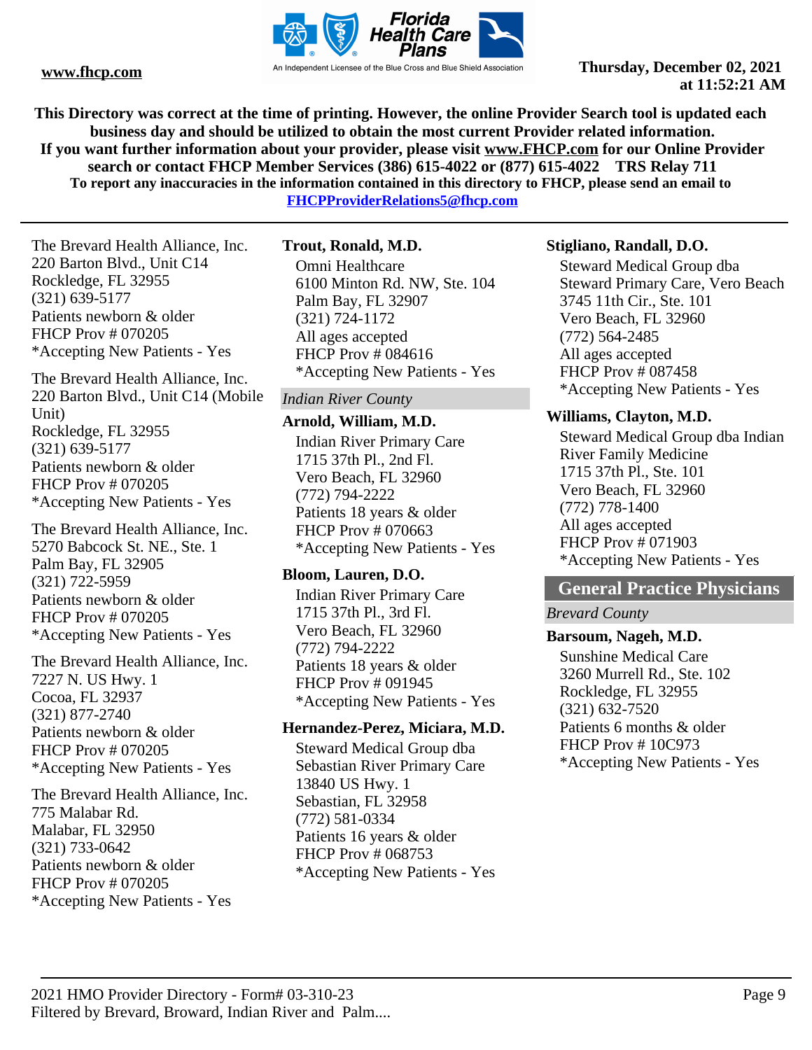**This Directory was correct at the time of printing. However, the online Provider Search tool is updated each business day and should be utilized to obtain the most current Provider related information.**
**If you want further information about your provider, please visit www.FHCP.com for our Online Provider search or contact FHCP Member Services (386) 615-4022 or (877) 615-4022 TRS Relay 711**
**To report any inaccuracies in the information contained in this directory to FHCP, please send an email to FHCPProviderRelations5@fhcp.com**

The Brevard Health Alliance, Inc.
220 Barton Blvd., Unit C14
Rockledge, FL 32955
(321) 639-5177
Patients newborn & older
FHCP Prov # 070205
*Accepting New Patients - Yes

The Brevard Health Alliance, Inc.
220 Barton Blvd., Unit C14 (Mobile Unit)
Rockledge, FL 32955
(321) 639-5177
Patients newborn & older
FHCP Prov # 070205
*Accepting New Patients - Yes

The Brevard Health Alliance, Inc.
5270 Babcock St. NE., Ste. 1
Palm Bay, FL 32905
(321) 722-5959
Patients newborn & older
FHCP Prov # 070205
*Accepting New Patients - Yes

The Brevard Health Alliance, Inc.
7227 N. US Hwy. 1
Cocoa, FL 32937
(321) 877-2740
Patients newborn & older
FHCP Prov # 070205
*Accepting New Patients - Yes

The Brevard Health Alliance, Inc.
775 Malabar Rd.
Malabar, FL 32950
(321) 733-0642
Patients newborn & older
FHCP Prov # 070205
*Accepting New Patients - Yes

**Trout, Ronald, M.D.**
Omni Healthcare
6100 Minton Rd. NW, Ste. 104
Palm Bay, FL 32907
(321) 724-1172
All ages accepted
FHCP Prov # 084616
*Accepting New Patients - Yes

*Indian River County*

**Arnold, William, M.D.**
Indian River Primary Care
1715 37th Pl., 2nd Fl.
Vero Beach, FL 32960
(772) 794-2222
Patients 18 years & older
FHCP Prov # 070663
*Accepting New Patients - Yes

**Bloom, Lauren, D.O.**
Indian River Primary Care
1715 37th Pl., 3rd Fl.
Vero Beach, FL 32960
(772) 794-2222
Patients 18 years & older
FHCP Prov # 091945
*Accepting New Patients - Yes

**Hernandez-Perez, Miciara, M.D.**
Steward Medical Group dba Sebastian River Primary Care
13840 US Hwy. 1
Sebastian, FL 32958
(772) 581-0334
Patients 16 years & older
FHCP Prov # 068753
*Accepting New Patients - Yes

**Stigliano, Randall, D.O.**
Steward Medical Group dba Steward Primary Care, Vero Beach
3745 11th Cir., Ste. 101
Vero Beach, FL 32960
(772) 564-2485
All ages accepted
FHCP Prov # 087458
*Accepting New Patients - Yes

**Williams, Clayton, M.D.**
Steward Medical Group dba Indian River Family Medicine
1715 37th Pl., Ste. 101
Vero Beach, FL 32960
(772) 778-1400
All ages accepted
FHCP Prov # 071903
*Accepting New Patients - Yes

## General Practice Physicians

*Brevard County*

**Barsoum, Nageh, M.D.**
Sunshine Medical Care
3260 Murrell Rd., Ste. 102
Rockledge, FL 32955
(321) 632-7520
Patients 6 months & older
FHCP Prov # 10C973
*Accepting New Patients - Yes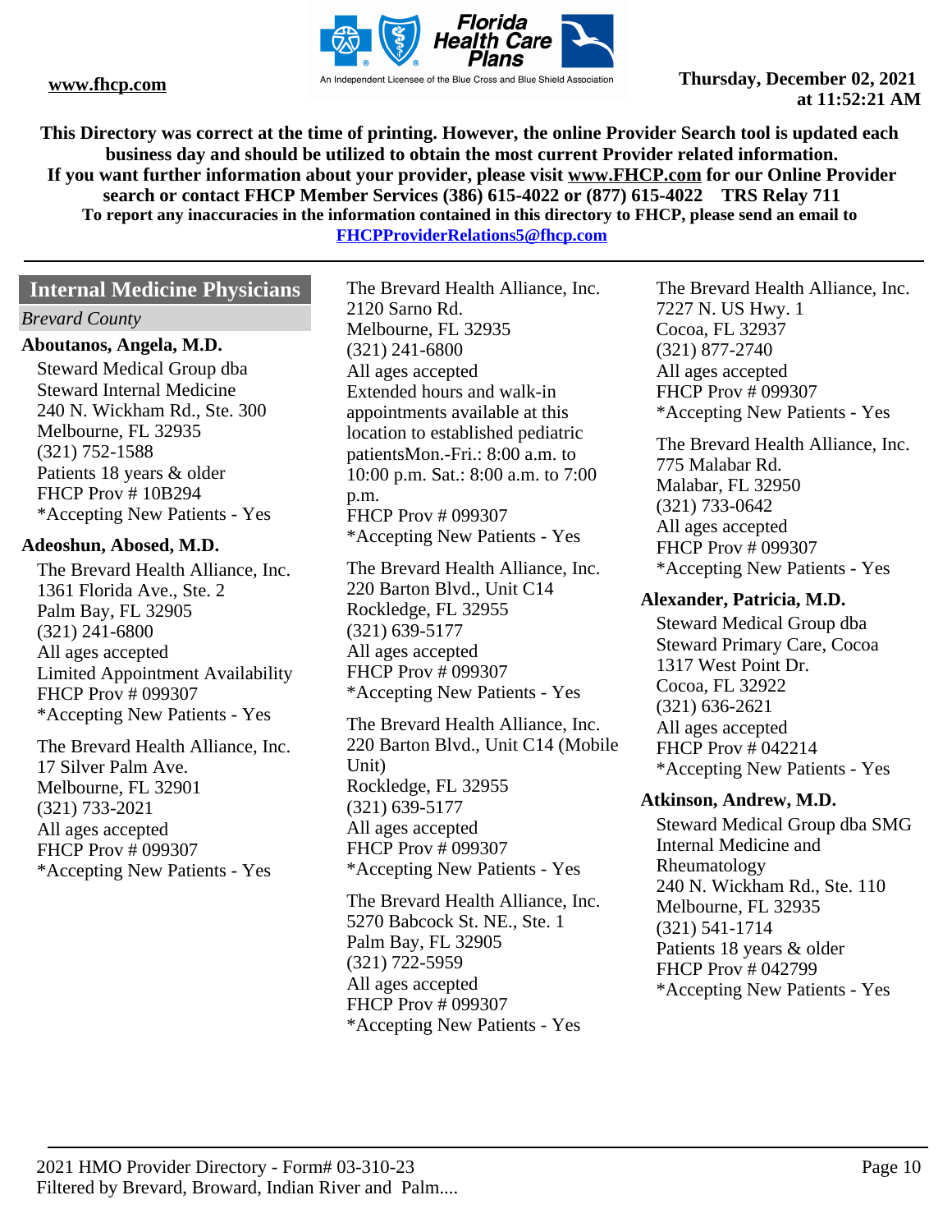This Directory was correct at the time of printing. However, the online Provider Search tool is updated each business day and should be utilized to obtain the most current Provider related information.
If you want further information about your provider, please visit www.FHCP.com for our Online Provider search or contact FHCP Member Services (386) 615-4022 or (877) 615-4022 TRS Relay 711
To report any inaccuracies in the information contained in this directory to FHCP, please send an email to FHCPProviderRelations5@fhcp.com

## Internal Medicine Physicians

*Brevard County*

**Aboutanos, Angela, M.D.**

Steward Medical Group dba
Steward Internal Medicine
240 N. Wickham Rd., Ste. 300
Melbourne, FL 32935
(321) 752-1588
Patients 18 years & older
FHCP Prov # 10B294
*Accepting New Patients - Yes

**Adeoshun, Abosed, M.D.**

The Brevard Health Alliance, Inc.
1361 Florida Ave., Ste. 2
Palm Bay, FL 32905
(321) 241-6800
All ages accepted
Limited Appointment Availability
FHCP Prov # 099307
*Accepting New Patients - Yes

The Brevard Health Alliance, Inc.
17 Silver Palm Ave.
Melbourne, FL 32901
(321) 733-2021
All ages accepted
FHCP Prov # 099307
*Accepting New Patients - Yes

The Brevard Health Alliance, Inc.
2120 Sarno Rd.
Melbourne, FL 32935
(321) 241-6800
All ages accepted
Extended hours and walk-in appointments available at this location to established pediatric patientsMon.-Fri.: 8:00 a.m. to 10:00 p.m. Sat.: 8:00 a.m. to 7:00 p.m.
FHCP Prov # 099307
*Accepting New Patients - Yes

The Brevard Health Alliance, Inc.
220 Barton Blvd., Unit C14
Rockledge, FL 32955
(321) 639-5177
All ages accepted
FHCP Prov # 099307
*Accepting New Patients - Yes

The Brevard Health Alliance, Inc.
220 Barton Blvd., Unit C14 (Mobile Unit)
Rockledge, FL 32955
(321) 639-5177
All ages accepted
FHCP Prov # 099307
*Accepting New Patients - Yes

The Brevard Health Alliance, Inc.
5270 Babcock St. NE., Ste. 1
Palm Bay, FL 32905
(321) 722-5959
All ages accepted
FHCP Prov # 099307
*Accepting New Patients - Yes

The Brevard Health Alliance, Inc.
7227 N. US Hwy. 1
Cocoa, FL 32937
(321) 877-2740
All ages accepted
FHCP Prov # 099307
*Accepting New Patients - Yes

The Brevard Health Alliance, Inc.
775 Malabar Rd.
Malabar, FL 32950
(321) 733-0642
All ages accepted
FHCP Prov # 099307
*Accepting New Patients - Yes

**Alexander, Patricia, M.D.**

Steward Medical Group dba
Steward Primary Care, Cocoa
1317 West Point Dr.
Cocoa, FL 32922
(321) 636-2621
All ages accepted
FHCP Prov # 042214
*Accepting New Patients - Yes

**Atkinson, Andrew, M.D.**

Steward Medical Group dba SMG Internal Medicine and Rheumatology
240 N. Wickham Rd., Ste. 110
Melbourne, FL 32935
(321) 541-1714
Patients 18 years & older
FHCP Prov # 042799
*Accepting New Patients - Yes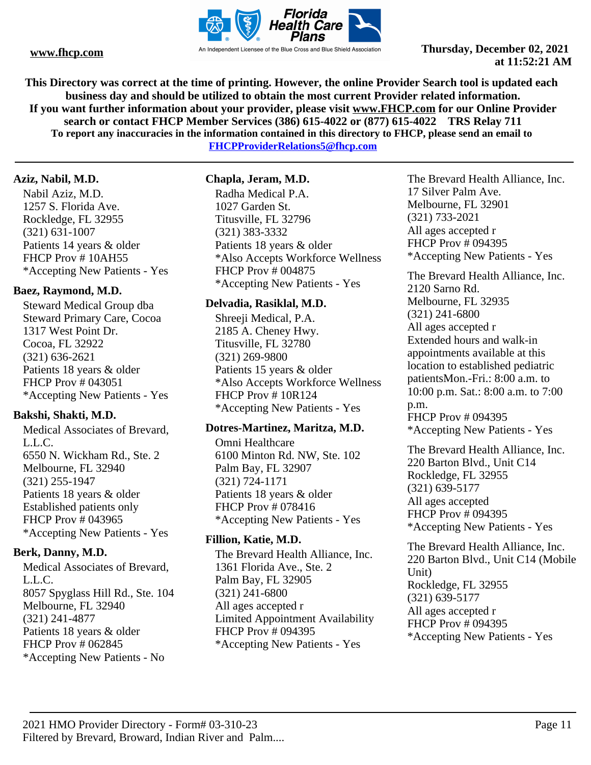This Directory was correct at the time of printing. However, the online Provider Search tool is updated each business day and should be utilized to obtain the most current Provider related information.
If you want further information about your provider, please visit www.FHCP.com for our Online Provider search or contact FHCP Member Services (386) 615-4022 or (877) 615-4022 TRS Relay 711
To report any inaccuracies in the information contained in this directory to FHCP, please send an email to FHCPProviderRelations5@fhcp.com

**Aziz, Nabil, M.D.**
Nabil Aziz, M.D.
1257 S. Florida Ave.
Rockledge, FL 32955
(321) 631-1007
Patients 14 years & older
FHCP Prov # 10AH55
*Accepting New Patients - Yes

**Baez, Raymond, M.D.**
Steward Medical Group dba
Steward Primary Care, Cocoa
1317 West Point Dr.
Cocoa, FL 32922
(321) 636-2621
Patients 18 years & older
FHCP Prov # 043051
*Accepting New Patients - Yes

**Bakshi, Shakti, M.D.**
Medical Associates of Brevard, L.L.C.
6550 N. Wickham Rd., Ste. 2
Melbourne, FL 32940
(321) 255-1947
Patients 18 years & older
Established patients only
FHCP Prov # 043965
*Accepting New Patients - Yes

**Berk, Danny, M.D.**
Medical Associates of Brevard, L.L.C.
8057 Spyglass Hill Rd., Ste. 104
Melbourne, FL 32940
(321) 241-4877
Patients 18 years & older
FHCP Prov # 062845
*Accepting New Patients - No

**Chapla, Jeram, M.D.**
Radha Medical P.A.
1027 Garden St.
Titusville, FL 32796
(321) 383-3332
Patients 18 years & older
*Also Accepts Workforce Wellness
FHCP Prov # 004875
*Accepting New Patients - Yes

**Delvadia, Rasiklal, M.D.**
Shreeji Medical, P.A.
2185 A. Cheney Hwy.
Titusville, FL 32780
(321) 269-9800
Patients 15 years & older
*Also Accepts Workforce Wellness
FHCP Prov # 10R124
*Accepting New Patients - Yes

**Dotres-Martinez, Maritza, M.D.**
Omni Healthcare
6100 Minton Rd. NW, Ste. 102
Palm Bay, FL 32907
(321) 724-1171
Patients 18 years & older
FHCP Prov # 078416
*Accepting New Patients - Yes

**Fillion, Katie, M.D.**
The Brevard Health Alliance, Inc.
1361 Florida Ave., Ste. 2
Palm Bay, FL 32905
(321) 241-6800
All ages accepted r
Limited Appointment Availability
FHCP Prov # 094395
*Accepting New Patients - Yes

The Brevard Health Alliance, Inc.
17 Silver Palm Ave.
Melbourne, FL 32901
(321) 733-2021
All ages accepted r
FHCP Prov # 094395
*Accepting New Patients - Yes

The Brevard Health Alliance, Inc.
2120 Sarno Rd.
Melbourne, FL 32935
(321) 241-6800
All ages accepted r
Extended hours and walk-in appointments available at this location to established pediatric patientsMon.-Fri.: 8:00 a.m. to 10:00 p.m. Sat.: 8:00 a.m. to 7:00 p.m.
FHCP Prov # 094395
*Accepting New Patients - Yes

The Brevard Health Alliance, Inc.
220 Barton Blvd., Unit C14
Rockledge, FL 32955
(321) 639-5177
All ages accepted
FHCP Prov # 094395
*Accepting New Patients - Yes

The Brevard Health Alliance, Inc.
220 Barton Blvd., Unit C14 (Mobile Unit)
Rockledge, FL 32955
(321) 639-5177
All ages accepted r
FHCP Prov # 094395
*Accepting New Patients - Yes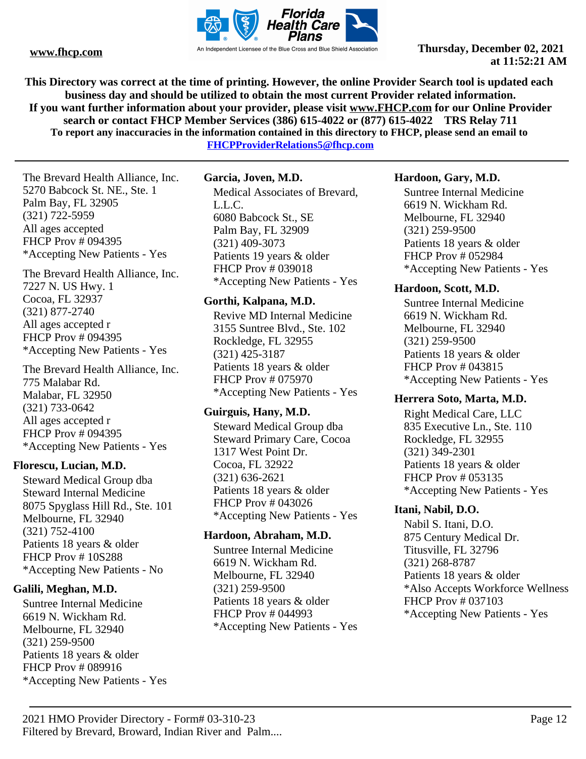This Directory was correct at the time of printing. However, the online Provider Search tool is updated each business day and should be utilized to obtain the most current Provider related information.
If you want further information about your provider, please visit www.FHCP.com for our Online Provider search or contact FHCP Member Services (386) 615-4022 or (877) 615-4022 TRS Relay 711
To report any inaccuracies in the information contained in this directory to FHCP, please send an email to FHCPProviderRelations5@fhcp.com

The Brevard Health Alliance, Inc.
5270 Babcock St. NE., Ste. 1
Palm Bay, FL 32905
(321) 722-5959
All ages accepted
FHCP Prov # 094395
*Accepting New Patients - Yes

The Brevard Health Alliance, Inc.
7227 N. US Hwy. 1
Cocoa, FL 32937
(321) 877-2740
All ages accepted r
FHCP Prov # 094395
*Accepting New Patients - Yes

The Brevard Health Alliance, Inc.
775 Malabar Rd.
Malabar, FL 32950
(321) 733-0642
All ages accepted r
FHCP Prov # 094395
*Accepting New Patients - Yes

**Florescu, Lucian, M.D.**

Steward Medical Group dba
Steward Internal Medicine
8075 Spyglass Hill Rd., Ste. 101
Melbourne, FL 32940
(321) 752-4100
Patients 18 years & older
FHCP Prov # 10S288
*Accepting New Patients - No

**Galili, Meghan, M.D.**

Suntree Internal Medicine
6619 N. Wickham Rd.
Melbourne, FL 32940
(321) 259-9500
Patients 18 years & older
FHCP Prov # 089916
*Accepting New Patients - Yes

**Garcia, Joven, M.D.**

Medical Associates of Brevard, L.L.C.
6080 Babcock St., SE
Palm Bay, FL 32909
(321) 409-3073
Patients 19 years & older
FHCP Prov # 039018
*Accepting New Patients - Yes

**Gorthi, Kalpana, M.D.**

Revive MD Internal Medicine
3155 Suntree Blvd., Ste. 102
Rockledge, FL 32955
(321) 425-3187
Patients 18 years & older
FHCP Prov # 075970
*Accepting New Patients - Yes

**Guirguis, Hany, M.D.**

Steward Medical Group dba
Steward Primary Care, Cocoa
1317 West Point Dr.
Cocoa, FL 32922
(321) 636-2621
Patients 18 years & older
FHCP Prov # 043026
*Accepting New Patients - Yes

**Hardoon, Abraham, M.D.**

Suntree Internal Medicine
6619 N. Wickham Rd.
Melbourne, FL 32940
(321) 259-9500
Patients 18 years & older
FHCP Prov # 044993
*Accepting New Patients - Yes

**Hardoon, Gary, M.D.**

Suntree Internal Medicine
6619 N. Wickham Rd.
Melbourne, FL 32940
(321) 259-9500
Patients 18 years & older
FHCP Prov # 052984
*Accepting New Patients - Yes

**Hardoon, Scott, M.D.**

Suntree Internal Medicine
6619 N. Wickham Rd.
Melbourne, FL 32940
(321) 259-9500
Patients 18 years & older
FHCP Prov # 043815
*Accepting New Patients - Yes

**Herrera Soto, Marta, M.D.**

Right Medical Care, LLC
835 Executive Ln., Ste. 110
Rockledge, FL 32955
(321) 349-2301
Patients 18 years & older
FHCP Prov # 053135
*Accepting New Patients - Yes

**Itani, Nabil, D.O.**

Nabil S. Itani, D.O.
875 Century Medical Dr.
Titusville, FL 32796
(321) 268-8787
Patients 18 years & older
*Also Accepts Workforce Wellness
FHCP Prov # 037103
*Accepting New Patients - Yes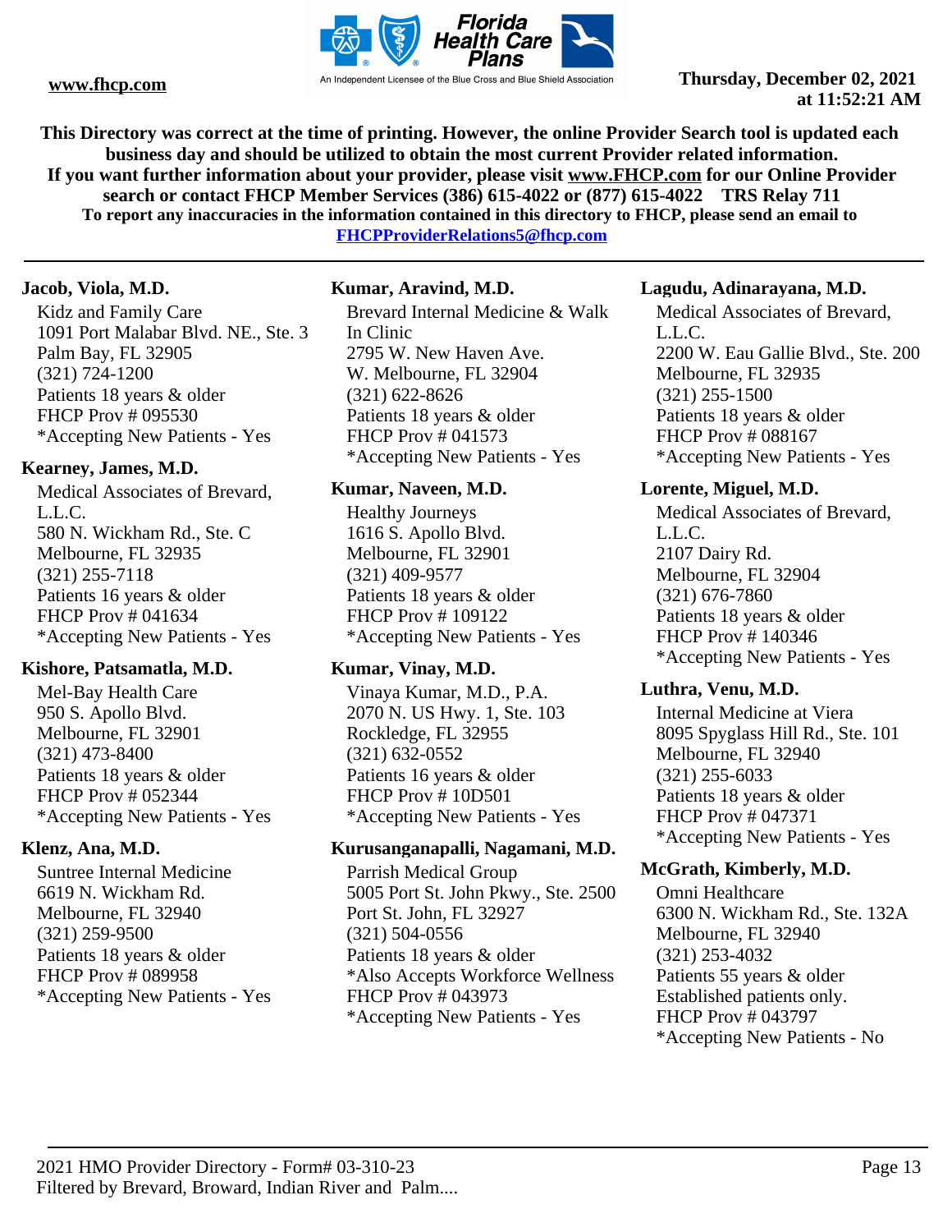This Directory was correct at the time of printing. However, the online Provider Search tool is updated each business day and should be utilized to obtain the most current Provider related information.
If you want further information about your provider, please visit www.FHCP.com for our Online Provider search or contact FHCP Member Services (386) 615-4022 or (877) 615-4022 TRS Relay 711
To report any inaccuracies in the information contained in this directory to FHCP, please send an email to FHCPProviderRelations5@fhcp.com

**Jacob, Viola, M.D.**
Kidz and Family Care
1091 Port Malabar Blvd. NE., Ste. 3
Palm Bay, FL 32905
(321) 724-1200
Patients 18 years & older
FHCP Prov # 095530
*Accepting New Patients - Yes

**Kearney, James, M.D.**
Medical Associates of Brevard, L.L.C.
580 N. Wickham Rd., Ste. C
Melbourne, FL 32935
(321) 255-7118
Patients 16 years & older
FHCP Prov # 041634
*Accepting New Patients - Yes

**Kishore, Patsamatla, M.D.**
Mel-Bay Health Care
950 S. Apollo Blvd.
Melbourne, FL 32901
(321) 473-8400
Patients 18 years & older
FHCP Prov # 052344
*Accepting New Patients - Yes

**Klenz, Ana, M.D.**
Suntree Internal Medicine
6619 N. Wickham Rd.
Melbourne, FL 32940
(321) 259-9500
Patients 18 years & older
FHCP Prov # 089958
*Accepting New Patients - Yes

**Kumar, Aravind, M.D.**
Brevard Internal Medicine & Walk In Clinic
2795 W. New Haven Ave.
W. Melbourne, FL 32904
(321) 622-8626
Patients 18 years & older
FHCP Prov # 041573
*Accepting New Patients - Yes

**Kumar, Naveen, M.D.**
Healthy Journeys
1616 S. Apollo Blvd.
Melbourne, FL 32901
(321) 409-9577
Patients 18 years & older
FHCP Prov # 109122
*Accepting New Patients - Yes

**Kumar, Vinay, M.D.**
Vinaya Kumar, M.D., P.A.
2070 N. US Hwy. 1, Ste. 103
Rockledge, FL 32955
(321) 632-0552
Patients 16 years & older
FHCP Prov # 10D501
*Accepting New Patients - Yes

**Kurusanganapalli, Nagamani, M.D.**
Parrish Medical Group
5005 Port St. John Pkwy., Ste. 2500
Port St. John, FL 32927
(321) 504-0556
Patients 18 years & older
*Also Accepts Workforce Wellness
FHCP Prov # 043973
*Accepting New Patients - Yes

**Lagudu, Adinarayana, M.D.**
Medical Associates of Brevard, L.L.C.
2200 W. Eau Gallie Blvd., Ste. 200
Melbourne, FL 32935
(321) 255-1500
Patients 18 years & older
FHCP Prov # 088167
*Accepting New Patients - Yes

**Lorente, Miguel, M.D.**
Medical Associates of Brevard, L.L.C.
2107 Dairy Rd.
Melbourne, FL 32904
(321) 676-7860
Patients 18 years & older
FHCP Prov # 140346
*Accepting New Patients - Yes

**Luthra, Venu, M.D.**
Internal Medicine at Viera
8095 Spyglass Hill Rd., Ste. 101
Melbourne, FL 32940
(321) 255-6033
Patients 18 years & older
FHCP Prov # 047371
*Accepting New Patients - Yes

**McGrath, Kimberly, M.D.**
Omni Healthcare
6300 N. Wickham Rd., Ste. 132A
Melbourne, FL 32940
(321) 253-4032
Patients 55 years & older
Established patients only.
FHCP Prov # 043797
*Accepting New Patients - No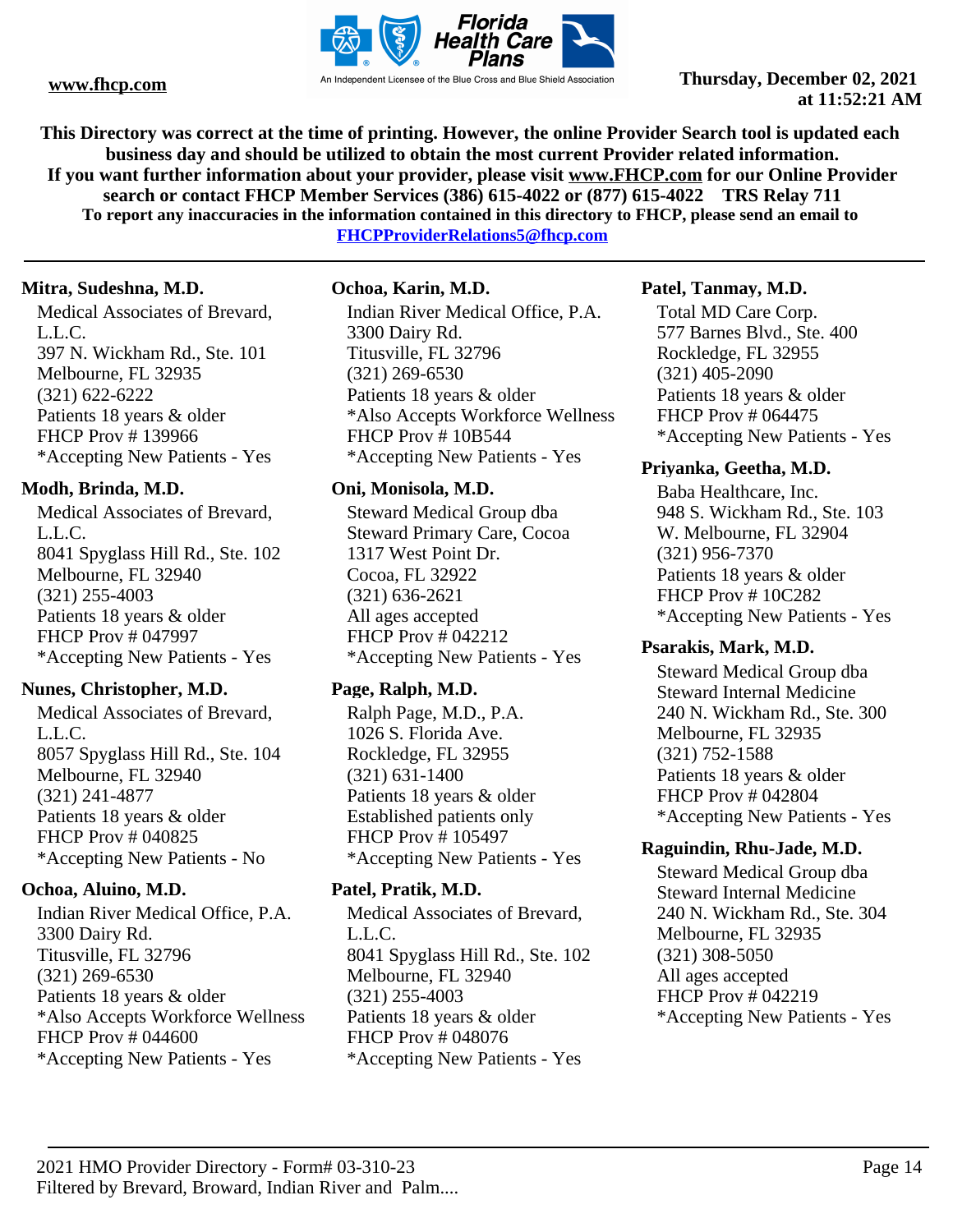**This Directory was correct at the time of printing. However, the online Provider Search tool is updated each business day and should be utilized to obtain the most current Provider related information.**
**If you want further information about your provider, please visit www.FHCP.com for our Online Provider search or contact FHCP Member Services (386) 615-4022 or (877) 615-4022 TRS Relay 711**
**To report any inaccuracies in the information contained in this directory to FHCP, please send an email to FHCPProviderRelations5@fhcp.com**

---

**Mitra, Sudeshna, M.D.**
Medical Associates of Brevard, L.L.C.
397 N. Wickham Rd., Ste. 101
Melbourne, FL 32935
(321) 622-6222
Patients 18 years & older
FHCP Prov # 139966
*Accepting New Patients - Yes

**Modh, Brinda, M.D.**
Medical Associates of Brevard, L.L.C.
8041 Spyglass Hill Rd., Ste. 102
Melbourne, FL 32940
(321) 255-4003
Patients 18 years & older
FHCP Prov # 047997
*Accepting New Patients - Yes

**Nunes, Christopher, M.D.**
Medical Associates of Brevard, L.L.C.
8057 Spyglass Hill Rd., Ste. 104
Melbourne, FL 32940
(321) 241-4877
Patients 18 years & older
FHCP Prov # 040825
*Accepting New Patients - No

**Ochoa, Aluino, M.D.**
Indian River Medical Office, P.A.
3300 Dairy Rd.
Titusville, FL 32796
(321) 269-6530
Patients 18 years & older
*Also Accepts Workforce Wellness
FHCP Prov # 044600
*Accepting New Patients - Yes

**Ochoa, Karin, M.D.**
Indian River Medical Office, P.A.
3300 Dairy Rd.
Titusville, FL 32796
(321) 269-6530
Patients 18 years & older
*Also Accepts Workforce Wellness
FHCP Prov # 10B544
*Accepting New Patients - Yes

**Oni, Monisola, M.D.**
Steward Medical Group dba Steward Primary Care, Cocoa
1317 West Point Dr.
Cocoa, FL 32922
(321) 636-2621
All ages accepted
FHCP Prov # 042212
*Accepting New Patients - Yes

**Page, Ralph, M.D.**
Ralph Page, M.D., P.A.
1026 S. Florida Ave.
Rockledge, FL 32955
(321) 631-1400
Patients 18 years & older
Established patients only
FHCP Prov # 105497
*Accepting New Patients - Yes

**Patel, Pratik, M.D.**
Medical Associates of Brevard, L.L.C.
8041 Spyglass Hill Rd., Ste. 102
Melbourne, FL 32940
(321) 255-4003
Patients 18 years & older
FHCP Prov # 048076
*Accepting New Patients - Yes

**Patel, Tanmay, M.D.**
Total MD Care Corp.
577 Barnes Blvd., Ste. 400
Rockledge, FL 32955
(321) 405-2090
Patients 18 years & older
FHCP Prov # 064475
*Accepting New Patients - Yes

**Priyanka, Geetha, M.D.**
Baba Healthcare, Inc.
948 S. Wickham Rd., Ste. 103
W. Melbourne, FL 32904
(321) 956-7370
Patients 18 years & older
FHCP Prov # 10C282
*Accepting New Patients - Yes

**Psarakis, Mark, M.D.**
Steward Medical Group dba Steward Internal Medicine
240 N. Wickham Rd., Ste. 300
Melbourne, FL 32935
(321) 752-1588
Patients 18 years & older
FHCP Prov # 042804
*Accepting New Patients - Yes

**Raguindin, Rhu-Jade, M.D.**
Steward Medical Group dba Steward Internal Medicine
240 N. Wickham Rd., Ste. 304
Melbourne, FL 32935
(321) 308-5050
All ages accepted
FHCP Prov # 042219
*Accepting New Patients - Yes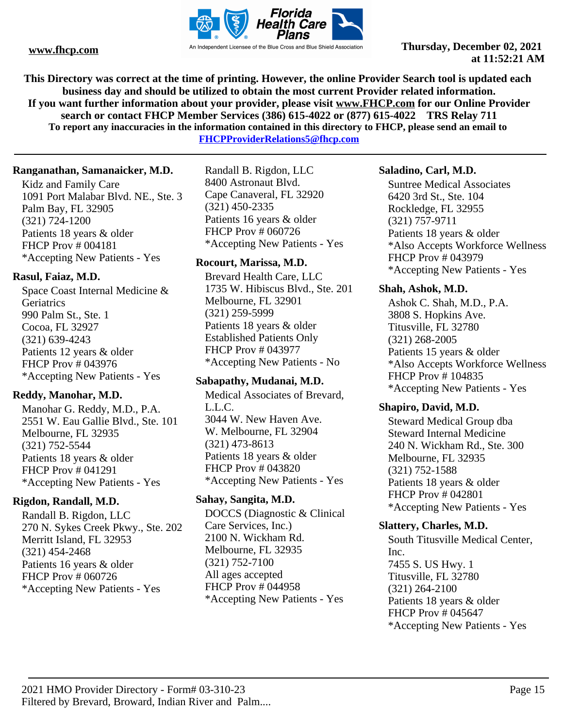This Directory was correct at the time of printing. However, the online Provider Search tool is updated each business day and should be utilized to obtain the most current Provider related information.
If you want further information about your provider, please visit www.FHCP.com for our Online Provider search or contact FHCP Member Services (386) 615-4022 or (877) 615-4022 TRS Relay 711
To report any inaccuracies in the information contained in this directory to FHCP, please send an email to FHCPProviderRelations5@fhcp.com

**Ranganathan, Samanaicker, M.D.**
Kidz and Family Care
1091 Port Malabar Blvd. NE., Ste. 3
Palm Bay, FL 32905
(321) 724-1200
Patients 18 years & older
FHCP Prov # 004181
*Accepting New Patients - Yes

**Rasul, Faiaz, M.D.**
Space Coast Internal Medicine & Geriatrics
990 Palm St., Ste. 1
Cocoa, FL 32927
(321) 639-4243
Patients 12 years & older
FHCP Prov # 043976
*Accepting New Patients - Yes

**Reddy, Manohar, M.D.**
Manohar G. Reddy, M.D., P.A.
2551 W. Eau Gallie Blvd., Ste. 101
Melbourne, FL 32935
(321) 752-5544
Patients 18 years & older
FHCP Prov # 041291
*Accepting New Patients - Yes

**Rigdon, Randall, M.D.**
Randall B. Rigdon, LLC
270 N. Sykes Creek Pkwy., Ste. 202
Merritt Island, FL 32953
(321) 454-2468
Patients 16 years & older
FHCP Prov # 060726
*Accepting New Patients - Yes

Randall B. Rigdon, LLC
8400 Astronaut Blvd.
Cape Canaveral, FL 32920
(321) 450-2335
Patients 16 years & older
FHCP Prov # 060726
*Accepting New Patients - Yes

**Rocourt, Marissa, M.D.**
Brevard Health Care, LLC
1735 W. Hibiscus Blvd., Ste. 201
Melbourne, FL 32901
(321) 259-5999
Patients 18 years & older
Established Patients Only
FHCP Prov # 043977
*Accepting New Patients - No

**Sabapathy, Mudanai, M.D.**
Medical Associates of Brevard, L.L.C.
3044 W. New Haven Ave.
W. Melbourne, FL 32904
(321) 473-8613
Patients 18 years & older
FHCP Prov # 043820
*Accepting New Patients - Yes

**Sahay, Sangita, M.D.**
DOCCS (Diagnostic & Clinical Care Services, Inc.)
2100 N. Wickham Rd.
Melbourne, FL 32935
(321) 752-7100
All ages accepted
FHCP Prov # 044958
*Accepting New Patients - Yes

**Saladino, Carl, M.D.**
Suntree Medical Associates
6420 3rd St., Ste. 104
Rockledge, FL 32955
(321) 757-9711
Patients 18 years & older
*Also Accepts Workforce Wellness
FHCP Prov # 043979
*Accepting New Patients - Yes

**Shah, Ashok, M.D.**
Ashok C. Shah, M.D., P.A.
3808 S. Hopkins Ave.
Titusville, FL 32780
(321) 268-2005
Patients 15 years & older
*Also Accepts Workforce Wellness
FHCP Prov # 104835
*Accepting New Patients - Yes

**Shapiro, David, M.D.**
Steward Medical Group dba Steward Internal Medicine
240 N. Wickham Rd., Ste. 300
Melbourne, FL 32935
(321) 752-1588
Patients 18 years & older
FHCP Prov # 042801
*Accepting New Patients - Yes

**Slattery, Charles, M.D.**
South Titusville Medical Center, Inc.
7455 S. US Hwy. 1
Titusville, FL 32780
(321) 264-2100
Patients 18 years & older
FHCP Prov # 045647
*Accepting New Patients - Yes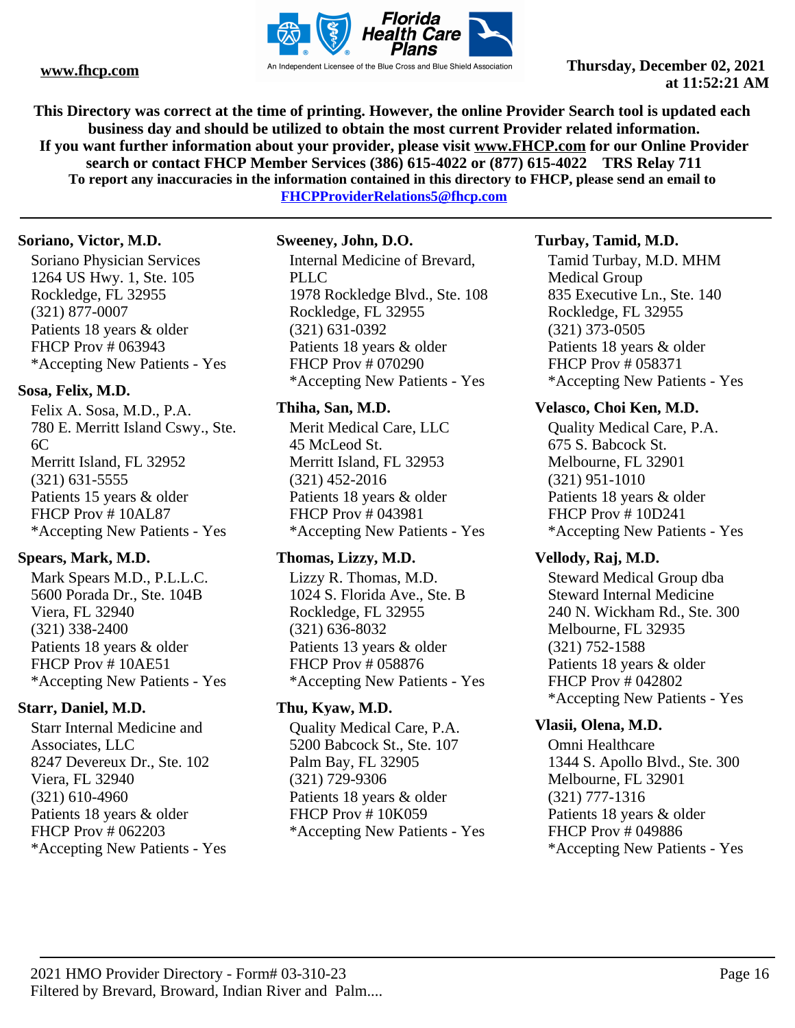**This Directory was correct at the time of printing. However, the online Provider Search tool is updated each business day and should be utilized to obtain the most current Provider related information.**
**If you want further information about your provider, please visit www.FHCP.com for our Online Provider search or contact FHCP Member Services (386) 615-4022 or (877) 615-4022 TRS Relay 711**
**To report any inaccuracies in the information contained in this directory to FHCP, please send an email to FHCPProviderRelations5@fhcp.com**

---

**Soriano, Victor, M.D.**
Soriano Physician Services
1264 US Hwy. 1, Ste. 105
Rockledge, FL 32955
(321) 877-0007
Patients 18 years & older
FHCP Prov # 063943
*Accepting New Patients - Yes

**Sosa, Felix, M.D.**
Felix A. Sosa, M.D., P.A.
780 E. Merritt Island Cswy., Ste. 6C
Merritt Island, FL 32952
(321) 631-5555
Patients 15 years & older
FHCP Prov # 10AL87
*Accepting New Patients - Yes

**Spears, Mark, M.D.**
Mark Spears M.D., P.L.L.C.
5600 Porada Dr., Ste. 104B
Viera, FL 32940
(321) 338-2400
Patients 18 years & older
FHCP Prov # 10AE51
*Accepting New Patients - Yes

**Starr, Daniel, M.D.**
Starr Internal Medicine and Associates, LLC
8247 Devereux Dr., Ste. 102
Viera, FL 32940
(321) 610-4960
Patients 18 years & older
FHCP Prov # 062203
*Accepting New Patients - Yes

**Sweeney, John, D.O.**
Internal Medicine of Brevard, PLLC
1978 Rockledge Blvd., Ste. 108
Rockledge, FL 32955
(321) 631-0392
Patients 18 years & older
FHCP Prov # 070290
*Accepting New Patients - Yes

**Thiha, San, M.D.**
Merit Medical Care, LLC
45 McLeod St.
Merritt Island, FL 32953
(321) 452-2016
Patients 18 years & older
FHCP Prov # 043981
*Accepting New Patients - Yes

**Thomas, Lizzy, M.D.**
Lizzy R. Thomas, M.D.
1024 S. Florida Ave., Ste. B
Rockledge, FL 32955
(321) 636-8032
Patients 13 years & older
FHCP Prov # 058876
*Accepting New Patients - Yes

**Thu, Kyaw, M.D.**
Quality Medical Care, P.A.
5200 Babcock St., Ste. 107
Palm Bay, FL 32905
(321) 729-9306
Patients 18 years & older
FHCP Prov # 10K059
*Accepting New Patients - Yes

**Turbay, Tamid, M.D.**
Tamid Turbay, M.D. MHM Medical Group
835 Executive Ln., Ste. 140
Rockledge, FL 32955
(321) 373-0505
Patients 18 years & older
FHCP Prov # 058371
*Accepting New Patients - Yes

**Velasco, Choi Ken, M.D.**
Quality Medical Care, P.A.
675 S. Babcock St.
Melbourne, FL 32901
(321) 951-1010
Patients 18 years & older
FHCP Prov # 10D241
*Accepting New Patients - Yes

**Vellody, Raj, M.D.**
Steward Medical Group dba Steward Internal Medicine
240 N. Wickham Rd., Ste. 300
Melbourne, FL 32935
(321) 752-1588
Patients 18 years & older
FHCP Prov # 042802
*Accepting New Patients - Yes

**Vlasii, Olena, M.D.**
Omni Healthcare
1344 S. Apollo Blvd., Ste. 300
Melbourne, FL 32901
(321) 777-1316
Patients 18 years & older
FHCP Prov # 049886
*Accepting New Patients - Yes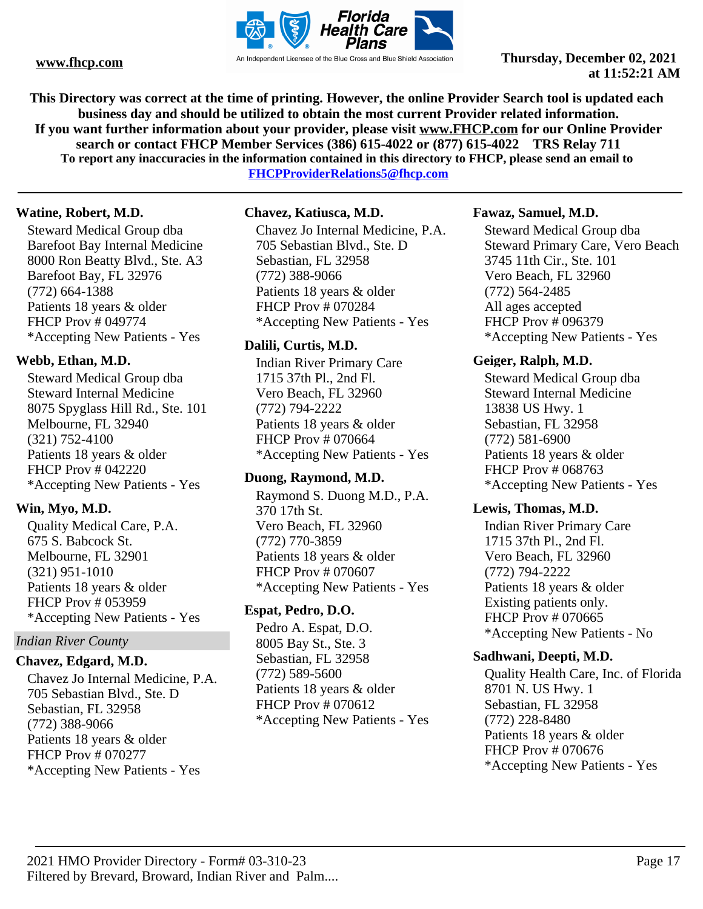This Directory was correct at the time of printing. However, the online Provider Search tool is updated each business day and should be utilized to obtain the most current Provider related information.
If you want further information about your provider, please visit www.FHCP.com for our Online Provider search or contact FHCP Member Services (386) 615-4022 or (877) 615-4022 TRS Relay 711
To report any inaccuracies in the information contained in this directory to FHCP, please send an email to FHCPProviderRelations5@fhcp.com

**Watine, Robert, M.D.**
Steward Medical Group dba
Barefoot Bay Internal Medicine
8000 Ron Beatty Blvd., Ste. A3
Barefoot Bay, FL 32976
(772) 664-1388
Patients 18 years & older
FHCP Prov # 049774
*Accepting New Patients - Yes

**Webb, Ethan, M.D.**
Steward Medical Group dba
Steward Internal Medicine
8075 Spyglass Hill Rd., Ste. 101
Melbourne, FL 32940
(321) 752-4100
Patients 18 years & older
FHCP Prov # 042220
*Accepting New Patients - Yes

**Win, Myo, M.D.**
Quality Medical Care, P.A.
675 S. Babcock St.
Melbourne, FL 32901
(321) 951-1010
Patients 18 years & older
FHCP Prov # 053959
*Accepting New Patients - Yes

## *Indian River County*

**Chavez, Edgard, M.D.**
Chavez Jo Internal Medicine, P.A.
705 Sebastian Blvd., Ste. D
Sebastian, FL 32958
(772) 388-9066
Patients 18 years & older
FHCP Prov # 070277
*Accepting New Patients - Yes

**Chavez, Katiusca, M.D.**
Chavez Jo Internal Medicine, P.A.
705 Sebastian Blvd., Ste. D
Sebastian, FL 32958
(772) 388-9066
Patients 18 years & older
FHCP Prov # 070284
*Accepting New Patients - Yes

**Dalili, Curtis, M.D.**
Indian River Primary Care
1715 37th Pl., 2nd Fl.
Vero Beach, FL 32960
(772) 794-2222
Patients 18 years & older
FHCP Prov # 070664
*Accepting New Patients - Yes

**Duong, Raymond, M.D.**
Raymond S. Duong M.D., P.A.
370 17th St.
Vero Beach, FL 32960
(772) 770-3859
Patients 18 years & older
FHCP Prov # 070607
*Accepting New Patients - Yes

**Espat, Pedro, D.O.**
Pedro A. Espat, D.O.
8005 Bay St., Ste. 3
Sebastian, FL 32958
(772) 589-5600
Patients 18 years & older
FHCP Prov # 070612
*Accepting New Patients - Yes

**Fawaz, Samuel, M.D.**
Steward Medical Group dba
Steward Primary Care, Vero Beach
3745 11th Cir., Ste. 101
Vero Beach, FL 32960
(772) 564-2485
All ages accepted
FHCP Prov # 096379
*Accepting New Patients - Yes

**Geiger, Ralph, M.D.**
Steward Medical Group dba
Steward Internal Medicine
13838 US Hwy. 1
Sebastian, FL 32958
(772) 581-6900
Patients 18 years & older
FHCP Prov # 068763
*Accepting New Patients - Yes

**Lewis, Thomas, M.D.**
Indian River Primary Care
1715 37th Pl., 2nd Fl.
Vero Beach, FL 32960
(772) 794-2222
Patients 18 years & older
Existing patients only.
FHCP Prov # 070665
*Accepting New Patients - No

**Sadhwani, Deepti, M.D.**
Quality Health Care, Inc. of Florida
8701 N. US Hwy. 1
Sebastian, FL 32958
(772) 228-8480
Patients 18 years & older
FHCP Prov # 070676
*Accepting New Patients - Yes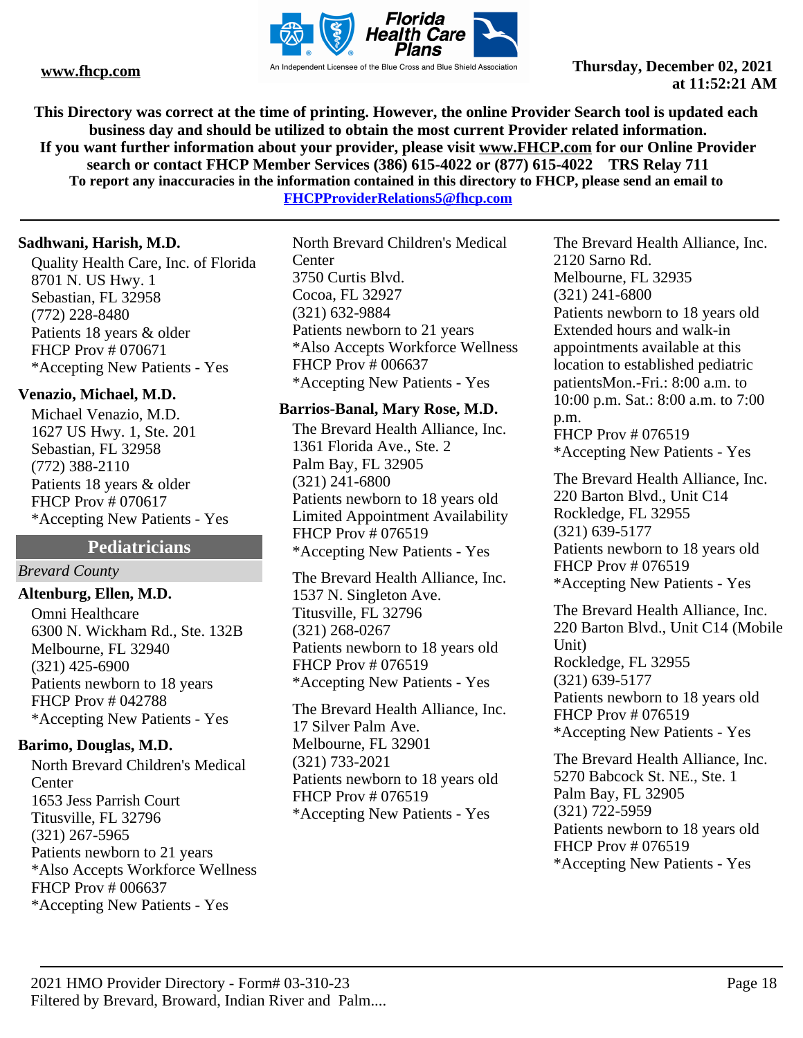**Sadhwani, Harish, M.D.**

Quality Health Care, Inc. of Florida
8701 N. US Hwy. 1
Sebastian, FL 32958
(772) 228-8480
Patients 18 years & older
FHCP Prov # 070671
*Accepting New Patients - Yes

**Venazio, Michael, M.D.**

Michael Venazio, M.D.
1627 US Hwy. 1, Ste. 201
Sebastian, FL 32958
(772) 388-2110
Patients 18 years & older
FHCP Prov # 070617
*Accepting New Patients - Yes

## Pediatricians

*Brevard County*

**Altenburg, Ellen, M.D.**

Omni Healthcare
6300 N. Wickham Rd., Ste. 132B
Melbourne, FL 32940
(321) 425-6900
Patients newborn to 18 years
FHCP Prov # 042788
*Accepting New Patients - Yes

**Barimo, Douglas, M.D.**

North Brevard Children's Medical Center
1653 Jess Parrish Court
Titusville, FL 32796
(321) 267-5965
Patients newborn to 21 years
*Also Accepts Workforce Wellness
FHCP Prov # 006637
*Accepting New Patients - Yes

North Brevard Children's Medical Center
3750 Curtis Blvd.
Cocoa, FL 32927
(321) 632-9884
Patients newborn to 21 years
*Also Accepts Workforce Wellness
FHCP Prov # 006637
*Accepting New Patients - Yes

**Barrios-Banal, Mary Rose, M.D.**

The Brevard Health Alliance, Inc.
1361 Florida Ave., Ste. 2
Palm Bay, FL 32905
(321) 241-6800
Patients newborn to 18 years old
Limited Appointment Availability
FHCP Prov # 076519
*Accepting New Patients - Yes

The Brevard Health Alliance, Inc.
1537 N. Singleton Ave.
Titusville, FL 32796
(321) 268-0267
Patients newborn to 18 years old
FHCP Prov # 076519
*Accepting New Patients - Yes

The Brevard Health Alliance, Inc.
17 Silver Palm Ave.
Melbourne, FL 32901
(321) 733-2021
Patients newborn to 18 years old
FHCP Prov # 076519
*Accepting New Patients - Yes

The Brevard Health Alliance, Inc.
2120 Sarno Rd.
Melbourne, FL 32935
(321) 241-6800
Patients newborn to 18 years old
Extended hours and walk-in appointments available at this location to established pediatric patientsMon.-Fri.: 8:00 a.m. to 10:00 p.m. Sat.: 8:00 a.m. to 7:00 p.m.
FHCP Prov # 076519
*Accepting New Patients - Yes

The Brevard Health Alliance, Inc.
220 Barton Blvd., Unit C14
Rockledge, FL 32955
(321) 639-5177
Patients newborn to 18 years old
FHCP Prov # 076519
*Accepting New Patients - Yes

The Brevard Health Alliance, Inc.
220 Barton Blvd., Unit C14 (Mobile Unit)
Rockledge, FL 32955
(321) 639-5177
Patients newborn to 18 years old
FHCP Prov # 076519
*Accepting New Patients - Yes

The Brevard Health Alliance, Inc.
5270 Babcock St. NE., Ste. 1
Palm Bay, FL 32905
(321) 722-5959
Patients newborn to 18 years old
FHCP Prov # 076519
*Accepting New Patients - Yes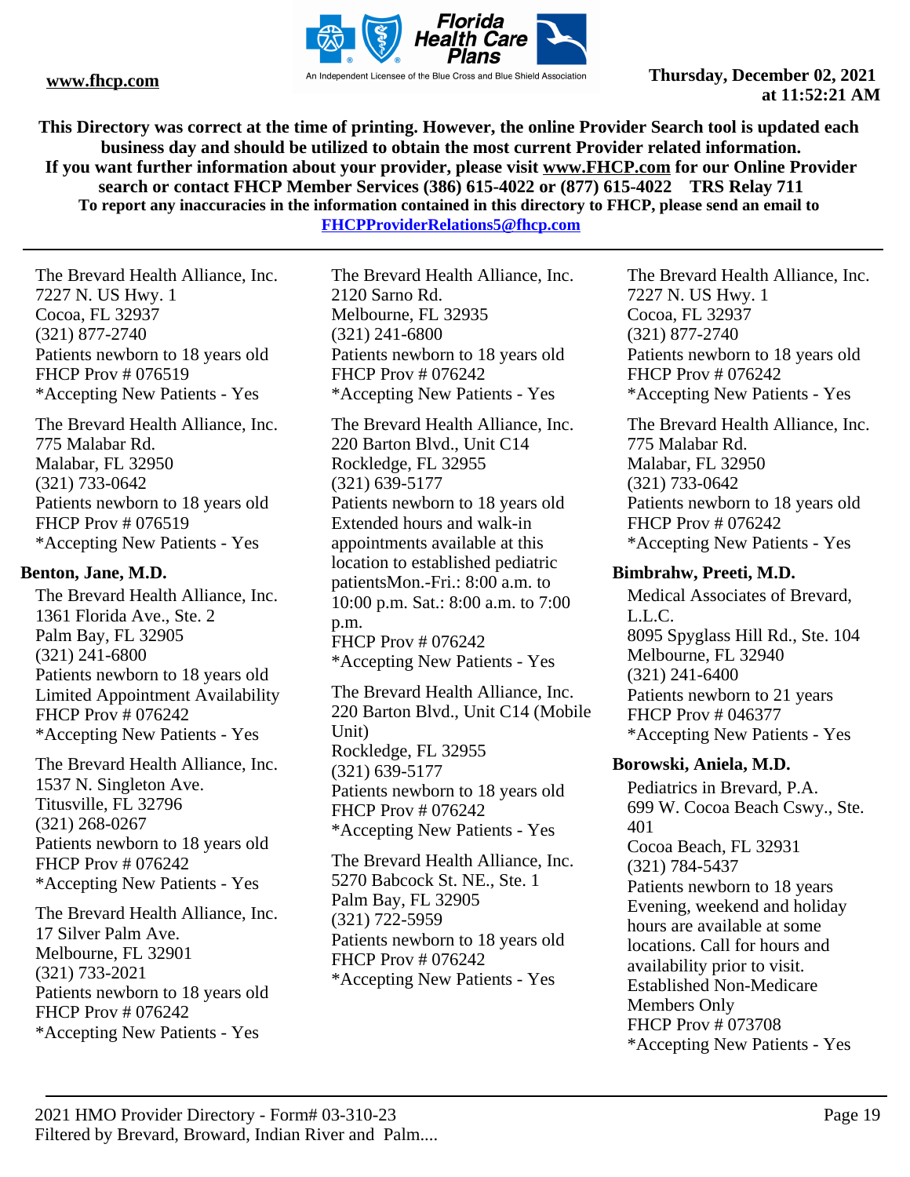This Directory was correct at the time of printing. However, the online Provider Search tool is updated each business day and should be utilized to obtain the most current Provider related information.
If you want further information about your provider, please visit www.FHCP.com for our Online Provider search or contact FHCP Member Services (386) 615-4022 or (877) 615-4022 TRS Relay 711
To report any inaccuracies in the information contained in this directory to FHCP, please send an email to FHCPProviderRelations5@fhcp.com

The Brevard Health Alliance, Inc.
7227 N. US Hwy. 1
Cocoa, FL 32937
(321) 877-2740
Patients newborn to 18 years old
FHCP Prov # 076519
*Accepting New Patients - Yes

The Brevard Health Alliance, Inc.
775 Malabar Rd.
Malabar, FL 32950
(321) 733-0642
Patients newborn to 18 years old
FHCP Prov # 076519
*Accepting New Patients - Yes

**Benton, Jane, M.D.**

The Brevard Health Alliance, Inc.
1361 Florida Ave., Ste. 2
Palm Bay, FL 32905
(321) 241-6800
Patients newborn to 18 years old
Limited Appointment Availability
FHCP Prov # 076242
*Accepting New Patients - Yes

The Brevard Health Alliance, Inc.
1537 N. Singleton Ave.
Titusville, FL 32796
(321) 268-0267
Patients newborn to 18 years old
FHCP Prov # 076242
*Accepting New Patients - Yes

The Brevard Health Alliance, Inc.
17 Silver Palm Ave.
Melbourne, FL 32901
(321) 733-2021
Patients newborn to 18 years old
FHCP Prov # 076242
*Accepting New Patients - Yes

The Brevard Health Alliance, Inc.
2120 Sarno Rd.
Melbourne, FL 32935
(321) 241-6800
Patients newborn to 18 years old
FHCP Prov # 076242
*Accepting New Patients - Yes

The Brevard Health Alliance, Inc.
220 Barton Blvd., Unit C14
Rockledge, FL 32955
(321) 639-5177
Patients newborn to 18 years old
Extended hours and walk-in appointments available at this location to established pediatric patientsMon.-Fri.: 8:00 a.m. to 10:00 p.m. Sat.: 8:00 a.m. to 7:00 p.m.
FHCP Prov # 076242
*Accepting New Patients - Yes

The Brevard Health Alliance, Inc.
220 Barton Blvd., Unit C14 (Mobile Unit)
Rockledge, FL 32955
(321) 639-5177
Patients newborn to 18 years old
FHCP Prov # 076242
*Accepting New Patients - Yes

The Brevard Health Alliance, Inc.
5270 Babcock St. NE., Ste. 1
Palm Bay, FL 32905
(321) 722-5959
Patients newborn to 18 years old
FHCP Prov # 076242
*Accepting New Patients - Yes

The Brevard Health Alliance, Inc.
7227 N. US Hwy. 1
Cocoa, FL 32937
(321) 877-2740
Patients newborn to 18 years old
FHCP Prov # 076242
*Accepting New Patients - Yes

The Brevard Health Alliance, Inc.
775 Malabar Rd.
Malabar, FL 32950
(321) 733-0642
Patients newborn to 18 years old
FHCP Prov # 076242
*Accepting New Patients - Yes

**Bimbrahw, Preeti, M.D.**

Medical Associates of Brevard, L.L.C.
8095 Spyglass Hill Rd., Ste. 104
Melbourne, FL 32940
(321) 241-6400
Patients newborn to 21 years
FHCP Prov # 046377
*Accepting New Patients - Yes

**Borowski, Aniela, M.D.**

Pediatrics in Brevard, P.A.
699 W. Cocoa Beach Cswy., Ste. 401
Cocoa Beach, FL 32931
(321) 784-5437
Patients newborn to 18 years
Evening, weekend and holiday hours are available at some locations. Call for hours and availability prior to visit.
Established Non-Medicare Members Only
FHCP Prov # 073708
*Accepting New Patients - Yes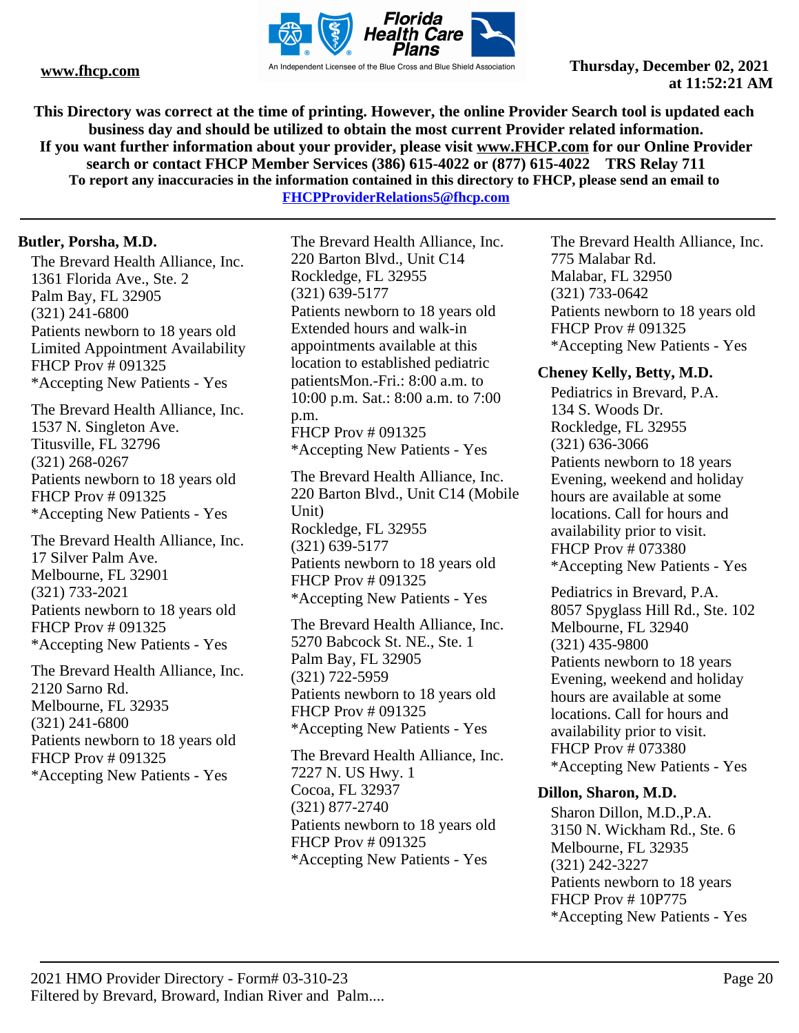**Butler, Porsha, M.D.**

The Brevard Health Alliance, Inc.
1361 Florida Ave., Ste. 2
Palm Bay, FL 32905
(321) 241-6800
Patients newborn to 18 years old
Limited Appointment Availability
FHCP Prov # 091325
*Accepting New Patients - Yes

The Brevard Health Alliance, Inc.
1537 N. Singleton Ave.
Titusville, FL 32796
(321) 268-0267
Patients newborn to 18 years old
FHCP Prov # 091325
*Accepting New Patients - Yes

The Brevard Health Alliance, Inc.
17 Silver Palm Ave.
Melbourne, FL 32901
(321) 733-2021
Patients newborn to 18 years old
FHCP Prov # 091325
*Accepting New Patients - Yes

The Brevard Health Alliance, Inc.
2120 Sarno Rd.
Melbourne, FL 32935
(321) 241-6800
Patients newborn to 18 years old
FHCP Prov # 091325
*Accepting New Patients - Yes

The Brevard Health Alliance, Inc.
220 Barton Blvd., Unit C14
Rockledge, FL 32955
(321) 639-5177
Patients newborn to 18 years old
Extended hours and walk-in appointments available at this location to established pediatric patientsMon.-Fri.: 8:00 a.m. to 10:00 p.m. Sat.: 8:00 a.m. to 7:00 p.m.
FHCP Prov # 091325
*Accepting New Patients - Yes

The Brevard Health Alliance, Inc.
220 Barton Blvd., Unit C14 (Mobile Unit)
Rockledge, FL 32955
(321) 639-5177
Patients newborn to 18 years old
FHCP Prov # 091325
*Accepting New Patients - Yes

The Brevard Health Alliance, Inc.
5270 Babcock St. NE., Ste. 1
Palm Bay, FL 32905
(321) 722-5959
Patients newborn to 18 years old
FHCP Prov # 091325
*Accepting New Patients - Yes

The Brevard Health Alliance, Inc.
7227 N. US Hwy. 1
Cocoa, FL 32937
(321) 877-2740
Patients newborn to 18 years old
FHCP Prov # 091325
*Accepting New Patients - Yes

The Brevard Health Alliance, Inc.
775 Malabar Rd.
Malabar, FL 32950
(321) 733-0642
Patients newborn to 18 years old
FHCP Prov # 091325
*Accepting New Patients - Yes

**Cheney Kelly, Betty, M.D.**

Pediatrics in Brevard, P.A.
134 S. Woods Dr.
Rockledge, FL 32955
(321) 636-3066
Patients newborn to 18 years
Evening, weekend and holiday hours are available at some locations. Call for hours and availability prior to visit.
FHCP Prov # 073380
*Accepting New Patients - Yes

Pediatrics in Brevard, P.A.
8057 Spyglass Hill Rd., Ste. 102
Melbourne, FL 32940
(321) 435-9800
Patients newborn to 18 years
Evening, weekend and holiday hours are available at some locations. Call for hours and availability prior to visit.
FHCP Prov # 073380
*Accepting New Patients - Yes

**Dillon, Sharon, M.D.**

Sharon Dillon, M.D.,P.A.
3150 N. Wickham Rd., Ste. 6
Melbourne, FL 32935
(321) 242-3227
Patients newborn to 18 years
FHCP Prov # 10P775
*Accepting New Patients - Yes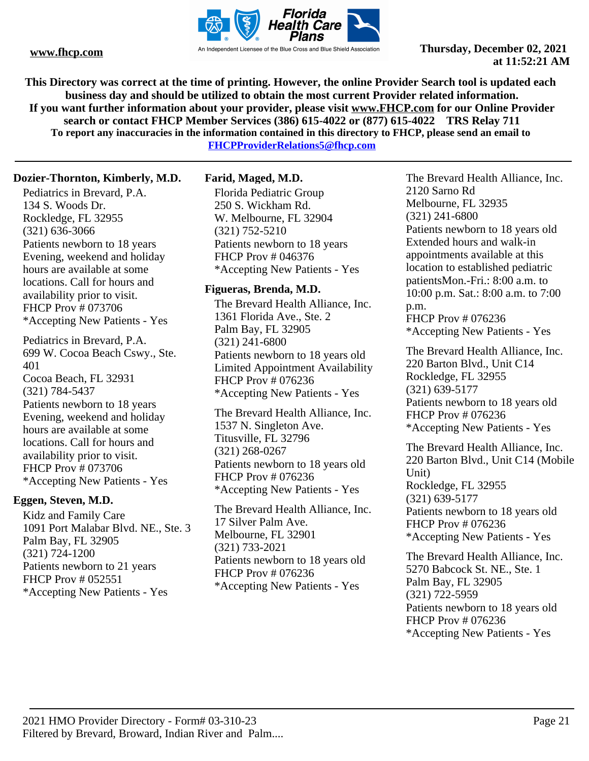This Directory was correct at the time of printing. However, the online Provider Search tool is updated each business day and should be utilized to obtain the most current Provider related information.
If you want further information about your provider, please visit www.FHCP.com for our Online Provider search or contact FHCP Member Services (386) 615-4022 or (877) 615-4022 TRS Relay 711
To report any inaccuracies in the information contained in this directory to FHCP, please send an email to FHCPProviderRelations5@fhcp.com

---

**Dozier-Thornton, Kimberly, M.D.**

Pediatrics in Brevard, P.A.
134 S. Woods Dr.
Rockledge, FL 32955
(321) 636-3066
Patients newborn to 18 years
Evening, weekend and holiday hours are available at some locations. Call for hours and availability prior to visit.
FHCP Prov # 073706
*Accepting New Patients - Yes

Pediatrics in Brevard, P.A.
699 W. Cocoa Beach Cswy., Ste. 401
Cocoa Beach, FL 32931
(321) 784-5437
Patients newborn to 18 years
Evening, weekend and holiday hours are available at some locations. Call for hours and availability prior to visit.
FHCP Prov # 073706
*Accepting New Patients - Yes

**Eggen, Steven, M.D.**

Kidz and Family Care
1091 Port Malabar Blvd. NE., Ste. 3
Palm Bay, FL 32905
(321) 724-1200
Patients newborn to 21 years
FHCP Prov # 052551
*Accepting New Patients - Yes

**Farid, Maged, M.D.**

Florida Pediatric Group
250 S. Wickham Rd.
W. Melbourne, FL 32904
(321) 752-5210
Patients newborn to 18 years
FHCP Prov # 046376
*Accepting New Patients - Yes

**Figueras, Brenda, M.D.**

The Brevard Health Alliance, Inc.
1361 Florida Ave., Ste. 2
Palm Bay, FL 32905
(321) 241-6800
Patients newborn to 18 years old
Limited Appointment Availability
FHCP Prov # 076236
*Accepting New Patients - Yes

The Brevard Health Alliance, Inc.
1537 N. Singleton Ave.
Titusville, FL 32796
(321) 268-0267
Patients newborn to 18 years old
FHCP Prov # 076236
*Accepting New Patients - Yes

The Brevard Health Alliance, Inc.
17 Silver Palm Ave.
Melbourne, FL 32901
(321) 733-2021
Patients newborn to 18 years old
FHCP Prov # 076236
*Accepting New Patients - Yes

The Brevard Health Alliance, Inc.
2120 Sarno Rd
Melbourne, FL 32935
(321) 241-6800
Patients newborn to 18 years old
Extended hours and walk-in appointments available at this location to established pediatric patientsMon.-Fri.: 8:00 a.m. to 10:00 p.m. Sat.: 8:00 a.m. to 7:00 p.m.
FHCP Prov # 076236
*Accepting New Patients - Yes

The Brevard Health Alliance, Inc.
220 Barton Blvd., Unit C14
Rockledge, FL 32955
(321) 639-5177
Patients newborn to 18 years old
FHCP Prov # 076236
*Accepting New Patients - Yes

The Brevard Health Alliance, Inc.
220 Barton Blvd., Unit C14 (Mobile Unit)
Rockledge, FL 32955
(321) 639-5177
Patients newborn to 18 years old
FHCP Prov # 076236
*Accepting New Patients - Yes

The Brevard Health Alliance, Inc.
5270 Babcock St. NE., Ste. 1
Palm Bay, FL 32905
(321) 722-5959
Patients newborn to 18 years old
FHCP Prov # 076236
*Accepting New Patients - Yes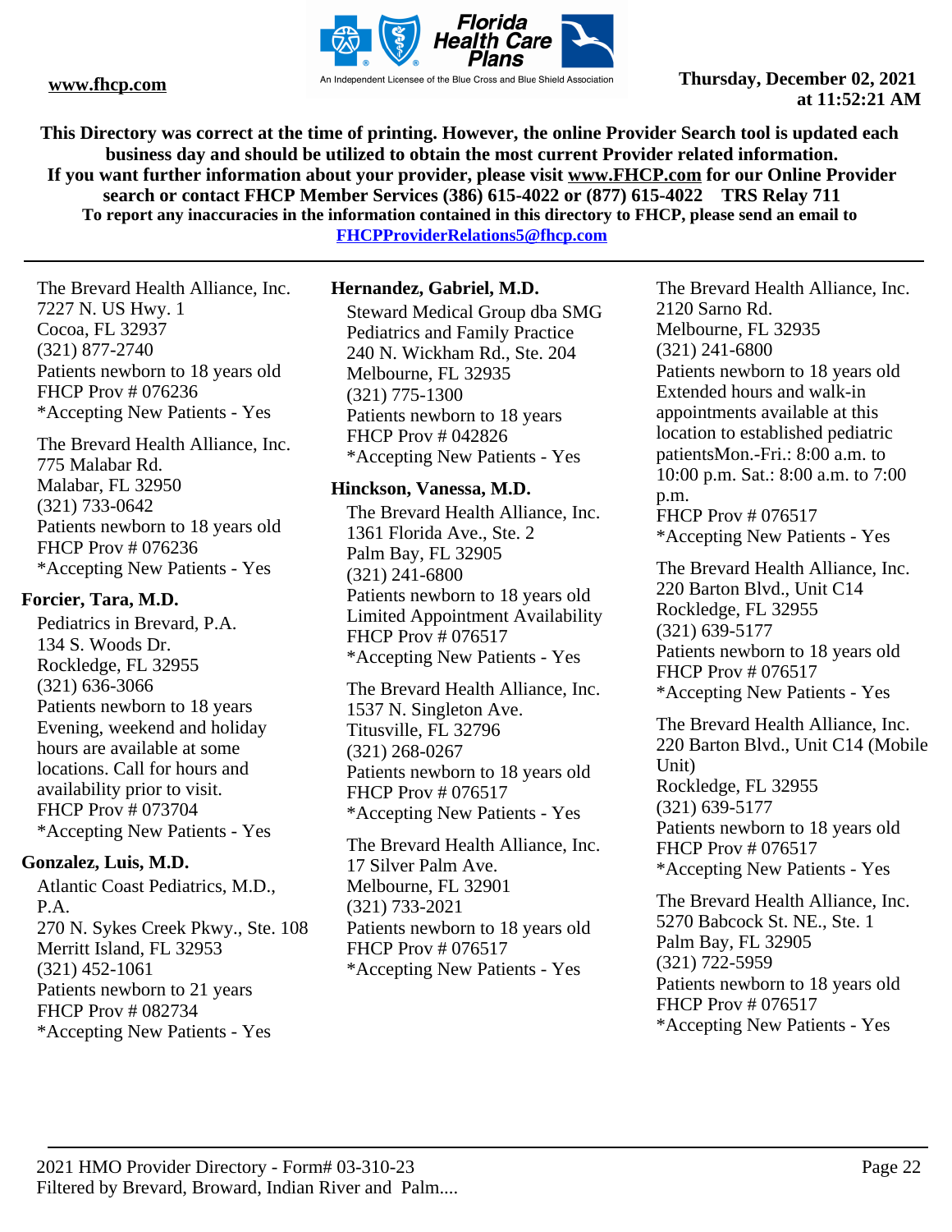This Directory was correct at the time of printing. However, the online Provider Search tool is updated each business day and should be utilized to obtain the most current Provider related information.
If you want further information about your provider, please visit www.FHCP.com for our Online Provider search or contact FHCP Member Services (386) 615-4022 or (877) 615-4022 TRS Relay 711
To report any inaccuracies in the information contained in this directory to FHCP, please send an email to FHCPProviderRelations5@fhcp.com

The Brevard Health Alliance, Inc.
7227 N. US Hwy. 1
Cocoa, FL 32937
(321) 877-2740
Patients newborn to 18 years old
FHCP Prov # 076236
*Accepting New Patients - Yes

The Brevard Health Alliance, Inc.
775 Malabar Rd.
Malabar, FL 32950
(321) 733-0642
Patients newborn to 18 years old
FHCP Prov # 076236
*Accepting New Patients - Yes

**Forcier, Tara, M.D.**

Pediatrics in Brevard, P.A.
134 S. Woods Dr.
Rockledge, FL 32955
(321) 636-3066
Patients newborn to 18 years
Evening, weekend and holiday hours are available at some locations. Call for hours and availability prior to visit.
FHCP Prov # 073704
*Accepting New Patients - Yes

**Gonzalez, Luis, M.D.**

Atlantic Coast Pediatrics, M.D., P.A.
270 N. Sykes Creek Pkwy., Ste. 108
Merritt Island, FL 32953
(321) 452-1061
Patients newborn to 21 years
FHCP Prov # 082734
*Accepting New Patients - Yes

**Hernandez, Gabriel, M.D.**

Steward Medical Group dba SMG Pediatrics and Family Practice
240 N. Wickham Rd., Ste. 204
Melbourne, FL 32935
(321) 775-1300
Patients newborn to 18 years
FHCP Prov # 042826
*Accepting New Patients - Yes

**Hinckson, Vanessa, M.D.**

The Brevard Health Alliance, Inc.
1361 Florida Ave., Ste. 2
Palm Bay, FL 32905
(321) 241-6800
Patients newborn to 18 years old
Limited Appointment Availability
FHCP Prov # 076517
*Accepting New Patients - Yes

The Brevard Health Alliance, Inc.
1537 N. Singleton Ave.
Titusville, FL 32796
(321) 268-0267
Patients newborn to 18 years old
FHCP Prov # 076517
*Accepting New Patients - Yes

The Brevard Health Alliance, Inc.
17 Silver Palm Ave.
Melbourne, FL 32901
(321) 733-2021
Patients newborn to 18 years old
FHCP Prov # 076517
*Accepting New Patients - Yes

The Brevard Health Alliance, Inc.
2120 Sarno Rd.
Melbourne, FL 32935
(321) 241-6800
Patients newborn to 18 years old
Extended hours and walk-in appointments available at this location to established pediatric patientsMon.-Fri.: 8:00 a.m. to 10:00 p.m. Sat.: 8:00 a.m. to 7:00 p.m.
FHCP Prov # 076517
*Accepting New Patients - Yes

The Brevard Health Alliance, Inc.
220 Barton Blvd., Unit C14
Rockledge, FL 32955
(321) 639-5177
Patients newborn to 18 years old
FHCP Prov # 076517
*Accepting New Patients - Yes

The Brevard Health Alliance, Inc.
220 Barton Blvd., Unit C14 (Mobile Unit)
Rockledge, FL 32955
(321) 639-5177
Patients newborn to 18 years old
FHCP Prov # 076517
*Accepting New Patients - Yes

The Brevard Health Alliance, Inc.
5270 Babcock St. NE., Ste. 1
Palm Bay, FL 32905
(321) 722-5959
Patients newborn to 18 years old
FHCP Prov # 076517
*Accepting New Patients - Yes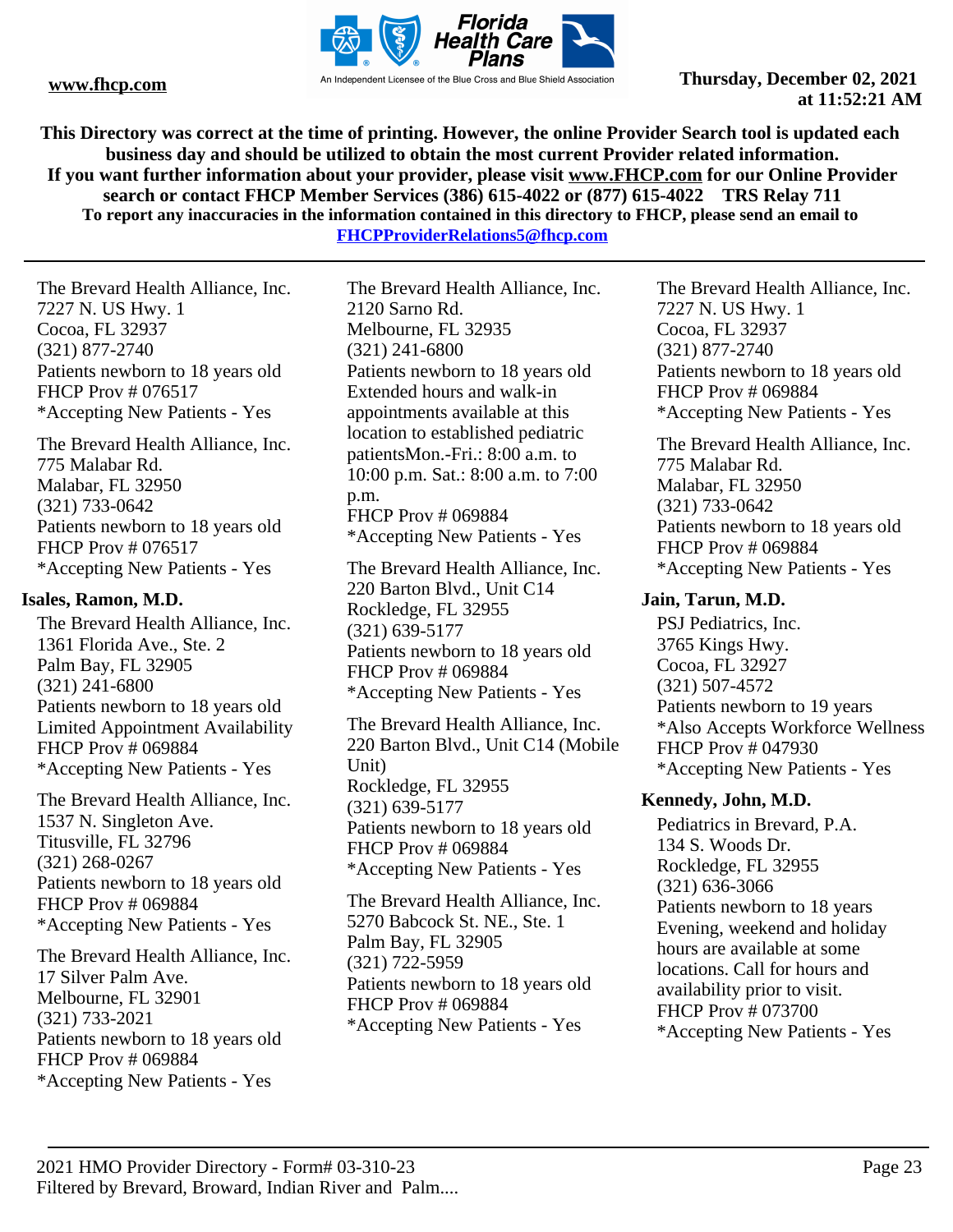The Brevard Health Alliance, Inc.
7227 N. US Hwy. 1
Cocoa, FL 32937
(321) 877-2740
Patients newborn to 18 years old
FHCP Prov # 076517
*Accepting New Patients - Yes

The Brevard Health Alliance, Inc.
775 Malabar Rd.
Malabar, FL 32950
(321) 733-0642
Patients newborn to 18 years old
FHCP Prov # 076517
*Accepting New Patients - Yes

### Isales, Ramon, M.D.

The Brevard Health Alliance, Inc.
1361 Florida Ave., Ste. 2
Palm Bay, FL 32905
(321) 241-6800
Patients newborn to 18 years old
Limited Appointment Availability
FHCP Prov # 069884
*Accepting New Patients - Yes

The Brevard Health Alliance, Inc.
1537 N. Singleton Ave.
Titusville, FL 32796
(321) 268-0267
Patients newborn to 18 years old
FHCP Prov # 069884
*Accepting New Patients - Yes

The Brevard Health Alliance, Inc.
17 Silver Palm Ave.
Melbourne, FL 32901
(321) 733-2021
Patients newborn to 18 years old
FHCP Prov # 069884
*Accepting New Patients - Yes

The Brevard Health Alliance, Inc.
2120 Sarno Rd.
Melbourne, FL 32935
(321) 241-6800
Patients newborn to 18 years old
Extended hours and walk-in appointments available at this location to established pediatric patientsMon.-Fri.: 8:00 a.m. to 10:00 p.m. Sat.: 8:00 a.m. to 7:00 p.m.
FHCP Prov # 069884
*Accepting New Patients - Yes

The Brevard Health Alliance, Inc.
220 Barton Blvd., Unit C14
Rockledge, FL 32955
(321) 639-5177
Patients newborn to 18 years old
FHCP Prov # 069884
*Accepting New Patients - Yes

The Brevard Health Alliance, Inc.
220 Barton Blvd., Unit C14 (Mobile Unit)
Rockledge, FL 32955
(321) 639-5177
Patients newborn to 18 years old
FHCP Prov # 069884
*Accepting New Patients - Yes

The Brevard Health Alliance, Inc.
5270 Babcock St. NE., Ste. 1
Palm Bay, FL 32905
(321) 722-5959
Patients newborn to 18 years old
FHCP Prov # 069884
*Accepting New Patients - Yes

The Brevard Health Alliance, Inc.
7227 N. US Hwy. 1
Cocoa, FL 32937
(321) 877-2740
Patients newborn to 18 years old
FHCP Prov # 069884
*Accepting New Patients - Yes

The Brevard Health Alliance, Inc.
775 Malabar Rd.
Malabar, FL 32950
(321) 733-0642
Patients newborn to 18 years old
FHCP Prov # 069884
*Accepting New Patients - Yes

### Jain, Tarun, M.D.

PSJ Pediatrics, Inc.
3765 Kings Hwy.
Cocoa, FL 32927
(321) 507-4572
Patients newborn to 19 years
*Also Accepts Workforce Wellness
FHCP Prov # 047930
*Accepting New Patients - Yes

### Kennedy, John, M.D.

Pediatrics in Brevard, P.A.
134 S. Woods Dr.
Rockledge, FL 32955
(321) 636-3066
Patients newborn to 18 years
Evening, weekend and holiday hours are available at some locations. Call for hours and availability prior to visit.
FHCP Prov # 073700
*Accepting New Patients - Yes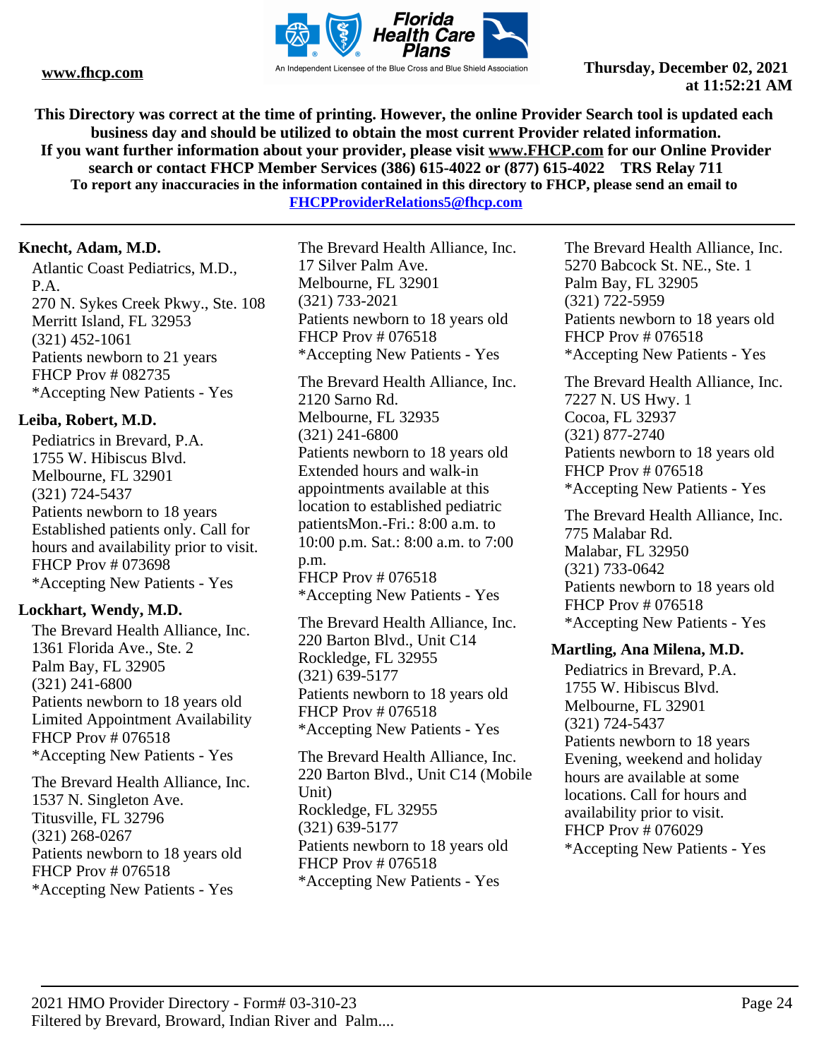This Directory was correct at the time of printing. However, the online Provider Search tool is updated each business day and should be utilized to obtain the most current Provider related information.
If you want further information about your provider, please visit www.FHCP.com for our Online Provider search or contact FHCP Member Services (386) 615-4022 or (877) 615-4022 TRS Relay 711
To report any inaccuracies in the information contained in this directory to FHCP, please send an email to FHCPProviderRelations5@fhcp.com

**Knecht, Adam, M.D.**

Atlantic Coast Pediatrics, M.D., P.A.
270 N. Sykes Creek Pkwy., Ste. 108
Merritt Island, FL 32953
(321) 452-1061
Patients newborn to 21 years
FHCP Prov # 082735
*Accepting New Patients - Yes

**Leiba, Robert, M.D.**

Pediatrics in Brevard, P.A.
1755 W. Hibiscus Blvd.
Melbourne, FL 32901
(321) 724-5437
Patients newborn to 18 years
Established patients only. Call for hours and availability prior to visit.
FHCP Prov # 073698
*Accepting New Patients - Yes

**Lockhart, Wendy, M.D.**

The Brevard Health Alliance, Inc.
1361 Florida Ave., Ste. 2
Palm Bay, FL 32905
(321) 241-6800
Patients newborn to 18 years old
Limited Appointment Availability
FHCP Prov # 076518
*Accepting New Patients - Yes

The Brevard Health Alliance, Inc.
1537 N. Singleton Ave.
Titusville, FL 32796
(321) 268-0267
Patients newborn to 18 years old
FHCP Prov # 076518
*Accepting New Patients - Yes

The Brevard Health Alliance, Inc.
17 Silver Palm Ave.
Melbourne, FL 32901
(321) 733-2021
Patients newborn to 18 years old
FHCP Prov # 076518
*Accepting New Patients - Yes

The Brevard Health Alliance, Inc.
2120 Sarno Rd.
Melbourne, FL 32935
(321) 241-6800
Patients newborn to 18 years old
Extended hours and walk-in appointments available at this location to established pediatric patientsMon.-Fri.: 8:00 a.m. to 10:00 p.m. Sat.: 8:00 a.m. to 7:00 p.m.
FHCP Prov # 076518
*Accepting New Patients - Yes

The Brevard Health Alliance, Inc.
220 Barton Blvd., Unit C14
Rockledge, FL 32955
(321) 639-5177
Patients newborn to 18 years old
FHCP Prov # 076518
*Accepting New Patients - Yes

The Brevard Health Alliance, Inc.
220 Barton Blvd., Unit C14 (Mobile Unit)
Rockledge, FL 32955
(321) 639-5177
Patients newborn to 18 years old
FHCP Prov # 076518
*Accepting New Patients - Yes

The Brevard Health Alliance, Inc.
5270 Babcock St. NE., Ste. 1
Palm Bay, FL 32905
(321) 722-5959
Patients newborn to 18 years old
FHCP Prov # 076518
*Accepting New Patients - Yes

The Brevard Health Alliance, Inc.
7227 N. US Hwy. 1
Cocoa, FL 32937
(321) 877-2740
Patients newborn to 18 years old
FHCP Prov # 076518
*Accepting New Patients - Yes

The Brevard Health Alliance, Inc.
775 Malabar Rd.
Malabar, FL 32950
(321) 733-0642
Patients newborn to 18 years old
FHCP Prov # 076518
*Accepting New Patients - Yes

**Martling, Ana Milena, M.D.**

Pediatrics in Brevard, P.A.
1755 W. Hibiscus Blvd.
Melbourne, FL 32901
(321) 724-5437
Patients newborn to 18 years
Evening, weekend and holiday hours are available at some locations. Call for hours and availability prior to visit.
FHCP Prov # 076029
*Accepting New Patients - Yes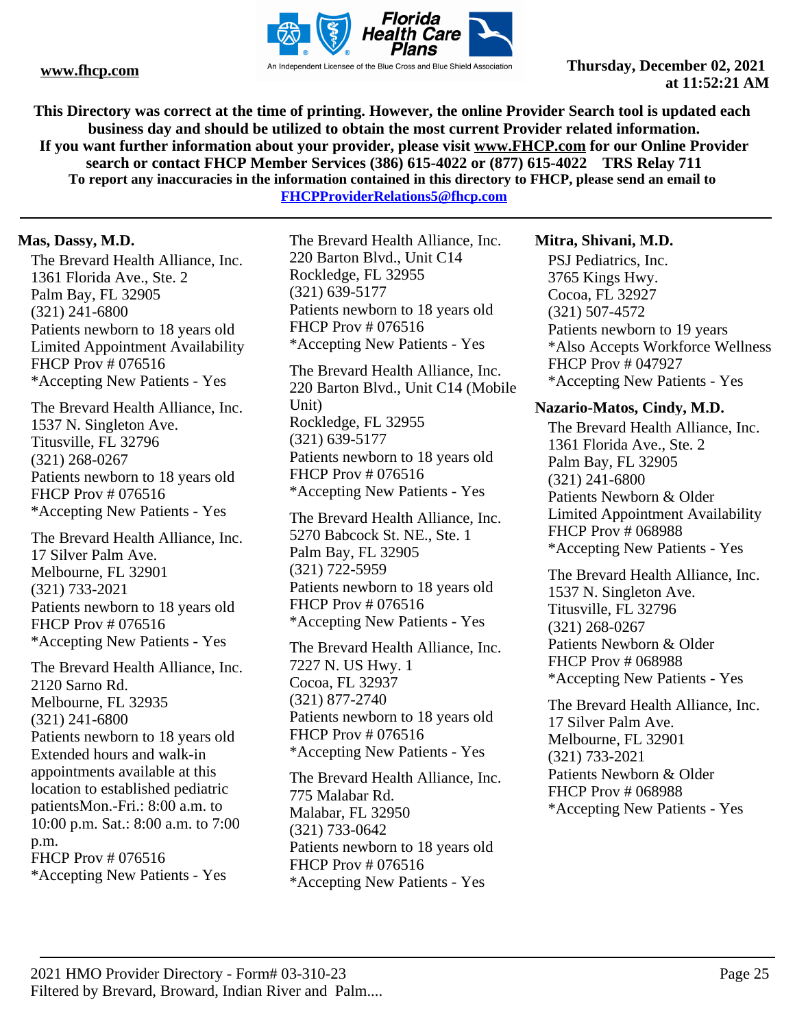**This Directory was correct at the time of printing. However, the online Provider Search tool is updated each business day and should be utilized to obtain the most current Provider related information.**
**If you want further information about your provider, please visit www.FHCP.com for our Online Provider search or contact FHCP Member Services (386) 615-4022 or (877) 615-4022 TRS Relay 711**
**To report any inaccuracies in the information contained in this directory to FHCP, please send an email to FHCPProviderRelations5@fhcp.com**

**Mas, Dassy, M.D.**

The Brevard Health Alliance, Inc.
1361 Florida Ave., Ste. 2
Palm Bay, FL 32905
(321) 241-6800
Patients newborn to 18 years old
Limited Appointment Availability
FHCP Prov # 076516
*Accepting New Patients - Yes

The Brevard Health Alliance, Inc.
1537 N. Singleton Ave.
Titusville, FL 32796
(321) 268-0267
Patients newborn to 18 years old
FHCP Prov # 076516
*Accepting New Patients - Yes

The Brevard Health Alliance, Inc.
17 Silver Palm Ave.
Melbourne, FL 32901
(321) 733-2021
Patients newborn to 18 years old
FHCP Prov # 076516
*Accepting New Patients - Yes

The Brevard Health Alliance, Inc.
2120 Sarno Rd.
Melbourne, FL 32935
(321) 241-6800
Patients newborn to 18 years old
Extended hours and walk-in appointments available at this location to established pediatric patientsMon.-Fri.: 8:00 a.m. to 10:00 p.m. Sat.: 8:00 a.m. to 7:00 p.m.
FHCP Prov # 076516
*Accepting New Patients - Yes

The Brevard Health Alliance, Inc.
220 Barton Blvd., Unit C14
Rockledge, FL 32955
(321) 639-5177
Patients newborn to 18 years old
FHCP Prov # 076516
*Accepting New Patients - Yes

The Brevard Health Alliance, Inc.
220 Barton Blvd., Unit C14 (Mobile Unit)
Rockledge, FL 32955
(321) 639-5177
Patients newborn to 18 years old
FHCP Prov # 076516
*Accepting New Patients - Yes

The Brevard Health Alliance, Inc.
5270 Babcock St. NE., Ste. 1
Palm Bay, FL 32905
(321) 722-5959
Patients newborn to 18 years old
FHCP Prov # 076516
*Accepting New Patients - Yes

The Brevard Health Alliance, Inc.
7227 N. US Hwy. 1
Cocoa, FL 32937
(321) 877-2740
Patients newborn to 18 years old
FHCP Prov # 076516
*Accepting New Patients - Yes

The Brevard Health Alliance, Inc.
775 Malabar Rd.
Malabar, FL 32950
(321) 733-0642
Patients newborn to 18 years old
FHCP Prov # 076516
*Accepting New Patients - Yes

**Mitra, Shivani, M.D.**

PSJ Pediatrics, Inc.
3765 Kings Hwy.
Cocoa, FL 32927
(321) 507-4572
Patients newborn to 19 years
*Also Accepts Workforce Wellness
FHCP Prov # 047927
*Accepting New Patients - Yes

**Nazario-Matos, Cindy, M.D.**

The Brevard Health Alliance, Inc.
1361 Florida Ave., Ste. 2
Palm Bay, FL 32905
(321) 241-6800
Patients Newborn & Older
Limited Appointment Availability
FHCP Prov # 068988
*Accepting New Patients - Yes

The Brevard Health Alliance, Inc.
1537 N. Singleton Ave.
Titusville, FL 32796
(321) 268-0267
Patients Newborn & Older
FHCP Prov # 068988
*Accepting New Patients - Yes

The Brevard Health Alliance, Inc.
17 Silver Palm Ave.
Melbourne, FL 32901
(321) 733-2021
Patients Newborn & Older
FHCP Prov # 068988
*Accepting New Patients - Yes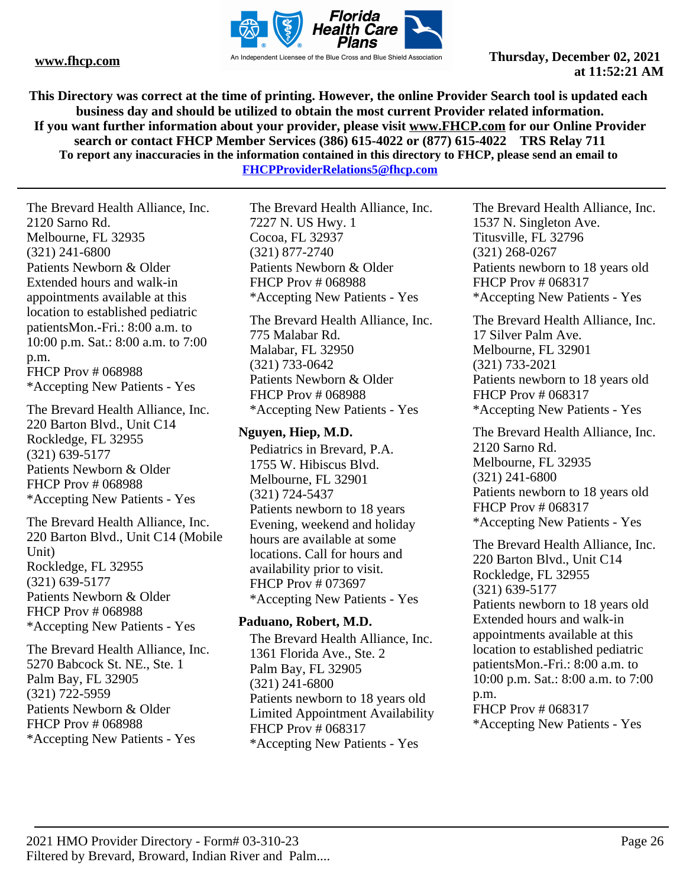This Directory was correct at the time of printing. However, the online Provider Search tool is updated each business day and should be utilized to obtain the most current Provider related information.
If you want further information about your provider, please visit www.FHCP.com for our Online Provider search or contact FHCP Member Services (386) 615-4022 or (877) 615-4022 TRS Relay 711
To report any inaccuracies in the information contained in this directory to FHCP, please send an email to FHCPProviderRelations5@fhcp.com

---

The Brevard Health Alliance, Inc.
2120 Sarno Rd.
Melbourne, FL 32935
(321) 241-6800
Patients Newborn & Older
Extended hours and walk-in appointments available at this location to established pediatric patientsMon.-Fri.: 8:00 a.m. to 10:00 p.m. Sat.: 8:00 a.m. to 7:00 p.m.
FHCP Prov # 068988
*Accepting New Patients - Yes

The Brevard Health Alliance, Inc.
220 Barton Blvd., Unit C14
Rockledge, FL 32955
(321) 639-5177
Patients Newborn & Older
FHCP Prov # 068988
*Accepting New Patients - Yes

The Brevard Health Alliance, Inc.
220 Barton Blvd., Unit C14 (Mobile Unit)
Rockledge, FL 32955
(321) 639-5177
Patients Newborn & Older
FHCP Prov # 068988
*Accepting New Patients - Yes

The Brevard Health Alliance, Inc.
5270 Babcock St. NE., Ste. 1
Palm Bay, FL 32905
(321) 722-5959
Patients Newborn & Older
FHCP Prov # 068988
*Accepting New Patients - Yes

The Brevard Health Alliance, Inc.
7227 N. US Hwy. 1
Cocoa, FL 32937
(321) 877-2740
Patients Newborn & Older
FHCP Prov # 068988
*Accepting New Patients - Yes

The Brevard Health Alliance, Inc.
775 Malabar Rd.
Malabar, FL 32950
(321) 733-0642
Patients Newborn & Older
FHCP Prov # 068988
*Accepting New Patients - Yes

**Nguyen, Hiep, M.D.**

Pediatrics in Brevard, P.A.
1755 W. Hibiscus Blvd.
Melbourne, FL 32901
(321) 724-5437
Patients newborn to 18 years
Evening, weekend and holiday hours are available at some locations. Call for hours and availability prior to visit.
FHCP Prov # 073697
*Accepting New Patients - Yes

**Paduano, Robert, M.D.**

The Brevard Health Alliance, Inc.
1361 Florida Ave., Ste. 2
Palm Bay, FL 32905
(321) 241-6800
Patients newborn to 18 years old
Limited Appointment Availability
FHCP Prov # 068317
*Accepting New Patients - Yes

The Brevard Health Alliance, Inc.
1537 N. Singleton Ave.
Titusville, FL 32796
(321) 268-0267
Patients newborn to 18 years old
FHCP Prov # 068317
*Accepting New Patients - Yes

The Brevard Health Alliance, Inc.
17 Silver Palm Ave.
Melbourne, FL 32901
(321) 733-2021
Patients newborn to 18 years old
FHCP Prov # 068317
*Accepting New Patients - Yes

The Brevard Health Alliance, Inc.
2120 Sarno Rd.
Melbourne, FL 32935
(321) 241-6800
Patients newborn to 18 years old
FHCP Prov # 068317
*Accepting New Patients - Yes

The Brevard Health Alliance, Inc.
220 Barton Blvd., Unit C14
Rockledge, FL 32955
(321) 639-5177
Patients newborn to 18 years old
Extended hours and walk-in appointments available at this location to established pediatric patientsMon.-Fri.: 8:00 a.m. to 10:00 p.m. Sat.: 8:00 a.m. to 7:00 p.m.
FHCP Prov # 068317
*Accepting New Patients - Yes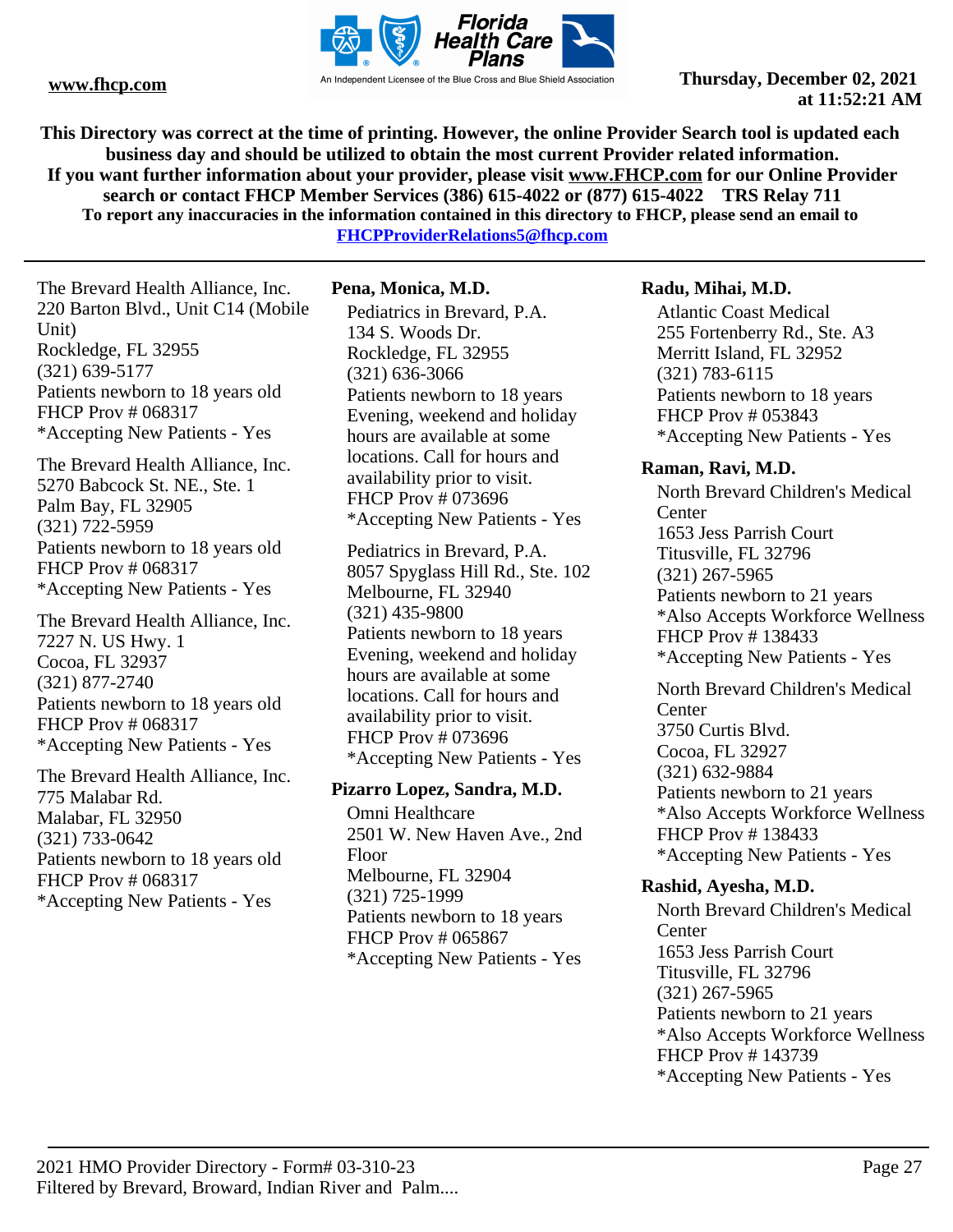The Brevard Health Alliance, Inc.
220 Barton Blvd., Unit C14 (Mobile Unit)
Rockledge, FL 32955
(321) 639-5177
Patients newborn to 18 years old
FHCP Prov # 068317
*Accepting New Patients - Yes

The Brevard Health Alliance, Inc.
5270 Babcock St. NE., Ste. 1
Palm Bay, FL 32905
(321) 722-5959
Patients newborn to 18 years old
FHCP Prov # 068317
*Accepting New Patients - Yes

The Brevard Health Alliance, Inc.
7227 N. US Hwy. 1
Cocoa, FL 32937
(321) 877-2740
Patients newborn to 18 years old
FHCP Prov # 068317
*Accepting New Patients - Yes

The Brevard Health Alliance, Inc.
775 Malabar Rd.
Malabar, FL 32950
(321) 733-0642
Patients newborn to 18 years old
FHCP Prov # 068317
*Accepting New Patients - Yes

**Pena, Monica, M.D.**

Pediatrics in Brevard, P.A.
134 S. Woods Dr.
Rockledge, FL 32955
(321) 636-3066
Patients newborn to 18 years
Evening, weekend and holiday hours are available at some locations. Call for hours and availability prior to visit.
FHCP Prov # 073696
*Accepting New Patients - Yes

Pediatrics in Brevard, P.A.
8057 Spyglass Hill Rd., Ste. 102
Melbourne, FL 32940
(321) 435-9800
Patients newborn to 18 years
Evening, weekend and holiday hours are available at some locations. Call for hours and availability prior to visit.
FHCP Prov # 073696
*Accepting New Patients - Yes

**Pizarro Lopez, Sandra, M.D.**

Omni Healthcare
2501 W. New Haven Ave., 2nd Floor
Melbourne, FL 32904
(321) 725-1999
Patients newborn to 18 years
FHCP Prov # 065867
*Accepting New Patients - Yes

**Radu, Mihai, M.D.**

Atlantic Coast Medical
255 Fortenberry Rd., Ste. A3
Merritt Island, FL 32952
(321) 783-6115
Patients newborn to 18 years
FHCP Prov # 053843
*Accepting New Patients - Yes

**Raman, Ravi, M.D.**

North Brevard Children's Medical Center
1653 Jess Parrish Court
Titusville, FL 32796
(321) 267-5965
Patients newborn to 21 years
*Also Accepts Workforce Wellness
FHCP Prov # 138433
*Accepting New Patients - Yes

North Brevard Children's Medical Center
3750 Curtis Blvd.
Cocoa, FL 32927
(321) 632-9884
Patients newborn to 21 years
*Also Accepts Workforce Wellness
FHCP Prov # 138433
*Accepting New Patients - Yes

**Rashid, Ayesha, M.D.**

North Brevard Children's Medical Center
1653 Jess Parrish Court
Titusville, FL 32796
(321) 267-5965
Patients newborn to 21 years
*Also Accepts Workforce Wellness
FHCP Prov # 143739
*Accepting New Patients - Yes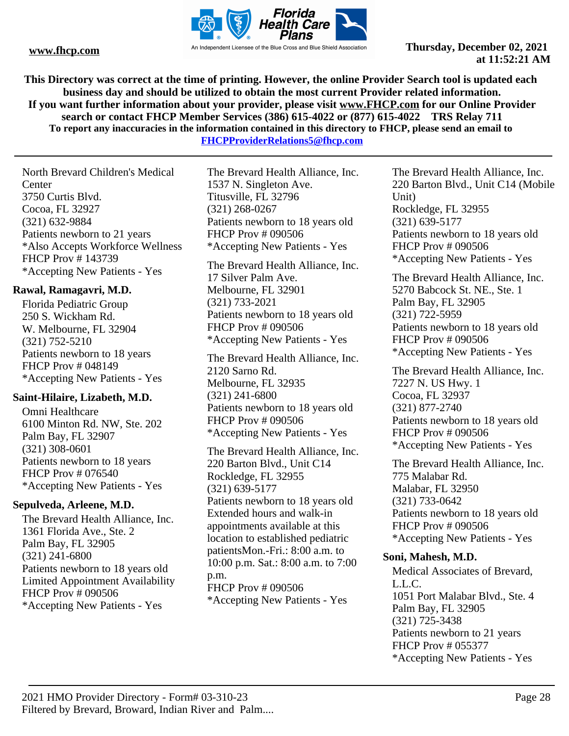North Brevard Children's Medical Center
3750 Curtis Blvd.
Cocoa, FL 32927
(321) 632-9884
Patients newborn to 21 years
*Also Accepts Workforce Wellness
FHCP Prov # 143739
*Accepting New Patients - Yes

**Rawal, Ramagavri, M.D.**

Florida Pediatric Group
250 S. Wickham Rd.
W. Melbourne, FL 32904
(321) 752-5210
Patients newborn to 18 years
FHCP Prov # 048149
*Accepting New Patients - Yes

**Saint-Hilaire, Lizabeth, M.D.**

Omni Healthcare
6100 Minton Rd. NW, Ste. 202
Palm Bay, FL 32907
(321) 308-0601
Patients newborn to 18 years
FHCP Prov # 076540
*Accepting New Patients - Yes

**Sepulveda, Arleene, M.D.**

The Brevard Health Alliance, Inc.
1361 Florida Ave., Ste. 2
Palm Bay, FL 32905
(321) 241-6800
Patients newborn to 18 years old
Limited Appointment Availability
FHCP Prov # 090506
*Accepting New Patients - Yes

The Brevard Health Alliance, Inc.
1537 N. Singleton Ave.
Titusville, FL 32796
(321) 268-0267
Patients newborn to 18 years old
FHCP Prov # 090506
*Accepting New Patients - Yes

The Brevard Health Alliance, Inc.
17 Silver Palm Ave.
Melbourne, FL 32901
(321) 733-2021
Patients newborn to 18 years old
FHCP Prov # 090506
*Accepting New Patients - Yes

The Brevard Health Alliance, Inc.
2120 Sarno Rd.
Melbourne, FL 32935
(321) 241-6800
Patients newborn to 18 years old
FHCP Prov # 090506
*Accepting New Patients - Yes

The Brevard Health Alliance, Inc.
220 Barton Blvd., Unit C14
Rockledge, FL 32955
(321) 639-5177
Patients newborn to 18 years old
Extended hours and walk-in appointments available at this location to established pediatric patientsMon.-Fri.: 8:00 a.m. to 10:00 p.m. Sat.: 8:00 a.m. to 7:00 p.m.
FHCP Prov # 090506
*Accepting New Patients - Yes

The Brevard Health Alliance, Inc.
220 Barton Blvd., Unit C14 (Mobile Unit)
Rockledge, FL 32955
(321) 639-5177
Patients newborn to 18 years old
FHCP Prov # 090506
*Accepting New Patients - Yes

The Brevard Health Alliance, Inc.
5270 Babcock St. NE., Ste. 1
Palm Bay, FL 32905
(321) 722-5959
Patients newborn to 18 years old
FHCP Prov # 090506
*Accepting New Patients - Yes

The Brevard Health Alliance, Inc.
7227 N. US Hwy. 1
Cocoa, FL 32937
(321) 877-2740
Patients newborn to 18 years old
FHCP Prov # 090506
*Accepting New Patients - Yes

The Brevard Health Alliance, Inc.
775 Malabar Rd.
Malabar, FL 32950
(321) 733-0642
Patients newborn to 18 years old
FHCP Prov # 090506
*Accepting New Patients - Yes

**Soni, Mahesh, M.D.**

Medical Associates of Brevard, L.L.C.
1051 Port Malabar Blvd., Ste. 4
Palm Bay, FL 32905
(321) 725-3438
Patients newborn to 21 years
FHCP Prov # 055377
*Accepting New Patients - Yes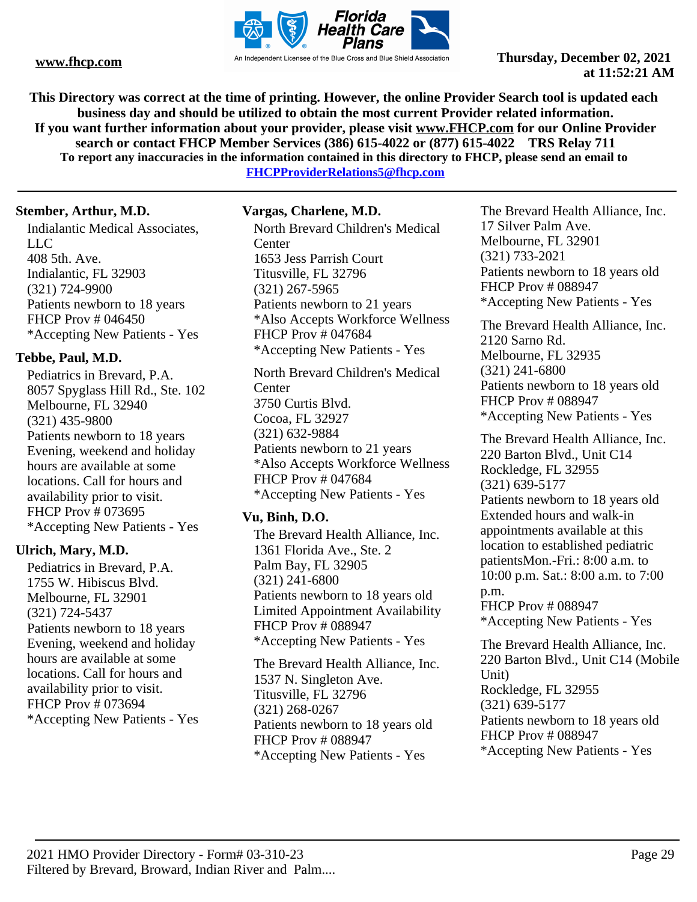This Directory was correct at the time of printing. However, the online Provider Search tool is updated each business day and should be utilized to obtain the most current Provider related information.
If you want further information about your provider, please visit www.FHCP.com for our Online Provider search or contact FHCP Member Services (386) 615-4022 or (877) 615-4022 TRS Relay 711
To report any inaccuracies in the information contained in this directory to FHCP, please send an email to FHCPProviderRelations5@fhcp.com

**Stember, Arthur, M.D.**

Indialantic Medical Associates, LLC
408 5th. Ave.
Indialantic, FL 32903
(321) 724-9900
Patients newborn to 18 years
FHCP Prov # 046450
*Accepting New Patients - Yes

**Tebbe, Paul, M.D.**

Pediatrics in Brevard, P.A.
8057 Spyglass Hill Rd., Ste. 102
Melbourne, FL 32940
(321) 435-9800
Patients newborn to 18 years
Evening, weekend and holiday hours are available at some locations. Call for hours and availability prior to visit.
FHCP Prov # 073695
*Accepting New Patients - Yes

**Ulrich, Mary, M.D.**

Pediatrics in Brevard, P.A.
1755 W. Hibiscus Blvd.
Melbourne, FL 32901
(321) 724-5437
Patients newborn to 18 years
Evening, weekend and holiday hours are available at some locations. Call for hours and availability prior to visit.
FHCP Prov # 073694
*Accepting New Patients - Yes

**Vargas, Charlene, M.D.**

North Brevard Children's Medical Center
1653 Jess Parrish Court
Titusville, FL 32796
(321) 267-5965
Patients newborn to 21 years
*Also Accepts Workforce Wellness
FHCP Prov # 047684
*Accepting New Patients - Yes

North Brevard Children's Medical Center
3750 Curtis Blvd.
Cocoa, FL 32927
(321) 632-9884
Patients newborn to 21 years
*Also Accepts Workforce Wellness
FHCP Prov # 047684
*Accepting New Patients - Yes

**Vu, Binh, D.O.**

The Brevard Health Alliance, Inc.
1361 Florida Ave., Ste. 2
Palm Bay, FL 32905
(321) 241-6800
Patients newborn to 18 years old
Limited Appointment Availability
FHCP Prov # 088947
*Accepting New Patients - Yes

The Brevard Health Alliance, Inc.
1537 N. Singleton Ave.
Titusville, FL 32796
(321) 268-0267
Patients newborn to 18 years old
FHCP Prov # 088947
*Accepting New Patients - Yes

The Brevard Health Alliance, Inc.
17 Silver Palm Ave.
Melbourne, FL 32901
(321) 733-2021
Patients newborn to 18 years old
FHCP Prov # 088947
*Accepting New Patients - Yes

The Brevard Health Alliance, Inc.
2120 Sarno Rd.
Melbourne, FL 32935
(321) 241-6800
Patients newborn to 18 years old
FHCP Prov # 088947
*Accepting New Patients - Yes

The Brevard Health Alliance, Inc.
220 Barton Blvd., Unit C14
Rockledge, FL 32955
(321) 639-5177
Patients newborn to 18 years old
Extended hours and walk-in appointments available at this location to established pediatric patientsMon.-Fri.: 8:00 a.m. to 10:00 p.m. Sat.: 8:00 a.m. to 7:00 p.m.
FHCP Prov # 088947
*Accepting New Patients - Yes

The Brevard Health Alliance, Inc.
220 Barton Blvd., Unit C14 (Mobile Unit)
Rockledge, FL 32955
(321) 639-5177
Patients newborn to 18 years old
FHCP Prov # 088947
*Accepting New Patients - Yes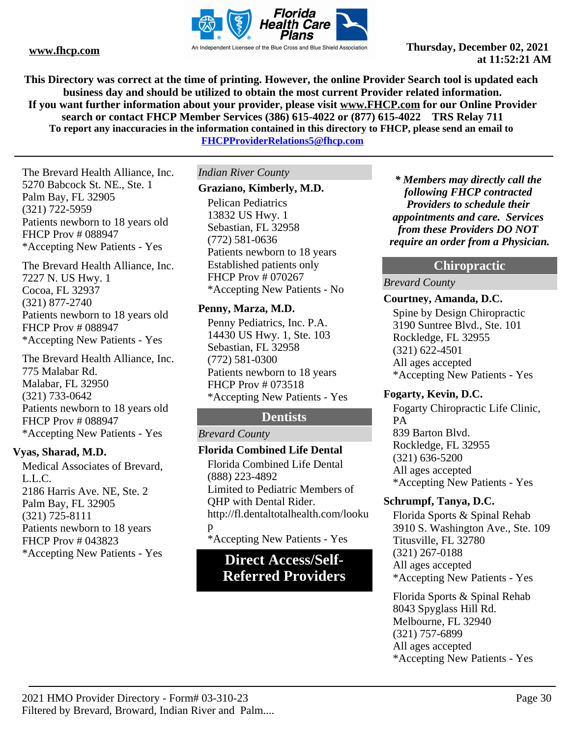The Brevard Health Alliance, Inc.
5270 Babcock St. NE., Ste. 1
Palm Bay, FL 32905
(321) 722-5959
Patients newborn to 18 years old
FHCP Prov # 088947
*Accepting New Patients - Yes

The Brevard Health Alliance, Inc.
7227 N. US Hwy. 1
Cocoa, FL 32937
(321) 877-2740
Patients newborn to 18 years old
FHCP Prov # 088947
*Accepting New Patients - Yes

The Brevard Health Alliance, Inc.
775 Malabar Rd.
Malabar, FL 32950
(321) 733-0642
Patients newborn to 18 years old
FHCP Prov # 088947
*Accepting New Patients - Yes

**Vyas, Sharad, M.D.**

Medical Associates of Brevard, L.L.C.
2186 Harris Ave. NE, Ste. 2
Palm Bay, FL 32905
(321) 725-8111
Patients newborn to 18 years
FHCP Prov # 043823
*Accepting New Patients - Yes

*Indian River County*

**Graziano, Kimberly, M.D.**

Pelican Pediatrics
13832 US Hwy. 1
Sebastian, FL 32958
(772) 581-0636
Patients newborn to 18 years
Established patients only
FHCP Prov # 070267
*Accepting New Patients - No

**Penny, Marza, M.D.**

Penny Pediatrics, Inc. P.A.
14430 US Hwy. 1, Ste. 103
Sebastian, FL 32958
(772) 581-0300
Patients newborn to 18 years
FHCP Prov # 073518
*Accepting New Patients - Yes

## Dentists

*Brevard County*

**Florida Combined Life Dental**

Florida Combined Life Dental
(888) 223-4892
Limited to Pediatric Members of QHP with Dental Rider.
http://fl.dentaltotalhealth.com/lookup
*Accepting New Patients - Yes

# Direct Access/Self-Referred Providers

***\* Members may directly call the following FHCP contracted Providers to schedule their appointments and care. Services from these Providers DO NOT require an order from a Physician.***

## Chiropractic

*Brevard County*

**Courtney, Amanda, D.C.**

Spine by Design Chiropractic
3190 Suntree Blvd., Ste. 101
Rockledge, FL 32955
(321) 622-4501
All ages accepted
*Accepting New Patients - Yes

**Fogarty, Kevin, D.C.**

Fogarty Chiropractic Life Clinic, PA
839 Barton Blvd.
Rockledge, FL 32955
(321) 636-5200
All ages accepted
*Accepting New Patients - Yes

**Schrumpf, Tanya, D.C.**

Florida Sports & Spinal Rehab
3910 S. Washington Ave., Ste. 109
Titusville, FL 32780
(321) 267-0188
All ages accepted
*Accepting New Patients - Yes

Florida Sports & Spinal Rehab
8043 Spyglass Hill Rd.
Melbourne, FL 32940
(321) 757-6899
All ages accepted
*Accepting New Patients - Yes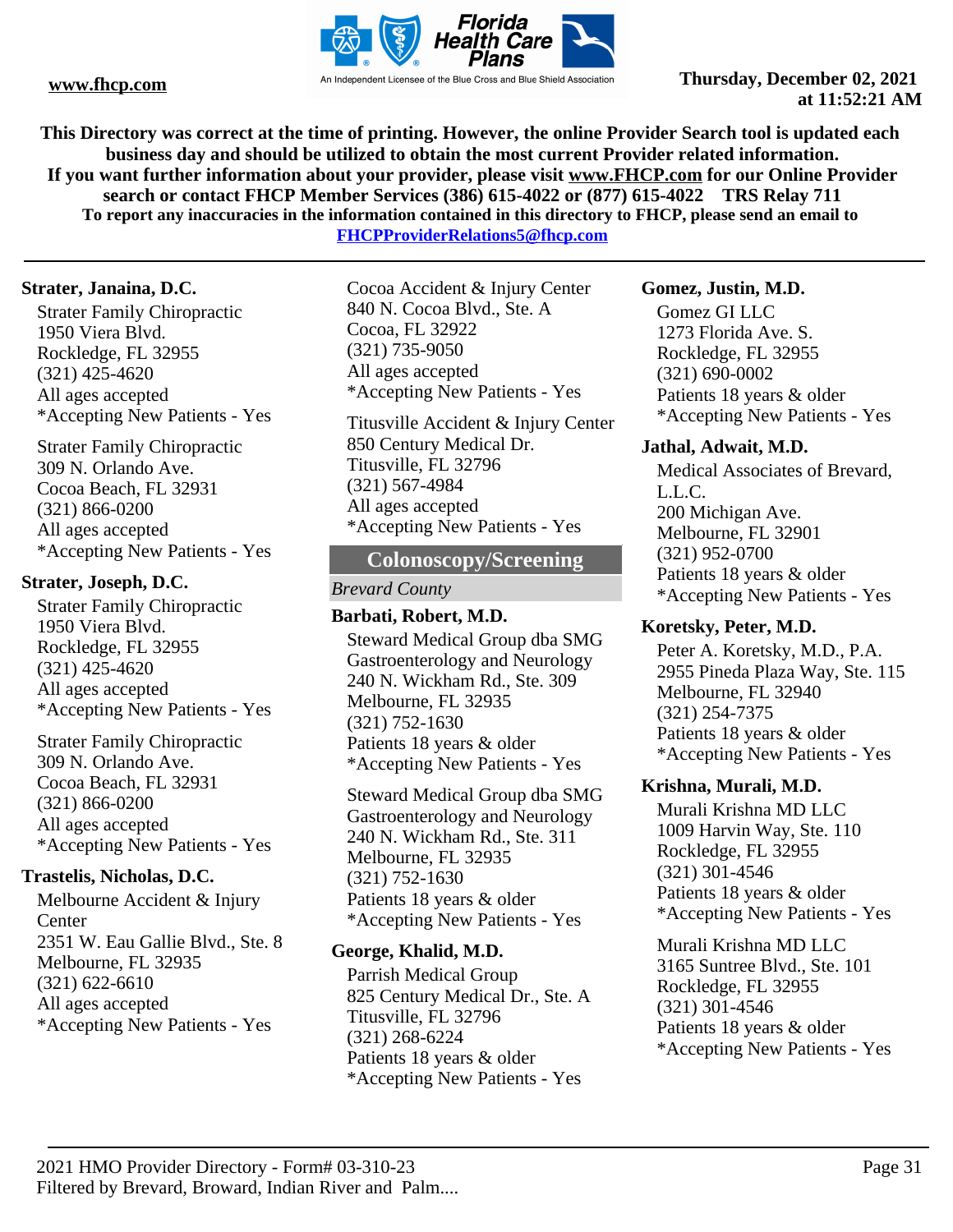This Directory was correct at the time of printing. However, the online Provider Search tool is updated each business day and should be utilized to obtain the most current Provider related information.
If you want further information about your provider, please visit www.FHCP.com for our Online Provider search or contact FHCP Member Services (386) 615-4022 or (877) 615-4022 TRS Relay 711
To report any inaccuracies in the information contained in this directory to FHCP, please send an email to FHCPProviderRelations5@fhcp.com

**Strater, Janaina, D.C.**

Strater Family Chiropractic
1950 Viera Blvd.
Rockledge, FL 32955
(321) 425-4620
All ages accepted
*Accepting New Patients - Yes

Strater Family Chiropractic
309 N. Orlando Ave.
Cocoa Beach, FL 32931
(321) 866-0200
All ages accepted
*Accepting New Patients - Yes

**Strater, Joseph, D.C.**

Strater Family Chiropractic
1950 Viera Blvd.
Rockledge, FL 32955
(321) 425-4620
All ages accepted
*Accepting New Patients - Yes

Strater Family Chiropractic
309 N. Orlando Ave.
Cocoa Beach, FL 32931
(321) 866-0200
All ages accepted
*Accepting New Patients - Yes

**Trastelis, Nicholas, D.C.**

Melbourne Accident & Injury Center
2351 W. Eau Gallie Blvd., Ste. 8
Melbourne, FL 32935
(321) 622-6610
All ages accepted
*Accepting New Patients - Yes

Cocoa Accident & Injury Center
840 N. Cocoa Blvd., Ste. A
Cocoa, FL 32922
(321) 735-9050
All ages accepted
*Accepting New Patients - Yes

Titusville Accident & Injury Center
850 Century Medical Dr.
Titusville, FL 32796
(321) 567-4984
All ages accepted
*Accepting New Patients - Yes

## Colonoscopy/Screening

*Brevard County*

**Barbati, Robert, M.D.**

Steward Medical Group dba SMG Gastroenterology and Neurology
240 N. Wickham Rd., Ste. 309
Melbourne, FL 32935
(321) 752-1630
Patients 18 years & older
*Accepting New Patients - Yes

Steward Medical Group dba SMG Gastroenterology and Neurology
240 N. Wickham Rd., Ste. 311
Melbourne, FL 32935
(321) 752-1630
Patients 18 years & older
*Accepting New Patients - Yes

**George, Khalid, M.D.**

Parrish Medical Group
825 Century Medical Dr., Ste. A
Titusville, FL 32796
(321) 268-6224
Patients 18 years & older
*Accepting New Patients - Yes

**Gomez, Justin, M.D.**

Gomez GI LLC
1273 Florida Ave. S.
Rockledge, FL 32955
(321) 690-0002
Patients 18 years & older
*Accepting New Patients - Yes

**Jathal, Adwait, M.D.**

Medical Associates of Brevard, L.L.C.
200 Michigan Ave.
Melbourne, FL 32901
(321) 952-0700
Patients 18 years & older
*Accepting New Patients - Yes

**Koretsky, Peter, M.D.**

Peter A. Koretsky, M.D., P.A.
2955 Pineda Plaza Way, Ste. 115
Melbourne, FL 32940
(321) 254-7375
Patients 18 years & older
*Accepting New Patients - Yes

**Krishna, Murali, M.D.**

Murali Krishna MD LLC
1009 Harvin Way, Ste. 110
Rockledge, FL 32955
(321) 301-4546
Patients 18 years & older
*Accepting New Patients - Yes

Murali Krishna MD LLC
3165 Suntree Blvd., Ste. 101
Rockledge, FL 32955
(321) 301-4546
Patients 18 years & older
*Accepting New Patients - Yes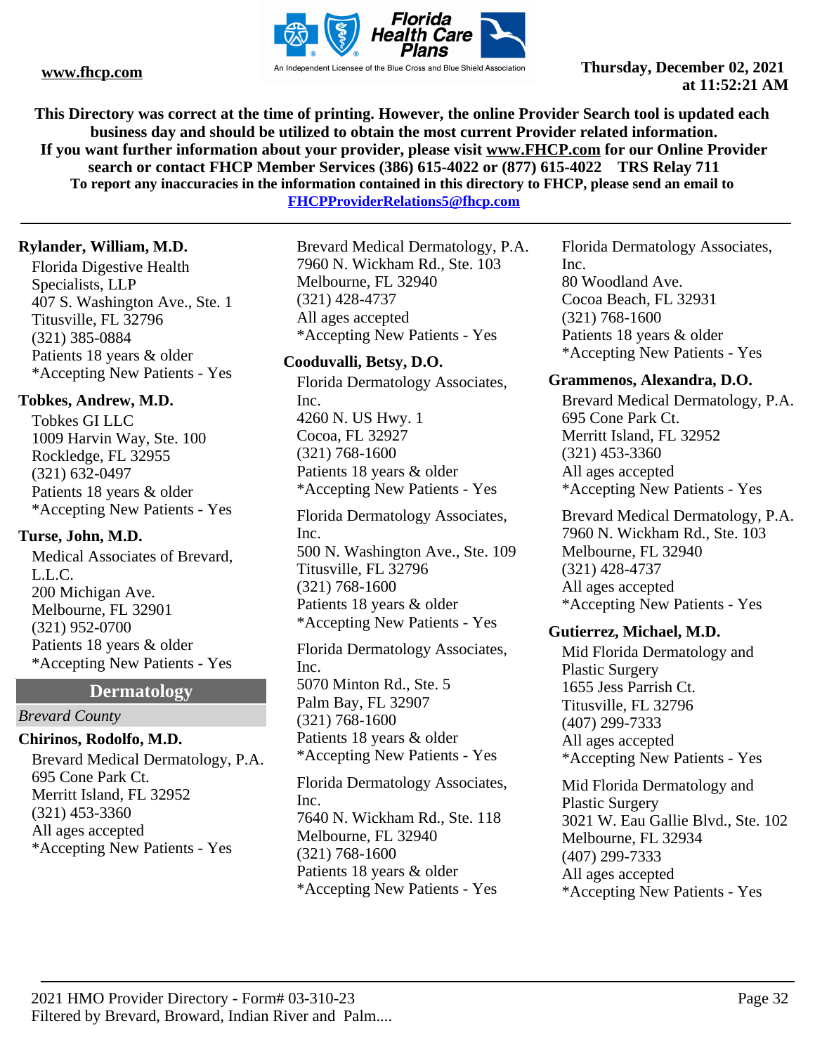**This Directory was correct at the time of printing. However, the online Provider Search tool is updated each business day and should be utilized to obtain the most current Provider related information. If you want further information about your provider, please visit www.FHCP.com for our Online Provider search or contact FHCP Member Services (386) 615-4022 or (877) 615-4022 TRS Relay 711**
**To report any inaccuracies in the information contained in this directory to FHCP, please send an email to FHCPProviderRelations5@fhcp.com**

**Rylander, William, M.D.**

Florida Digestive Health Specialists, LLP
407 S. Washington Ave., Ste. 1
Titusville, FL 32796
(321) 385-0884
Patients 18 years & older
*Accepting New Patients - Yes

**Tobkes, Andrew, M.D.**

Tobkes GI LLC
1009 Harvin Way, Ste. 100
Rockledge, FL 32955
(321) 632-0497
Patients 18 years & older
*Accepting New Patients - Yes

**Turse, John, M.D.**

Medical Associates of Brevard, L.L.C.
200 Michigan Ave.
Melbourne, FL 32901
(321) 952-0700
Patients 18 years & older
*Accepting New Patients - Yes

## Dermatology

*Brevard County*

**Chirinos, Rodolfo, M.D.**

Brevard Medical Dermatology, P.A.
695 Cone Park Ct.
Merritt Island, FL 32952
(321) 453-3360
All ages accepted
*Accepting New Patients - Yes

Brevard Medical Dermatology, P.A.
7960 N. Wickham Rd., Ste. 103
Melbourne, FL 32940
(321) 428-4737
All ages accepted
*Accepting New Patients - Yes

**Cooduvalli, Betsy, D.O.**

Florida Dermatology Associates, Inc.
4260 N. US Hwy. 1
Cocoa, FL 32927
(321) 768-1600
Patients 18 years & older
*Accepting New Patients - Yes

Florida Dermatology Associates, Inc.
500 N. Washington Ave., Ste. 109
Titusville, FL 32796
(321) 768-1600
Patients 18 years & older
*Accepting New Patients - Yes

Florida Dermatology Associates, Inc.
5070 Minton Rd., Ste. 5
Palm Bay, FL 32907
(321) 768-1600
Patients 18 years & older
*Accepting New Patients - Yes

Florida Dermatology Associates, Inc.
7640 N. Wickham Rd., Ste. 118
Melbourne, FL 32940
(321) 768-1600
Patients 18 years & older
*Accepting New Patients - Yes

Florida Dermatology Associates, Inc.
80 Woodland Ave.
Cocoa Beach, FL 32931
(321) 768-1600
Patients 18 years & older
*Accepting New Patients - Yes

**Grammenos, Alexandra, D.O.**

Brevard Medical Dermatology, P.A.
695 Cone Park Ct.
Merritt Island, FL 32952
(321) 453-3360
All ages accepted
*Accepting New Patients - Yes

Brevard Medical Dermatology, P.A.
7960 N. Wickham Rd., Ste. 103
Melbourne, FL 32940
(321) 428-4737
All ages accepted
*Accepting New Patients - Yes

**Gutierrez, Michael, M.D.**

Mid Florida Dermatology and Plastic Surgery
1655 Jess Parrish Ct.
Titusville, FL 32796
(407) 299-7333
All ages accepted
*Accepting New Patients - Yes

Mid Florida Dermatology and Plastic Surgery
3021 W. Eau Gallie Blvd., Ste. 102
Melbourne, FL 32934
(407) 299-7333
All ages accepted
*Accepting New Patients - Yes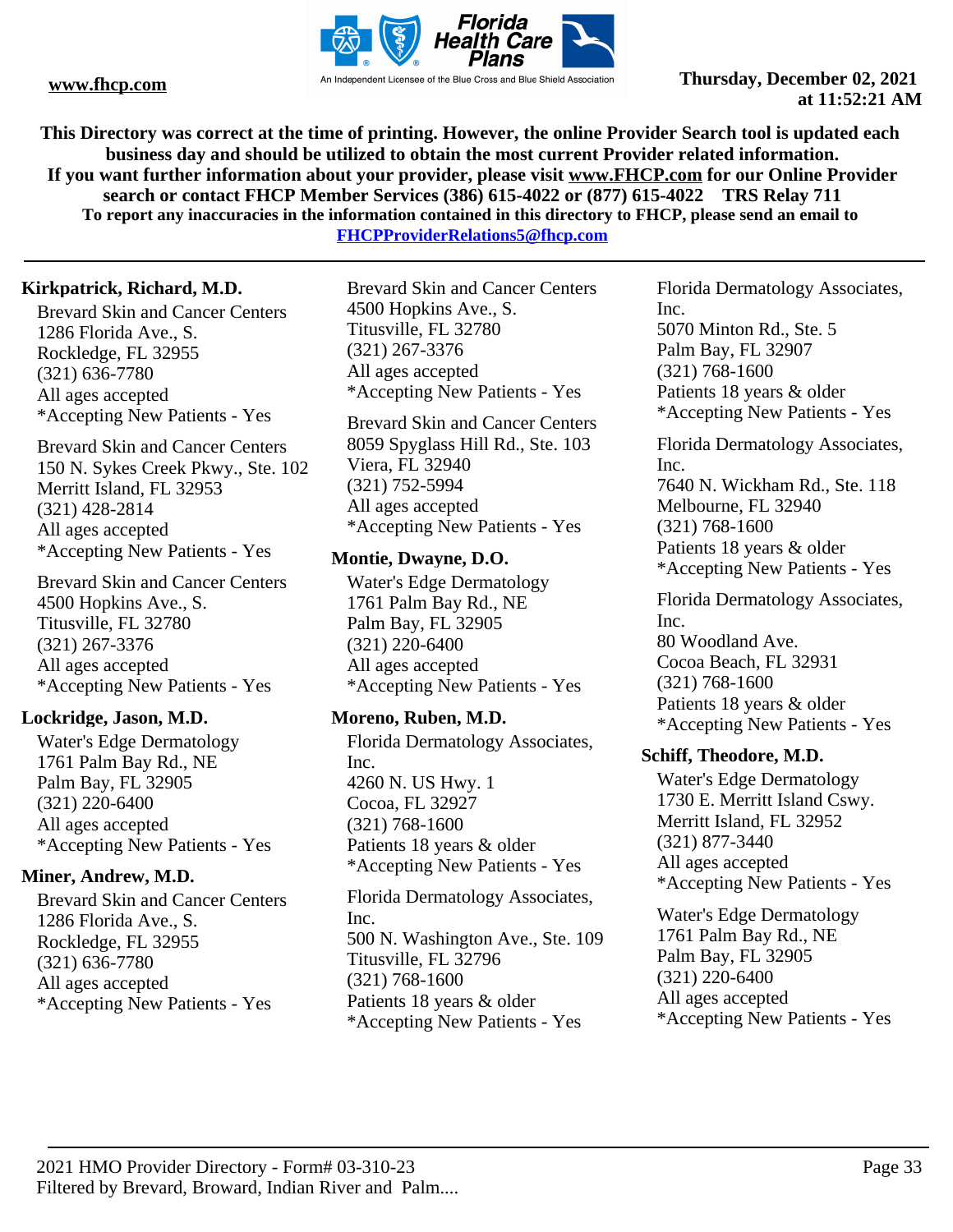This Directory was correct at the time of printing. However, the online Provider Search tool is updated each business day and should be utilized to obtain the most current Provider related information.
If you want further information about your provider, please visit www.FHCP.com for our Online Provider search or contact FHCP Member Services (386) 615-4022 or (877) 615-4022 TRS Relay 711
To report any inaccuracies in the information contained in this directory to FHCP, please send an email to FHCPProviderRelations5@fhcp.com

**Kirkpatrick, Richard, M.D.**

Brevard Skin and Cancer Centers
1286 Florida Ave., S.
Rockledge, FL 32955
(321) 636-7780
All ages accepted
*Accepting New Patients - Yes

Brevard Skin and Cancer Centers
150 N. Sykes Creek Pkwy., Ste. 102
Merritt Island, FL 32953
(321) 428-2814
All ages accepted
*Accepting New Patients - Yes

Brevard Skin and Cancer Centers
4500 Hopkins Ave., S.
Titusville, FL 32780
(321) 267-3376
All ages accepted
*Accepting New Patients - Yes

**Lockridge, Jason, M.D.**

Water's Edge Dermatology
1761 Palm Bay Rd., NE
Palm Bay, FL 32905
(321) 220-6400
All ages accepted
*Accepting New Patients - Yes

**Miner, Andrew, M.D.**

Brevard Skin and Cancer Centers
1286 Florida Ave., S.
Rockledge, FL 32955
(321) 636-7780
All ages accepted
*Accepting New Patients - Yes

Brevard Skin and Cancer Centers
4500 Hopkins Ave., S.
Titusville, FL 32780
(321) 267-3376
All ages accepted
*Accepting New Patients - Yes

Brevard Skin and Cancer Centers
8059 Spyglass Hill Rd., Ste. 103
Viera, FL 32940
(321) 752-5994
All ages accepted
*Accepting New Patients - Yes

**Montie, Dwayne, D.O.**

Water's Edge Dermatology
1761 Palm Bay Rd., NE
Palm Bay, FL 32905
(321) 220-6400
All ages accepted
*Accepting New Patients - Yes

**Moreno, Ruben, M.D.**

Florida Dermatology Associates, Inc.
4260 N. US Hwy. 1
Cocoa, FL 32927
(321) 768-1600
Patients 18 years & older
*Accepting New Patients - Yes

Florida Dermatology Associates, Inc.
500 N. Washington Ave., Ste. 109
Titusville, FL 32796
(321) 768-1600
Patients 18 years & older
*Accepting New Patients - Yes

Florida Dermatology Associates, Inc.
5070 Minton Rd., Ste. 5
Palm Bay, FL 32907
(321) 768-1600
Patients 18 years & older
*Accepting New Patients - Yes

Florida Dermatology Associates, Inc.
7640 N. Wickham Rd., Ste. 118
Melbourne, FL 32940
(321) 768-1600
Patients 18 years & older
*Accepting New Patients - Yes

Florida Dermatology Associates, Inc.
80 Woodland Ave.
Cocoa Beach, FL 32931
(321) 768-1600
Patients 18 years & older
*Accepting New Patients - Yes

**Schiff, Theodore, M.D.**

Water's Edge Dermatology
1730 E. Merritt Island Cswy.
Merritt Island, FL 32952
(321) 877-3440
All ages accepted
*Accepting New Patients - Yes

Water's Edge Dermatology
1761 Palm Bay Rd., NE
Palm Bay, FL 32905
(321) 220-6400
All ages accepted
*Accepting New Patients - Yes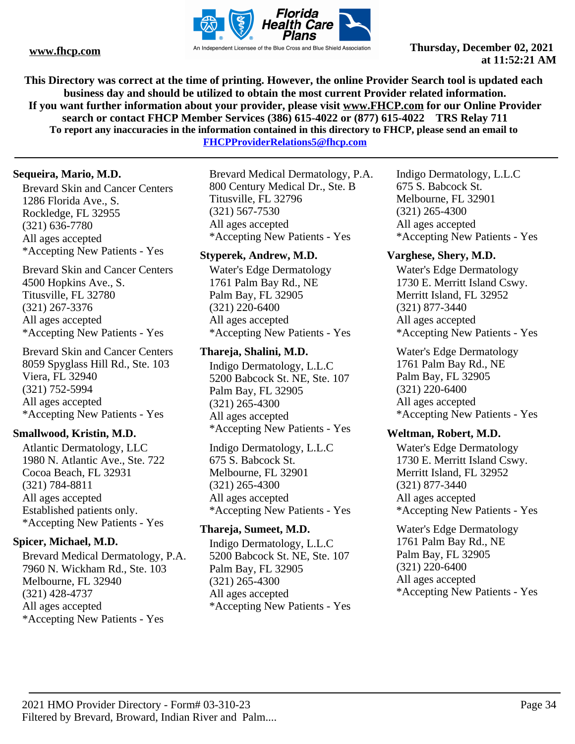This Directory was correct at the time of printing. However, the online Provider Search tool is updated each business day and should be utilized to obtain the most current Provider related information. If you want further information about your provider, please visit www.FHCP.com for our Online Provider search or contact FHCP Member Services (386) 615-4022 or (877) 615-4022 TRS Relay 711
To report any inaccuracies in the information contained in this directory to FHCP, please send an email to FHCPProviderRelations5@fhcp.com

**Sequeira, Mario, M.D.**

Brevard Skin and Cancer Centers
1286 Florida Ave., S.
Rockledge, FL 32955
(321) 636-7780
All ages accepted
*Accepting New Patients - Yes

Brevard Skin and Cancer Centers
4500 Hopkins Ave., S.
Titusville, FL 32780
(321) 267-3376
All ages accepted
*Accepting New Patients - Yes

Brevard Skin and Cancer Centers
8059 Spyglass Hill Rd., Ste. 103
Viera, FL 32940
(321) 752-5994
All ages accepted
*Accepting New Patients - Yes

**Smallwood, Kristin, M.D.**

Atlantic Dermatology, LLC
1980 N. Atlantic Ave., Ste. 722
Cocoa Beach, FL 32931
(321) 784-8811
All ages accepted
Established patients only.
*Accepting New Patients - Yes

**Spicer, Michael, M.D.**

Brevard Medical Dermatology, P.A.
7960 N. Wickham Rd., Ste. 103
Melbourne, FL 32940
(321) 428-4737
All ages accepted
*Accepting New Patients - Yes

Brevard Medical Dermatology, P.A.
800 Century Medical Dr., Ste. B
Titusville, FL 32796
(321) 567-7530
All ages accepted
*Accepting New Patients - Yes

**Styperek, Andrew, M.D.**

Water's Edge Dermatology
1761 Palm Bay Rd., NE
Palm Bay, FL 32905
(321) 220-6400
All ages accepted
*Accepting New Patients - Yes

**Thareja, Shalini, M.D.**

Indigo Dermatology, L.L.C
5200 Babcock St. NE, Ste. 107
Palm Bay, FL 32905
(321) 265-4300
All ages accepted
*Accepting New Patients - Yes

Indigo Dermatology, L.L.C
675 S. Babcock St.
Melbourne, FL 32901
(321) 265-4300
All ages accepted
*Accepting New Patients - Yes

**Thareja, Sumeet, M.D.**

Indigo Dermatology, L.L.C
5200 Babcock St. NE, Ste. 107
Palm Bay, FL 32905
(321) 265-4300
All ages accepted
*Accepting New Patients - Yes

Indigo Dermatology, L.L.C
675 S. Babcock St.
Melbourne, FL 32901
(321) 265-4300
All ages accepted
*Accepting New Patients - Yes

**Varghese, Shery, M.D.**

Water's Edge Dermatology
1730 E. Merritt Island Cswy.
Merritt Island, FL 32952
(321) 877-3440
All ages accepted
*Accepting New Patients - Yes

Water's Edge Dermatology
1761 Palm Bay Rd., NE
Palm Bay, FL 32905
(321) 220-6400
All ages accepted
*Accepting New Patients - Yes

**Weltman, Robert, M.D.**

Water's Edge Dermatology
1730 E. Merritt Island Cswy.
Merritt Island, FL 32952
(321) 877-3440
All ages accepted
*Accepting New Patients - Yes

Water's Edge Dermatology
1761 Palm Bay Rd., NE
Palm Bay, FL 32905
(321) 220-6400
All ages accepted
*Accepting New Patients - Yes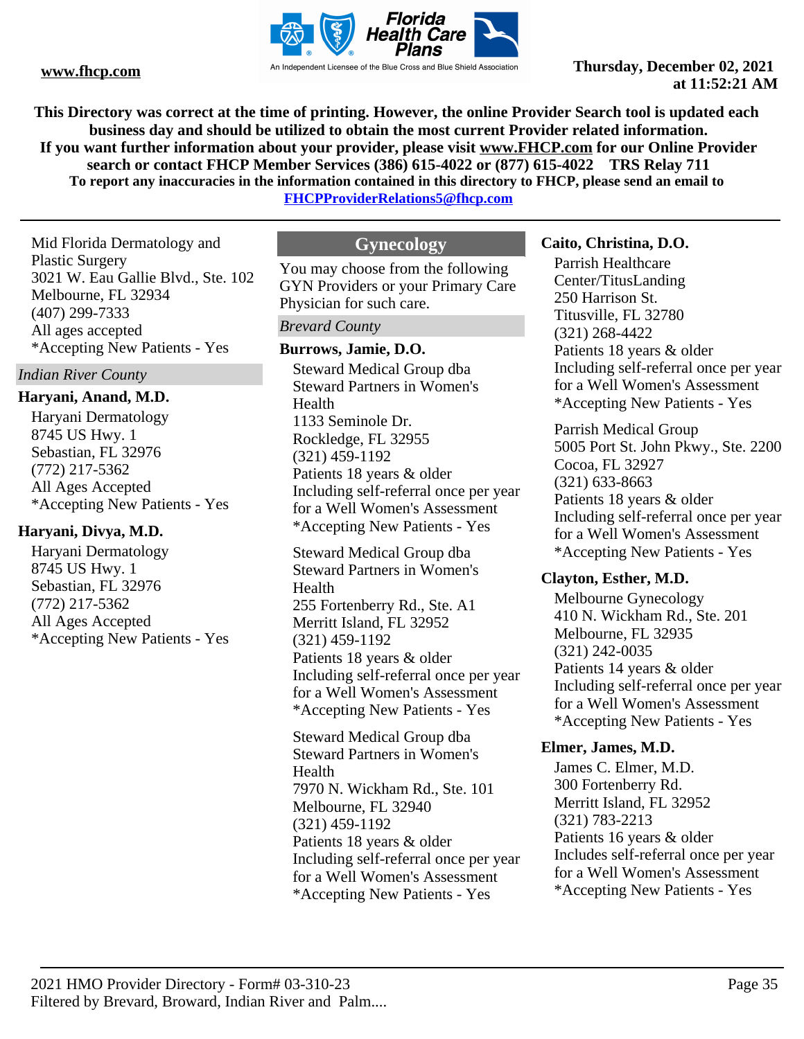Mid Florida Dermatology and Plastic Surgery
3021 W. Eau Gallie Blvd., Ste. 102
Melbourne, FL 32934
(407) 299-7333
All ages accepted
*Accepting New Patients - Yes

*Indian River County*

**Haryani, Anand, M.D.**

Haryani Dermatology
8745 US Hwy. 1
Sebastian, FL 32976
(772) 217-5362
All Ages Accepted
*Accepting New Patients - Yes

**Haryani, Divya, M.D.**

Haryani Dermatology
8745 US Hwy. 1
Sebastian, FL 32976
(772) 217-5362
All Ages Accepted
*Accepting New Patients - Yes

## Gynecology

You may choose from the following GYN Providers or your Primary Care Physician for such care.

*Brevard County*

**Burrows, Jamie, D.O.**

Steward Medical Group dba Steward Partners in Women's Health
1133 Seminole Dr.
Rockledge, FL 32955
(321) 459-1192
Patients 18 years & older
Including self-referral once per year for a Well Women's Assessment
*Accepting New Patients - Yes

Steward Medical Group dba Steward Partners in Women's Health
255 Fortenberry Rd., Ste. A1
Merritt Island, FL 32952
(321) 459-1192
Patients 18 years & older
Including self-referral once per year for a Well Women's Assessment
*Accepting New Patients - Yes

Steward Medical Group dba Steward Partners in Women's Health
7970 N. Wickham Rd., Ste. 101
Melbourne, FL 32940
(321) 459-1192
Patients 18 years & older
Including self-referral once per year for a Well Women's Assessment
*Accepting New Patients - Yes

**Caito, Christina, D.O.**

Parrish Healthcare Center/TitusLanding
250 Harrison St.
Titusville, FL 32780
(321) 268-4422
Patients 18 years & older
Including self-referral once per year for a Well Women's Assessment
*Accepting New Patients - Yes

Parrish Medical Group
5005 Port St. John Pkwy., Ste. 2200
Cocoa, FL 32927
(321) 633-8663
Patients 18 years & older
Including self-referral once per year for a Well Women's Assessment
*Accepting New Patients - Yes

**Clayton, Esther, M.D.**

Melbourne Gynecology
410 N. Wickham Rd., Ste. 201
Melbourne, FL 32935
(321) 242-0035
Patients 14 years & older
Including self-referral once per year for a Well Women's Assessment
*Accepting New Patients - Yes

**Elmer, James, M.D.**

James C. Elmer, M.D.
300 Fortenberry Rd.
Merritt Island, FL 32952
(321) 783-2213
Patients 16 years & older
Includes self-referral once per year for a Well Women's Assessment
*Accepting New Patients - Yes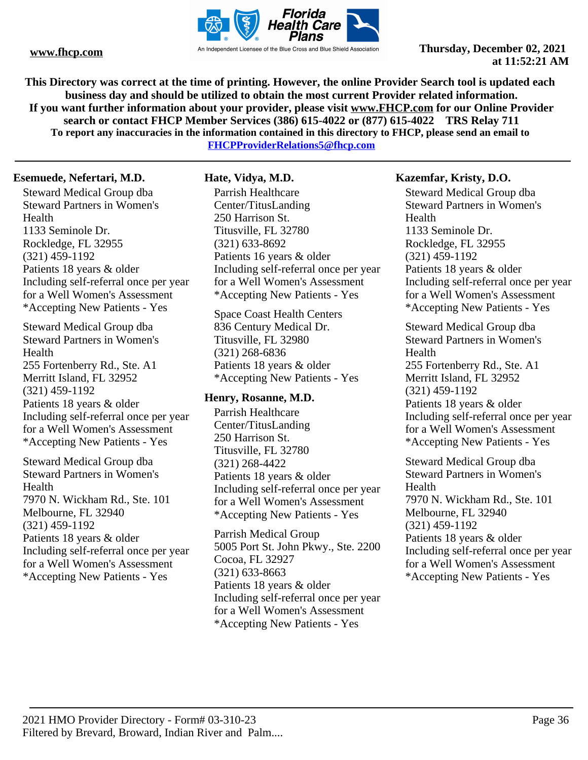This Directory was correct at the time of printing. However, the online Provider Search tool is updated each business day and should be utilized to obtain the most current Provider related information.
If you want further information about your provider, please visit www.FHCP.com for our Online Provider search or contact FHCP Member Services (386) 615-4022 or (877) 615-4022 TRS Relay 711
To report any inaccuracies in the information contained in this directory to FHCP, please send an email to FHCPProviderRelations5@fhcp.com

**Esemuede, Nefertari, M.D.**

Steward Medical Group dba
Steward Partners in Women's Health
1133 Seminole Dr.
Rockledge, FL 32955
(321) 459-1192
Patients 18 years & older
Including self-referral once per year for a Well Women's Assessment
*Accepting New Patients - Yes

Steward Medical Group dba
Steward Partners in Women's Health
255 Fortenberry Rd., Ste. A1
Merritt Island, FL 32952
(321) 459-1192
Patients 18 years & older
Including self-referral once per year for a Well Women's Assessment
*Accepting New Patients - Yes

Steward Medical Group dba
Steward Partners in Women's Health
7970 N. Wickham Rd., Ste. 101
Melbourne, FL 32940
(321) 459-1192
Patients 18 years & older
Including self-referral once per year for a Well Women's Assessment
*Accepting New Patients - Yes

**Hate, Vidya, M.D.**

Parrish Healthcare Center/TitusLanding
250 Harrison St.
Titusville, FL 32780
(321) 633-8692
Patients 16 years & older
Including self-referral once per year for a Well Women's Assessment
*Accepting New Patients - Yes

Space Coast Health Centers
836 Century Medical Dr.
Titusville, FL 32980
(321) 268-6836
Patients 18 years & older
*Accepting New Patients - Yes

**Henry, Rosanne, M.D.**

Parrish Healthcare Center/TitusLanding
250 Harrison St.
Titusville, FL 32780
(321) 268-4422
Patients 18 years & older
Including self-referral once per year for a Well Women's Assessment
*Accepting New Patients - Yes

Parrish Medical Group
5005 Port St. John Pkwy., Ste. 2200
Cocoa, FL 32927
(321) 633-8663
Patients 18 years & older
Including self-referral once per year for a Well Women's Assessment
*Accepting New Patients - Yes

**Kazemfar, Kristy, D.O.**

Steward Medical Group dba
Steward Partners in Women's Health
1133 Seminole Dr.
Rockledge, FL 32955
(321) 459-1192
Patients 18 years & older
Including self-referral once per year for a Well Women's Assessment
*Accepting New Patients - Yes

Steward Medical Group dba
Steward Partners in Women's Health
255 Fortenberry Rd., Ste. A1
Merritt Island, FL 32952
(321) 459-1192
Patients 18 years & older
Including self-referral once per year for a Well Women's Assessment
*Accepting New Patients - Yes

Steward Medical Group dba
Steward Partners in Women's Health
7970 N. Wickham Rd., Ste. 101
Melbourne, FL 32940
(321) 459-1192
Patients 18 years & older
Including self-referral once per year for a Well Women's Assessment
*Accepting New Patients - Yes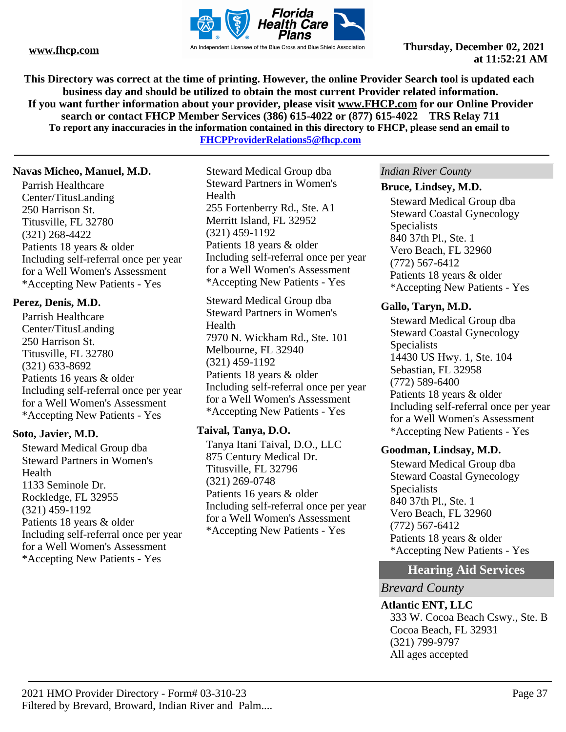**Navas Micheo, Manuel, M.D.**

Parrish Healthcare Center/TitusLanding
250 Harrison St.
Titusville, FL 32780
(321) 268-4422
Patients 18 years & older
Including self-referral once per year for a Well Women's Assessment
*Accepting New Patients - Yes

**Perez, Denis, M.D.**

Parrish Healthcare Center/TitusLanding
250 Harrison St.
Titusville, FL 32780
(321) 633-8692
Patients 16 years & older
Including self-referral once per year for a Well Women's Assessment
*Accepting New Patients - Yes

**Soto, Javier, M.D.**

Steward Medical Group dba Steward Partners in Women's Health
1133 Seminole Dr.
Rockledge, FL 32955
(321) 459-1192
Patients 18 years & older
Including self-referral once per year for a Well Women's Assessment
*Accepting New Patients - Yes

Steward Medical Group dba Steward Partners in Women's Health
255 Fortenberry Rd., Ste. A1
Merritt Island, FL 32952
(321) 459-1192
Patients 18 years & older
Including self-referral once per year for a Well Women's Assessment
*Accepting New Patients - Yes

Steward Medical Group dba Steward Partners in Women's Health
7970 N. Wickham Rd., Ste. 101
Melbourne, FL 32940
(321) 459-1192
Patients 18 years & older
Including self-referral once per year for a Well Women's Assessment
*Accepting New Patients - Yes

**Taival, Tanya, D.O.**

Tanya Itani Taival, D.O., LLC
875 Century Medical Dr.
Titusville, FL 32796
(321) 269-0748
Patients 16 years & older
Including self-referral once per year for a Well Women's Assessment
*Accepting New Patients - Yes

*Indian River County*

**Bruce, Lindsey, M.D.**

Steward Medical Group dba Steward Coastal Gynecology Specialists
840 37th Pl., Ste. 1
Vero Beach, FL 32960
(772) 567-6412
Patients 18 years & older
*Accepting New Patients - Yes

**Gallo, Taryn, M.D.**

Steward Medical Group dba Steward Coastal Gynecology Specialists
14430 US Hwy. 1, Ste. 104
Sebastian, FL 32958
(772) 589-6400
Patients 18 years & older
Including self-referral once per year for a Well Women's Assessment
*Accepting New Patients - Yes

**Goodman, Lindsay, M.D.**

Steward Medical Group dba Steward Coastal Gynecology Specialists
840 37th Pl., Ste. 1
Vero Beach, FL 32960
(772) 567-6412
Patients 18 years & older
*Accepting New Patients - Yes

## Hearing Aid Services

*Brevard County*

**Atlantic ENT, LLC**

333 W. Cocoa Beach Cswy., Ste. B
Cocoa Beach, FL 32931
(321) 799-9797
All ages accepted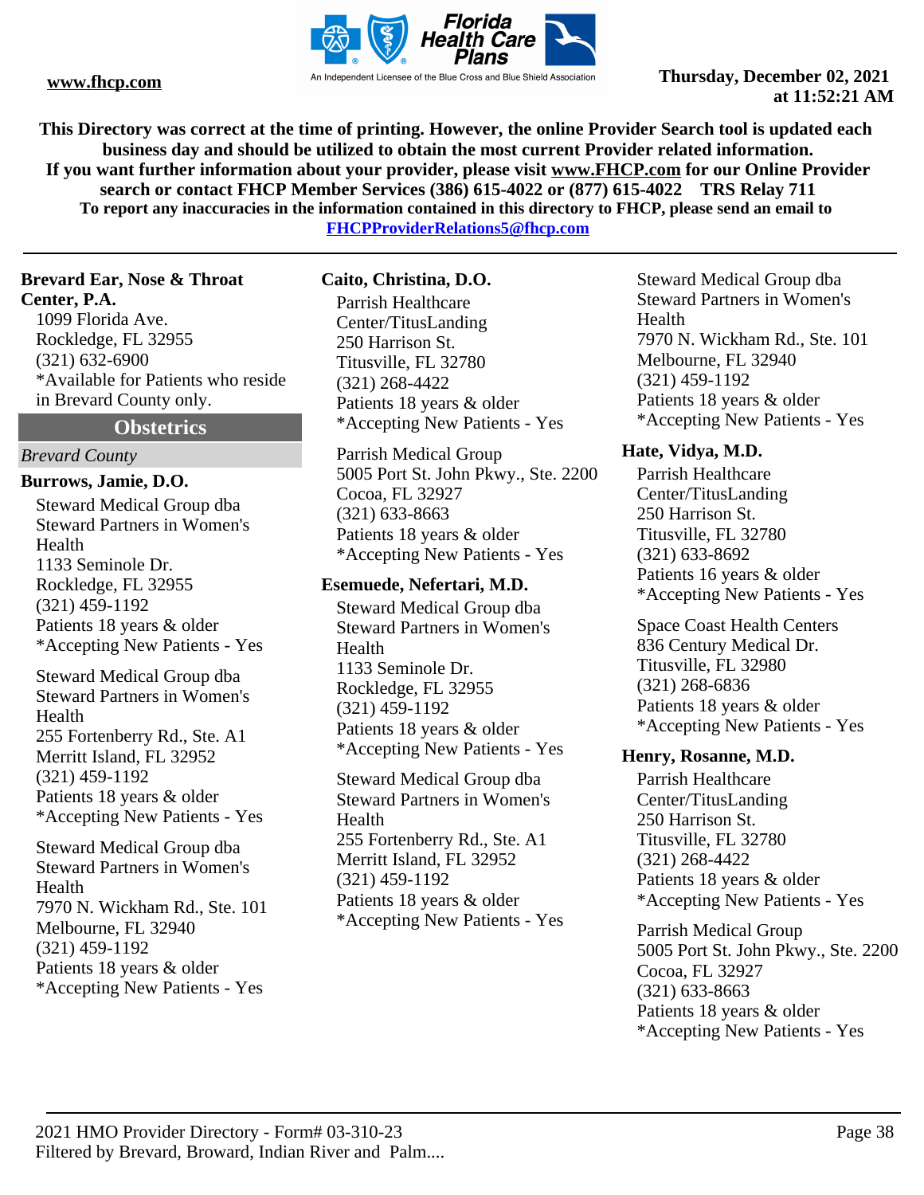This Directory was correct at the time of printing. However, the online Provider Search tool is updated each business day and should be utilized to obtain the most current Provider related information.
If you want further information about your provider, please visit www.FHCP.com for our Online Provider search or contact FHCP Member Services (386) 615-4022 or (877) 615-4022 TRS Relay 711
To report any inaccuracies in the information contained in this directory to FHCP, please send an email to FHCPProviderRelations5@fhcp.com

**Brevard Ear, Nose & Throat Center, P.A.**
1099 Florida Ave.
Rockledge, FL 32955
(321) 632-6900
*Available for Patients who reside in Brevard County only.

## Obstetrics

*Brevard County*

**Burrows, Jamie, D.O.**

Steward Medical Group dba Steward Partners in Women's Health
1133 Seminole Dr.
Rockledge, FL 32955
(321) 459-1192
Patients 18 years & older
*Accepting New Patients - Yes

Steward Medical Group dba Steward Partners in Women's Health
255 Fortenberry Rd., Ste. A1
Merritt Island, FL 32952
(321) 459-1192
Patients 18 years & older
*Accepting New Patients - Yes

Steward Medical Group dba Steward Partners in Women's Health
7970 N. Wickham Rd., Ste. 101
Melbourne, FL 32940
(321) 459-1192
Patients 18 years & older
*Accepting New Patients - Yes

**Caito, Christina, D.O.**

Parrish Healthcare Center/TitusLanding
250 Harrison St.
Titusville, FL 32780
(321) 268-4422
Patients 18 years & older
*Accepting New Patients - Yes

Parrish Medical Group
5005 Port St. John Pkwy., Ste. 2200
Cocoa, FL 32927
(321) 633-8663
Patients 18 years & older
*Accepting New Patients - Yes

**Esemuede, Nefertari, M.D.**

Steward Medical Group dba Steward Partners in Women's Health
1133 Seminole Dr.
Rockledge, FL 32955
(321) 459-1192
Patients 18 years & older
*Accepting New Patients - Yes

Steward Medical Group dba Steward Partners in Women's Health
255 Fortenberry Rd., Ste. A1
Merritt Island, FL 32952
(321) 459-1192
Patients 18 years & older
*Accepting New Patients - Yes

Steward Medical Group dba Steward Partners in Women's Health
7970 N. Wickham Rd., Ste. 101
Melbourne, FL 32940
(321) 459-1192
Patients 18 years & older
*Accepting New Patients - Yes

**Hate, Vidya, M.D.**

Parrish Healthcare Center/TitusLanding
250 Harrison St.
Titusville, FL 32780
(321) 633-8692
Patients 16 years & older
*Accepting New Patients - Yes

Space Coast Health Centers
836 Century Medical Dr.
Titusville, FL 32980
(321) 268-6836
Patients 18 years & older
*Accepting New Patients - Yes

**Henry, Rosanne, M.D.**

Parrish Healthcare Center/TitusLanding
250 Harrison St.
Titusville, FL 32780
(321) 268-4422
Patients 18 years & older
*Accepting New Patients - Yes

Parrish Medical Group
5005 Port St. John Pkwy., Ste. 2200
Cocoa, FL 32927
(321) 633-8663
Patients 18 years & older
*Accepting New Patients - Yes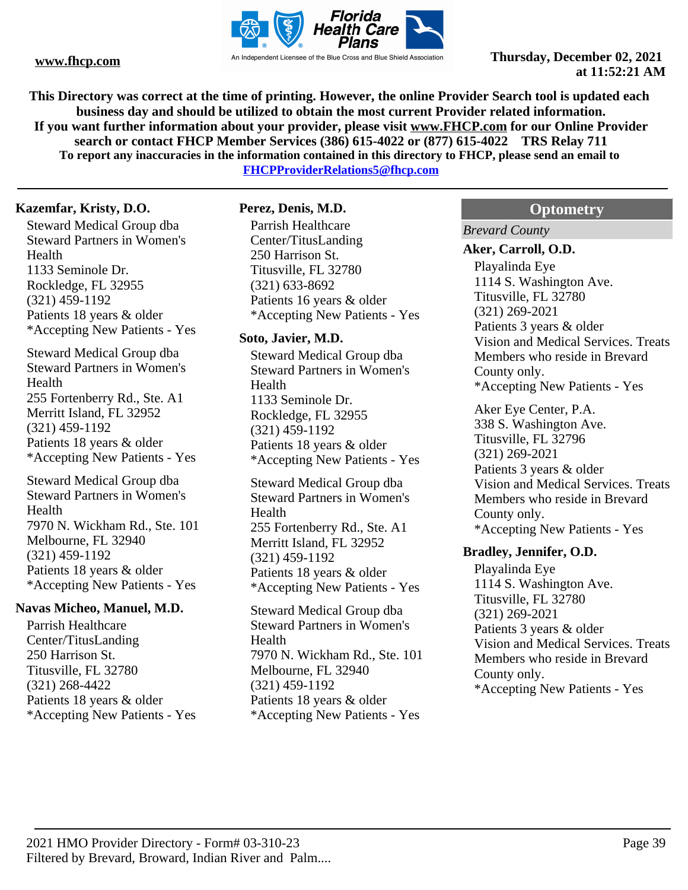This Directory was correct at the time of printing. However, the online Provider Search tool is updated each business day and should be utilized to obtain the most current Provider related information.
If you want further information about your provider, please visit www.FHCP.com for our Online Provider search or contact FHCP Member Services (386) 615-4022 or (877) 615-4022 TRS Relay 711
To report any inaccuracies in the information contained in this directory to FHCP, please send an email to FHCPProviderRelations5@fhcp.com

**Kazemfar, Kristy, D.O.**

Steward Medical Group dba
Steward Partners in Women's Health
1133 Seminole Dr.
Rockledge, FL 32955
(321) 459-1192
Patients 18 years & older
*Accepting New Patients - Yes

Steward Medical Group dba
Steward Partners in Women's Health
255 Fortenberry Rd., Ste. A1
Merritt Island, FL 32952
(321) 459-1192
Patients 18 years & older
*Accepting New Patients - Yes

Steward Medical Group dba
Steward Partners in Women's Health
7970 N. Wickham Rd., Ste. 101
Melbourne, FL 32940
(321) 459-1192
Patients 18 years & older
*Accepting New Patients - Yes

**Navas Micheo, Manuel, M.D.**

Parrish Healthcare Center/TitusLanding
250 Harrison St.
Titusville, FL 32780
(321) 268-4422
Patients 18 years & older
*Accepting New Patients - Yes

**Perez, Denis, M.D.**

Parrish Healthcare Center/TitusLanding
250 Harrison St.
Titusville, FL 32780
(321) 633-8692
Patients 16 years & older
*Accepting New Patients - Yes

**Soto, Javier, M.D.**

Steward Medical Group dba
Steward Partners in Women's Health
1133 Seminole Dr.
Rockledge, FL 32955
(321) 459-1192
Patients 18 years & older
*Accepting New Patients - Yes

Steward Medical Group dba
Steward Partners in Women's Health
255 Fortenberry Rd., Ste. A1
Merritt Island, FL 32952
(321) 459-1192
Patients 18 years & older
*Accepting New Patients - Yes

Steward Medical Group dba
Steward Partners in Women's Health
7970 N. Wickham Rd., Ste. 101
Melbourne, FL 32940
(321) 459-1192
Patients 18 years & older
*Accepting New Patients - Yes

## Optometry

*Brevard County*

**Aker, Carroll, O.D.**

Playalinda Eye
1114 S. Washington Ave.
Titusville, FL 32780
(321) 269-2021
Patients 3 years & older
Vision and Medical Services. Treats Members who reside in Brevard County only.
*Accepting New Patients - Yes

Aker Eye Center, P.A.
338 S. Washington Ave.
Titusville, FL 32796
(321) 269-2021
Patients 3 years & older
Vision and Medical Services. Treats Members who reside in Brevard County only.
*Accepting New Patients - Yes

**Bradley, Jennifer, O.D.**

Playalinda Eye
1114 S. Washington Ave.
Titusville, FL 32780
(321) 269-2021
Patients 3 years & older
Vision and Medical Services. Treats Members who reside in Brevard County only.
*Accepting New Patients - Yes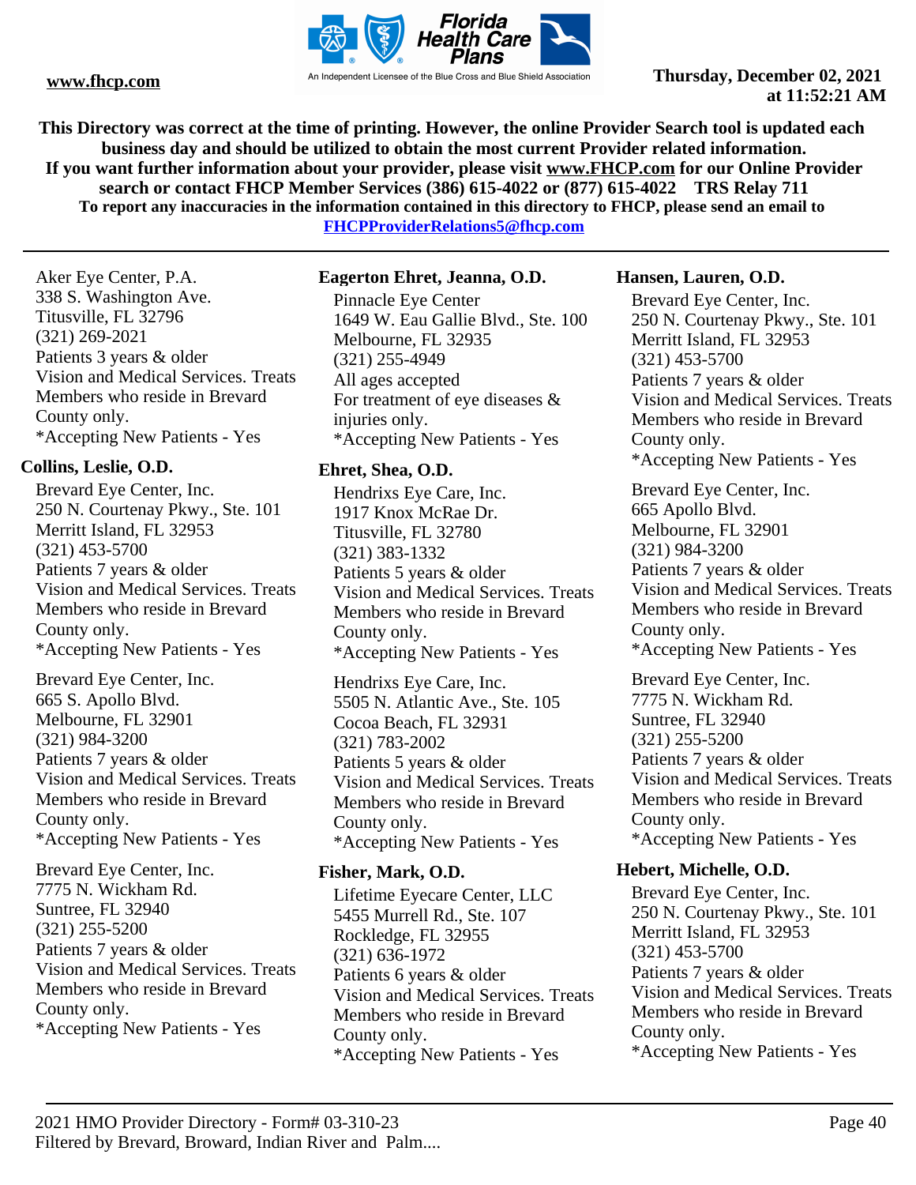This Directory was correct at the time of printing. However, the online Provider Search tool is updated each business day and should be utilized to obtain the most current Provider related information.
If you want further information about your provider, please visit www.FHCP.com for our Online Provider search or contact FHCP Member Services (386) 615-4022 or (877) 615-4022 TRS Relay 711
To report any inaccuracies in the information contained in this directory to FHCP, please send an email to FHCPProviderRelations5@fhcp.com

Aker Eye Center, P.A.
338 S. Washington Ave.
Titusville, FL 32796
(321) 269-2021
Patients 3 years & older
Vision and Medical Services. Treats Members who reside in Brevard County only.
*Accepting New Patients - Yes

**Collins, Leslie, O.D.**

Brevard Eye Center, Inc.
250 N. Courtenay Pkwy., Ste. 101
Merritt Island, FL 32953
(321) 453-5700
Patients 7 years & older
Vision and Medical Services. Treats Members who reside in Brevard County only.
*Accepting New Patients - Yes

Brevard Eye Center, Inc.
665 S. Apollo Blvd.
Melbourne, FL 32901
(321) 984-3200
Patients 7 years & older
Vision and Medical Services. Treats Members who reside in Brevard County only.
*Accepting New Patients - Yes

Brevard Eye Center, Inc.
7775 N. Wickham Rd.
Suntree, FL 32940
(321) 255-5200
Patients 7 years & older
Vision and Medical Services. Treats Members who reside in Brevard County only.
*Accepting New Patients - Yes

**Eagerton Ehret, Jeanna, O.D.**

Pinnacle Eye Center
1649 W. Eau Gallie Blvd., Ste. 100
Melbourne, FL 32935
(321) 255-4949
All ages accepted
For treatment of eye diseases & injuries only.
*Accepting New Patients - Yes

**Ehret, Shea, O.D.**

Hendrixs Eye Care, Inc.
1917 Knox McRae Dr.
Titusville, FL 32780
(321) 383-1332
Patients 5 years & older
Vision and Medical Services. Treats Members who reside in Brevard County only.
*Accepting New Patients - Yes

Hendrixs Eye Care, Inc.
5505 N. Atlantic Ave., Ste. 105
Cocoa Beach, FL 32931
(321) 783-2002
Patients 5 years & older
Vision and Medical Services. Treats Members who reside in Brevard County only.
*Accepting New Patients - Yes

**Fisher, Mark, O.D.**

Lifetime Eyecare Center, LLC
5455 Murrell Rd., Ste. 107
Rockledge, FL 32955
(321) 636-1972
Patients 6 years & older
Vision and Medical Services. Treats Members who reside in Brevard County only.
*Accepting New Patients - Yes

**Hansen, Lauren, O.D.**

Brevard Eye Center, Inc.
250 N. Courtenay Pkwy., Ste. 101
Merritt Island, FL 32953
(321) 453-5700
Patients 7 years & older
Vision and Medical Services. Treats Members who reside in Brevard County only.
*Accepting New Patients - Yes

Brevard Eye Center, Inc.
665 Apollo Blvd.
Melbourne, FL 32901
(321) 984-3200
Patients 7 years & older
Vision and Medical Services. Treats Members who reside in Brevard County only.
*Accepting New Patients - Yes

Brevard Eye Center, Inc.
7775 N. Wickham Rd.
Suntree, FL 32940
(321) 255-5200
Patients 7 years & older
Vision and Medical Services. Treats Members who reside in Brevard County only.
*Accepting New Patients - Yes

**Hebert, Michelle, O.D.**

Brevard Eye Center, Inc.
250 N. Courtenay Pkwy., Ste. 101
Merritt Island, FL 32953
(321) 453-5700
Patients 7 years & older
Vision and Medical Services. Treats Members who reside in Brevard County only.
*Accepting New Patients - Yes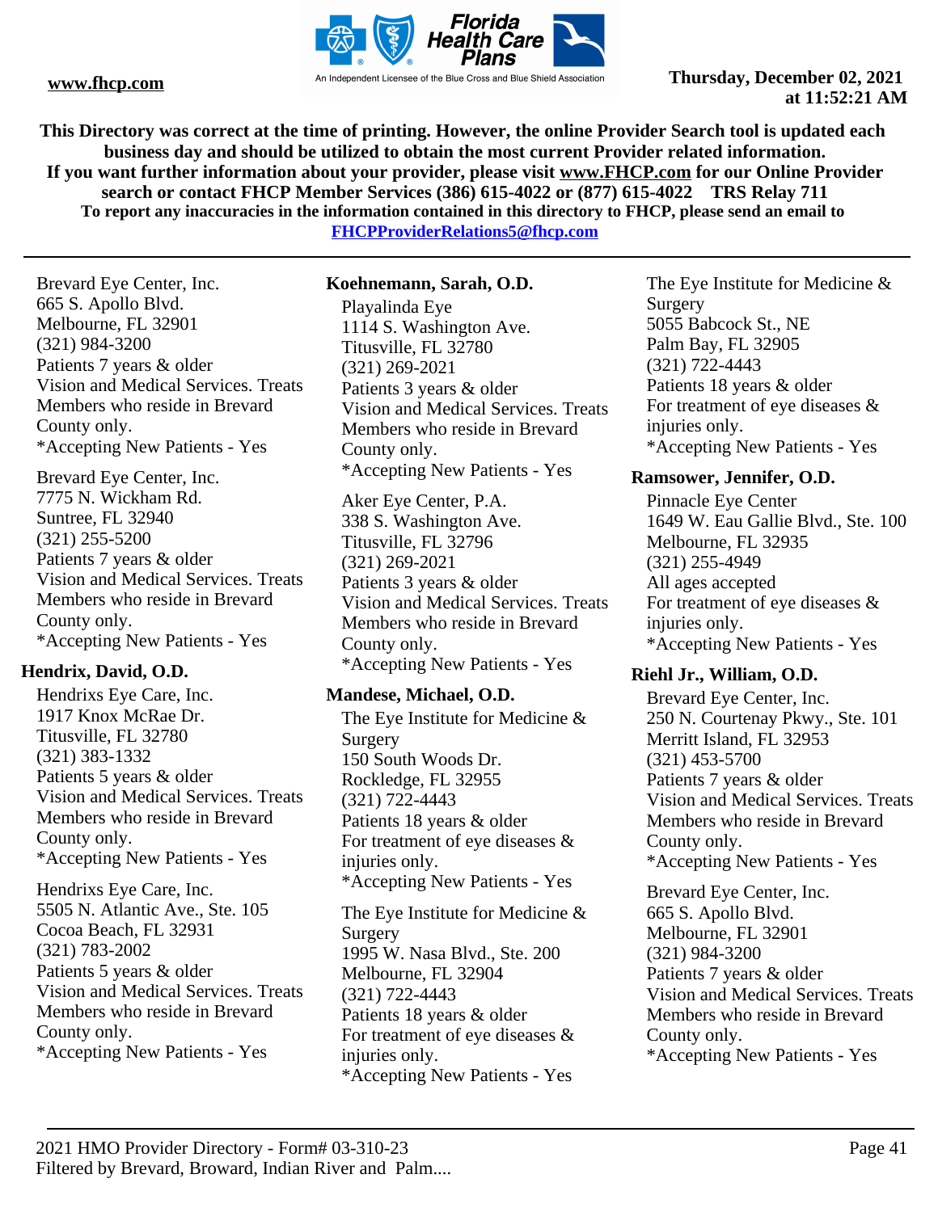Brevard Eye Center, Inc.
665 S. Apollo Blvd.
Melbourne, FL 32901
(321) 984-3200
Patients 7 years & older
Vision and Medical Services. Treats Members who reside in Brevard County only.
*Accepting New Patients - Yes

Brevard Eye Center, Inc.
7775 N. Wickham Rd.
Suntree, FL 32940
(321) 255-5200
Patients 7 years & older
Vision and Medical Services. Treats Members who reside in Brevard County only.
*Accepting New Patients - Yes

**Hendrix, David, O.D.**

Hendrixs Eye Care, Inc.
1917 Knox McRae Dr.
Titusville, FL 32780
(321) 383-1332
Patients 5 years & older
Vision and Medical Services. Treats Members who reside in Brevard County only.
*Accepting New Patients - Yes

Hendrixs Eye Care, Inc.
5505 N. Atlantic Ave., Ste. 105
Cocoa Beach, FL 32931
(321) 783-2002
Patients 5 years & older
Vision and Medical Services. Treats Members who reside in Brevard County only.
*Accepting New Patients - Yes

**Koehnemann, Sarah, O.D.**

Playalinda Eye
1114 S. Washington Ave.
Titusville, FL 32780
(321) 269-2021
Patients 3 years & older
Vision and Medical Services. Treats Members who reside in Brevard County only.
*Accepting New Patients - Yes

Aker Eye Center, P.A.
338 S. Washington Ave.
Titusville, FL 32796
(321) 269-2021
Patients 3 years & older
Vision and Medical Services. Treats Members who reside in Brevard County only.
*Accepting New Patients - Yes

**Mandese, Michael, O.D.**

The Eye Institute for Medicine & Surgery
150 South Woods Dr.
Rockledge, FL 32955
(321) 722-4443
Patients 18 years & older
For treatment of eye diseases & injuries only.
*Accepting New Patients - Yes

The Eye Institute for Medicine & Surgery
1995 W. Nasa Blvd., Ste. 200
Melbourne, FL 32904
(321) 722-4443
Patients 18 years & older
For treatment of eye diseases & injuries only.
*Accepting New Patients - Yes

The Eye Institute for Medicine & Surgery
5055 Babcock St., NE
Palm Bay, FL 32905
(321) 722-4443
Patients 18 years & older
For treatment of eye diseases & injuries only.
*Accepting New Patients - Yes

**Ramsower, Jennifer, O.D.**

Pinnacle Eye Center
1649 W. Eau Gallie Blvd., Ste. 100
Melbourne, FL 32935
(321) 255-4949
All ages accepted
For treatment of eye diseases & injuries only.
*Accepting New Patients - Yes

**Riehl Jr., William, O.D.**

Brevard Eye Center, Inc.
250 N. Courtenay Pkwy., Ste. 101
Merritt Island, FL 32953
(321) 453-5700
Patients 7 years & older
Vision and Medical Services. Treats Members who reside in Brevard County only.
*Accepting New Patients - Yes

Brevard Eye Center, Inc.
665 S. Apollo Blvd.
Melbourne, FL 32901
(321) 984-3200
Patients 7 years & older
Vision and Medical Services. Treats Members who reside in Brevard County only.
*Accepting New Patients - Yes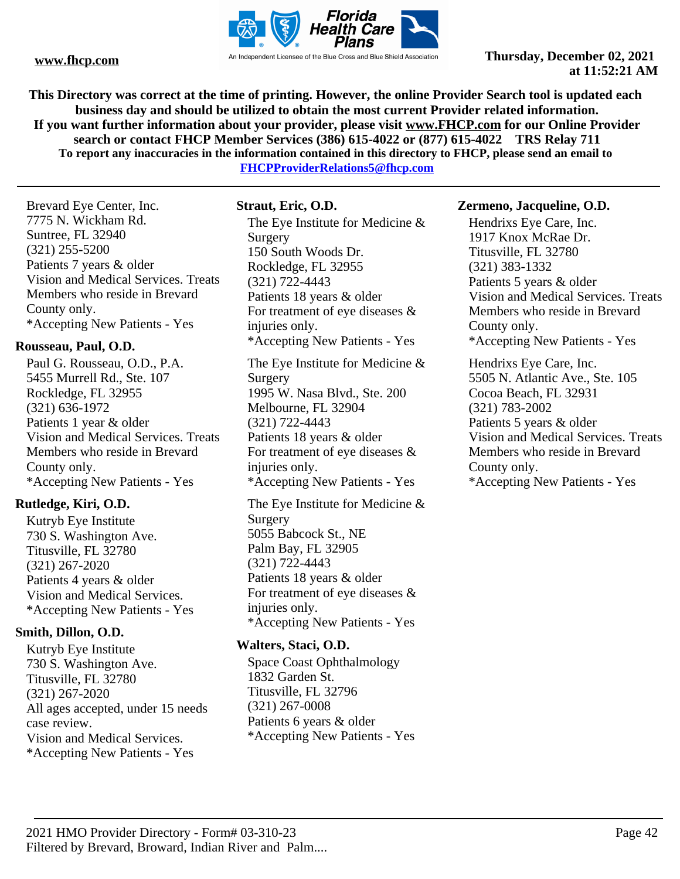This Directory was correct at the time of printing. However, the online Provider Search tool is updated each business day and should be utilized to obtain the most current Provider related information.
If you want further information about your provider, please visit www.FHCP.com for our Online Provider search or contact FHCP Member Services (386) 615-4022 or (877) 615-4022 TRS Relay 711
To report any inaccuracies in the information contained in this directory to FHCP, please send an email to FHCPProviderRelations5@fhcp.com

Brevard Eye Center, Inc.
7775 N. Wickham Rd.
Suntree, FL 32940
(321) 255-5200
Patients 7 years & older
Vision and Medical Services. Treats Members who reside in Brevard County only.
*Accepting New Patients - Yes

**Rousseau, Paul, O.D.**

Paul G. Rousseau, O.D., P.A.
5455 Murrell Rd., Ste. 107
Rockledge, FL 32955
(321) 636-1972
Patients 1 year & older
Vision and Medical Services. Treats Members who reside in Brevard County only.
*Accepting New Patients - Yes

**Rutledge, Kiri, O.D.**

Kutryb Eye Institute
730 S. Washington Ave.
Titusville, FL 32780
(321) 267-2020
Patients 4 years & older
Vision and Medical Services.
*Accepting New Patients - Yes

**Smith, Dillon, O.D.**

Kutryb Eye Institute
730 S. Washington Ave.
Titusville, FL 32780
(321) 267-2020
All ages accepted, under 15 needs case review.
Vision and Medical Services.
*Accepting New Patients - Yes

**Straut, Eric, O.D.**

The Eye Institute for Medicine & Surgery
150 South Woods Dr.
Rockledge, FL 32955
(321) 722-4443
Patients 18 years & older
For treatment of eye diseases & injuries only.
*Accepting New Patients - Yes

The Eye Institute for Medicine & Surgery
1995 W. Nasa Blvd., Ste. 200
Melbourne, FL 32904
(321) 722-4443
Patients 18 years & older
For treatment of eye diseases & injuries only.
*Accepting New Patients - Yes

The Eye Institute for Medicine & Surgery
5055 Babcock St., NE
Palm Bay, FL 32905
(321) 722-4443
Patients 18 years & older
For treatment of eye diseases & injuries only.
*Accepting New Patients - Yes

**Walters, Staci, O.D.**

Space Coast Ophthalmology
1832 Garden St.
Titusville, FL 32796
(321) 267-0008
Patients 6 years & older
*Accepting New Patients - Yes

**Zermeno, Jacqueline, O.D.**

Hendrixs Eye Care, Inc.
1917 Knox McRae Dr.
Titusville, FL 32780
(321) 383-1332
Patients 5 years & older
Vision and Medical Services. Treats Members who reside in Brevard County only.
*Accepting New Patients - Yes

Hendrixs Eye Care, Inc.
5505 N. Atlantic Ave., Ste. 105
Cocoa Beach, FL 32931
(321) 783-2002
Patients 5 years & older
Vision and Medical Services. Treats Members who reside in Brevard County only.
*Accepting New Patients - Yes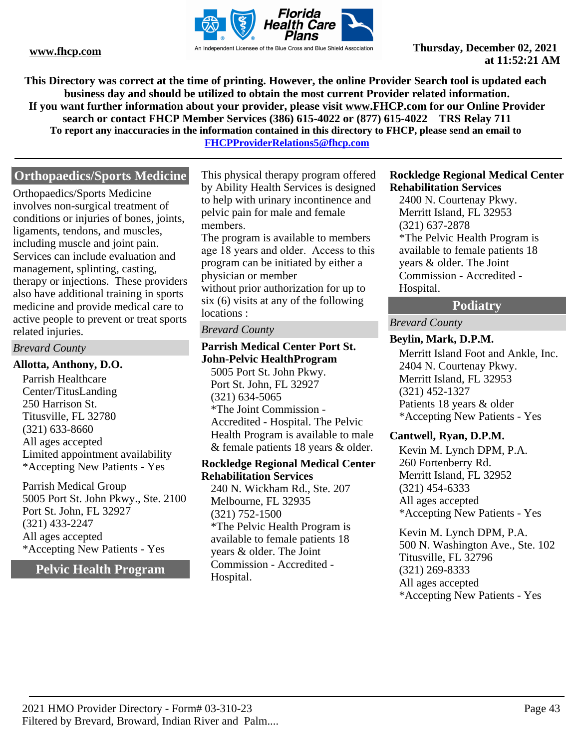This Directory was correct at the time of printing. However, the online Provider Search tool is updated each business day and should be utilized to obtain the most current Provider related information.
If you want further information about your provider, please visit www.FHCP.com for our Online Provider search or contact FHCP Member Services (386) 615-4022 or (877) 615-4022 TRS Relay 711
To report any inaccuracies in the information contained in this directory to FHCP, please send an email to FHCPProviderRelations5@fhcp.com

## Orthopaedics/Sports Medicine

Orthopaedics/Sports Medicine involves non-surgical treatment of conditions or injuries of bones, joints, ligaments, tendons, and muscles, including muscle and joint pain. Services can include evaluation and management, splinting, casting, therapy or injections. These providers also have additional training in sports medicine and provide medical care to active people to prevent or treat sports related injuries.

*Brevard County*

**Allotta, Anthony, D.O.**

Parrish Healthcare Center/TitusLanding
250 Harrison St.
Titusville, FL 32780
(321) 633-8660
All ages accepted
Limited appointment availability
*Accepting New Patients - Yes

Parrish Medical Group
5005 Port St. John Pkwy., Ste. 2100
Port St. John, FL 32927
(321) 433-2247
All ages accepted
*Accepting New Patients - Yes

## Pelvic Health Program

This physical therapy program offered by Ability Health Services is designed to help with urinary incontinence and pelvic pain for male and female members.
The program is available to members age 18 years and older. Access to this program can be initiated by either a physician or member
without prior authorization for up to six (6) visits at any of the following locations :

*Brevard County*

**Parrish Medical Center Port St. John-Pelvic HealthProgram**

5005 Port St. John Pkwy.
Port St. John, FL 32927
(321) 634-5065
*The Joint Commission - Accredited - Hospital. The Pelvic Health Program is available to male & female patients 18 years & older.

**Rockledge Regional Medical Center Rehabilitation Services**

240 N. Wickham Rd., Ste. 207
Melbourne, FL 32935
(321) 752-1500
*The Pelvic Health Program is available to female patients 18 years & older. The Joint Commission - Accredited - Hospital.

**Rockledge Regional Medical Center Rehabilitation Services**

2400 N. Courtenay Pkwy.
Merritt Island, FL 32953
(321) 637-2878
*The Pelvic Health Program is available to female patients 18 years & older. The Joint Commission - Accredited - Hospital.

## Podiatry

*Brevard County*

**Beylin, Mark, D.P.M.**

Merritt Island Foot and Ankle, Inc.
2404 N. Courtenay Pkwy.
Merritt Island, FL 32953
(321) 452-1327
Patients 18 years & older
*Accepting New Patients - Yes

**Cantwell, Ryan, D.P.M.**

Kevin M. Lynch DPM, P.A.
260 Fortenberry Rd.
Merritt Island, FL 32952
(321) 454-6333
All ages accepted
*Accepting New Patients - Yes

Kevin M. Lynch DPM, P.A.
500 N. Washington Ave., Ste. 102
Titusville, FL 32796
(321) 269-8333
All ages accepted
*Accepting New Patients - Yes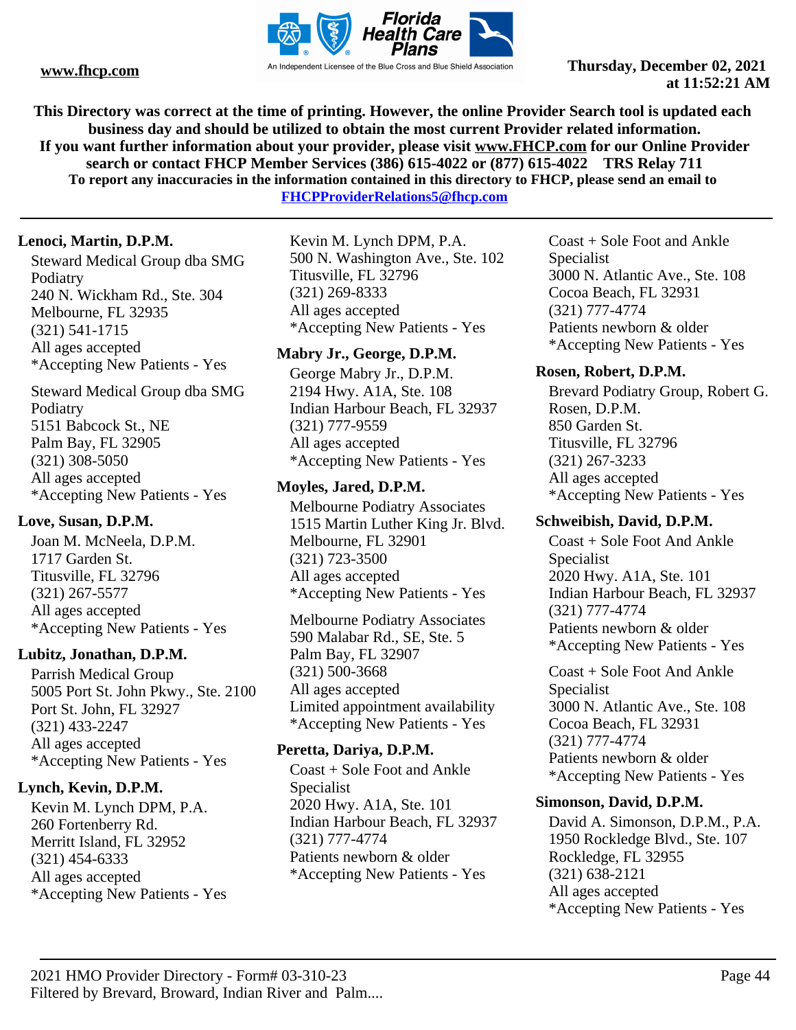This Directory was correct at the time of printing. However, the online Provider Search tool is updated each business day and should be utilized to obtain the most current Provider related information.
If you want further information about your provider, please visit www.FHCP.com for our Online Provider search or contact FHCP Member Services (386) 615-4022 or (877) 615-4022 TRS Relay 711
To report any inaccuracies in the information contained in this directory to FHCP, please send an email to FHCPProviderRelations5@fhcp.com

**Lenoci, Martin, D.P.M.**

Steward Medical Group dba SMG Podiatry
240 N. Wickham Rd., Ste. 304
Melbourne, FL 32935
(321) 541-1715
All ages accepted
*Accepting New Patients - Yes

Steward Medical Group dba SMG Podiatry
5151 Babcock St., NE
Palm Bay, FL 32905
(321) 308-5050
All ages accepted
*Accepting New Patients - Yes

**Love, Susan, D.P.M.**

Joan M. McNeela, D.P.M.
1717 Garden St.
Titusville, FL 32796
(321) 267-5577
All ages accepted
*Accepting New Patients - Yes

**Lubitz, Jonathan, D.P.M.**

Parrish Medical Group
5005 Port St. John Pkwy., Ste. 2100
Port St. John, FL 32927
(321) 433-2247
All ages accepted
*Accepting New Patients - Yes

**Lynch, Kevin, D.P.M.**

Kevin M. Lynch DPM, P.A.
260 Fortenberry Rd.
Merritt Island, FL 32952
(321) 454-6333
All ages accepted
*Accepting New Patients - Yes

Kevin M. Lynch DPM, P.A.
500 N. Washington Ave., Ste. 102
Titusville, FL 32796
(321) 269-8333
All ages accepted
*Accepting New Patients - Yes

**Mabry Jr., George, D.P.M.**

George Mabry Jr., D.P.M.
2194 Hwy. A1A, Ste. 108
Indian Harbour Beach, FL 32937
(321) 777-9559
All ages accepted
*Accepting New Patients - Yes

**Moyles, Jared, D.P.M.**

Melbourne Podiatry Associates
1515 Martin Luther King Jr. Blvd.
Melbourne, FL 32901
(321) 723-3500
All ages accepted
*Accepting New Patients - Yes

Melbourne Podiatry Associates
590 Malabar Rd., SE, Ste. 5
Palm Bay, FL 32907
(321) 500-3668
All ages accepted
Limited appointment availability
*Accepting New Patients - Yes

**Peretta, Dariya, D.P.M.**

Coast + Sole Foot and Ankle Specialist
2020 Hwy. A1A, Ste. 101
Indian Harbour Beach, FL 32937
(321) 777-4774
Patients newborn & older
*Accepting New Patients - Yes

Coast + Sole Foot and Ankle Specialist
3000 N. Atlantic Ave., Ste. 108
Cocoa Beach, FL 32931
(321) 777-4774
Patients newborn & older
*Accepting New Patients - Yes

**Rosen, Robert, D.P.M.**

Brevard Podiatry Group, Robert G. Rosen, D.P.M.
850 Garden St.
Titusville, FL 32796
(321) 267-3233
All ages accepted
*Accepting New Patients - Yes

**Schweibish, David, D.P.M.**

Coast + Sole Foot And Ankle Specialist
2020 Hwy. A1A, Ste. 101
Indian Harbour Beach, FL 32937
(321) 777-4774
Patients newborn & older
*Accepting New Patients - Yes

Coast + Sole Foot And Ankle Specialist
3000 N. Atlantic Ave., Ste. 108
Cocoa Beach, FL 32931
(321) 777-4774
Patients newborn & older
*Accepting New Patients - Yes

**Simonson, David, D.P.M.**

David A. Simonson, D.P.M., P.A.
1950 Rockledge Blvd., Ste. 107
Rockledge, FL 32955
(321) 638-2121
All ages accepted
*Accepting New Patients - Yes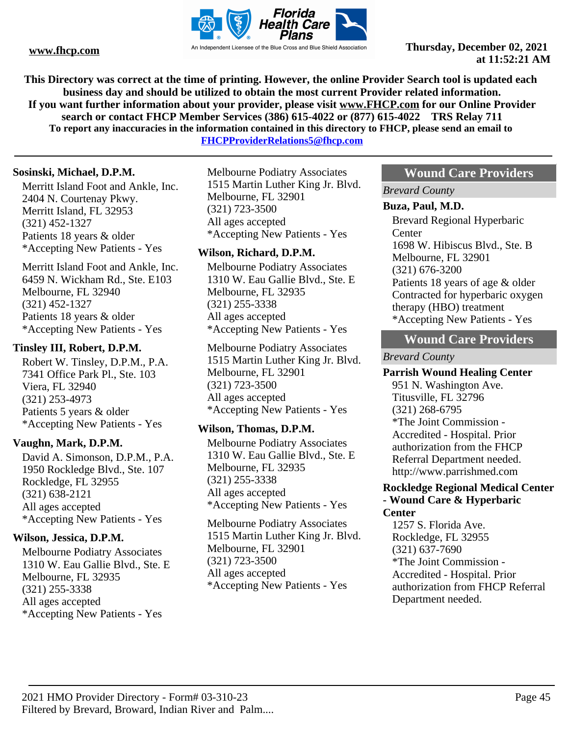This Directory was correct at the time of printing. However, the online Provider Search tool is updated each business day and should be utilized to obtain the most current Provider related information.
If you want further information about your provider, please visit www.FHCP.com for our Online Provider search or contact FHCP Member Services (386) 615-4022 or (877) 615-4022 TRS Relay 711
To report any inaccuracies in the information contained in this directory to FHCP, please send an email to FHCPProviderRelations5@fhcp.com

**Sosinski, Michael, D.P.M.**

Merritt Island Foot and Ankle, Inc.
2404 N. Courtenay Pkwy.
Merritt Island, FL 32953
(321) 452-1327
Patients 18 years & older
*Accepting New Patients - Yes

Merritt Island Foot and Ankle, Inc.
6459 N. Wickham Rd., Ste. E103
Melbourne, FL 32940
(321) 452-1327
Patients 18 years & older
*Accepting New Patients - Yes

**Tinsley III, Robert, D.P.M.**

Robert W. Tinsley, D.P.M., P.A.
7341 Office Park Pl., Ste. 103
Viera, FL 32940
(321) 253-4973
Patients 5 years & older
*Accepting New Patients - Yes

**Vaughn, Mark, D.P.M.**

David A. Simonson, D.P.M., P.A.
1950 Rockledge Blvd., Ste. 107
Rockledge, FL 32955
(321) 638-2121
All ages accepted
*Accepting New Patients - Yes

**Wilson, Jessica, D.P.M.**

Melbourne Podiatry Associates
1310 W. Eau Gallie Blvd., Ste. E
Melbourne, FL 32935
(321) 255-3338
All ages accepted
*Accepting New Patients - Yes

Melbourne Podiatry Associates
1515 Martin Luther King Jr. Blvd.
Melbourne, FL 32901
(321) 723-3500
All ages accepted
*Accepting New Patients - Yes

**Wilson, Richard, D.P.M.**

Melbourne Podiatry Associates
1310 W. Eau Gallie Blvd., Ste. E
Melbourne, FL 32935
(321) 255-3338
All ages accepted
*Accepting New Patients - Yes

Melbourne Podiatry Associates
1515 Martin Luther King Jr. Blvd.
Melbourne, FL 32901
(321) 723-3500
All ages accepted
*Accepting New Patients - Yes

**Wilson, Thomas, D.P.M.**

Melbourne Podiatry Associates
1310 W. Eau Gallie Blvd., Ste. E
Melbourne, FL 32935
(321) 255-3338
All ages accepted
*Accepting New Patients - Yes

Melbourne Podiatry Associates
1515 Martin Luther King Jr. Blvd.
Melbourne, FL 32901
(321) 723-3500
All ages accepted
*Accepting New Patients - Yes

## Wound Care Providers

*Brevard County*

**Buza, Paul, M.D.**

Brevard Regional Hyperbaric Center
1698 W. Hibiscus Blvd., Ste. B
Melbourne, FL 32901
(321) 676-3200
Patients 18 years of age & older
Contracted for hyperbaric oxygen therapy (HBO) treatment
*Accepting New Patients - Yes

## Wound Care Providers

*Brevard County*

**Parrish Wound Healing Center**

951 N. Washington Ave.
Titusville, FL 32796
(321) 268-6795
*The Joint Commission - Accredited - Hospital. Prior authorization from the FHCP Referral Department needed.
http://www.parrishmed.com

**Rockledge Regional Medical Center - Wound Care & Hyperbaric Center**

1257 S. Florida Ave.
Rockledge, FL 32955
(321) 637-7690
*The Joint Commission - Accredited - Hospital. Prior authorization from FHCP Referral Department needed.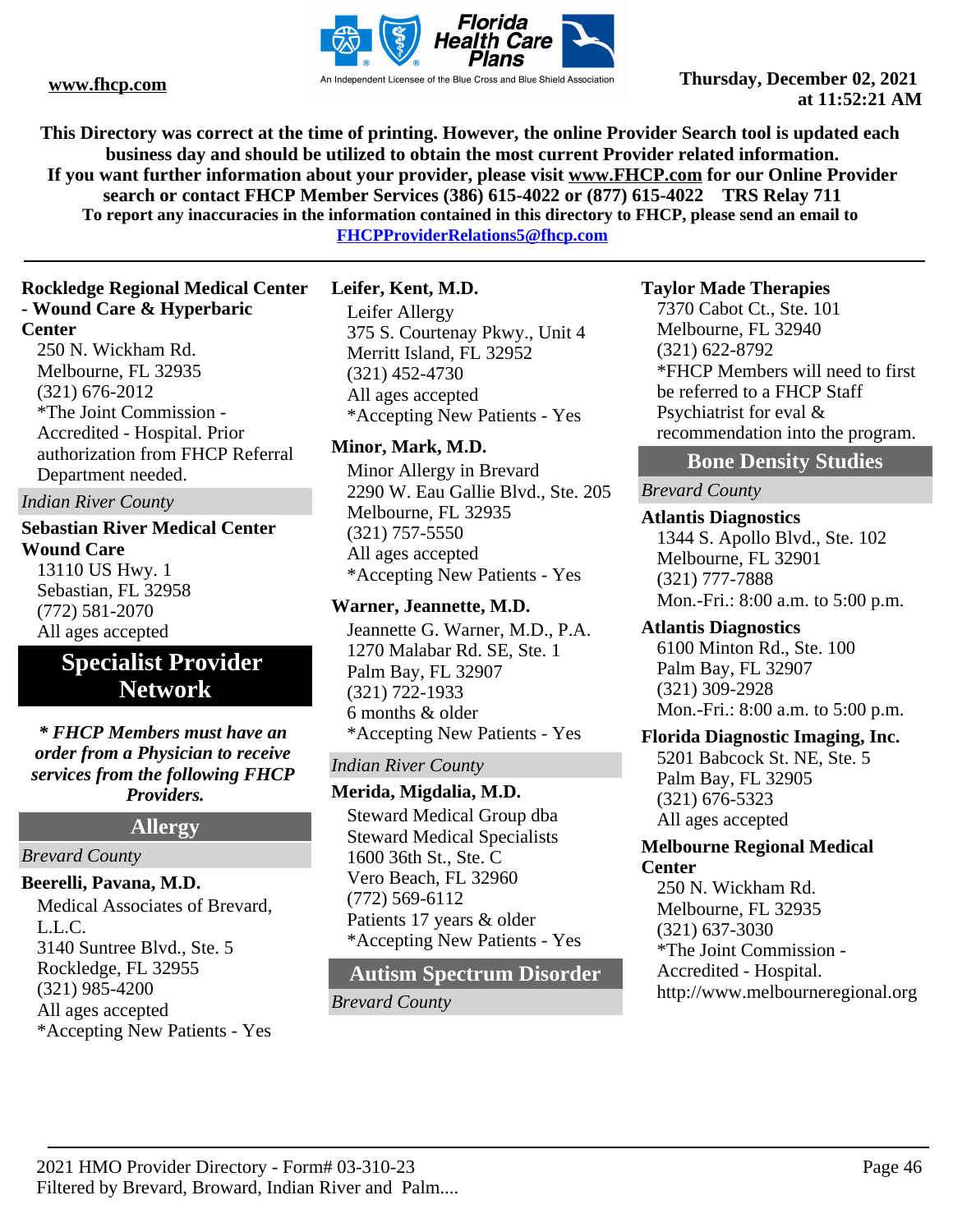This Directory was correct at the time of printing. However, the online Provider Search tool is updated each business day and should be utilized to obtain the most current Provider related information.
If you want further information about your provider, please visit www.FHCP.com for our Online Provider search or contact FHCP Member Services (386) 615-4022 or (877) 615-4022 TRS Relay 711
To report any inaccuracies in the information contained in this directory to FHCP, please send an email to FHCPProviderRelations5@fhcp.com

**Rockledge Regional Medical Center - Wound Care & Hyperbaric Center**
250 N. Wickham Rd.
Melbourne, FL 32935
(321) 676-2012
*The Joint Commission - Accredited - Hospital. Prior authorization from FHCP Referral Department needed.

*Indian River County*

**Sebastian River Medical Center Wound Care**
13110 US Hwy. 1
Sebastian, FL 32958
(772) 581-2070
All ages accepted

# Specialist Provider Network

***\* FHCP Members must have an order from a Physician to receive services from the following FHCP Providers.***

## Allergy

*Brevard County*

**Beerelli, Pavana, M.D.**
Medical Associates of Brevard, L.L.C.
3140 Suntree Blvd., Ste. 5
Rockledge, FL 32955
(321) 985-4200
All ages accepted
*Accepting New Patients - Yes

**Leifer, Kent, M.D.**
Leifer Allergy
375 S. Courtenay Pkwy., Unit 4
Merritt Island, FL 32952
(321) 452-4730
All ages accepted
*Accepting New Patients - Yes

**Minor, Mark, M.D.**
Minor Allergy in Brevard
2290 W. Eau Gallie Blvd., Ste. 205
Melbourne, FL 32935
(321) 757-5550
All ages accepted
*Accepting New Patients - Yes

**Warner, Jeannette, M.D.**
Jeannette G. Warner, M.D., P.A.
1270 Malabar Rd. SE, Ste. 1
Palm Bay, FL 32907
(321) 722-1933
6 months & older
*Accepting New Patients - Yes

*Indian River County*

**Merida, Migdalia, M.D.**
Steward Medical Group dba Steward Medical Specialists
1600 36th St., Ste. C
Vero Beach, FL 32960
(772) 569-6112
Patients 17 years & older
*Accepting New Patients - Yes

## Autism Spectrum Disorder

*Brevard County*

**Taylor Made Therapies**
7370 Cabot Ct., Ste. 101
Melbourne, FL 32940
(321) 622-8792
*FHCP Members will need to first be referred to a FHCP Staff Psychiatrist for eval & recommendation into the program.

## Bone Density Studies

*Brevard County*

**Atlantis Diagnostics**
1344 S. Apollo Blvd., Ste. 102
Melbourne, FL 32901
(321) 777-7888
Mon.-Fri.: 8:00 a.m. to 5:00 p.m.

**Atlantis Diagnostics**
6100 Minton Rd., Ste. 100
Palm Bay, FL 32907
(321) 309-2928
Mon.-Fri.: 8:00 a.m. to 5:00 p.m.

**Florida Diagnostic Imaging, Inc.**
5201 Babcock St. NE, Ste. 5
Palm Bay, FL 32905
(321) 676-5323
All ages accepted

**Melbourne Regional Medical Center**
250 N. Wickham Rd.
Melbourne, FL 32935
(321) 637-3030
*The Joint Commission - Accredited - Hospital.
http://www.melbourneregional.org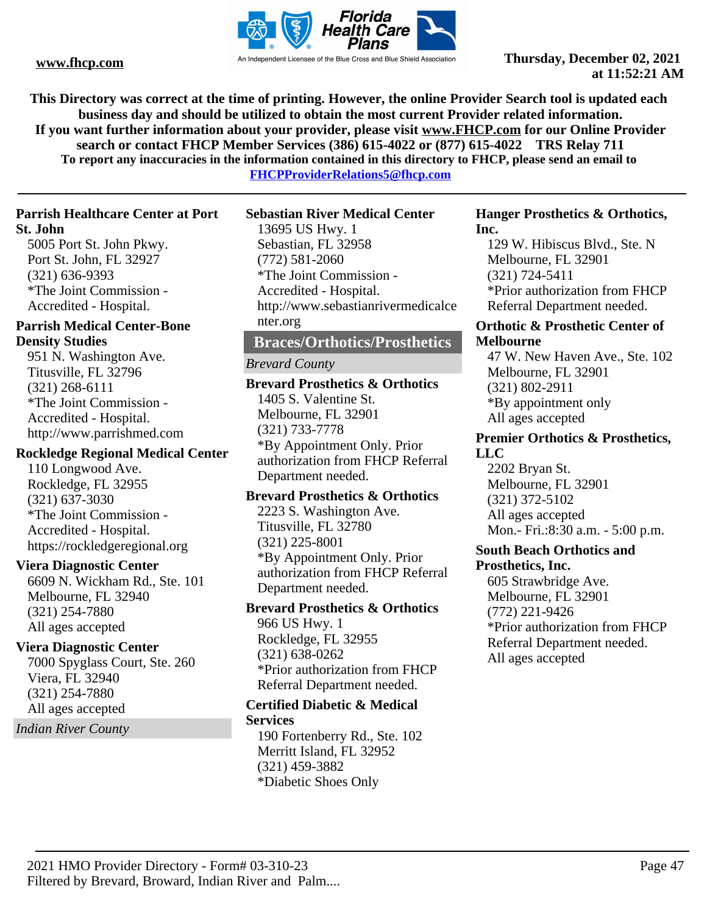This Directory was correct at the time of printing. However, the online Provider Search tool is updated each business day and should be utilized to obtain the most current Provider related information.
If you want further information about your provider, please visit www.FHCP.com for our Online Provider search or contact FHCP Member Services (386) 615-4022 or (877) 615-4022 TRS Relay 711
To report any inaccuracies in the information contained in this directory to FHCP, please send an email to FHCPProviderRelations5@fhcp.com

**Parrish Healthcare Center at Port St. John**
5005 Port St. John Pkwy.
Port St. John, FL 32927
(321) 636-9393
*The Joint Commission - Accredited - Hospital.

**Parrish Medical Center-Bone Density Studies**
951 N. Washington Ave.
Titusville, FL 32796
(321) 268-6111
*The Joint Commission - Accredited - Hospital.
http://www.parrishmed.com

**Rockledge Regional Medical Center**
110 Longwood Ave.
Rockledge, FL 32955
(321) 637-3030
*The Joint Commission - Accredited - Hospital.
https://rockledgeregional.org

**Viera Diagnostic Center**
6609 N. Wickham Rd., Ste. 101
Melbourne, FL 32940
(321) 254-7880
All ages accepted

**Viera Diagnostic Center**
7000 Spyglass Court, Ste. 260
Viera, FL 32940
(321) 254-7880
All ages accepted

*Indian River County*

**Sebastian River Medical Center**
13695 US Hwy. 1
Sebastian, FL 32958
(772) 581-2060
*The Joint Commission - Accredited - Hospital.
http://www.sebastianrivermedicalcenter.org

## Braces/Orthotics/Prosthetics

*Brevard County*

**Brevard Prosthetics & Orthotics**
1405 S. Valentine St.
Melbourne, FL 32901
(321) 733-7778
*By Appointment Only. Prior authorization from FHCP Referral Department needed.

**Brevard Prosthetics & Orthotics**
2223 S. Washington Ave.
Titusville, FL 32780
(321) 225-8001
*By Appointment Only. Prior authorization from FHCP Referral Department needed.

**Brevard Prosthetics & Orthotics**
966 US Hwy. 1
Rockledge, FL 32955
(321) 638-0262
*Prior authorization from FHCP Referral Department needed.

**Certified Diabetic & Medical Services**
190 Fortenberry Rd., Ste. 102
Merritt Island, FL 32952
(321) 459-3882
*Diabetic Shoes Only

**Hanger Prosthetics & Orthotics, Inc.**
129 W. Hibiscus Blvd., Ste. N
Melbourne, FL 32901
(321) 724-5411
*Prior authorization from FHCP Referral Department needed.

**Orthotic & Prosthetic Center of Melbourne**
47 W. New Haven Ave., Ste. 102
Melbourne, FL 32901
(321) 802-2911
*By appointment only
All ages accepted

**Premier Orthotics & Prosthetics, LLC**
2202 Bryan St.
Melbourne, FL 32901
(321) 372-5102
All ages accepted
Mon.- Fri.:8:30 a.m. - 5:00 p.m.

**South Beach Orthotics and Prosthetics, Inc.**
605 Strawbridge Ave.
Melbourne, FL 32901
(772) 221-9426
*Prior authorization from FHCP Referral Department needed.
All ages accepted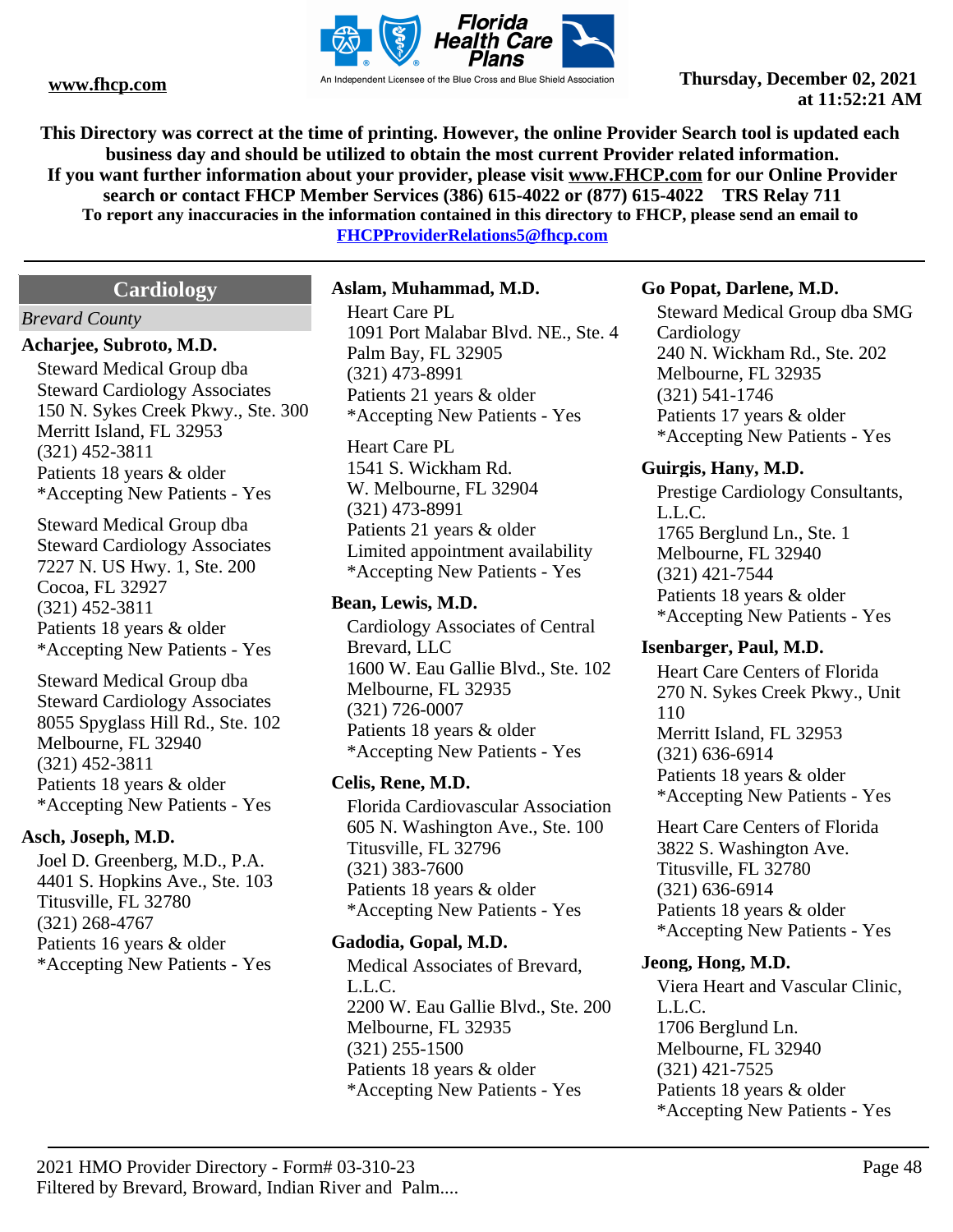**This Directory was correct at the time of printing. However, the online Provider Search tool is updated each business day and should be utilized to obtain the most current Provider related information.**
**If you want further information about your provider, please visit www.FHCP.com for our Online Provider search or contact FHCP Member Services (386) 615-4022 or (877) 615-4022 TRS Relay 711**
**To report any inaccuracies in the information contained in this directory to FHCP, please send an email to FHCPProviderRelations5@fhcp.com**

## Cardiology

*Brevard County*

**Acharjee, Subroto, M.D.**

Steward Medical Group dba Steward Cardiology Associates
150 N. Sykes Creek Pkwy., Ste. 300
Merritt Island, FL 32953
(321) 452-3811
Patients 18 years & older
*Accepting New Patients - Yes

Steward Medical Group dba Steward Cardiology Associates
7227 N. US Hwy. 1, Ste. 200
Cocoa, FL 32927
(321) 452-3811
Patients 18 years & older
*Accepting New Patients - Yes

Steward Medical Group dba Steward Cardiology Associates
8055 Spyglass Hill Rd., Ste. 102
Melbourne, FL 32940
(321) 452-3811
Patients 18 years & older
*Accepting New Patients - Yes

**Asch, Joseph, M.D.**

Joel D. Greenberg, M.D., P.A.
4401 S. Hopkins Ave., Ste. 103
Titusville, FL 32780
(321) 268-4767
Patients 16 years & older
*Accepting New Patients - Yes

**Aslam, Muhammad, M.D.**

Heart Care PL
1091 Port Malabar Blvd. NE., Ste. 4
Palm Bay, FL 32905
(321) 473-8991
Patients 21 years & older
*Accepting New Patients - Yes

Heart Care PL
1541 S. Wickham Rd.
W. Melbourne, FL 32904
(321) 473-8991
Patients 21 years & older
Limited appointment availability
*Accepting New Patients - Yes

**Bean, Lewis, M.D.**

Cardiology Associates of Central Brevard, LLC
1600 W. Eau Gallie Blvd., Ste. 102
Melbourne, FL 32935
(321) 726-0007
Patients 18 years & older
*Accepting New Patients - Yes

**Celis, Rene, M.D.**

Florida Cardiovascular Association
605 N. Washington Ave., Ste. 100
Titusville, FL 32796
(321) 383-7600
Patients 18 years & older
*Accepting New Patients - Yes

**Gadodia, Gopal, M.D.**

Medical Associates of Brevard, L.L.C.
2200 W. Eau Gallie Blvd., Ste. 200
Melbourne, FL 32935
(321) 255-1500
Patients 18 years & older
*Accepting New Patients - Yes

**Go Popat, Darlene, M.D.**

Steward Medical Group dba SMG Cardiology
240 N. Wickham Rd., Ste. 202
Melbourne, FL 32935
(321) 541-1746
Patients 17 years & older
*Accepting New Patients - Yes

**Guirgis, Hany, M.D.**

Prestige Cardiology Consultants, L.L.C.
1765 Berglund Ln., Ste. 1
Melbourne, FL 32940
(321) 421-7544
Patients 18 years & older
*Accepting New Patients - Yes

**Isenbarger, Paul, M.D.**

Heart Care Centers of Florida
270 N. Sykes Creek Pkwy., Unit 110
Merritt Island, FL 32953
(321) 636-6914
Patients 18 years & older
*Accepting New Patients - Yes

Heart Care Centers of Florida
3822 S. Washington Ave.
Titusville, FL 32780
(321) 636-6914
Patients 18 years & older
*Accepting New Patients - Yes

**Jeong, Hong, M.D.**

Viera Heart and Vascular Clinic, L.L.C.
1706 Berglund Ln.
Melbourne, FL 32940
(321) 421-7525
Patients 18 years & older
*Accepting New Patients - Yes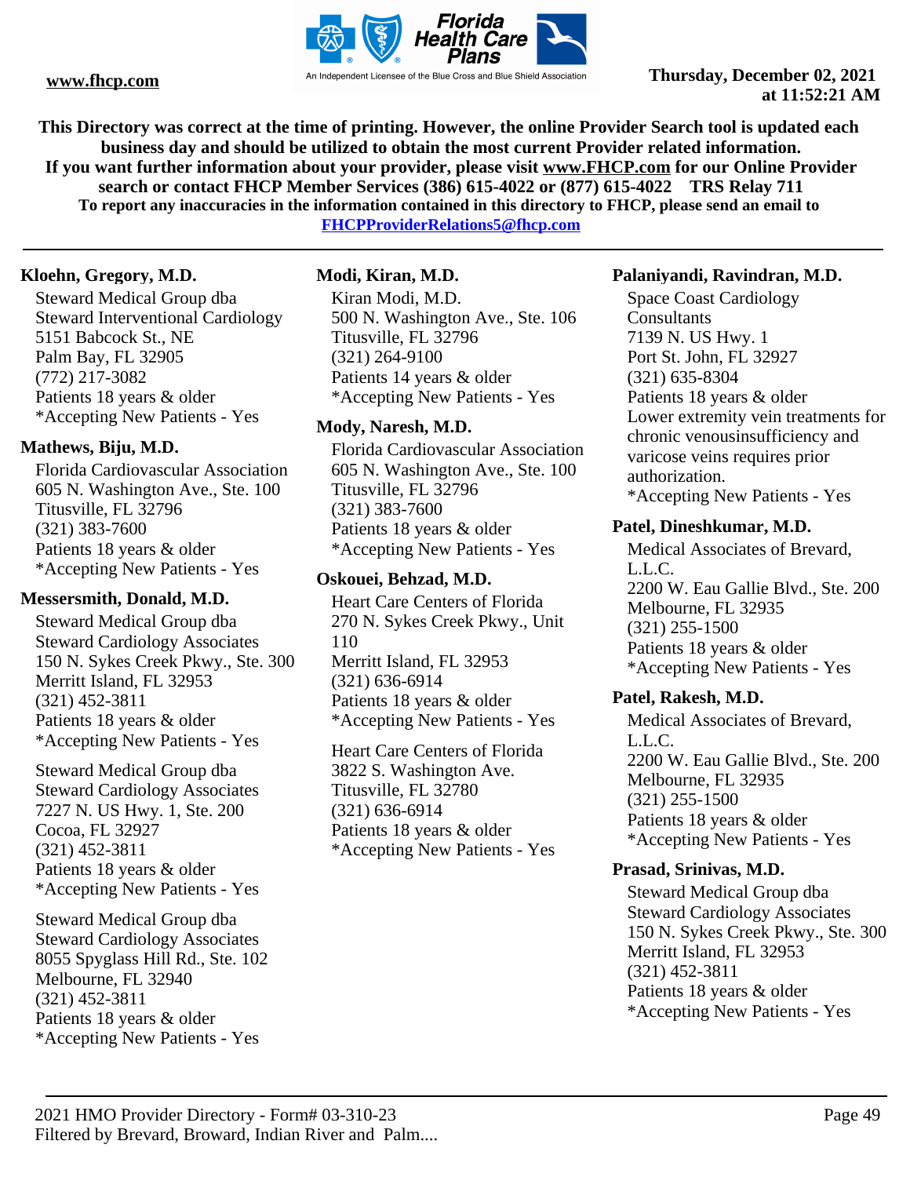This Directory was correct at the time of printing. However, the online Provider Search tool is updated each business day and should be utilized to obtain the most current Provider related information.
If you want further information about your provider, please visit www.FHCP.com for our Online Provider search or contact FHCP Member Services (386) 615-4022 or (877) 615-4022 TRS Relay 711
To report any inaccuracies in the information contained in this directory to FHCP, please send an email to FHCPProviderRelations5@fhcp.com

**Kloehn, Gregory, M.D.**

Steward Medical Group dba
Steward Interventional Cardiology
5151 Babcock St., NE
Palm Bay, FL 32905
(772) 217-3082
Patients 18 years & older
*Accepting New Patients - Yes

**Mathews, Biju, M.D.**

Florida Cardiovascular Association
605 N. Washington Ave., Ste. 100
Titusville, FL 32796
(321) 383-7600
Patients 18 years & older
*Accepting New Patients - Yes

**Messersmith, Donald, M.D.**

Steward Medical Group dba
Steward Cardiology Associates
150 N. Sykes Creek Pkwy., Ste. 300
Merritt Island, FL 32953
(321) 452-3811
Patients 18 years & older
*Accepting New Patients - Yes

Steward Medical Group dba
Steward Cardiology Associates
7227 N. US Hwy. 1, Ste. 200
Cocoa, FL 32927
(321) 452-3811
Patients 18 years & older
*Accepting New Patients - Yes

Steward Medical Group dba
Steward Cardiology Associates
8055 Spyglass Hill Rd., Ste. 102
Melbourne, FL 32940
(321) 452-3811
Patients 18 years & older
*Accepting New Patients - Yes

**Modi, Kiran, M.D.**

Kiran Modi, M.D.
500 N. Washington Ave., Ste. 106
Titusville, FL 32796
(321) 264-9100
Patients 14 years & older
*Accepting New Patients - Yes

**Mody, Naresh, M.D.**

Florida Cardiovascular Association
605 N. Washington Ave., Ste. 100
Titusville, FL 32796
(321) 383-7600
Patients 18 years & older
*Accepting New Patients - Yes

**Oskouei, Behzad, M.D.**

Heart Care Centers of Florida
270 N. Sykes Creek Pkwy., Unit 110
Merritt Island, FL 32953
(321) 636-6914
Patients 18 years & older
*Accepting New Patients - Yes

Heart Care Centers of Florida
3822 S. Washington Ave.
Titusville, FL 32780
(321) 636-6914
Patients 18 years & older
*Accepting New Patients - Yes

**Palaniyandi, Ravindran, M.D.**

Space Coast Cardiology Consultants
7139 N. US Hwy. 1
Port St. John, FL 32927
(321) 635-8304
Patients 18 years & older
Lower extremity vein treatments for chronic venousinsufficiency and varicose veins requires prior authorization.
*Accepting New Patients - Yes

**Patel, Dineshkumar, M.D.**

Medical Associates of Brevard, L.L.C.
2200 W. Eau Gallie Blvd., Ste. 200
Melbourne, FL 32935
(321) 255-1500
Patients 18 years & older
*Accepting New Patients - Yes

**Patel, Rakesh, M.D.**

Medical Associates of Brevard, L.L.C.
2200 W. Eau Gallie Blvd., Ste. 200
Melbourne, FL 32935
(321) 255-1500
Patients 18 years & older
*Accepting New Patients - Yes

**Prasad, Srinivas, M.D.**

Steward Medical Group dba
Steward Cardiology Associates
150 N. Sykes Creek Pkwy., Ste. 300
Merritt Island, FL 32953
(321) 452-3811
Patients 18 years & older
*Accepting New Patients - Yes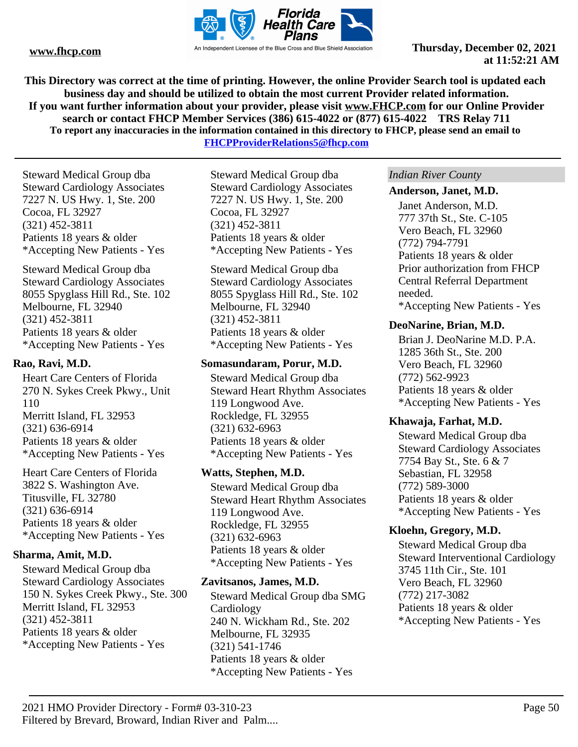**This Directory was correct at the time of printing. However, the online Provider Search tool is updated each business day and should be utilized to obtain the most current Provider related information.**
**If you want further information about your provider, please visit www.FHCP.com for our Online Provider search or contact FHCP Member Services (386) 615-4022 or (877) 615-4022 TRS Relay 711**
**To report any inaccuracies in the information contained in this directory to FHCP, please send an email to FHCPProviderRelations5@fhcp.com**

Steward Medical Group dba
Steward Cardiology Associates
7227 N. US Hwy. 1, Ste. 200
Cocoa, FL 32927
(321) 452-3811
Patients 18 years & older
*Accepting New Patients - Yes

Steward Medical Group dba
Steward Cardiology Associates
8055 Spyglass Hill Rd., Ste. 102
Melbourne, FL 32940
(321) 452-3811
Patients 18 years & older
*Accepting New Patients - Yes

**Rao, Ravi, M.D.**

Heart Care Centers of Florida
270 N. Sykes Creek Pkwy., Unit 110
Merritt Island, FL 32953
(321) 636-6914
Patients 18 years & older
*Accepting New Patients - Yes

Heart Care Centers of Florida
3822 S. Washington Ave.
Titusville, FL 32780
(321) 636-6914
Patients 18 years & older
*Accepting New Patients - Yes

**Sharma, Amit, M.D.**

Steward Medical Group dba
Steward Cardiology Associates
150 N. Sykes Creek Pkwy., Ste. 300
Merritt Island, FL 32953
(321) 452-3811
Patients 18 years & older
*Accepting New Patients - Yes

Steward Medical Group dba
Steward Cardiology Associates
7227 N. US Hwy. 1, Ste. 200
Cocoa, FL 32927
(321) 452-3811
Patients 18 years & older
*Accepting New Patients - Yes

Steward Medical Group dba
Steward Cardiology Associates
8055 Spyglass Hill Rd., Ste. 102
Melbourne, FL 32940
(321) 452-3811
Patients 18 years & older
*Accepting New Patients - Yes

**Somasundaram, Porur, M.D.**

Steward Medical Group dba
Steward Heart Rhythm Associates
119 Longwood Ave.
Rockledge, FL 32955
(321) 632-6963
Patients 18 years & older
*Accepting New Patients - Yes

**Watts, Stephen, M.D.**

Steward Medical Group dba
Steward Heart Rhythm Associates
119 Longwood Ave.
Rockledge, FL 32955
(321) 632-6963
Patients 18 years & older
*Accepting New Patients - Yes

**Zavitsanos, James, M.D.**

Steward Medical Group dba SMG Cardiology
240 N. Wickham Rd., Ste. 202
Melbourne, FL 32935
(321) 541-1746
Patients 18 years & older
*Accepting New Patients - Yes

*Indian River County*

**Anderson, Janet, M.D.**

Janet Anderson, M.D.
777 37th St., Ste. C-105
Vero Beach, FL 32960
(772) 794-7791
Patients 18 years & older
Prior authorization from FHCP Central Referral Department needed.
*Accepting New Patients - Yes

**DeoNarine, Brian, M.D.**

Brian J. DeoNarine M.D. P.A.
1285 36th St., Ste. 200
Vero Beach, FL 32960
(772) 562-9923
Patients 18 years & older
*Accepting New Patients - Yes

**Khawaja, Farhat, M.D.**

Steward Medical Group dba
Steward Cardiology Associates
7754 Bay St., Ste. 6 & 7
Sebastian, FL 32958
(772) 589-3000
Patients 18 years & older
*Accepting New Patients - Yes

**Kloehn, Gregory, M.D.**

Steward Medical Group dba
Steward Interventional Cardiology
3745 11th Cir., Ste. 101
Vero Beach, FL 32960
(772) 217-3082
Patients 18 years & older
*Accepting New Patients - Yes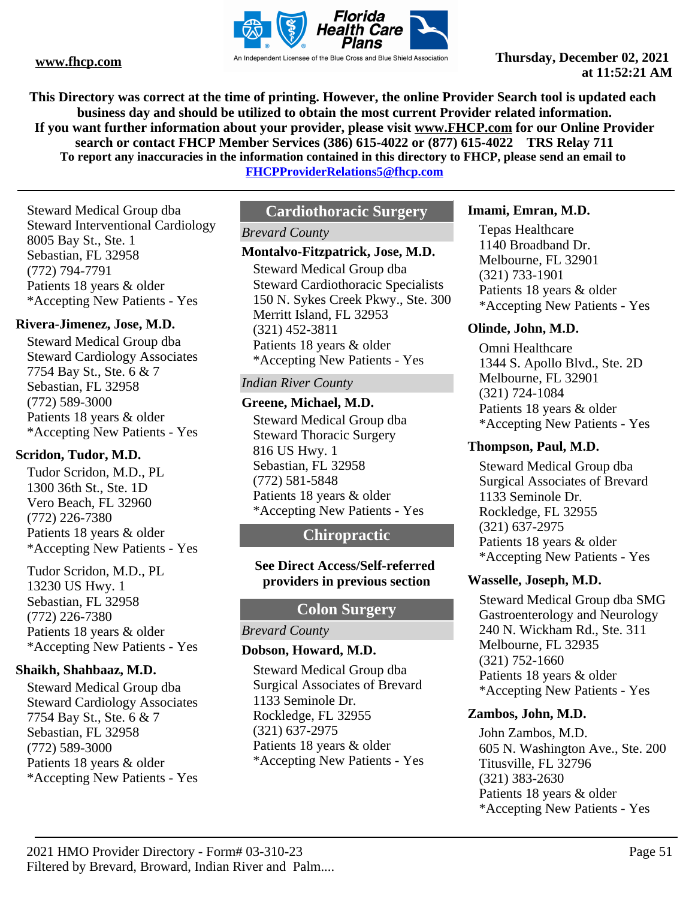Steward Medical Group dba
Steward Interventional Cardiology
8005 Bay St., Ste. 1
Sebastian, FL 32958
(772) 794-7791
Patients 18 years & older
*Accepting New Patients - Yes

**Rivera-Jimenez, Jose, M.D.**

Steward Medical Group dba
Steward Cardiology Associates
7754 Bay St., Ste. 6 & 7
Sebastian, FL 32958
(772) 589-3000
Patients 18 years & older
*Accepting New Patients - Yes

**Scridon, Tudor, M.D.**

Tudor Scridon, M.D., PL
1300 36th St., Ste. 1D
Vero Beach, FL 32960
(772) 226-7380
Patients 18 years & older
*Accepting New Patients - Yes

Tudor Scridon, M.D., PL
13230 US Hwy. 1
Sebastian, FL 32958
(772) 226-7380
Patients 18 years & older
*Accepting New Patients - Yes

**Shaikh, Shahbaaz, M.D.**

Steward Medical Group dba
Steward Cardiology Associates
7754 Bay St., Ste. 6 & 7
Sebastian, FL 32958
(772) 589-3000
Patients 18 years & older
*Accepting New Patients - Yes

## Cardiothoracic Surgery

*Brevard County*

**Montalvo-Fitzpatrick, Jose, M.D.**

Steward Medical Group dba
Steward Cardiothoracic Specialists
150 N. Sykes Creek Pkwy., Ste. 300
Merritt Island, FL 32953
(321) 452-3811
Patients 18 years & older
*Accepting New Patients - Yes

*Indian River County*

**Greene, Michael, M.D.**

Steward Medical Group dba
Steward Thoracic Surgery
816 US Hwy. 1
Sebastian, FL 32958
(772) 581-5848
Patients 18 years & older
*Accepting New Patients - Yes

## Chiropractic

**See Direct Access/Self-referred providers in previous section**

## Colon Surgery

*Brevard County*

**Dobson, Howard, M.D.**

Steward Medical Group dba
Surgical Associates of Brevard
1133 Seminole Dr.
Rockledge, FL 32955
(321) 637-2975
Patients 18 years & older
*Accepting New Patients - Yes

**Imami, Emran, M.D.**

Tepas Healthcare
1140 Broadband Dr.
Melbourne, FL 32901
(321) 733-1901
Patients 18 years & older
*Accepting New Patients - Yes

**Olinde, John, M.D.**

Omni Healthcare
1344 S. Apollo Blvd., Ste. 2D
Melbourne, FL 32901
(321) 724-1084
Patients 18 years & older
*Accepting New Patients - Yes

**Thompson, Paul, M.D.**

Steward Medical Group dba
Surgical Associates of Brevard
1133 Seminole Dr.
Rockledge, FL 32955
(321) 637-2975
Patients 18 years & older
*Accepting New Patients - Yes

**Wasselle, Joseph, M.D.**

Steward Medical Group dba SMG
Gastroenterology and Neurology
240 N. Wickham Rd., Ste. 311
Melbourne, FL 32935
(321) 752-1660
Patients 18 years & older
*Accepting New Patients - Yes

**Zambos, John, M.D.**

John Zambos, M.D.
605 N. Washington Ave., Ste. 200
Titusville, FL 32796
(321) 383-2630
Patients 18 years & older
*Accepting New Patients - Yes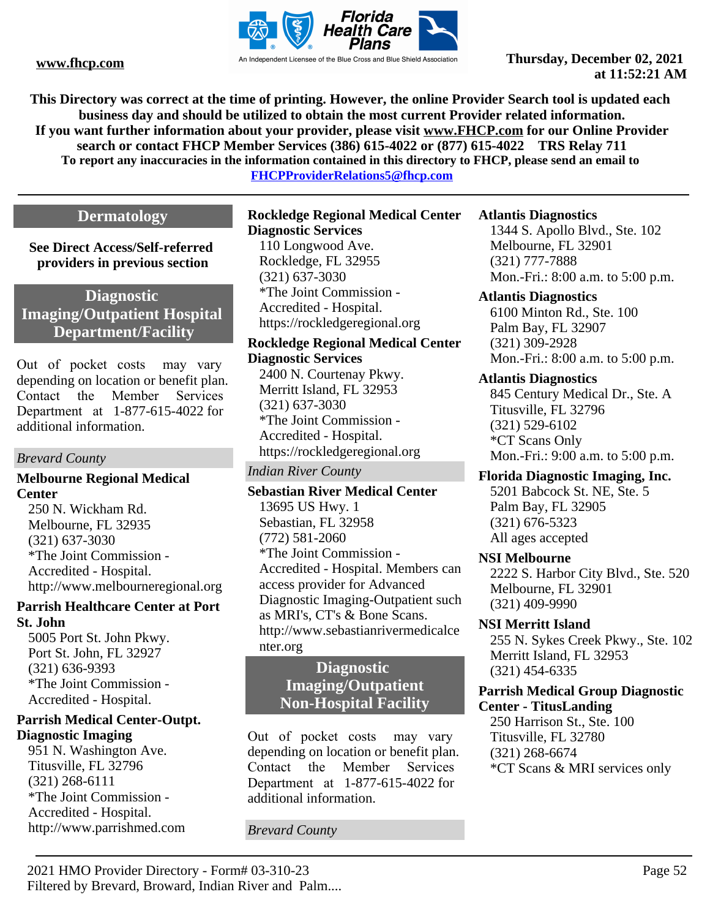This Directory was correct at the time of printing. However, the online Provider Search tool is updated each business day and should be utilized to obtain the most current Provider related information.
If you want further information about your provider, please visit www.FHCP.com for our Online Provider search or contact FHCP Member Services (386) 615-4022 or (877) 615-4022 TRS Relay 711
To report any inaccuracies in the information contained in this directory to FHCP, please send an email to FHCPProviderRelations5@fhcp.com

## Dermatology

**See Direct Access/Self-referred providers in previous section**

## Diagnostic Imaging/Outpatient Hospital Department/Facility

Out of pocket costs may vary depending on location or benefit plan. Contact the Member Services Department at 1-877-615-4022 for additional information.

*Brevard County*

**Melbourne Regional Medical Center**
250 N. Wickham Rd.
Melbourne, FL 32935
(321) 637-3030
*The Joint Commission - Accredited - Hospital.
http://www.melbourneregional.org

**Parrish Healthcare Center at Port St. John**
5005 Port St. John Pkwy.
Port St. John, FL 32927
(321) 636-9393
*The Joint Commission - Accredited - Hospital.

**Parrish Medical Center-Outpt. Diagnostic Imaging**
951 N. Washington Ave.
Titusville, FL 32796
(321) 268-6111
*The Joint Commission - Accredited - Hospital.
http://www.parrishmed.com

**Rockledge Regional Medical Center Diagnostic Services**
110 Longwood Ave.
Rockledge, FL 32955
(321) 637-3030
*The Joint Commission - Accredited - Hospital.
https://rockledgeregional.org

**Rockledge Regional Medical Center Diagnostic Services**
2400 N. Courtenay Pkwy.
Merritt Island, FL 32953
(321) 637-3030
*The Joint Commission - Accredited - Hospital.
https://rockledgeregional.org

*Indian River County*

**Sebastian River Medical Center**
13695 US Hwy. 1
Sebastian, FL 32958
(772) 581-2060
*The Joint Commission - Accredited - Hospital. Members can access provider for Advanced Diagnostic Imaging-Outpatient such as MRI's, CT's & Bone Scans.
http://www.sebastianrivermedicalcenter.org

## Diagnostic Imaging/Outpatient Non-Hospital Facility

Out of pocket costs may vary depending on location or benefit plan. Contact the Member Services Department at 1-877-615-4022 for additional information.

*Brevard County*

**Atlantis Diagnostics**
1344 S. Apollo Blvd., Ste. 102
Melbourne, FL 32901
(321) 777-7888
Mon.-Fri.: 8:00 a.m. to 5:00 p.m.

**Atlantis Diagnostics**
6100 Minton Rd., Ste. 100
Palm Bay, FL 32907
(321) 309-2928
Mon.-Fri.: 8:00 a.m. to 5:00 p.m.

**Atlantis Diagnostics**
845 Century Medical Dr., Ste. A
Titusville, FL 32796
(321) 529-6102
*CT Scans Only
Mon.-Fri.: 9:00 a.m. to 5:00 p.m.

**Florida Diagnostic Imaging, Inc.**
5201 Babcock St. NE, Ste. 5
Palm Bay, FL 32905
(321) 676-5323
All ages accepted

**NSI Melbourne**
2222 S. Harbor City Blvd., Ste. 520
Melbourne, FL 32901
(321) 409-9990

**NSI Merritt Island**
255 N. Sykes Creek Pkwy., Ste. 102
Merritt Island, FL 32953
(321) 454-6335

**Parrish Medical Group Diagnostic Center - TitusLanding**
250 Harrison St., Ste. 100
Titusville, FL 32780
(321) 268-6674
*CT Scans & MRI services only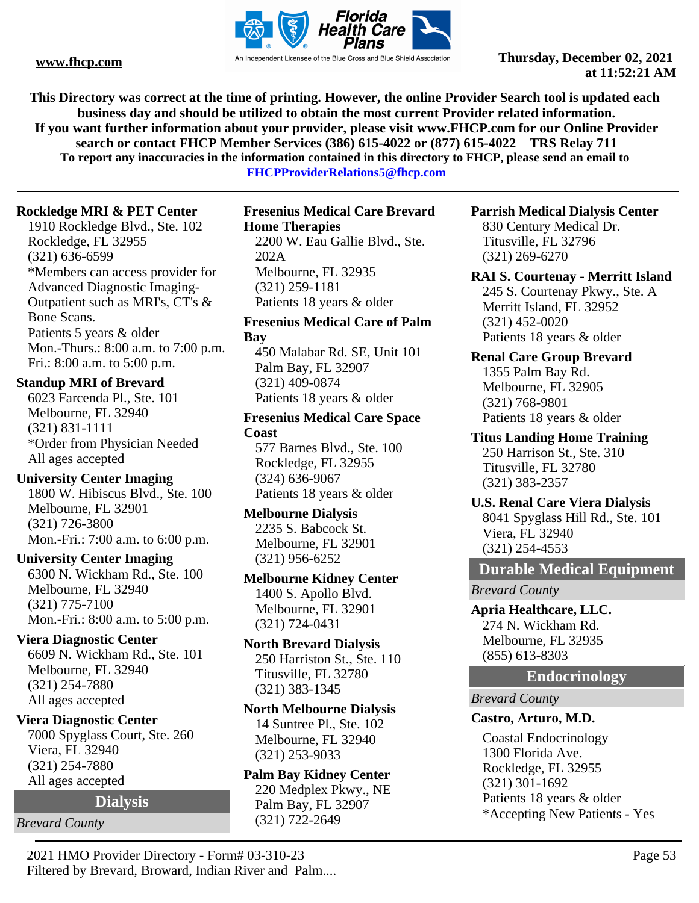This Directory was correct at the time of printing. However, the online Provider Search tool is updated each business day and should be utilized to obtain the most current Provider related information.
If you want further information about your provider, please visit www.FHCP.com for our Online Provider search or contact FHCP Member Services (386) 615-4022 or (877) 615-4022 TRS Relay 711
To report any inaccuracies in the information contained in this directory to FHCP, please send an email to FHCPProviderRelations5@fhcp.com

**Rockledge MRI & PET Center**
1910 Rockledge Blvd., Ste. 102
Rockledge, FL 32955
(321) 636-6599
*Members can access provider for Advanced Diagnostic Imaging-Outpatient such as MRI's, CT's & Bone Scans.
Patients 5 years & older
Mon.-Thurs.: 8:00 a.m. to 7:00 p.m.
Fri.: 8:00 a.m. to 5:00 p.m.

**Standup MRI of Brevard**
6023 Farcenda Pl., Ste. 101
Melbourne, FL 32940
(321) 831-1111
*Order from Physician Needed
All ages accepted

**University Center Imaging**
1800 W. Hibiscus Blvd., Ste. 100
Melbourne, FL 32901
(321) 726-3800
Mon.-Fri.: 7:00 a.m. to 6:00 p.m.

**University Center Imaging**
6300 N. Wickham Rd., Ste. 100
Melbourne, FL 32940
(321) 775-7100
Mon.-Fri.: 8:00 a.m. to 5:00 p.m.

**Viera Diagnostic Center**
6609 N. Wickham Rd., Ste. 101
Melbourne, FL 32940
(321) 254-7880
All ages accepted

**Viera Diagnostic Center**
7000 Spyglass Court, Ste. 260
Viera, FL 32940
(321) 254-7880
All ages accepted

## Dialysis

*Brevard County*

**Fresenius Medical Care Brevard Home Therapies**
2200 W. Eau Gallie Blvd., Ste. 202A
Melbourne, FL 32935
(321) 259-1181
Patients 18 years & older

**Fresenius Medical Care of Palm Bay**
450 Malabar Rd. SE, Unit 101
Palm Bay, FL 32907
(321) 409-0874
Patients 18 years & older

**Fresenius Medical Care Space Coast**
577 Barnes Blvd., Ste. 100
Rockledge, FL 32955
(324) 636-9067
Patients 18 years & older

**Melbourne Dialysis**
2235 S. Babcock St.
Melbourne, FL 32901
(321) 956-6252

**Melbourne Kidney Center**
1400 S. Apollo Blvd.
Melbourne, FL 32901
(321) 724-0431

**North Brevard Dialysis**
250 Harriston St., Ste. 110
Titusville, FL 32780
(321) 383-1345

**North Melbourne Dialysis**
14 Suntree Pl., Ste. 102
Melbourne, FL 32940
(321) 253-9033

**Palm Bay Kidney Center**
220 Medplex Pkwy., NE
Palm Bay, FL 32907
(321) 722-2649

**Parrish Medical Dialysis Center**
830 Century Medical Dr.
Titusville, FL 32796
(321) 269-6270

**RAI S. Courtenay - Merritt Island**
245 S. Courtenay Pkwy., Ste. A
Merritt Island, FL 32952
(321) 452-0020
Patients 18 years & older

**Renal Care Group Brevard**
1355 Palm Bay Rd.
Melbourne, FL 32905
(321) 768-9801
Patients 18 years & older

**Titus Landing Home Training**
250 Harrison St., Ste. 310
Titusville, FL 32780
(321) 383-2357

**U.S. Renal Care Viera Dialysis**
8041 Spyglass Hill Rd., Ste. 101
Viera, FL 32940
(321) 254-4553

## Durable Medical Equipment

*Brevard County*

**Apria Healthcare, LLC.**
274 N. Wickham Rd.
Melbourne, FL 32935
(855) 613-8303

## Endocrinology

*Brevard County*

**Castro, Arturo, M.D.**
Coastal Endocrinology
1300 Florida Ave.
Rockledge, FL 32955
(321) 301-1692
Patients 18 years & older
*Accepting New Patients - Yes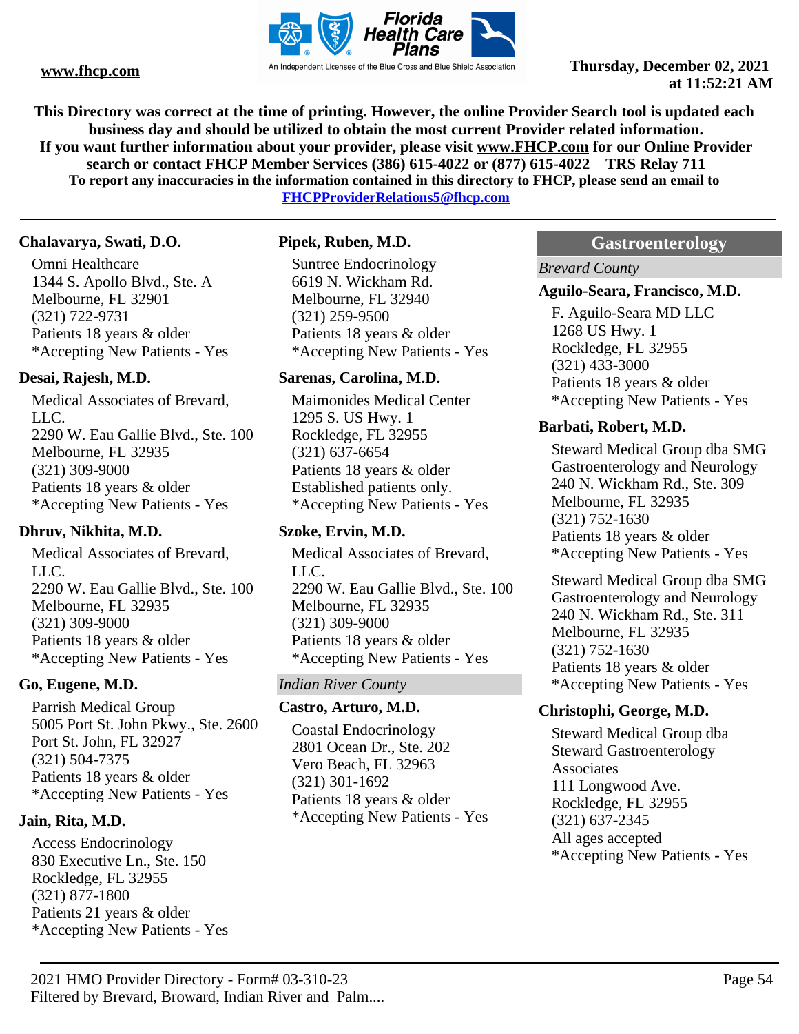This Directory was correct at the time of printing. However, the online Provider Search tool is updated each business day and should be utilized to obtain the most current Provider related information.
If you want further information about your provider, please visit www.FHCP.com for our Online Provider search or contact FHCP Member Services (386) 615-4022 or (877) 615-4022 TRS Relay 711
To report any inaccuracies in the information contained in this directory to FHCP, please send an email to FHCPProviderRelations5@fhcp.com

**Chalavarya, Swati, D.O.**

Omni Healthcare
1344 S. Apollo Blvd., Ste. A
Melbourne, FL 32901
(321) 722-9731
Patients 18 years & older
*Accepting New Patients - Yes

**Desai, Rajesh, M.D.**

Medical Associates of Brevard, LLC.
2290 W. Eau Gallie Blvd., Ste. 100
Melbourne, FL 32935
(321) 309-9000
Patients 18 years & older
*Accepting New Patients - Yes

**Dhruv, Nikhita, M.D.**

Medical Associates of Brevard, LLC.
2290 W. Eau Gallie Blvd., Ste. 100
Melbourne, FL 32935
(321) 309-9000
Patients 18 years & older
*Accepting New Patients - Yes

**Go, Eugene, M.D.**

Parrish Medical Group
5005 Port St. John Pkwy., Ste. 2600
Port St. John, FL 32927
(321) 504-7375
Patients 18 years & older
*Accepting New Patients - Yes

**Jain, Rita, M.D.**

Access Endocrinology
830 Executive Ln., Ste. 150
Rockledge, FL 32955
(321) 877-1800
Patients 21 years & older
*Accepting New Patients - Yes

**Pipek, Ruben, M.D.**

Suntree Endocrinology
6619 N. Wickham Rd.
Melbourne, FL 32940
(321) 259-9500
Patients 18 years & older
*Accepting New Patients - Yes

**Sarenas, Carolina, M.D.**

Maimonides Medical Center
1295 S. US Hwy. 1
Rockledge, FL 32955
(321) 637-6654
Patients 18 years & older
Established patients only.
*Accepting New Patients - Yes

**Szoke, Ervin, M.D.**

Medical Associates of Brevard, LLC.
2290 W. Eau Gallie Blvd., Ste. 100
Melbourne, FL 32935
(321) 309-9000
Patients 18 years & older
*Accepting New Patients - Yes

*Indian River County*

**Castro, Arturo, M.D.**

Coastal Endocrinology
2801 Ocean Dr., Ste. 202
Vero Beach, FL 32963
(321) 301-1692
Patients 18 years & older
*Accepting New Patients - Yes

## Gastroenterology

*Brevard County*

**Aguilo-Seara, Francisco, M.D.**

F. Aguilo-Seara MD LLC
1268 US Hwy. 1
Rockledge, FL 32955
(321) 433-3000
Patients 18 years & older
*Accepting New Patients - Yes

**Barbati, Robert, M.D.**

Steward Medical Group dba SMG Gastroenterology and Neurology
240 N. Wickham Rd., Ste. 309
Melbourne, FL 32935
(321) 752-1630
Patients 18 years & older
*Accepting New Patients - Yes

Steward Medical Group dba SMG Gastroenterology and Neurology
240 N. Wickham Rd., Ste. 311
Melbourne, FL 32935
(321) 752-1630
Patients 18 years & older
*Accepting New Patients - Yes

**Christophi, George, M.D.**

Steward Medical Group dba Steward Gastroenterology Associates
111 Longwood Ave.
Rockledge, FL 32955
(321) 637-2345
All ages accepted
*Accepting New Patients - Yes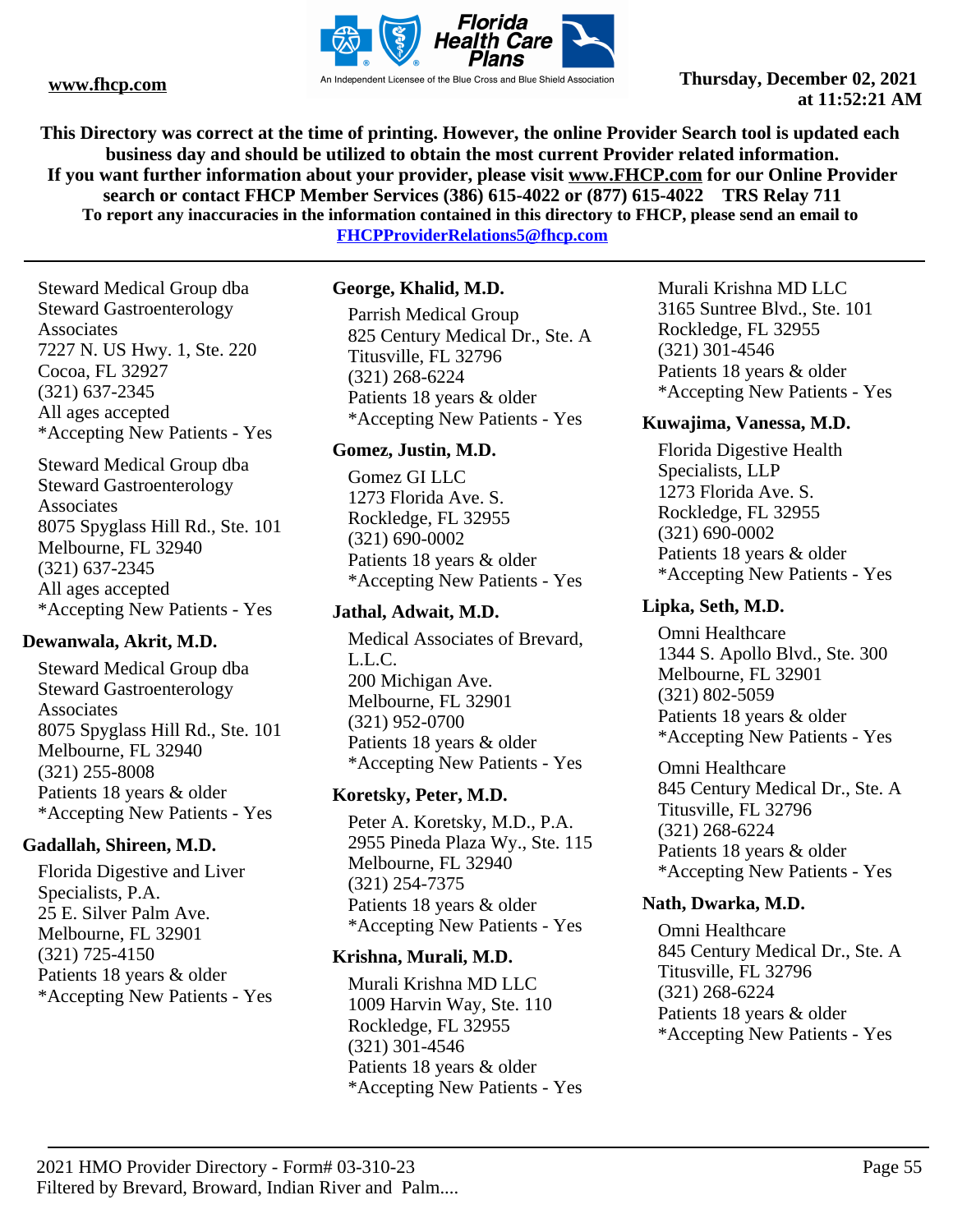Steward Medical Group dba
Steward Gastroenterology
Associates
7227 N. US Hwy. 1, Ste. 220
Cocoa, FL 32927
(321) 637-2345
All ages accepted
*Accepting New Patients - Yes

Steward Medical Group dba
Steward Gastroenterology
Associates
8075 Spyglass Hill Rd., Ste. 101
Melbourne, FL 32940
(321) 637-2345
All ages accepted
*Accepting New Patients - Yes

**Dewanwala, Akrit, M.D.**

Steward Medical Group dba
Steward Gastroenterology
Associates
8075 Spyglass Hill Rd., Ste. 101
Melbourne, FL 32940
(321) 255-8008
Patients 18 years & older
*Accepting New Patients - Yes

**Gadallah, Shireen, M.D.**

Florida Digestive and Liver
Specialists, P.A.
25 E. Silver Palm Ave.
Melbourne, FL 32901
(321) 725-4150
Patients 18 years & older
*Accepting New Patients - Yes

**George, Khalid, M.D.**

Parrish Medical Group
825 Century Medical Dr., Ste. A
Titusville, FL 32796
(321) 268-6224
Patients 18 years & older
*Accepting New Patients - Yes

**Gomez, Justin, M.D.**

Gomez GI LLC
1273 Florida Ave. S.
Rockledge, FL 32955
(321) 690-0002
Patients 18 years & older
*Accepting New Patients - Yes

**Jathal, Adwait, M.D.**

Medical Associates of Brevard,
L.L.C.
200 Michigan Ave.
Melbourne, FL 32901
(321) 952-0700
Patients 18 years & older
*Accepting New Patients - Yes

**Koretsky, Peter, M.D.**

Peter A. Koretsky, M.D., P.A.
2955 Pineda Plaza Wy., Ste. 115
Melbourne, FL 32940
(321) 254-7375
Patients 18 years & older
*Accepting New Patients - Yes

**Krishna, Murali, M.D.**

Murali Krishna MD LLC
1009 Harvin Way, Ste. 110
Rockledge, FL 32955
(321) 301-4546
Patients 18 years & older
*Accepting New Patients - Yes

Murali Krishna MD LLC
3165 Suntree Blvd., Ste. 101
Rockledge, FL 32955
(321) 301-4546
Patients 18 years & older
*Accepting New Patients - Yes

**Kuwajima, Vanessa, M.D.**

Florida Digestive Health
Specialists, LLP
1273 Florida Ave. S.
Rockledge, FL 32955
(321) 690-0002
Patients 18 years & older
*Accepting New Patients - Yes

**Lipka, Seth, M.D.**

Omni Healthcare
1344 S. Apollo Blvd., Ste. 300
Melbourne, FL 32901
(321) 802-5059
Patients 18 years & older
*Accepting New Patients - Yes

Omni Healthcare
845 Century Medical Dr., Ste. A
Titusville, FL 32796
(321) 268-6224
Patients 18 years & older
*Accepting New Patients - Yes

**Nath, Dwarka, M.D.**

Omni Healthcare
845 Century Medical Dr., Ste. A
Titusville, FL 32796
(321) 268-6224
Patients 18 years & older
*Accepting New Patients - Yes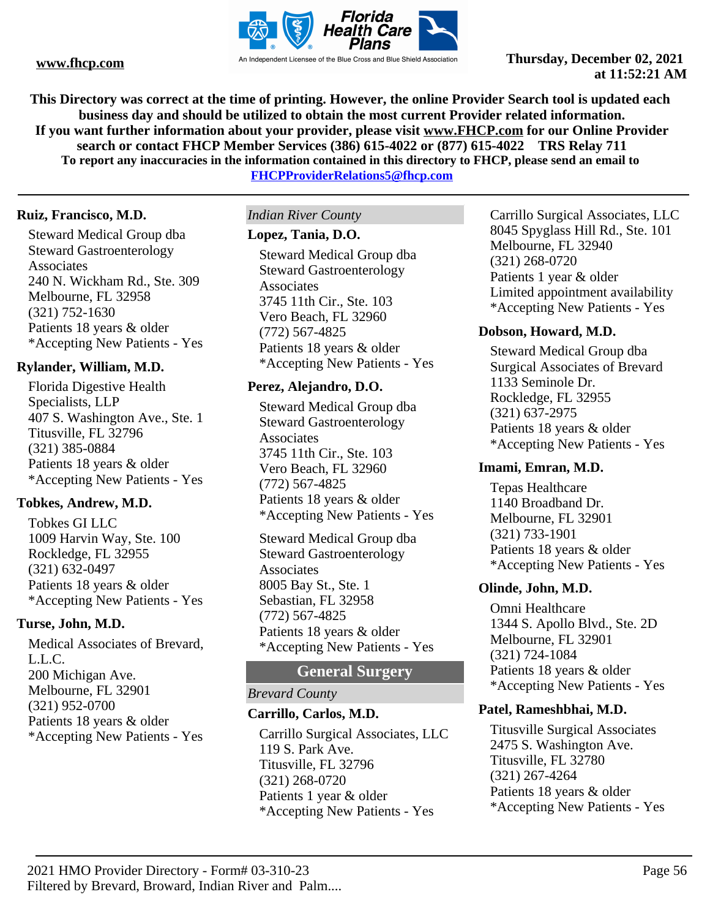**This Directory was correct at the time of printing. However, the online Provider Search tool is updated each business day and should be utilized to obtain the most current Provider related information.**
**If you want further information about your provider, please visit www.FHCP.com for our Online Provider search or contact FHCP Member Services (386) 615-4022 or (877) 615-4022 TRS Relay 711**
**To report any inaccuracies in the information contained in this directory to FHCP, please send an email to FHCPProviderRelations5@fhcp.com**

**Ruiz, Francisco, M.D.**

Steward Medical Group dba Steward Gastroenterology Associates
240 N. Wickham Rd., Ste. 309
Melbourne, FL 32958
(321) 752-1630
Patients 18 years & older
*Accepting New Patients - Yes

**Rylander, William, M.D.**

Florida Digestive Health Specialists, LLP
407 S. Washington Ave., Ste. 1
Titusville, FL 32796
(321) 385-0884
Patients 18 years & older
*Accepting New Patients - Yes

**Tobkes, Andrew, M.D.**

Tobkes GI LLC
1009 Harvin Way, Ste. 100
Rockledge, FL 32955
(321) 632-0497
Patients 18 years & older
*Accepting New Patients - Yes

**Turse, John, M.D.**

Medical Associates of Brevard, L.L.C.
200 Michigan Ave.
Melbourne, FL 32901
(321) 952-0700
Patients 18 years & older
*Accepting New Patients - Yes

*Indian River County*

**Lopez, Tania, D.O.**

Steward Medical Group dba Steward Gastroenterology Associates
3745 11th Cir., Ste. 103
Vero Beach, FL 32960
(772) 567-4825
Patients 18 years & older
*Accepting New Patients - Yes

**Perez, Alejandro, D.O.**

Steward Medical Group dba Steward Gastroenterology Associates
3745 11th Cir., Ste. 103
Vero Beach, FL 32960
(772) 567-4825
Patients 18 years & older
*Accepting New Patients - Yes

Steward Medical Group dba Steward Gastroenterology Associates
8005 Bay St., Ste. 1
Sebastian, FL 32958
(772) 567-4825
Patients 18 years & older
*Accepting New Patients - Yes

## General Surgery

*Brevard County*

**Carrillo, Carlos, M.D.**

Carrillo Surgical Associates, LLC
119 S. Park Ave.
Titusville, FL 32796
(321) 268-0720
Patients 1 year & older
*Accepting New Patients - Yes

Carrillo Surgical Associates, LLC
8045 Spyglass Hill Rd., Ste. 101
Melbourne, FL 32940
(321) 268-0720
Patients 1 year & older
Limited appointment availability
*Accepting New Patients - Yes

**Dobson, Howard, M.D.**

Steward Medical Group dba Surgical Associates of Brevard
1133 Seminole Dr.
Rockledge, FL 32955
(321) 637-2975
Patients 18 years & older
*Accepting New Patients - Yes

**Imami, Emran, M.D.**

Tepas Healthcare
1140 Broadband Dr.
Melbourne, FL 32901
(321) 733-1901
Patients 18 years & older
*Accepting New Patients - Yes

**Olinde, John, M.D.**

Omni Healthcare
1344 S. Apollo Blvd., Ste. 2D
Melbourne, FL 32901
(321) 724-1084
Patients 18 years & older
*Accepting New Patients - Yes

**Patel, Rameshbhai, M.D.**

Titusville Surgical Associates
2475 S. Washington Ave.
Titusville, FL 32780
(321) 267-4264
Patients 18 years & older
*Accepting New Patients - Yes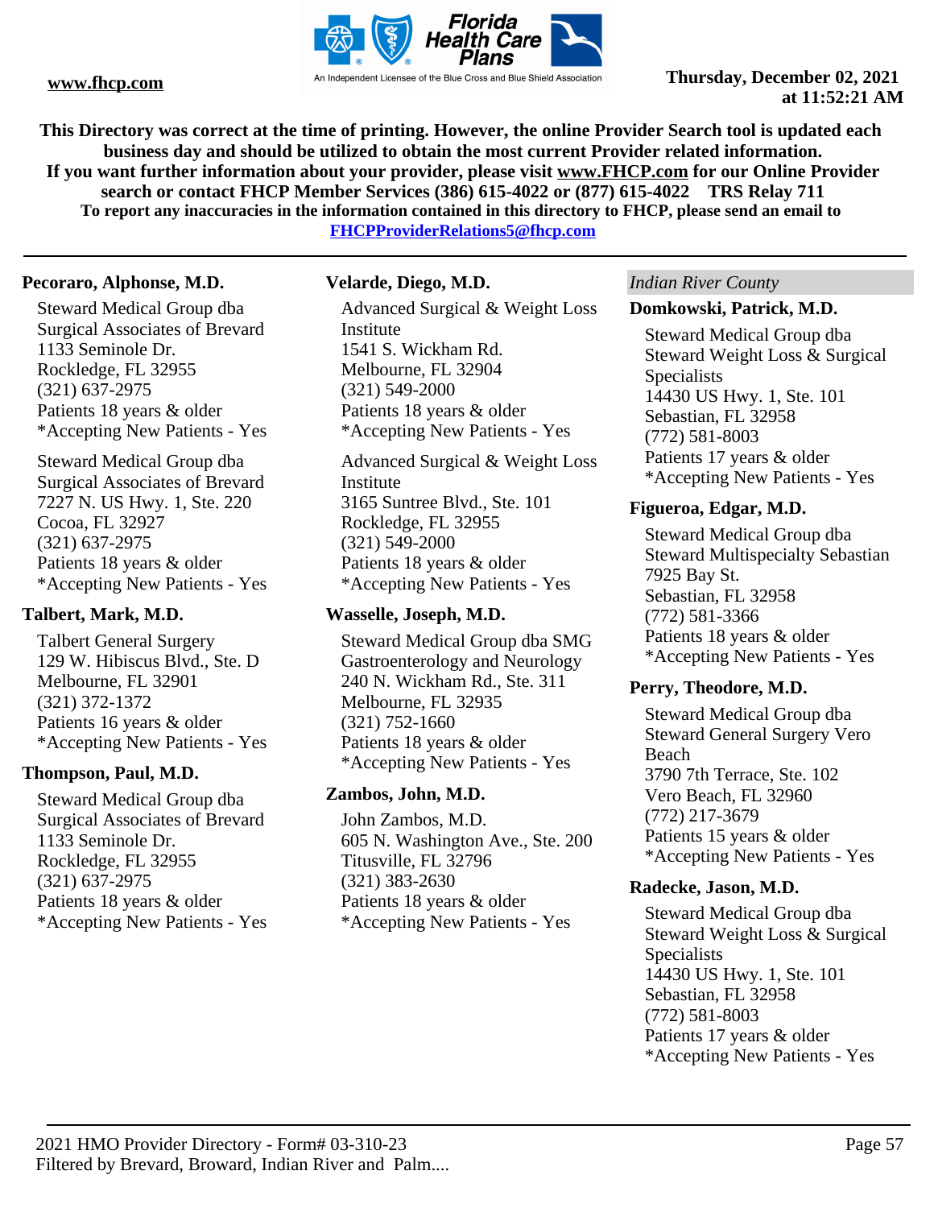**This Directory was correct at the time of printing. However, the online Provider Search tool is updated each business day and should be utilized to obtain the most current Provider related information. If you want further information about your provider, please visit www.FHCP.com for our Online Provider search or contact FHCP Member Services (386) 615-4022 or (877) 615-4022 TRS Relay 711**
**To report any inaccuracies in the information contained in this directory to FHCP, please send an email to FHCPProviderRelations5@fhcp.com**

---

**Pecoraro, Alphonse, M.D.**

Steward Medical Group dba
Surgical Associates of Brevard
1133 Seminole Dr.
Rockledge, FL 32955
(321) 637-2975
Patients 18 years & older
*Accepting New Patients - Yes

Steward Medical Group dba
Surgical Associates of Brevard
7227 N. US Hwy. 1, Ste. 220
Cocoa, FL 32927
(321) 637-2975
Patients 18 years & older
*Accepting New Patients - Yes

**Talbert, Mark, M.D.**

Talbert General Surgery
129 W. Hibiscus Blvd., Ste. D
Melbourne, FL 32901
(321) 372-1372
Patients 16 years & older
*Accepting New Patients - Yes

**Thompson, Paul, M.D.**

Steward Medical Group dba
Surgical Associates of Brevard
1133 Seminole Dr.
Rockledge, FL 32955
(321) 637-2975
Patients 18 years & older
*Accepting New Patients - Yes

**Velarde, Diego, M.D.**

Advanced Surgical & Weight Loss Institute
1541 S. Wickham Rd.
Melbourne, FL 32904
(321) 549-2000
Patients 18 years & older
*Accepting New Patients - Yes

Advanced Surgical & Weight Loss Institute
3165 Suntree Blvd., Ste. 101
Rockledge, FL 32955
(321) 549-2000
Patients 18 years & older
*Accepting New Patients - Yes

**Wasselle, Joseph, M.D.**

Steward Medical Group dba SMG Gastroenterology and Neurology
240 N. Wickham Rd., Ste. 311
Melbourne, FL 32935
(321) 752-1660
Patients 18 years & older
*Accepting New Patients - Yes

**Zambos, John, M.D.**

John Zambos, M.D.
605 N. Washington Ave., Ste. 200
Titusville, FL 32796
(321) 383-2630
Patients 18 years & older
*Accepting New Patients - Yes

*Indian River County*

**Domkowski, Patrick, M.D.**

Steward Medical Group dba
Steward Weight Loss & Surgical Specialists
14430 US Hwy. 1, Ste. 101
Sebastian, FL 32958
(772) 581-8003
Patients 17 years & older
*Accepting New Patients - Yes

**Figueroa, Edgar, M.D.**

Steward Medical Group dba
Steward Multispecialty Sebastian
7925 Bay St.
Sebastian, FL 32958
(772) 581-3366
Patients 18 years & older
*Accepting New Patients - Yes

**Perry, Theodore, M.D.**

Steward Medical Group dba
Steward General Surgery Vero Beach
3790 7th Terrace, Ste. 102
Vero Beach, FL 32960
(772) 217-3679
Patients 15 years & older
*Accepting New Patients - Yes

**Radecke, Jason, M.D.**

Steward Medical Group dba
Steward Weight Loss & Surgical Specialists
14430 US Hwy. 1, Ste. 101
Sebastian, FL 32958
(772) 581-8003
Patients 17 years & older
*Accepting New Patients - Yes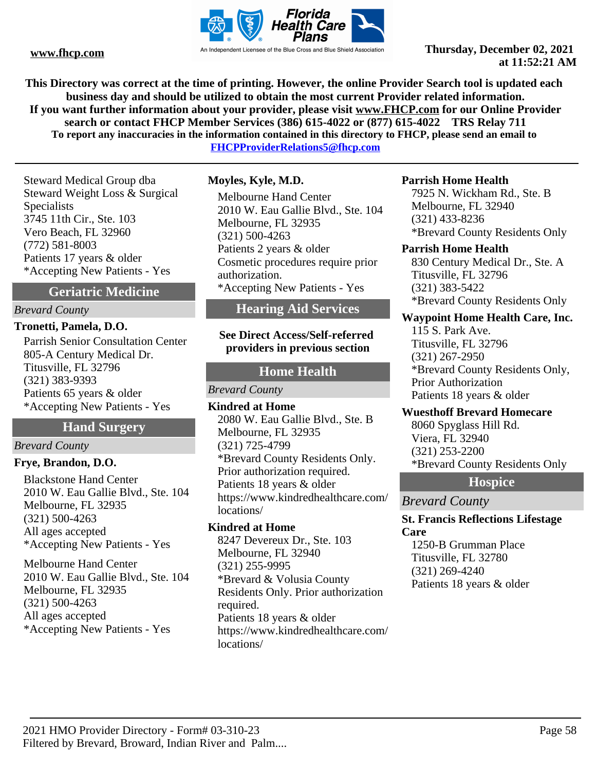Steward Medical Group dba
Steward Weight Loss & Surgical Specialists
3745 11th Cir., Ste. 103
Vero Beach, FL 32960
(772) 581-8003
Patients 17 years & older
*Accepting New Patients - Yes

## Geriatric Medicine

*Brevard County*

**Tronetti, Pamela, D.O.**

Parrish Senior Consultation Center
805-A Century Medical Dr.
Titusville, FL 32796
(321) 383-9393
Patients 65 years & older
*Accepting New Patients - Yes

## Hand Surgery

*Brevard County*

**Frye, Brandon, D.O.**

Blackstone Hand Center
2010 W. Eau Gallie Blvd., Ste. 104
Melbourne, FL 32935
(321) 500-4263
All ages accepted
*Accepting New Patients - Yes

Melbourne Hand Center
2010 W. Eau Gallie Blvd., Ste. 104
Melbourne, FL 32935
(321) 500-4263
All ages accepted
*Accepting New Patients - Yes

**Moyles, Kyle, M.D.**

Melbourne Hand Center
2010 W. Eau Gallie Blvd., Ste. 104
Melbourne, FL 32935
(321) 500-4263
Patients 2 years & older
Cosmetic procedures require prior authorization.
*Accepting New Patients - Yes

## Hearing Aid Services

**See Direct Access/Self-referred providers in previous section**

## Home Health

*Brevard County*

**Kindred at Home**

2080 W. Eau Gallie Blvd., Ste. B
Melbourne, FL 32935
(321) 725-4799
*Brevard County Residents Only. Prior authorization required.
Patients 18 years & older
https://www.kindredhealthcare.com/locations/

**Kindred at Home**

8247 Devereux Dr., Ste. 103
Melbourne, FL 32940
(321) 255-9995
*Brevard & Volusia County Residents Only. Prior authorization required.
Patients 18 years & older
https://www.kindredhealthcare.com/locations/

**Parrish Home Health**

7925 N. Wickham Rd., Ste. B
Melbourne, FL 32940
(321) 433-8236
*Brevard County Residents Only

**Parrish Home Health**

830 Century Medical Dr., Ste. A
Titusville, FL 32796
(321) 383-5422
*Brevard County Residents Only

**Waypoint Home Health Care, Inc.**

115 S. Park Ave.
Titusville, FL 32796
(321) 267-2950
*Brevard County Residents Only, Prior Authorization
Patients 18 years & older

**Wuesthoff Brevard Homecare**

8060 Spyglass Hill Rd.
Viera, FL 32940
(321) 253-2200
*Brevard County Residents Only

## Hospice

*Brevard County*

**St. Francis Reflections Lifestage Care**

1250-B Grumman Place
Titusville, FL 32780
(321) 269-4240
Patients 18 years & older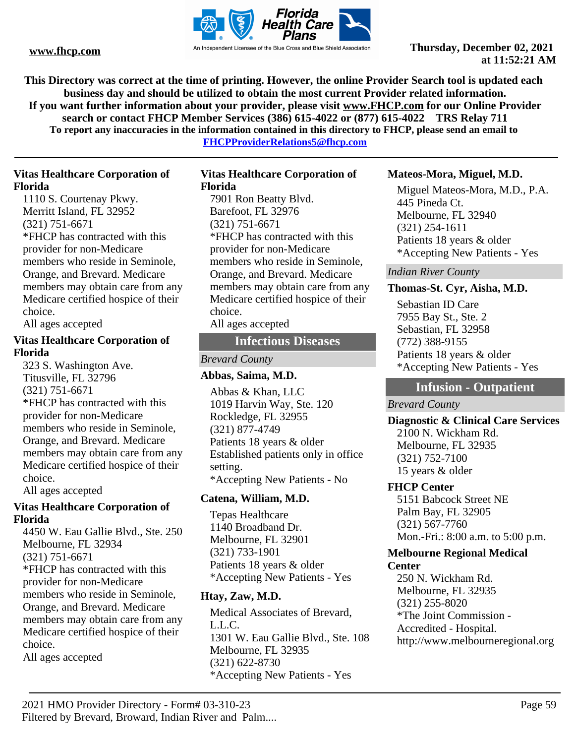This Directory was correct at the time of printing. However, the online Provider Search tool is updated each business day and should be utilized to obtain the most current Provider related information.
If you want further information about your provider, please visit www.FHCP.com for our Online Provider search or contact FHCP Member Services (386) 615-4022 or (877) 615-4022 TRS Relay 711
To report any inaccuracies in the information contained in this directory to FHCP, please send an email to FHCPProviderRelations5@fhcp.com

**Vitas Healthcare Corporation of Florida**
1110 S. Courtenay Pkwy.
Merritt Island, FL 32952
(321) 751-6671
*FHCP has contracted with this provider for non-Medicare members who reside in Seminole, Orange, and Brevard. Medicare members may obtain care from any Medicare certified hospice of their choice.
All ages accepted

**Vitas Healthcare Corporation of Florida**
323 S. Washington Ave.
Titusville, FL 32796
(321) 751-6671
*FHCP has contracted with this provider for non-Medicare members who reside in Seminole, Orange, and Brevard. Medicare members may obtain care from any Medicare certified hospice of their choice.
All ages accepted

**Vitas Healthcare Corporation of Florida**
4450 W. Eau Gallie Blvd., Ste. 250
Melbourne, FL 32934
(321) 751-6671
*FHCP has contracted with this provider for non-Medicare members who reside in Seminole, Orange, and Brevard. Medicare members may obtain care from any Medicare certified hospice of their choice.
All ages accepted

**Vitas Healthcare Corporation of Florida**
7901 Ron Beatty Blvd.
Barefoot, FL 32976
(321) 751-6671
*FHCP has contracted with this provider for non-Medicare members who reside in Seminole, Orange, and Brevard. Medicare members may obtain care from any Medicare certified hospice of their choice.
All ages accepted

## Infectious Diseases

*Brevard County*

**Abbas, Saima, M.D.**
Abbas & Khan, LLC
1019 Harvin Way, Ste. 120
Rockledge, FL 32955
(321) 877-4749
Patients 18 years & older
Established patients only in office setting.
*Accepting New Patients - No

**Catena, William, M.D.**
Tepas Healthcare
1140 Broadband Dr.
Melbourne, FL 32901
(321) 733-1901
Patients 18 years & older
*Accepting New Patients - Yes

**Htay, Zaw, M.D.**
Medical Associates of Brevard, L.L.C.
1301 W. Eau Gallie Blvd., Ste. 108
Melbourne, FL 32935
(321) 622-8730
*Accepting New Patients - Yes

**Mateos-Mora, Miguel, M.D.**
Miguel Mateos-Mora, M.D., P.A.
445 Pineda Ct.
Melbourne, FL 32940
(321) 254-1611
Patients 18 years & older
*Accepting New Patients - Yes

*Indian River County*

**Thomas-St. Cyr, Aisha, M.D.**
Sebastian ID Care
7955 Bay St., Ste. 2
Sebastian, FL 32958
(772) 388-9155
Patients 18 years & older
*Accepting New Patients - Yes

## Infusion - Outpatient

*Brevard County*

**Diagnostic & Clinical Care Services**
2100 N. Wickham Rd.
Melbourne, FL 32935
(321) 752-7100
15 years & older

**FHCP Center**
5151 Babcock Street NE
Palm Bay, FL 32905
(321) 567-7760
Mon.-Fri.: 8:00 a.m. to 5:00 p.m.

**Melbourne Regional Medical Center**
250 N. Wickham Rd.
Melbourne, FL 32935
(321) 255-8020
*The Joint Commission - Accredited - Hospital.
http://www.melbourneregional.org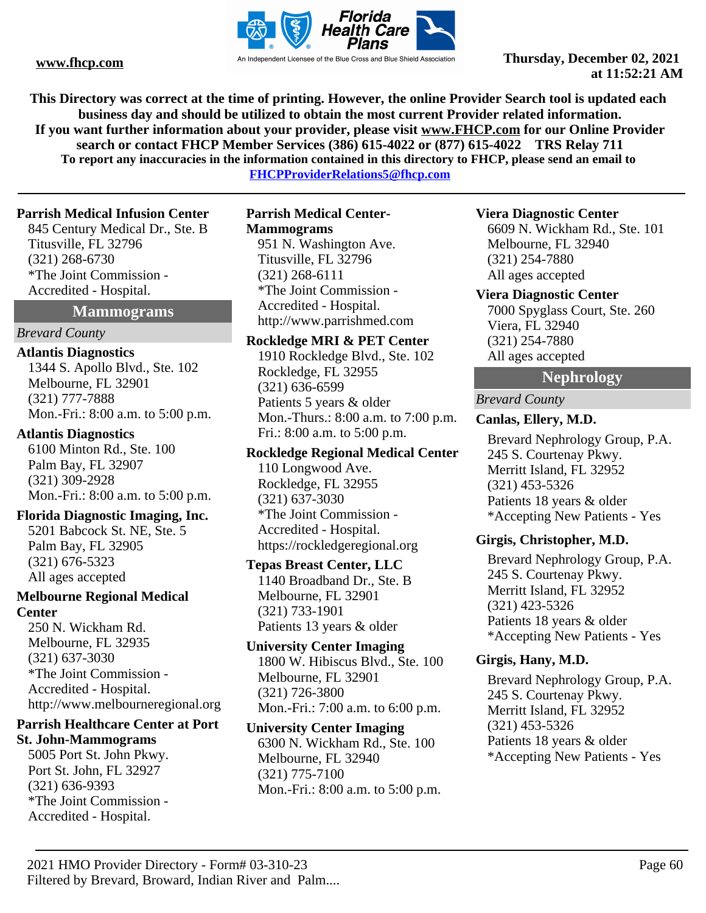This Directory was correct at the time of printing. However, the online Provider Search tool is updated each business day and should be utilized to obtain the most current Provider related information.
If you want further information about your provider, please visit www.FHCP.com for our Online Provider search or contact FHCP Member Services (386) 615-4022 or (877) 615-4022 TRS Relay 711
To report any inaccuracies in the information contained in this directory to FHCP, please send an email to FHCPProviderRelations5@fhcp.com

**Parrish Medical Infusion Center**
845 Century Medical Dr., Ste. B
Titusville, FL 32796
(321) 268-6730
*The Joint Commission - Accredited - Hospital.

## Mammograms

*Brevard County*

**Atlantis Diagnostics**
1344 S. Apollo Blvd., Ste. 102
Melbourne, FL 32901
(321) 777-7888
Mon.-Fri.: 8:00 a.m. to 5:00 p.m.

**Atlantis Diagnostics**
6100 Minton Rd., Ste. 100
Palm Bay, FL 32907
(321) 309-2928
Mon.-Fri.: 8:00 a.m. to 5:00 p.m.

**Florida Diagnostic Imaging, Inc.**
5201 Babcock St. NE, Ste. 5
Palm Bay, FL 32905
(321) 676-5323
All ages accepted

**Melbourne Regional Medical Center**
250 N. Wickham Rd.
Melbourne, FL 32935
(321) 637-3030
*The Joint Commission - Accredited - Hospital.
http://www.melbourneregional.org

**Parrish Healthcare Center at Port St. John-Mammograms**
5005 Port St. John Pkwy.
Port St. John, FL 32927
(321) 636-9393
*The Joint Commission - Accredited - Hospital.

**Parrish Medical Center-Mammograms**
951 N. Washington Ave.
Titusville, FL 32796
(321) 268-6111
*The Joint Commission - Accredited - Hospital.
http://www.parrishmed.com

**Rockledge MRI & PET Center**
1910 Rockledge Blvd., Ste. 102
Rockledge, FL 32955
(321) 636-6599
Patients 5 years & older
Mon.-Thurs.: 8:00 a.m. to 7:00 p.m.
Fri.: 8:00 a.m. to 5:00 p.m.

**Rockledge Regional Medical Center**
110 Longwood Ave.
Rockledge, FL 32955
(321) 637-3030
*The Joint Commission - Accredited - Hospital.
https://rockledgeregional.org

**Tepas Breast Center, LLC**
1140 Broadband Dr., Ste. B
Melbourne, FL 32901
(321) 733-1901
Patients 13 years & older

**University Center Imaging**
1800 W. Hibiscus Blvd., Ste. 100
Melbourne, FL 32901
(321) 726-3800
Mon.-Fri.: 7:00 a.m. to 6:00 p.m.

**University Center Imaging**
6300 N. Wickham Rd., Ste. 100
Melbourne, FL 32940
(321) 775-7100
Mon.-Fri.: 8:00 a.m. to 5:00 p.m.

**Viera Diagnostic Center**
6609 N. Wickham Rd., Ste. 101
Melbourne, FL 32940
(321) 254-7880
All ages accepted

**Viera Diagnostic Center**
7000 Spyglass Court, Ste. 260
Viera, FL 32940
(321) 254-7880
All ages accepted

## Nephrology

*Brevard County*

**Canlas, Ellery, M.D.**
Brevard Nephrology Group, P.A.
245 S. Courtenay Pkwy.
Merritt Island, FL 32952
(321) 453-5326
Patients 18 years & older
*Accepting New Patients - Yes

**Girgis, Christopher, M.D.**
Brevard Nephrology Group, P.A.
245 S. Courtenay Pkwy.
Merritt Island, FL 32952
(321) 423-5326
Patients 18 years & older
*Accepting New Patients - Yes

**Girgis, Hany, M.D.**
Brevard Nephrology Group, P.A.
245 S. Courtenay Pkwy.
Merritt Island, FL 32952
(321) 453-5326
Patients 18 years & older
*Accepting New Patients - Yes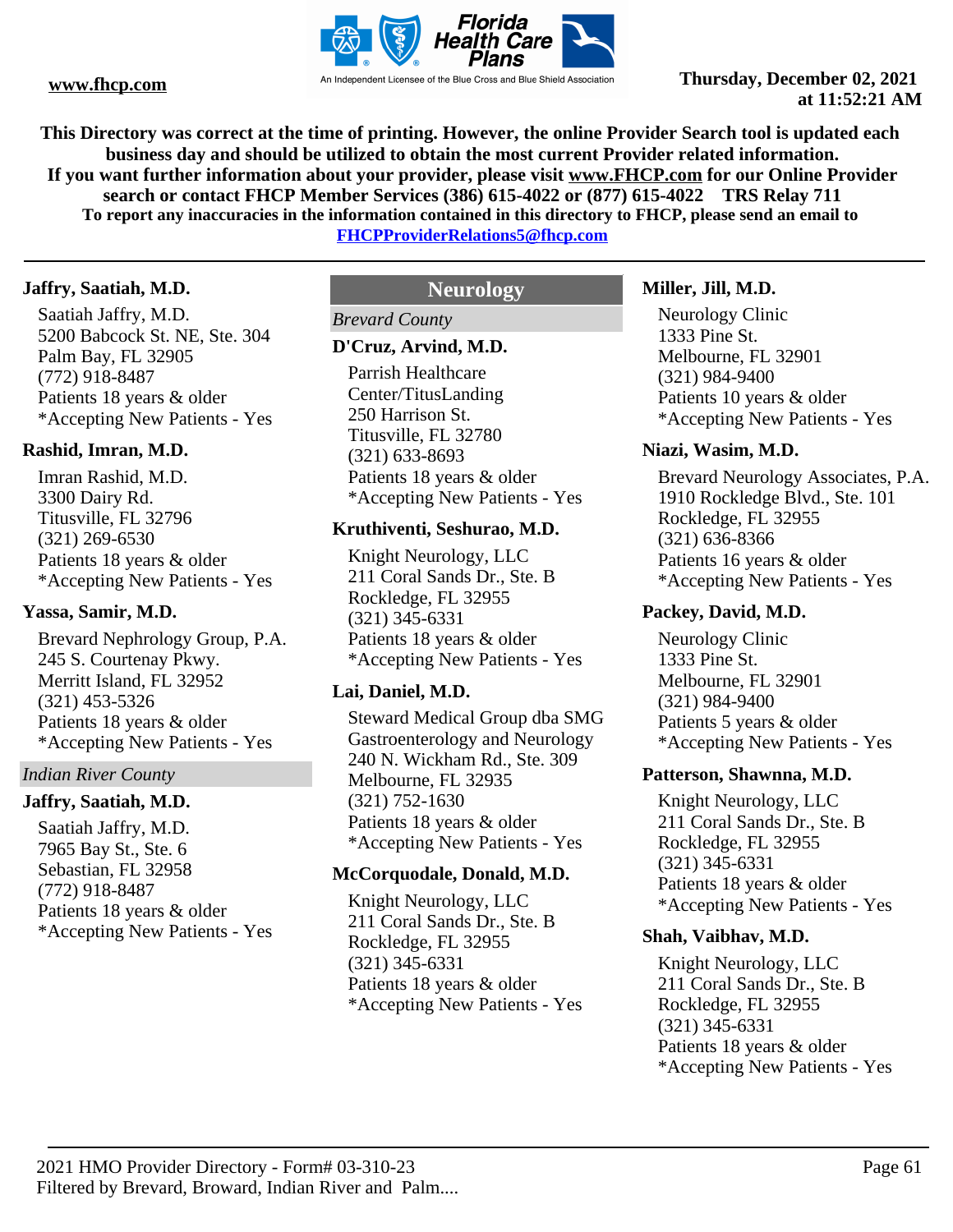This Directory was correct at the time of printing. However, the online Provider Search tool is updated each business day and should be utilized to obtain the most current Provider related information.
If you want further information about your provider, please visit www.FHCP.com for our Online Provider search or contact FHCP Member Services (386) 615-4022 or (877) 615-4022 TRS Relay 711
To report any inaccuracies in the information contained in this directory to FHCP, please send an email to FHCPProviderRelations5@fhcp.com

**Jaffry, Saatiah, M.D.**

Saatiah Jaffry, M.D.
5200 Babcock St. NE, Ste. 304
Palm Bay, FL 32905
(772) 918-8487
Patients 18 years & older
*Accepting New Patients - Yes

**Rashid, Imran, M.D.**

Imran Rashid, M.D.
3300 Dairy Rd.
Titusville, FL 32796
(321) 269-6530
Patients 18 years & older
*Accepting New Patients - Yes

**Yassa, Samir, M.D.**

Brevard Nephrology Group, P.A.
245 S. Courtenay Pkwy.
Merritt Island, FL 32952
(321) 453-5326
Patients 18 years & older
*Accepting New Patients - Yes

*Indian River County*

**Jaffry, Saatiah, M.D.**

Saatiah Jaffry, M.D.
7965 Bay St., Ste. 6
Sebastian, FL 32958
(772) 918-8487
Patients 18 years & older
*Accepting New Patients - Yes

## Neurology

*Brevard County*

**D'Cruz, Arvind, M.D.**

Parrish Healthcare Center/TitusLanding
250 Harrison St.
Titusville, FL 32780
(321) 633-8693
Patients 18 years & older
*Accepting New Patients - Yes

**Kruthiventi, Seshurao, M.D.**

Knight Neurology, LLC
211 Coral Sands Dr., Ste. B
Rockledge, FL 32955
(321) 345-6331
Patients 18 years & older
*Accepting New Patients - Yes

**Lai, Daniel, M.D.**

Steward Medical Group dba SMG Gastroenterology and Neurology
240 N. Wickham Rd., Ste. 309
Melbourne, FL 32935
(321) 752-1630
Patients 18 years & older
*Accepting New Patients - Yes

**McCorquodale, Donald, M.D.**

Knight Neurology, LLC
211 Coral Sands Dr., Ste. B
Rockledge, FL 32955
(321) 345-6331
Patients 18 years & older
*Accepting New Patients - Yes

**Miller, Jill, M.D.**

Neurology Clinic
1333 Pine St.
Melbourne, FL 32901
(321) 984-9400
Patients 10 years & older
*Accepting New Patients - Yes

**Niazi, Wasim, M.D.**

Brevard Neurology Associates, P.A.
1910 Rockledge Blvd., Ste. 101
Rockledge, FL 32955
(321) 636-8366
Patients 16 years & older
*Accepting New Patients - Yes

**Packey, David, M.D.**

Neurology Clinic
1333 Pine St.
Melbourne, FL 32901
(321) 984-9400
Patients 5 years & older
*Accepting New Patients - Yes

**Patterson, Shawnna, M.D.**

Knight Neurology, LLC
211 Coral Sands Dr., Ste. B
Rockledge, FL 32955
(321) 345-6331
Patients 18 years & older
*Accepting New Patients - Yes

**Shah, Vaibhav, M.D.**

Knight Neurology, LLC
211 Coral Sands Dr., Ste. B
Rockledge, FL 32955
(321) 345-6331
Patients 18 years & older
*Accepting New Patients - Yes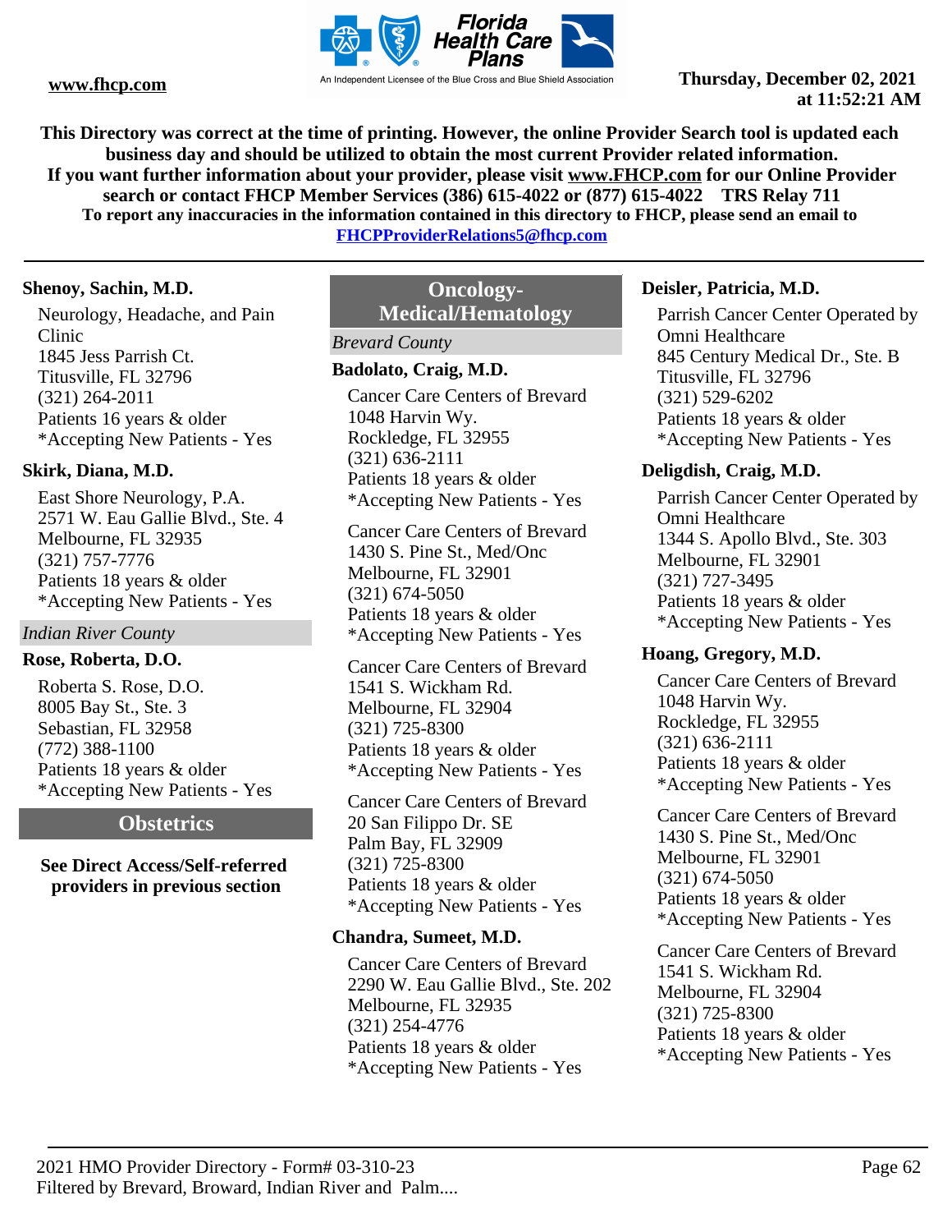**This Directory was correct at the time of printing. However, the online Provider Search tool is updated each business day and should be utilized to obtain the most current Provider related information.**
**If you want further information about your provider, please visit www.FHCP.com for our Online Provider search or contact FHCP Member Services (386) 615-4022 or (877) 615-4022 TRS Relay 711**
**To report any inaccuracies in the information contained in this directory to FHCP, please send an email to FHCPProviderRelations5@fhcp.com**

---

**Shenoy, Sachin, M.D.**

Neurology, Headache, and Pain Clinic
1845 Jess Parrish Ct.
Titusville, FL 32796
(321) 264-2011
Patients 16 years & older
*Accepting New Patients - Yes

**Skirk, Diana, M.D.**

East Shore Neurology, P.A.
2571 W. Eau Gallie Blvd., Ste. 4
Melbourne, FL 32935
(321) 757-7776
Patients 18 years & older
*Accepting New Patients - Yes

*Indian River County*

**Rose, Roberta, D.O.**

Roberta S. Rose, D.O.
8005 Bay St., Ste. 3
Sebastian, FL 32958
(772) 388-1100
Patients 18 years & older
*Accepting New Patients - Yes

## Obstetrics

**See Direct Access/Self-referred providers in previous section**

## Oncology-Medical/Hematology

*Brevard County*

**Badolato, Craig, M.D.**

Cancer Care Centers of Brevard
1048 Harvin Wy.
Rockledge, FL 32955
(321) 636-2111
Patients 18 years & older
*Accepting New Patients - Yes

Cancer Care Centers of Brevard
1430 S. Pine St., Med/Onc
Melbourne, FL 32901
(321) 674-5050
Patients 18 years & older
*Accepting New Patients - Yes

Cancer Care Centers of Brevard
1541 S. Wickham Rd.
Melbourne, FL 32904
(321) 725-8300
Patients 18 years & older
*Accepting New Patients - Yes

Cancer Care Centers of Brevard
20 San Filippo Dr. SE
Palm Bay, FL 32909
(321) 725-8300
Patients 18 years & older
*Accepting New Patients - Yes

**Chandra, Sumeet, M.D.**

Cancer Care Centers of Brevard
2290 W. Eau Gallie Blvd., Ste. 202
Melbourne, FL 32935
(321) 254-4776
Patients 18 years & older
*Accepting New Patients - Yes

**Deisler, Patricia, M.D.**

Parrish Cancer Center Operated by Omni Healthcare
845 Century Medical Dr., Ste. B
Titusville, FL 32796
(321) 529-6202
Patients 18 years & older
*Accepting New Patients - Yes

**Deligdish, Craig, M.D.**

Parrish Cancer Center Operated by Omni Healthcare
1344 S. Apollo Blvd., Ste. 303
Melbourne, FL 32901
(321) 727-3495
Patients 18 years & older
*Accepting New Patients - Yes

**Hoang, Gregory, M.D.**

Cancer Care Centers of Brevard
1048 Harvin Wy.
Rockledge, FL 32955
(321) 636-2111
Patients 18 years & older
*Accepting New Patients - Yes

Cancer Care Centers of Brevard
1430 S. Pine St., Med/Onc
Melbourne, FL 32901
(321) 674-5050
Patients 18 years & older
*Accepting New Patients - Yes

Cancer Care Centers of Brevard
1541 S. Wickham Rd.
Melbourne, FL 32904
(321) 725-8300
Patients 18 years & older
*Accepting New Patients - Yes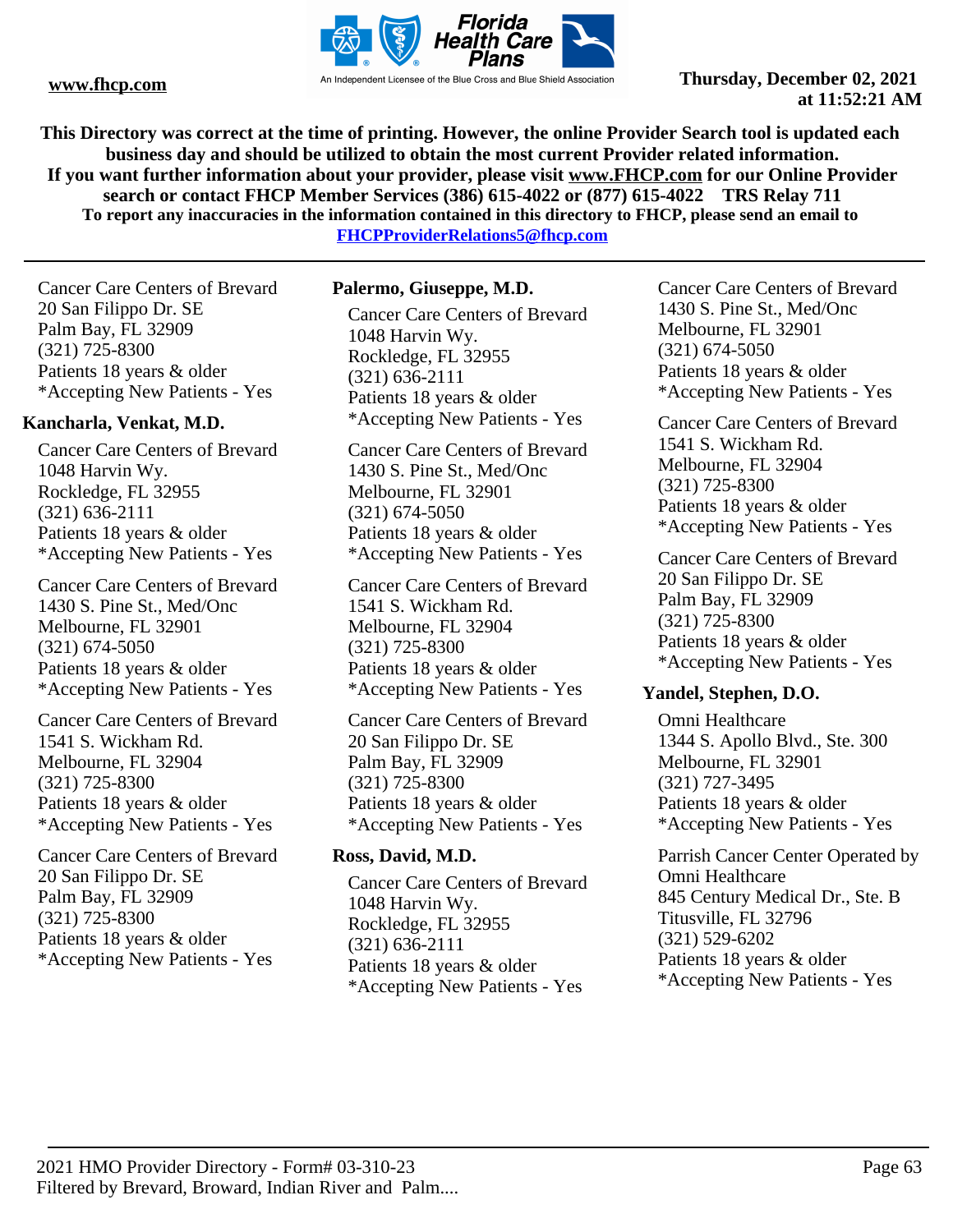This Directory was correct at the time of printing. However, the online Provider Search tool is updated each business day and should be utilized to obtain the most current Provider related information.
If you want further information about your provider, please visit www.FHCP.com for our Online Provider search or contact FHCP Member Services (386) 615-4022 or (877) 615-4022 TRS Relay 711
To report any inaccuracies in the information contained in this directory to FHCP, please send an email to FHCPProviderRelations5@fhcp.com

Cancer Care Centers of Brevard
20 San Filippo Dr. SE
Palm Bay, FL 32909
(321) 725-8300
Patients 18 years & older
*Accepting New Patients - Yes

**Kancharla, Venkat, M.D.**

Cancer Care Centers of Brevard
1048 Harvin Wy.
Rockledge, FL 32955
(321) 636-2111
Patients 18 years & older
*Accepting New Patients - Yes

Cancer Care Centers of Brevard
1430 S. Pine St., Med/Onc
Melbourne, FL 32901
(321) 674-5050
Patients 18 years & older
*Accepting New Patients - Yes

Cancer Care Centers of Brevard
1541 S. Wickham Rd.
Melbourne, FL 32904
(321) 725-8300
Patients 18 years & older
*Accepting New Patients - Yes

Cancer Care Centers of Brevard
20 San Filippo Dr. SE
Palm Bay, FL 32909
(321) 725-8300
Patients 18 years & older
*Accepting New Patients - Yes

**Palermo, Giuseppe, M.D.**

Cancer Care Centers of Brevard
1048 Harvin Wy.
Rockledge, FL 32955
(321) 636-2111
Patients 18 years & older
*Accepting New Patients - Yes

Cancer Care Centers of Brevard
1430 S. Pine St., Med/Onc
Melbourne, FL 32901
(321) 674-5050
Patients 18 years & older
*Accepting New Patients - Yes

Cancer Care Centers of Brevard
1541 S. Wickham Rd.
Melbourne, FL 32904
(321) 725-8300
Patients 18 years & older
*Accepting New Patients - Yes

Cancer Care Centers of Brevard
20 San Filippo Dr. SE
Palm Bay, FL 32909
(321) 725-8300
Patients 18 years & older
*Accepting New Patients - Yes

**Ross, David, M.D.**

Cancer Care Centers of Brevard
1048 Harvin Wy.
Rockledge, FL 32955
(321) 636-2111
Patients 18 years & older
*Accepting New Patients - Yes

Cancer Care Centers of Brevard
1430 S. Pine St., Med/Onc
Melbourne, FL 32901
(321) 674-5050
Patients 18 years & older
*Accepting New Patients - Yes

Cancer Care Centers of Brevard
1541 S. Wickham Rd.
Melbourne, FL 32904
(321) 725-8300
Patients 18 years & older
*Accepting New Patients - Yes

Cancer Care Centers of Brevard
20 San Filippo Dr. SE
Palm Bay, FL 32909
(321) 725-8300
Patients 18 years & older
*Accepting New Patients - Yes

**Yandel, Stephen, D.O.**

Omni Healthcare
1344 S. Apollo Blvd., Ste. 300
Melbourne, FL 32901
(321) 727-3495
Patients 18 years & older
*Accepting New Patients - Yes

Parrish Cancer Center Operated by Omni Healthcare
845 Century Medical Dr., Ste. B
Titusville, FL 32796
(321) 529-6202
Patients 18 years & older
*Accepting New Patients - Yes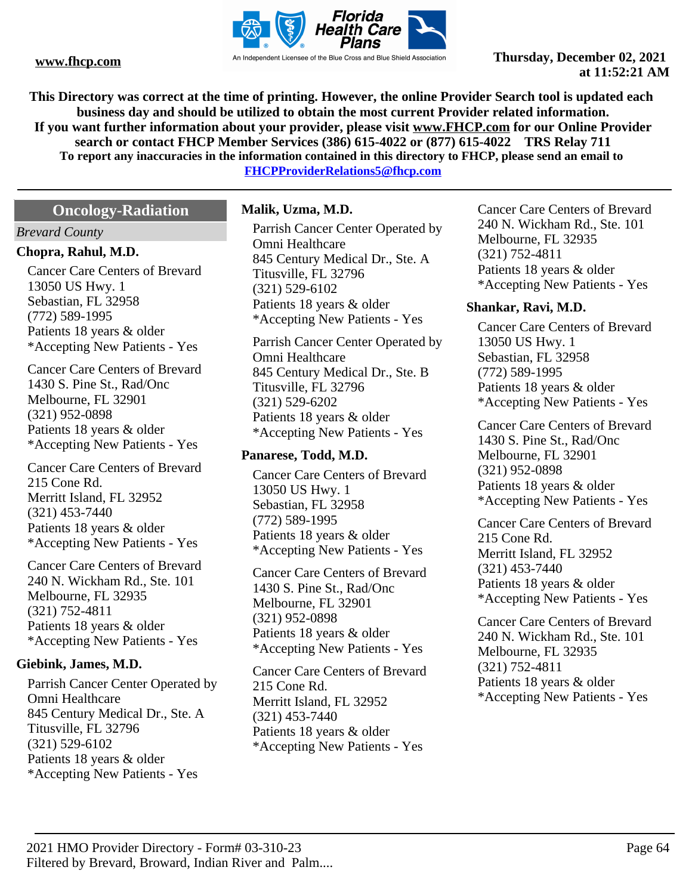**This Directory was correct at the time of printing. However, the online Provider Search tool is updated each business day and should be utilized to obtain the most current Provider related information.**
**If you want further information about your provider, please visit www.FHCP.com for our Online Provider search or contact FHCP Member Services (386) 615-4022 or (877) 615-4022 TRS Relay 711**
**To report any inaccuracies in the information contained in this directory to FHCP, please send an email to FHCPProviderRelations5@fhcp.com**

## Oncology-Radiation

*Brevard County*

### Chopra, Rahul, M.D.

Cancer Care Centers of Brevard
13050 US Hwy. 1
Sebastian, FL 32958
(772) 589-1995
Patients 18 years & older
*Accepting New Patients - Yes

Cancer Care Centers of Brevard
1430 S. Pine St., Rad/Onc
Melbourne, FL 32901
(321) 952-0898
Patients 18 years & older
*Accepting New Patients - Yes

Cancer Care Centers of Brevard
215 Cone Rd.
Merritt Island, FL 32952
(321) 453-7440
Patients 18 years & older
*Accepting New Patients - Yes

Cancer Care Centers of Brevard
240 N. Wickham Rd., Ste. 101
Melbourne, FL 32935
(321) 752-4811
Patients 18 years & older
*Accepting New Patients - Yes

### Giebink, James, M.D.

Parrish Cancer Center Operated by Omni Healthcare
845 Century Medical Dr., Ste. A
Titusville, FL 32796
(321) 529-6102
Patients 18 years & older
*Accepting New Patients - Yes

### Malik, Uzma, M.D.

Parrish Cancer Center Operated by Omni Healthcare
845 Century Medical Dr., Ste. A
Titusville, FL 32796
(321) 529-6102
Patients 18 years & older
*Accepting New Patients - Yes

Parrish Cancer Center Operated by Omni Healthcare
845 Century Medical Dr., Ste. B
Titusville, FL 32796
(321) 529-6202
Patients 18 years & older
*Accepting New Patients - Yes

### Panarese, Todd, M.D.

Cancer Care Centers of Brevard
13050 US Hwy. 1
Sebastian, FL 32958
(772) 589-1995
Patients 18 years & older
*Accepting New Patients - Yes

Cancer Care Centers of Brevard
1430 S. Pine St., Rad/Onc
Melbourne, FL 32901
(321) 952-0898
Patients 18 years & older
*Accepting New Patients - Yes

Cancer Care Centers of Brevard
215 Cone Rd.
Merritt Island, FL 32952
(321) 453-7440
Patients 18 years & older
*Accepting New Patients - Yes

Cancer Care Centers of Brevard
240 N. Wickham Rd., Ste. 101
Melbourne, FL 32935
(321) 752-4811
Patients 18 years & older
*Accepting New Patients - Yes

### Shankar, Ravi, M.D.

Cancer Care Centers of Brevard
13050 US Hwy. 1
Sebastian, FL 32958
(772) 589-1995
Patients 18 years & older
*Accepting New Patients - Yes

Cancer Care Centers of Brevard
1430 S. Pine St., Rad/Onc
Melbourne, FL 32901
(321) 952-0898
Patients 18 years & older
*Accepting New Patients - Yes

Cancer Care Centers of Brevard
215 Cone Rd.
Merritt Island, FL 32952
(321) 453-7440
Patients 18 years & older
*Accepting New Patients - Yes

Cancer Care Centers of Brevard
240 N. Wickham Rd., Ste. 101
Melbourne, FL 32935
(321) 752-4811
Patients 18 years & older
*Accepting New Patients - Yes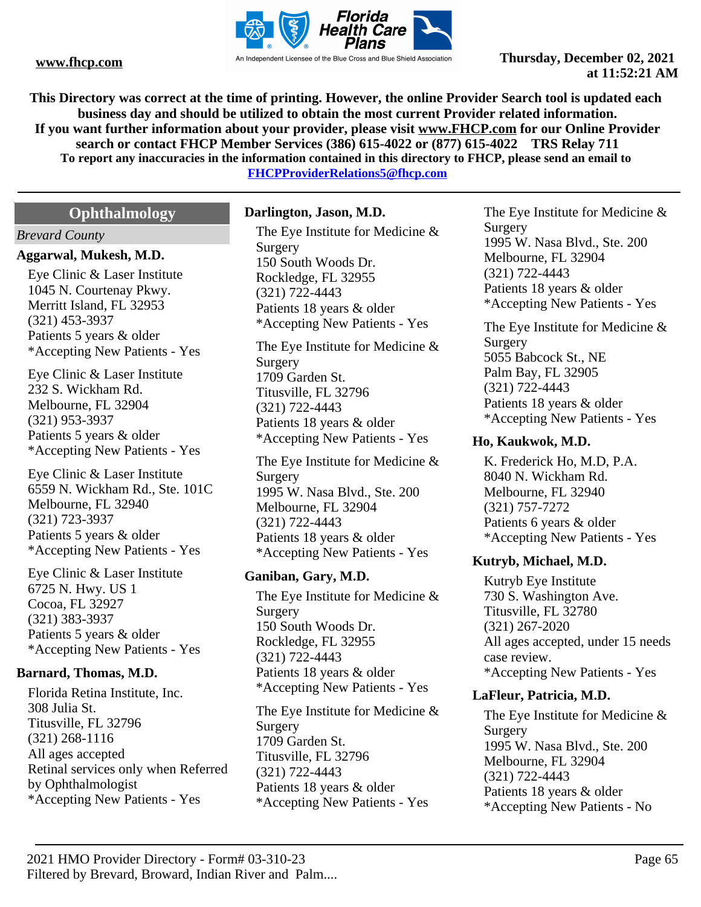This Directory was correct at the time of printing. However, the online Provider Search tool is updated each business day and should be utilized to obtain the most current Provider related information.
If you want further information about your provider, please visit www.FHCP.com for our Online Provider search or contact FHCP Member Services (386) 615-4022 or (877) 615-4022 TRS Relay 711
To report any inaccuracies in the information contained in this directory to FHCP, please send an email to FHCPProviderRelations5@fhcp.com

## Ophthalmology

*Brevard County*

### Aggarwal, Mukesh, M.D.

Eye Clinic & Laser Institute
1045 N. Courtenay Pkwy.
Merritt Island, FL 32953
(321) 453-3937
Patients 5 years & older
*Accepting New Patients - Yes

Eye Clinic & Laser Institute
232 S. Wickham Rd.
Melbourne, FL 32904
(321) 953-3937
Patients 5 years & older
*Accepting New Patients - Yes

Eye Clinic & Laser Institute
6559 N. Wickham Rd., Ste. 101C
Melbourne, FL 32940
(321) 723-3937
Patients 5 years & older
*Accepting New Patients - Yes

Eye Clinic & Laser Institute
6725 N. Hwy. US 1
Cocoa, FL 32927
(321) 383-3937
Patients 5 years & older
*Accepting New Patients - Yes

### Barnard, Thomas, M.D.

Florida Retina Institute, Inc.
308 Julia St.
Titusville, FL 32796
(321) 268-1116
All ages accepted
Retinal services only when Referred by Ophthalmologist
*Accepting New Patients - Yes

### Darlington, Jason, M.D.

The Eye Institute for Medicine & Surgery
150 South Woods Dr.
Rockledge, FL 32955
(321) 722-4443
Patients 18 years & older
*Accepting New Patients - Yes

The Eye Institute for Medicine & Surgery
1709 Garden St.
Titusville, FL 32796
(321) 722-4443
Patients 18 years & older
*Accepting New Patients - Yes

The Eye Institute for Medicine & Surgery
1995 W. Nasa Blvd., Ste. 200
Melbourne, FL 32904
(321) 722-4443
Patients 18 years & older
*Accepting New Patients - Yes

### Ganiban, Gary, M.D.

The Eye Institute for Medicine & Surgery
150 South Woods Dr.
Rockledge, FL 32955
(321) 722-4443
Patients 18 years & older
*Accepting New Patients - Yes

The Eye Institute for Medicine & Surgery
1709 Garden St.
Titusville, FL 32796
(321) 722-4443
Patients 18 years & older
*Accepting New Patients - Yes

The Eye Institute for Medicine & Surgery
1995 W. Nasa Blvd., Ste. 200
Melbourne, FL 32904
(321) 722-4443
Patients 18 years & older
*Accepting New Patients - Yes

The Eye Institute for Medicine & Surgery
5055 Babcock St., NE
Palm Bay, FL 32905
(321) 722-4443
Patients 18 years & older
*Accepting New Patients - Yes

### Ho, Kaukwok, M.D.

K. Frederick Ho, M.D, P.A.
8040 N. Wickham Rd.
Melbourne, FL 32940
(321) 757-7272
Patients 6 years & older
*Accepting New Patients - Yes

### Kutryb, Michael, M.D.

Kutryb Eye Institute
730 S. Washington Ave.
Titusville, FL 32780
(321) 267-2020
All ages accepted, under 15 needs case review.
*Accepting New Patients - Yes

### LaFleur, Patricia, M.D.

The Eye Institute for Medicine & Surgery
1995 W. Nasa Blvd., Ste. 200
Melbourne, FL 32904
(321) 722-4443
Patients 18 years & older
*Accepting New Patients - No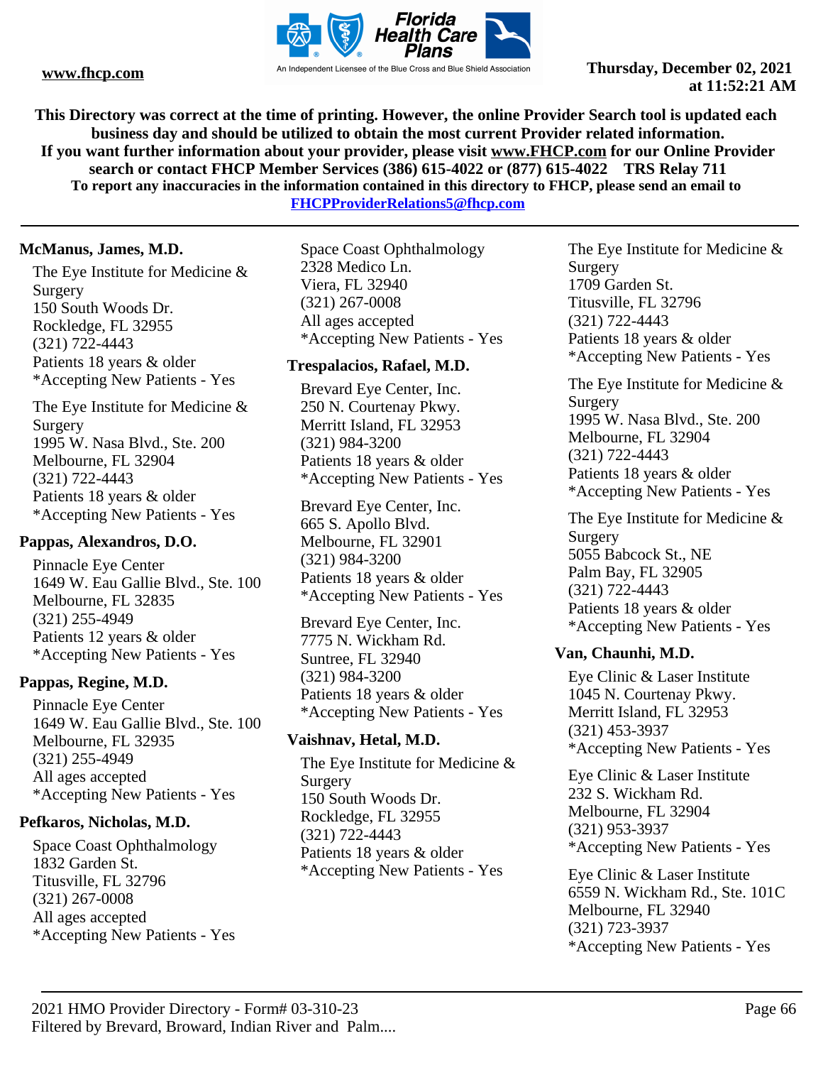This Directory was correct at the time of printing. However, the online Provider Search tool is updated each business day and should be utilized to obtain the most current Provider related information.
If you want further information about your provider, please visit www.FHCP.com for our Online Provider search or contact FHCP Member Services (386) 615-4022 or (877) 615-4022 TRS Relay 711
To report any inaccuracies in the information contained in this directory to FHCP, please send an email to FHCPProviderRelations5@fhcp.com

**McManus, James, M.D.**

The Eye Institute for Medicine & Surgery
150 South Woods Dr.
Rockledge, FL 32955
(321) 722-4443
Patients 18 years & older
*Accepting New Patients - Yes

The Eye Institute for Medicine & Surgery
1995 W. Nasa Blvd., Ste. 200
Melbourne, FL 32904
(321) 722-4443
Patients 18 years & older
*Accepting New Patients - Yes

**Pappas, Alexandros, D.O.**

Pinnacle Eye Center
1649 W. Eau Gallie Blvd., Ste. 100
Melbourne, FL 32835
(321) 255-4949
Patients 12 years & older
*Accepting New Patients - Yes

**Pappas, Regine, M.D.**

Pinnacle Eye Center
1649 W. Eau Gallie Blvd., Ste. 100
Melbourne, FL 32935
(321) 255-4949
All ages accepted
*Accepting New Patients - Yes

**Pefkaros, Nicholas, M.D.**

Space Coast Ophthalmology
1832 Garden St.
Titusville, FL 32796
(321) 267-0008
All ages accepted
*Accepting New Patients - Yes

Space Coast Ophthalmology
2328 Medico Ln.
Viera, FL 32940
(321) 267-0008
All ages accepted
*Accepting New Patients - Yes

**Trespalacios, Rafael, M.D.**

Brevard Eye Center, Inc.
250 N. Courtenay Pkwy.
Merritt Island, FL 32953
(321) 984-3200
Patients 18 years & older
*Accepting New Patients - Yes

Brevard Eye Center, Inc.
665 S. Apollo Blvd.
Melbourne, FL 32901
(321) 984-3200
Patients 18 years & older
*Accepting New Patients - Yes

Brevard Eye Center, Inc.
7775 N. Wickham Rd.
Suntree, FL 32940
(321) 984-3200
Patients 18 years & older
*Accepting New Patients - Yes

**Vaishnav, Hetal, M.D.**

The Eye Institute for Medicine & Surgery
150 South Woods Dr.
Rockledge, FL 32955
(321) 722-4443
Patients 18 years & older
*Accepting New Patients - Yes

The Eye Institute for Medicine & Surgery
1709 Garden St.
Titusville, FL 32796
(321) 722-4443
Patients 18 years & older
*Accepting New Patients - Yes

The Eye Institute for Medicine & Surgery
1995 W. Nasa Blvd., Ste. 200
Melbourne, FL 32904
(321) 722-4443
Patients 18 years & older
*Accepting New Patients - Yes

The Eye Institute for Medicine & Surgery
5055 Babcock St., NE
Palm Bay, FL 32905
(321) 722-4443
Patients 18 years & older
*Accepting New Patients - Yes

**Van, Chaunhi, M.D.**

Eye Clinic & Laser Institute
1045 N. Courtenay Pkwy.
Merritt Island, FL 32953
(321) 453-3937
*Accepting New Patients - Yes

Eye Clinic & Laser Institute
232 S. Wickham Rd.
Melbourne, FL 32904
(321) 953-3937
*Accepting New Patients - Yes

Eye Clinic & Laser Institute
6559 N. Wickham Rd., Ste. 101C
Melbourne, FL 32940
(321) 723-3937
*Accepting New Patients - Yes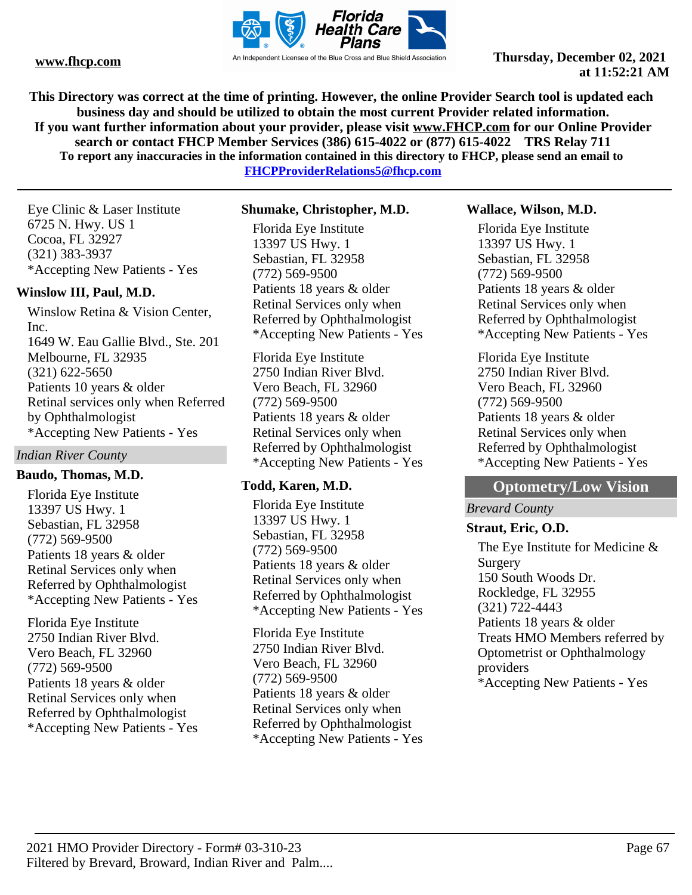This Directory was correct at the time of printing. However, the online Provider Search tool is updated each business day and should be utilized to obtain the most current Provider related information.
If you want further information about your provider, please visit www.FHCP.com for our Online Provider search or contact FHCP Member Services (386) 615-4022 or (877) 615-4022 TRS Relay 711
To report any inaccuracies in the information contained in this directory to FHCP, please send an email to FHCPProviderRelations5@fhcp.com

Eye Clinic & Laser Institute
6725 N. Hwy. US 1
Cocoa, FL 32927
(321) 383-3937
*Accepting New Patients - Yes

**Winslow III, Paul, M.D.**

Winslow Retina & Vision Center, Inc.
1649 W. Eau Gallie Blvd., Ste. 201
Melbourne, FL 32935
(321) 622-5650
Patients 10 years & older
Retinal services only when Referred by Ophthalmologist
*Accepting New Patients - Yes

*Indian River County*

**Baudo, Thomas, M.D.**

Florida Eye Institute
13397 US Hwy. 1
Sebastian, FL 32958
(772) 569-9500
Patients 18 years & older
Retinal Services only when Referred by Ophthalmologist
*Accepting New Patients - Yes

Florida Eye Institute
2750 Indian River Blvd.
Vero Beach, FL 32960
(772) 569-9500
Patients 18 years & older
Retinal Services only when Referred by Ophthalmologist
*Accepting New Patients - Yes

**Shumake, Christopher, M.D.**

Florida Eye Institute
13397 US Hwy. 1
Sebastian, FL 32958
(772) 569-9500
Patients 18 years & older
Retinal Services only when Referred by Ophthalmologist
*Accepting New Patients - Yes

Florida Eye Institute
2750 Indian River Blvd.
Vero Beach, FL 32960
(772) 569-9500
Patients 18 years & older
Retinal Services only when Referred by Ophthalmologist
*Accepting New Patients - Yes

**Todd, Karen, M.D.**

Florida Eye Institute
13397 US Hwy. 1
Sebastian, FL 32958
(772) 569-9500
Patients 18 years & older
Retinal Services only when Referred by Ophthalmologist
*Accepting New Patients - Yes

Florida Eye Institute
2750 Indian River Blvd.
Vero Beach, FL 32960
(772) 569-9500
Patients 18 years & older
Retinal Services only when Referred by Ophthalmologist
*Accepting New Patients - Yes

**Wallace, Wilson, M.D.**

Florida Eye Institute
13397 US Hwy. 1
Sebastian, FL 32958
(772) 569-9500
Patients 18 years & older
Retinal Services only when Referred by Ophthalmologist
*Accepting New Patients - Yes

Florida Eye Institute
2750 Indian River Blvd.
Vero Beach, FL 32960
(772) 569-9500
Patients 18 years & older
Retinal Services only when Referred by Ophthalmologist
*Accepting New Patients - Yes

## Optometry/Low Vision

*Brevard County*

**Straut, Eric, O.D.**

The Eye Institute for Medicine & Surgery
150 South Woods Dr.
Rockledge, FL 32955
(321) 722-4443
Patients 18 years & older
Treats HMO Members referred by Optometrist or Ophthalmology providers
*Accepting New Patients - Yes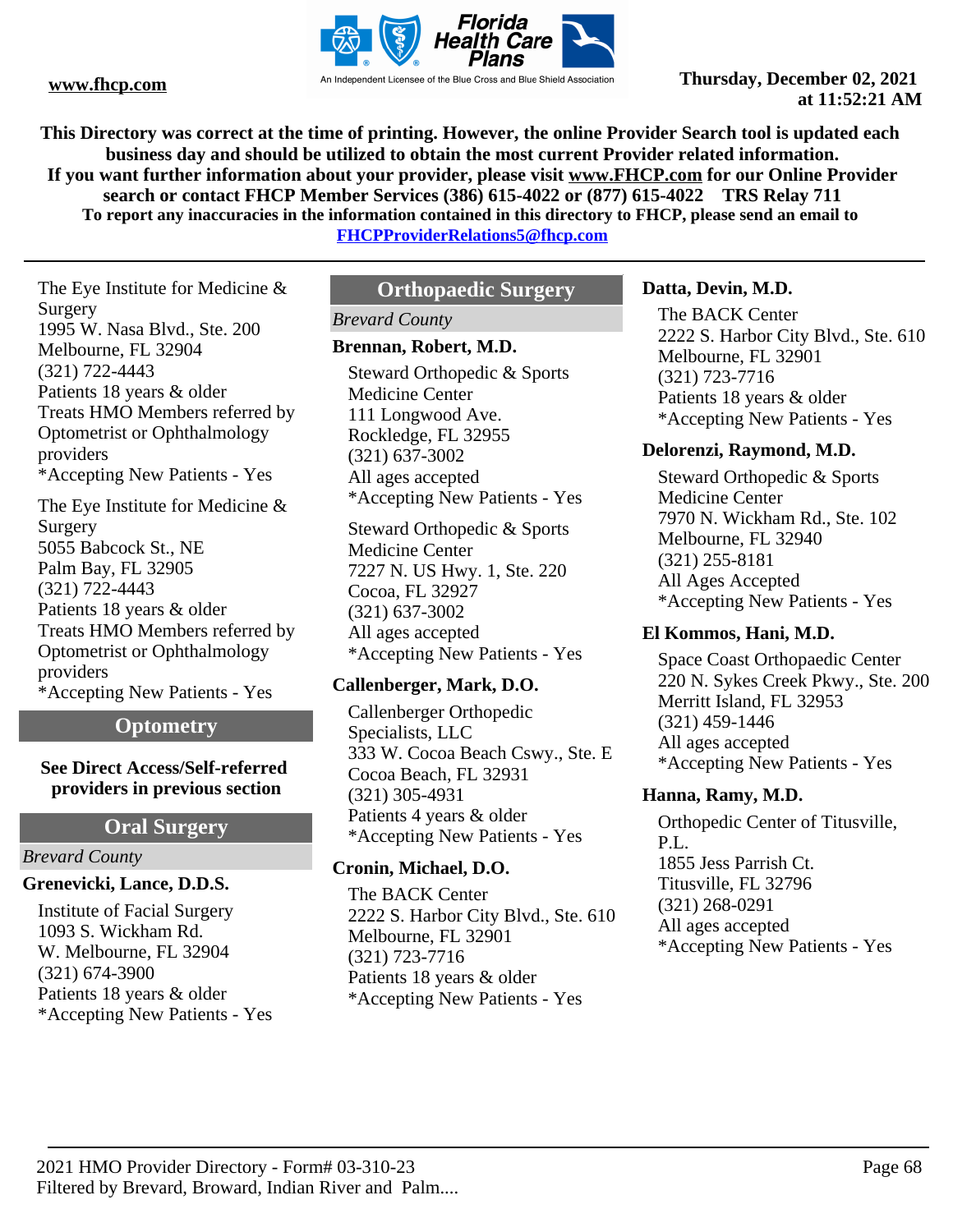This Directory was correct at the time of printing. However, the online Provider Search tool is updated each business day and should be utilized to obtain the most current Provider related information.
If you want further information about your provider, please visit www.FHCP.com for our Online Provider search or contact FHCP Member Services (386) 615-4022 or (877) 615-4022 TRS Relay 711
To report any inaccuracies in the information contained in this directory to FHCP, please send an email to FHCPProviderRelations5@fhcp.com

The Eye Institute for Medicine & Surgery
1995 W. Nasa Blvd., Ste. 200
Melbourne, FL 32904
(321) 722-4443
Patients 18 years & older
Treats HMO Members referred by Optometrist or Ophthalmology providers
*Accepting New Patients - Yes

The Eye Institute for Medicine & Surgery
5055 Babcock St., NE
Palm Bay, FL 32905
(321) 722-4443
Patients 18 years & older
Treats HMO Members referred by Optometrist or Ophthalmology providers
*Accepting New Patients - Yes

## Optometry

**See Direct Access/Self-referred providers in previous section**

## Oral Surgery

*Brevard County*

### Grenevicki, Lance, D.D.S.

Institute of Facial Surgery
1093 S. Wickham Rd.
W. Melbourne, FL 32904
(321) 674-3900
Patients 18 years & older
*Accepting New Patients - Yes

## Orthopaedic Surgery

*Brevard County*

### Brennan, Robert, M.D.

Steward Orthopedic & Sports Medicine Center
111 Longwood Ave.
Rockledge, FL 32955
(321) 637-3002
All ages accepted
*Accepting New Patients - Yes

Steward Orthopedic & Sports Medicine Center
7227 N. US Hwy. 1, Ste. 220
Cocoa, FL 32927
(321) 637-3002
All ages accepted
*Accepting New Patients - Yes

### Callenberger, Mark, D.O.

Callenberger Orthopedic Specialists, LLC
333 W. Cocoa Beach Cswy., Ste. E
Cocoa Beach, FL 32931
(321) 305-4931
Patients 4 years & older
*Accepting New Patients - Yes

### Cronin, Michael, D.O.

The BACK Center
2222 S. Harbor City Blvd., Ste. 610
Melbourne, FL 32901
(321) 723-7716
Patients 18 years & older
*Accepting New Patients - Yes

### Datta, Devin, M.D.

The BACK Center
2222 S. Harbor City Blvd., Ste. 610
Melbourne, FL 32901
(321) 723-7716
Patients 18 years & older
*Accepting New Patients - Yes

### Delorenzi, Raymond, M.D.

Steward Orthopedic & Sports Medicine Center
7970 N. Wickham Rd., Ste. 102
Melbourne, FL 32940
(321) 255-8181
All Ages Accepted
*Accepting New Patients - Yes

### El Kommos, Hani, M.D.

Space Coast Orthopaedic Center
220 N. Sykes Creek Pkwy., Ste. 200
Merritt Island, FL 32953
(321) 459-1446
All ages accepted
*Accepting New Patients - Yes

### Hanna, Ramy, M.D.

Orthopedic Center of Titusville, P.L.
1855 Jess Parrish Ct.
Titusville, FL 32796
(321) 268-0291
All ages accepted
*Accepting New Patients - Yes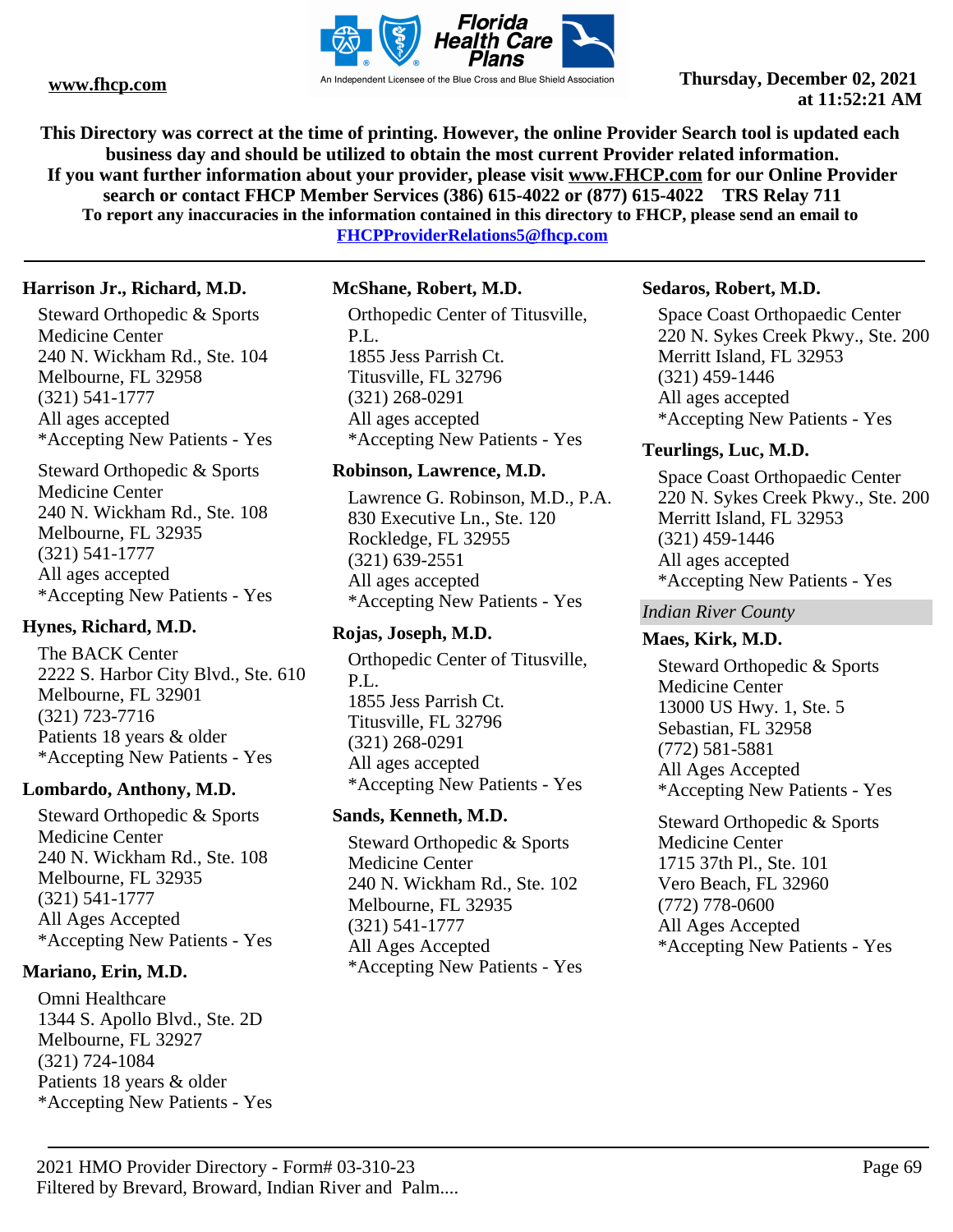**This Directory was correct at the time of printing. However, the online Provider Search tool is updated each business day and should be utilized to obtain the most current Provider related information.**
**If you want further information about your provider, please visit www.FHCP.com for our Online Provider search or contact FHCP Member Services (386) 615-4022 or (877) 615-4022 TRS Relay 711**
**To report any inaccuracies in the information contained in this directory to FHCP, please send an email to FHCPProviderRelations5@fhcp.com**

---

**Harrison Jr., Richard, M.D.**

Steward Orthopedic & Sports Medicine Center
240 N. Wickham Rd., Ste. 104
Melbourne, FL 32958
(321) 541-1777
All ages accepted
*Accepting New Patients - Yes

Steward Orthopedic & Sports Medicine Center
240 N. Wickham Rd., Ste. 108
Melbourne, FL 32935
(321) 541-1777
All ages accepted
*Accepting New Patients - Yes

**Hynes, Richard, M.D.**

The BACK Center
2222 S. Harbor City Blvd., Ste. 610
Melbourne, FL 32901
(321) 723-7716
Patients 18 years & older
*Accepting New Patients - Yes

**Lombardo, Anthony, M.D.**

Steward Orthopedic & Sports Medicine Center
240 N. Wickham Rd., Ste. 108
Melbourne, FL 32935
(321) 541-1777
All Ages Accepted
*Accepting New Patients - Yes

**Mariano, Erin, M.D.**

Omni Healthcare
1344 S. Apollo Blvd., Ste. 2D
Melbourne, FL 32927
(321) 724-1084
Patients 18 years & older
*Accepting New Patients - Yes

**McShane, Robert, M.D.**

Orthopedic Center of Titusville, P.L.
1855 Jess Parrish Ct.
Titusville, FL 32796
(321) 268-0291
All ages accepted
*Accepting New Patients - Yes

**Robinson, Lawrence, M.D.**

Lawrence G. Robinson, M.D., P.A.
830 Executive Ln., Ste. 120
Rockledge, FL 32955
(321) 639-2551
All ages accepted
*Accepting New Patients - Yes

**Rojas, Joseph, M.D.**

Orthopedic Center of Titusville, P.L.
1855 Jess Parrish Ct.
Titusville, FL 32796
(321) 268-0291
All ages accepted
*Accepting New Patients - Yes

**Sands, Kenneth, M.D.**

Steward Orthopedic & Sports Medicine Center
240 N. Wickham Rd., Ste. 102
Melbourne, FL 32935
(321) 541-1777
All Ages Accepted
*Accepting New Patients - Yes

**Sedaros, Robert, M.D.**

Space Coast Orthopaedic Center
220 N. Sykes Creek Pkwy., Ste. 200
Merritt Island, FL 32953
(321) 459-1446
All ages accepted
*Accepting New Patients - Yes

**Teurlings, Luc, M.D.**

Space Coast Orthopaedic Center
220 N. Sykes Creek Pkwy., Ste. 200
Merritt Island, FL 32953
(321) 459-1446
All ages accepted
*Accepting New Patients - Yes

### *Indian River County*

**Maes, Kirk, M.D.**

Steward Orthopedic & Sports Medicine Center
13000 US Hwy. 1, Ste. 5
Sebastian, FL 32958
(772) 581-5881
All Ages Accepted
*Accepting New Patients - Yes

Steward Orthopedic & Sports Medicine Center
1715 37th Pl., Ste. 101
Vero Beach, FL 32960
(772) 778-0600
All Ages Accepted
*Accepting New Patients - Yes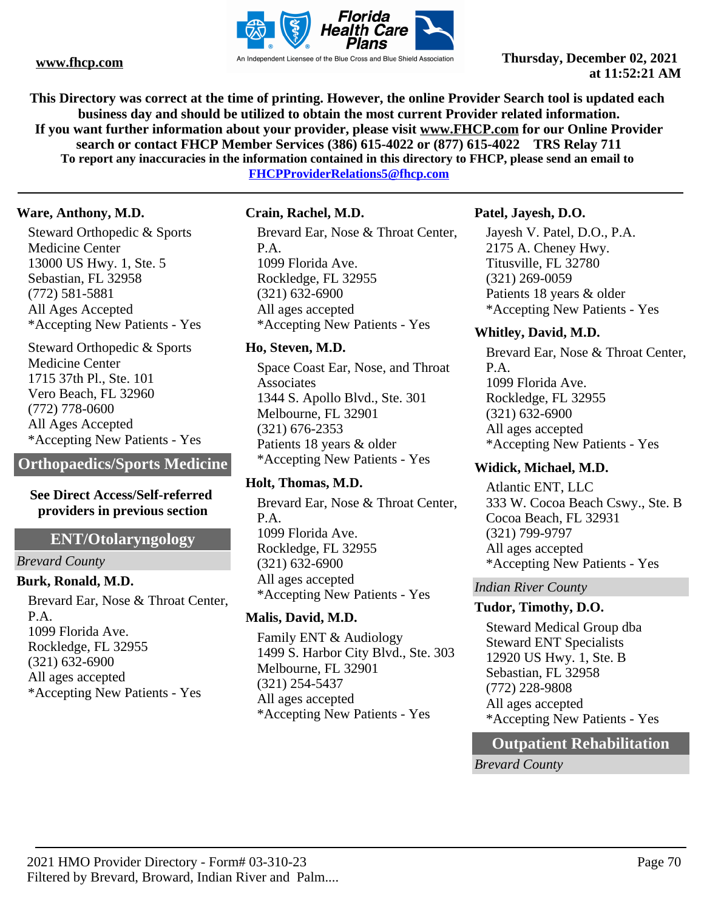**This Directory was correct at the time of printing. However, the online Provider Search tool is updated each business day and should be utilized to obtain the most current Provider related information.**
**If you want further information about your provider, please visit www.FHCP.com for our Online Provider search or contact FHCP Member Services (386) 615-4022 or (877) 615-4022 TRS Relay 711**
**To report any inaccuracies in the information contained in this directory to FHCP, please send an email to FHCPProviderRelations5@fhcp.com**

---

### Ware, Anthony, M.D.

Steward Orthopedic & Sports Medicine Center
13000 US Hwy. 1, Ste. 5
Sebastian, FL 32958
(772) 581-5881
All Ages Accepted
*Accepting New Patients - Yes

Steward Orthopedic & Sports Medicine Center
1715 37th Pl., Ste. 101
Vero Beach, FL 32960
(772) 778-0600
All Ages Accepted
*Accepting New Patients - Yes

## Orthopaedics/Sports Medicine

**See Direct Access/Self-referred providers in previous section**

## ENT/Otolaryngology

*Brevard County*

### Burk, Ronald, M.D.

Brevard Ear, Nose & Throat Center, P.A.
1099 Florida Ave.
Rockledge, FL 32955
(321) 632-6900
All ages accepted
*Accepting New Patients - Yes

### Crain, Rachel, M.D.

Brevard Ear, Nose & Throat Center, P.A.
1099 Florida Ave.
Rockledge, FL 32955
(321) 632-6900
All ages accepted
*Accepting New Patients - Yes

### Ho, Steven, M.D.

Space Coast Ear, Nose, and Throat Associates
1344 S. Apollo Blvd., Ste. 301
Melbourne, FL 32901
(321) 676-2353
Patients 18 years & older
*Accepting New Patients - Yes

### Holt, Thomas, M.D.

Brevard Ear, Nose & Throat Center, P.A.
1099 Florida Ave.
Rockledge, FL 32955
(321) 632-6900
All ages accepted
*Accepting New Patients - Yes

### Malis, David, M.D.

Family ENT & Audiology
1499 S. Harbor City Blvd., Ste. 303
Melbourne, FL 32901
(321) 254-5437
All ages accepted
*Accepting New Patients - Yes

### Patel, Jayesh, D.O.

Jayesh V. Patel, D.O., P.A.
2175 A. Cheney Hwy.
Titusville, FL 32780
(321) 269-0059
Patients 18 years & older
*Accepting New Patients - Yes

### Whitley, David, M.D.

Brevard Ear, Nose & Throat Center, P.A.
1099 Florida Ave.
Rockledge, FL 32955
(321) 632-6900
All ages accepted
*Accepting New Patients - Yes

### Widick, Michael, M.D.

Atlantic ENT, LLC
333 W. Cocoa Beach Cswy., Ste. B
Cocoa Beach, FL 32931
(321) 799-9797
All ages accepted
*Accepting New Patients - Yes

*Indian River County*

### Tudor, Timothy, D.O.

Steward Medical Group dba Steward ENT Specialists
12920 US Hwy. 1, Ste. B
Sebastian, FL 32958
(772) 228-9808
All ages accepted
*Accepting New Patients - Yes

## Outpatient Rehabilitation

*Brevard County*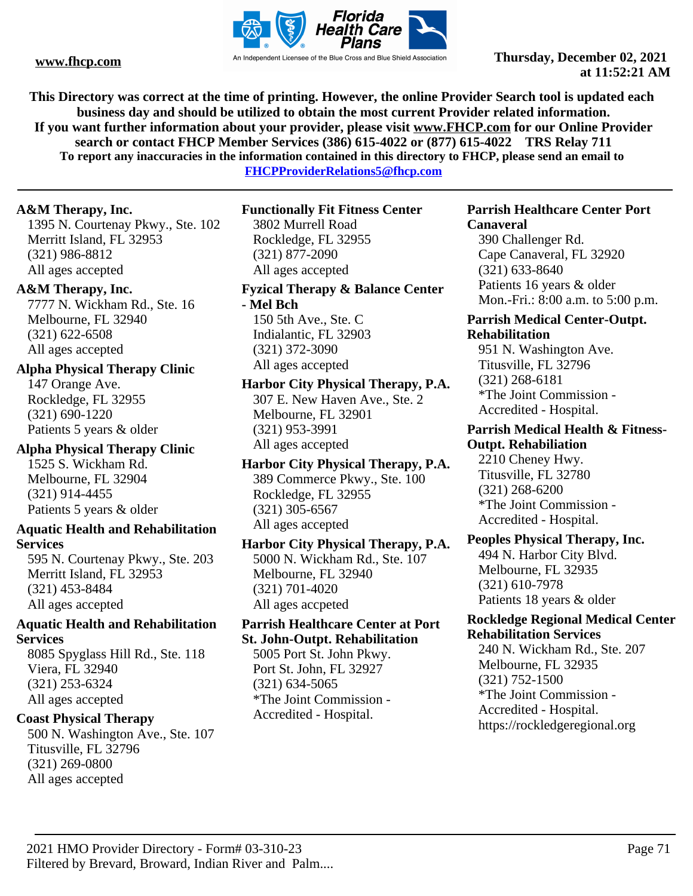**www.fhcp.com**

**Thursday, December 02, 2021 at 11:52:21 AM**

**This Directory was correct at the time of printing. However, the online Provider Search tool is updated each business day and should be utilized to obtain the most current Provider related information.**
**If you want further information about your provider, please visit www.FHCP.com for our Online Provider search or contact FHCP Member Services (386) 615-4022 or (877) 615-4022 TRS Relay 711**
**To report any inaccuracies in the information contained in this directory to FHCP, please send an email to FHCPProviderRelations5@fhcp.com**

---

**A&M Therapy, Inc.**
1395 N. Courtenay Pkwy., Ste. 102
Merritt Island, FL 32953
(321) 986-8812
All ages accepted

**A&M Therapy, Inc.**
7777 N. Wickham Rd., Ste. 16
Melbourne, FL 32940
(321) 622-6508
All ages accepted

**Alpha Physical Therapy Clinic**
147 Orange Ave.
Rockledge, FL 32955
(321) 690-1220
Patients 5 years & older

**Alpha Physical Therapy Clinic**
1525 S. Wickham Rd.
Melbourne, FL 32904
(321) 914-4455
Patients 5 years & older

**Aquatic Health and Rehabilitation Services**
595 N. Courtenay Pkwy., Ste. 203
Merritt Island, FL 32953
(321) 453-8484
All ages accepted

**Aquatic Health and Rehabilitation Services**
8085 Spyglass Hill Rd., Ste. 118
Viera, FL 32940
(321) 253-6324
All ages accepted

**Coast Physical Therapy**
500 N. Washington Ave., Ste. 107
Titusville, FL 32796
(321) 269-0800
All ages accepted

**Functionally Fit Fitness Center**
3802 Murrell Road
Rockledge, FL 32955
(321) 877-2090
All ages accepted

**Fyzical Therapy & Balance Center - Mel Bch**
150 5th Ave., Ste. C
Indialantic, FL 32903
(321) 372-3090
All ages accepted

**Harbor City Physical Therapy, P.A.**
307 E. New Haven Ave., Ste. 2
Melbourne, FL 32901
(321) 953-3991
All ages accepted

**Harbor City Physical Therapy, P.A.**
389 Commerce Pkwy., Ste. 100
Rockledge, FL 32955
(321) 305-6567
All ages accepted

**Harbor City Physical Therapy, P.A.**
5000 N. Wickham Rd., Ste. 107
Melbourne, FL 32940
(321) 701-4020
All ages accpeted

**Parrish Healthcare Center at Port St. John-Outpt. Rehabilitation**
5005 Port St. John Pkwy.
Port St. John, FL 32927
(321) 634-5065
*The Joint Commission - Accredited - Hospital.

**Parrish Healthcare Center Port Canaveral**
390 Challenger Rd.
Cape Canaveral, FL 32920
(321) 633-8640
Patients 16 years & older
Mon.-Fri.: 8:00 a.m. to 5:00 p.m.

**Parrish Medical Center-Outpt. Rehabilitation**
951 N. Washington Ave.
Titusville, FL 32796
(321) 268-6181
*The Joint Commission - Accredited - Hospital.

**Parrish Medical Health & Fitness-Outpt. Rehabiliation**
2210 Cheney Hwy.
Titusville, FL 32780
(321) 268-6200
*The Joint Commission - Accredited - Hospital.

**Peoples Physical Therapy, Inc.**
494 N. Harbor City Blvd.
Melbourne, FL 32935
(321) 610-7978
Patients 18 years & older

**Rockledge Regional Medical Center Rehabilitation Services**
240 N. Wickham Rd., Ste. 207
Melbourne, FL 32935
(321) 752-1500
*The Joint Commission - Accredited - Hospital.
https://rockledgeregional.org

---

2021 HMO Provider Directory - Form# 03-310-23
Filtered by Brevard, Broward, Indian River and Palm....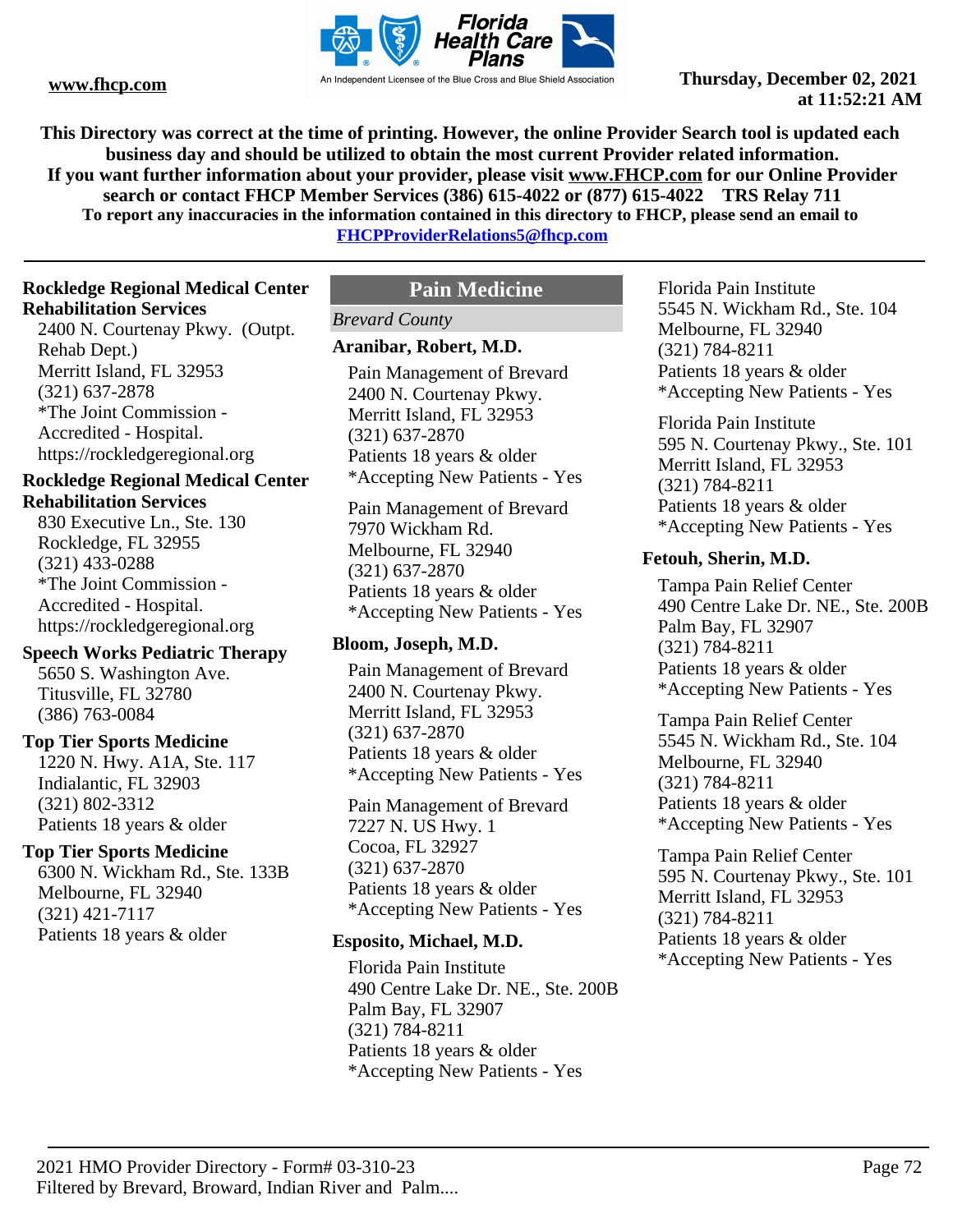This Directory was correct at the time of printing. However, the online Provider Search tool is updated each business day and should be utilized to obtain the most current Provider related information.
If you want further information about your provider, please visit www.FHCP.com for our Online Provider search or contact FHCP Member Services (386) 615-4022 or (877) 615-4022 TRS Relay 711
To report any inaccuracies in the information contained in this directory to FHCP, please send an email to FHCPProviderRelations5@fhcp.com

**Rockledge Regional Medical Center Rehabilitation Services**
2400 N. Courtenay Pkwy. (Outpt. Rehab Dept.)
Merritt Island, FL 32953
(321) 637-2878
*The Joint Commission - Accredited - Hospital.
https://rockledgeregional.org

**Rockledge Regional Medical Center Rehabilitation Services**
830 Executive Ln., Ste. 130
Rockledge, FL 32955
(321) 433-0288
*The Joint Commission - Accredited - Hospital.
https://rockledgeregional.org

**Speech Works Pediatric Therapy**
5650 S. Washington Ave.
Titusville, FL 32780
(386) 763-0084

**Top Tier Sports Medicine**
1220 N. Hwy. A1A, Ste. 117
Indialantic, FL 32903
(321) 802-3312
Patients 18 years & older

**Top Tier Sports Medicine**
6300 N. Wickham Rd., Ste. 133B
Melbourne, FL 32940
(321) 421-7117
Patients 18 years & older

## Pain Medicine

*Brevard County*

**Aranibar, Robert, M.D.**

Pain Management of Brevard
2400 N. Courtenay Pkwy.
Merritt Island, FL 32953
(321) 637-2870
Patients 18 years & older
*Accepting New Patients - Yes

Pain Management of Brevard
7970 Wickham Rd.
Melbourne, FL 32940
(321) 637-2870
Patients 18 years & older
*Accepting New Patients - Yes

**Bloom, Joseph, M.D.**

Pain Management of Brevard
2400 N. Courtenay Pkwy.
Merritt Island, FL 32953
(321) 637-2870
Patients 18 years & older
*Accepting New Patients - Yes

Pain Management of Brevard
7227 N. US Hwy. 1
Cocoa, FL 32927
(321) 637-2870
Patients 18 years & older
*Accepting New Patients - Yes

**Esposito, Michael, M.D.**

Florida Pain Institute
490 Centre Lake Dr. NE., Ste. 200B
Palm Bay, FL 32907
(321) 784-8211
Patients 18 years & older
*Accepting New Patients - Yes

Florida Pain Institute
5545 N. Wickham Rd., Ste. 104
Melbourne, FL 32940
(321) 784-8211
Patients 18 years & older
*Accepting New Patients - Yes

Florida Pain Institute
595 N. Courtenay Pkwy., Ste. 101
Merritt Island, FL 32953
(321) 784-8211
Patients 18 years & older
*Accepting New Patients - Yes

**Fetouh, Sherin, M.D.**

Tampa Pain Relief Center
490 Centre Lake Dr. NE., Ste. 200B
Palm Bay, FL 32907
(321) 784-8211
Patients 18 years & older
*Accepting New Patients - Yes

Tampa Pain Relief Center
5545 N. Wickham Rd., Ste. 104
Melbourne, FL 32940
(321) 784-8211
Patients 18 years & older
*Accepting New Patients - Yes

Tampa Pain Relief Center
595 N. Courtenay Pkwy., Ste. 101
Merritt Island, FL 32953
(321) 784-8211
Patients 18 years & older
*Accepting New Patients - Yes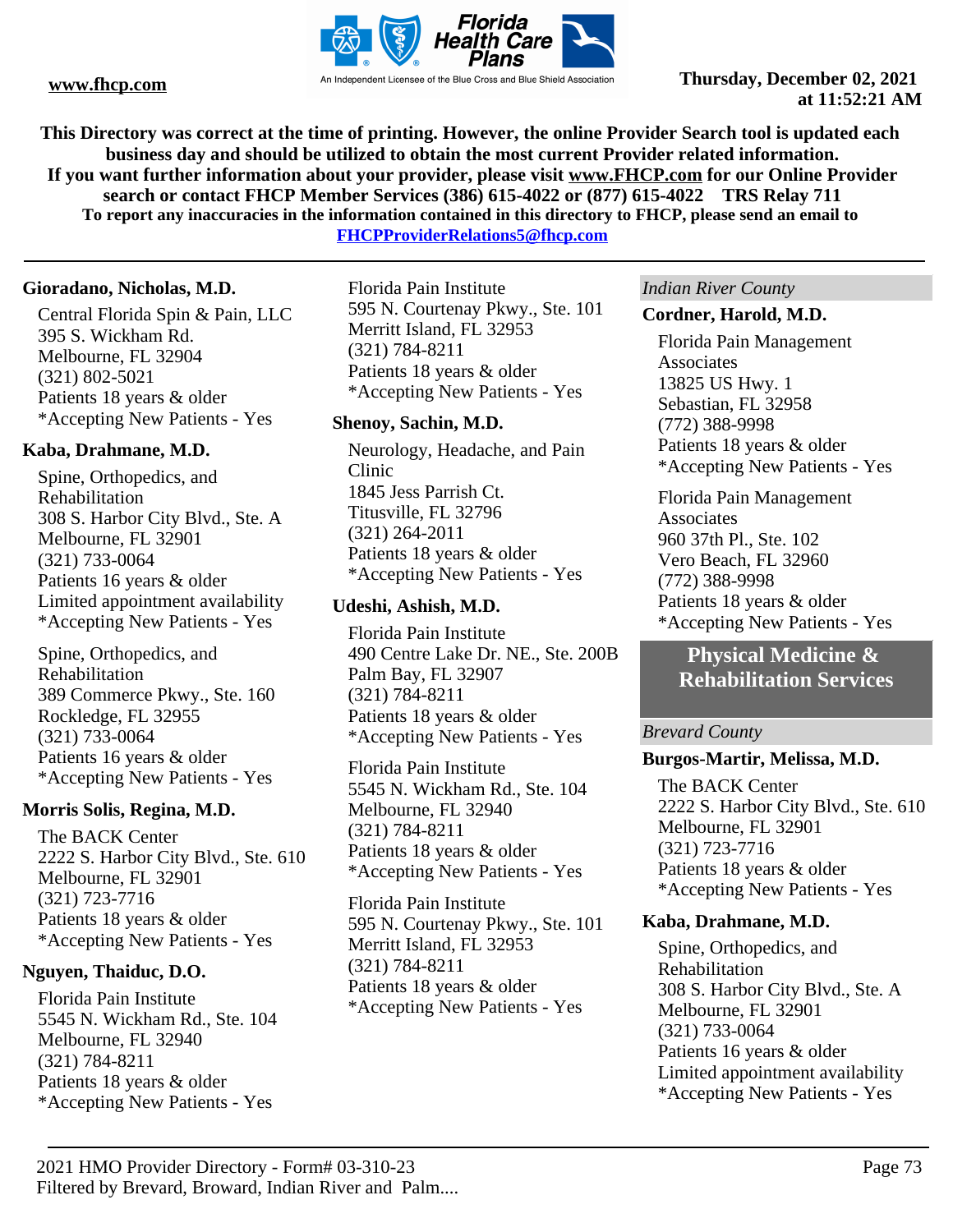This Directory was correct at the time of printing. However, the online Provider Search tool is updated each business day and should be utilized to obtain the most current Provider related information.
If you want further information about your provider, please visit www.FHCP.com for our Online Provider search or contact FHCP Member Services (386) 615-4022 or (877) 615-4022 TRS Relay 711
To report any inaccuracies in the information contained in this directory to FHCP, please send an email to FHCPProviderRelations5@fhcp.com

**Gioradano, Nicholas, M.D.**

Central Florida Spin & Pain, LLC
395 S. Wickham Rd.
Melbourne, FL 32904
(321) 802-5021
Patients 18 years & older
*Accepting New Patients - Yes

**Kaba, Drahmane, M.D.**

Spine, Orthopedics, and Rehabilitation
308 S. Harbor City Blvd., Ste. A
Melbourne, FL 32901
(321) 733-0064
Patients 16 years & older
Limited appointment availability
*Accepting New Patients - Yes

Spine, Orthopedics, and Rehabilitation
389 Commerce Pkwy., Ste. 160
Rockledge, FL 32955
(321) 733-0064
Patients 16 years & older
*Accepting New Patients - Yes

**Morris Solis, Regina, M.D.**

The BACK Center
2222 S. Harbor City Blvd., Ste. 610
Melbourne, FL 32901
(321) 723-7716
Patients 18 years & older
*Accepting New Patients - Yes

**Nguyen, Thaiduc, D.O.**

Florida Pain Institute
5545 N. Wickham Rd., Ste. 104
Melbourne, FL 32940
(321) 784-8211
Patients 18 years & older
*Accepting New Patients - Yes

Florida Pain Institute
595 N. Courtenay Pkwy., Ste. 101
Merritt Island, FL 32953
(321) 784-8211
Patients 18 years & older
*Accepting New Patients - Yes

**Shenoy, Sachin, M.D.**

Neurology, Headache, and Pain Clinic
1845 Jess Parrish Ct.
Titusville, FL 32796
(321) 264-2011
Patients 18 years & older
*Accepting New Patients - Yes

**Udeshi, Ashish, M.D.**

Florida Pain Institute
490 Centre Lake Dr. NE., Ste. 200B
Palm Bay, FL 32907
(321) 784-8211
Patients 18 years & older
*Accepting New Patients - Yes

Florida Pain Institute
5545 N. Wickham Rd., Ste. 104
Melbourne, FL 32940
(321) 784-8211
Patients 18 years & older
*Accepting New Patients - Yes

Florida Pain Institute
595 N. Courtenay Pkwy., Ste. 101
Merritt Island, FL 32953
(321) 784-8211
Patients 18 years & older
*Accepting New Patients - Yes

*Indian River County*

**Cordner, Harold, M.D.**

Florida Pain Management Associates
13825 US Hwy. 1
Sebastian, FL 32958
(772) 388-9998
Patients 18 years & older
*Accepting New Patients - Yes

Florida Pain Management Associates
960 37th Pl., Ste. 102
Vero Beach, FL 32960
(772) 388-9998
Patients 18 years & older
*Accepting New Patients - Yes

## Physical Medicine & Rehabilitation Services

*Brevard County*

**Burgos-Martir, Melissa, M.D.**

The BACK Center
2222 S. Harbor City Blvd., Ste. 610
Melbourne, FL 32901
(321) 723-7716
Patients 18 years & older
*Accepting New Patients - Yes

**Kaba, Drahmane, M.D.**

Spine, Orthopedics, and Rehabilitation
308 S. Harbor City Blvd., Ste. A
Melbourne, FL 32901
(321) 733-0064
Patients 16 years & older
Limited appointment availability
*Accepting New Patients - Yes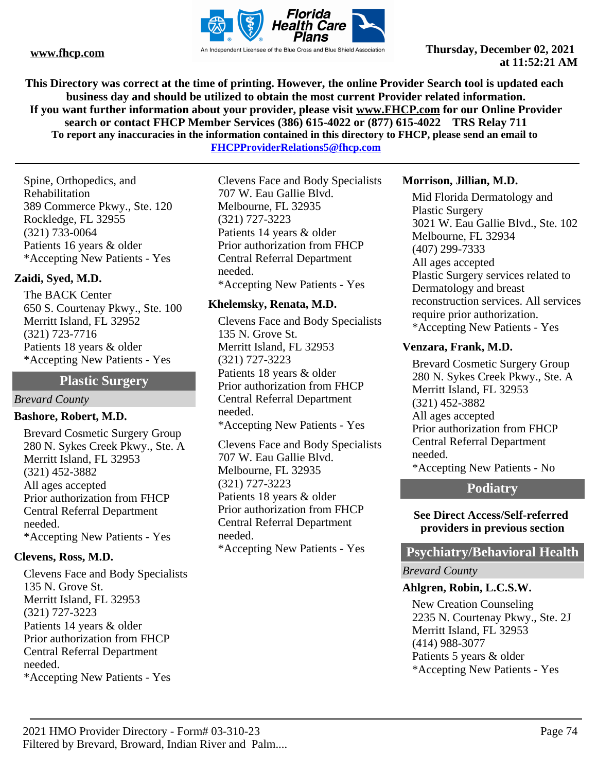This Directory was correct at the time of printing. However, the online Provider Search tool is updated each business day and should be utilized to obtain the most current Provider related information.
If you want further information about your provider, please visit www.FHCP.com for our Online Provider search or contact FHCP Member Services (386) 615-4022 or (877) 615-4022 TRS Relay 711
To report any inaccuracies in the information contained in this directory to FHCP, please send an email to FHCPProviderRelations5@fhcp.com

Spine, Orthopedics, and Rehabilitation
389 Commerce Pkwy., Ste. 120
Rockledge, FL 32955
(321) 733-0064
Patients 16 years & older
*Accepting New Patients - Yes

**Zaidi, Syed, M.D.**

The BACK Center
650 S. Courtenay Pkwy., Ste. 100
Merritt Island, FL 32952
(321) 723-7716
Patients 18 years & older
*Accepting New Patients - Yes

## Plastic Surgery

*Brevard County*

**Bashore, Robert, M.D.**

Brevard Cosmetic Surgery Group
280 N. Sykes Creek Pkwy., Ste. A
Merritt Island, FL 32953
(321) 452-3882
All ages accepted
Prior authorization from FHCP Central Referral Department needed.
*Accepting New Patients - Yes

**Clevens, Ross, M.D.**

Clevens Face and Body Specialists
135 N. Grove St.
Merritt Island, FL 32953
(321) 727-3223
Patients 14 years & older
Prior authorization from FHCP Central Referral Department needed.
*Accepting New Patients - Yes

Clevens Face and Body Specialists
707 W. Eau Gallie Blvd.
Melbourne, FL 32935
(321) 727-3223
Patients 14 years & older
Prior authorization from FHCP Central Referral Department needed.
*Accepting New Patients - Yes

**Khelemsky, Renata, M.D.**

Clevens Face and Body Specialists
135 N. Grove St.
Merritt Island, FL 32953
(321) 727-3223
Patients 18 years & older
Prior authorization from FHCP Central Referral Department needed.
*Accepting New Patients - Yes

Clevens Face and Body Specialists
707 W. Eau Gallie Blvd.
Melbourne, FL 32935
(321) 727-3223
Patients 18 years & older
Prior authorization from FHCP Central Referral Department needed.
*Accepting New Patients - Yes

**Morrison, Jillian, M.D.**

Mid Florida Dermatology and Plastic Surgery
3021 W. Eau Gallie Blvd., Ste. 102
Melbourne, FL 32934
(407) 299-7333
All ages accepted
Plastic Surgery services related to Dermatology and breast reconstruction services. All services require prior authorization.
*Accepting New Patients - Yes

**Venzara, Frank, M.D.**

Brevard Cosmetic Surgery Group
280 N. Sykes Creek Pkwy., Ste. A
Merritt Island, FL 32953
(321) 452-3882
All ages accepted
Prior authorization from FHCP Central Referral Department needed.
*Accepting New Patients - No

## Podiatry

**See Direct Access/Self-referred providers in previous section**

## Psychiatry/Behavioral Health

*Brevard County*

**Ahlgren, Robin, L.C.S.W.**

New Creation Counseling
2235 N. Courtenay Pkwy., Ste. 2J
Merritt Island, FL 32953
(414) 988-3077
Patients 5 years & older
*Accepting New Patients - Yes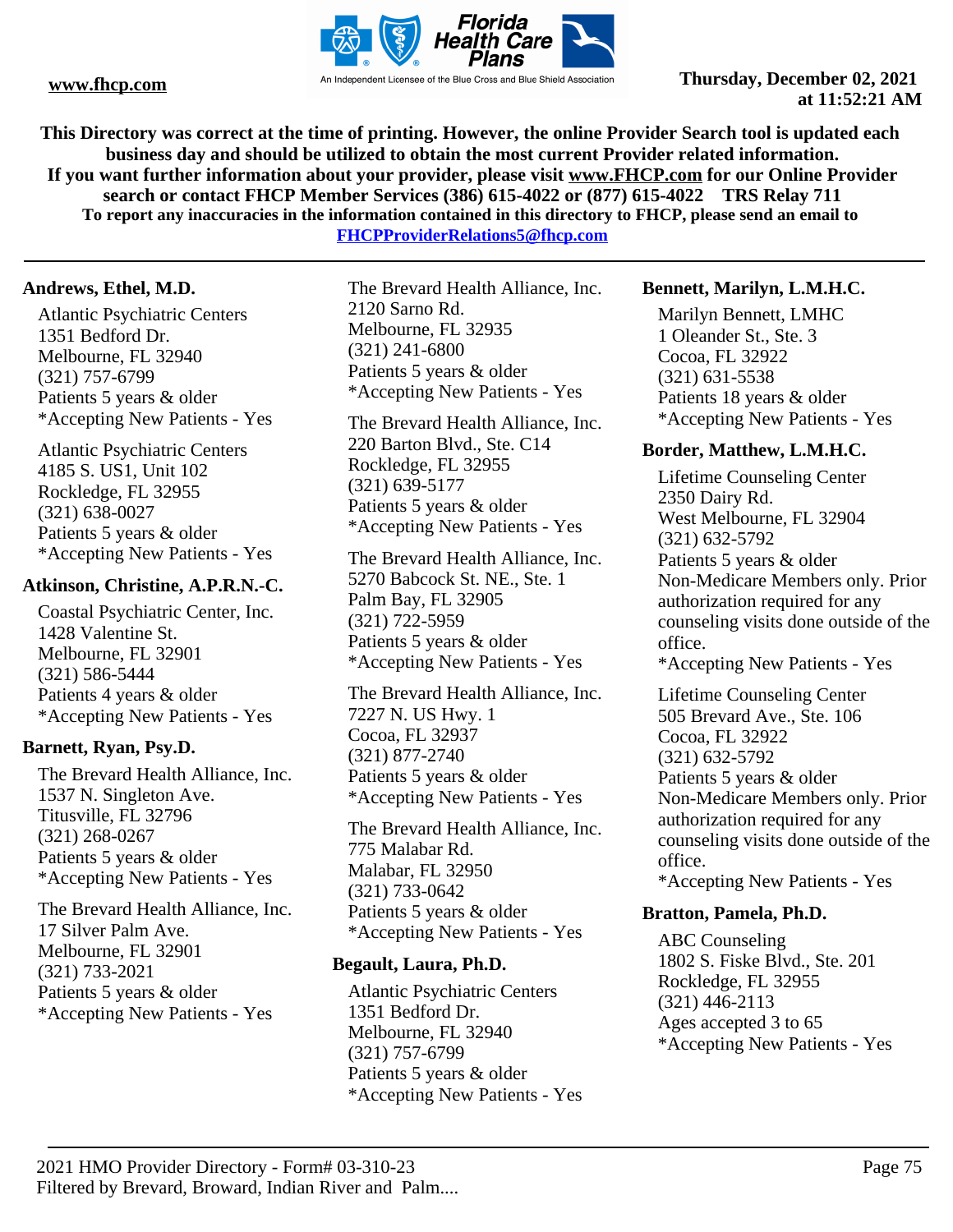This Directory was correct at the time of printing. However, the online Provider Search tool is updated each business day and should be utilized to obtain the most current Provider related information.
If you want further information about your provider, please visit www.FHCP.com for our Online Provider search or contact FHCP Member Services (386) 615-4022 or (877) 615-4022 TRS Relay 711
To report any inaccuracies in the information contained in this directory to FHCP, please send an email to FHCPProviderRelations5@fhcp.com

**Andrews, Ethel, M.D.**

Atlantic Psychiatric Centers
1351 Bedford Dr.
Melbourne, FL 32940
(321) 757-6799
Patients 5 years & older
*Accepting New Patients - Yes

Atlantic Psychiatric Centers
4185 S. US1, Unit 102
Rockledge, FL 32955
(321) 638-0027
Patients 5 years & older
*Accepting New Patients - Yes

**Atkinson, Christine, A.P.R.N.-C.**

Coastal Psychiatric Center, Inc.
1428 Valentine St.
Melbourne, FL 32901
(321) 586-5444
Patients 4 years & older
*Accepting New Patients - Yes

**Barnett, Ryan, Psy.D.**

The Brevard Health Alliance, Inc.
1537 N. Singleton Ave.
Titusville, FL 32796
(321) 268-0267
Patients 5 years & older
*Accepting New Patients - Yes

The Brevard Health Alliance, Inc.
17 Silver Palm Ave.
Melbourne, FL 32901
(321) 733-2021
Patients 5 years & older
*Accepting New Patients - Yes

The Brevard Health Alliance, Inc.
2120 Sarno Rd.
Melbourne, FL 32935
(321) 241-6800
Patients 5 years & older
*Accepting New Patients - Yes

The Brevard Health Alliance, Inc.
220 Barton Blvd., Ste. C14
Rockledge, FL 32955
(321) 639-5177
Patients 5 years & older
*Accepting New Patients - Yes

The Brevard Health Alliance, Inc.
5270 Babcock St. NE., Ste. 1
Palm Bay, FL 32905
(321) 722-5959
Patients 5 years & older
*Accepting New Patients - Yes

The Brevard Health Alliance, Inc.
7227 N. US Hwy. 1
Cocoa, FL 32937
(321) 877-2740
Patients 5 years & older
*Accepting New Patients - Yes

The Brevard Health Alliance, Inc.
775 Malabar Rd.
Malabar, FL 32950
(321) 733-0642
Patients 5 years & older
*Accepting New Patients - Yes

**Begault, Laura, Ph.D.**

Atlantic Psychiatric Centers
1351 Bedford Dr.
Melbourne, FL 32940
(321) 757-6799
Patients 5 years & older
*Accepting New Patients - Yes

**Bennett, Marilyn, L.M.H.C.**

Marilyn Bennett, LMHC
1 Oleander St., Ste. 3
Cocoa, FL 32922
(321) 631-5538
Patients 18 years & older
*Accepting New Patients - Yes

**Border, Matthew, L.M.H.C.**

Lifetime Counseling Center
2350 Dairy Rd.
West Melbourne, FL 32904
(321) 632-5792
Patients 5 years & older
Non-Medicare Members only. Prior authorization required for any counseling visits done outside of the office.
*Accepting New Patients - Yes

Lifetime Counseling Center
505 Brevard Ave., Ste. 106
Cocoa, FL 32922
(321) 632-5792
Patients 5 years & older
Non-Medicare Members only. Prior authorization required for any counseling visits done outside of the office.
*Accepting New Patients - Yes

**Bratton, Pamela, Ph.D.**

ABC Counseling
1802 S. Fiske Blvd., Ste. 201
Rockledge, FL 32955
(321) 446-2113
Ages accepted 3 to 65
*Accepting New Patients - Yes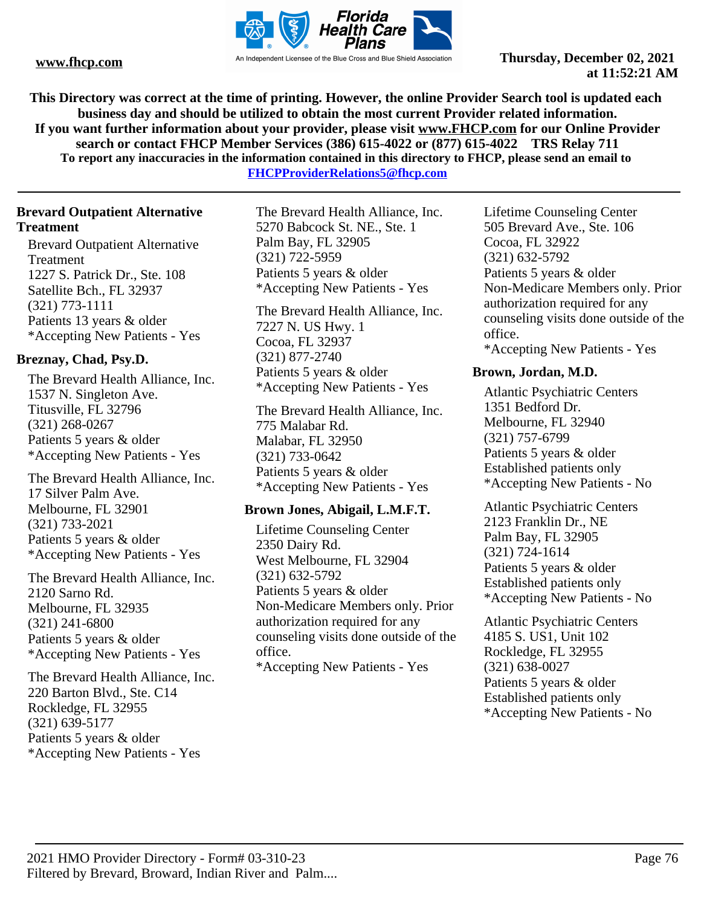**This Directory was correct at the time of printing. However, the online Provider Search tool is updated each business day and should be utilized to obtain the most current Provider related information.**
**If you want further information about your provider, please visit www.FHCP.com for our Online Provider search or contact FHCP Member Services (386) 615-4022 or (877) 615-4022 TRS Relay 711**
**To report any inaccuracies in the information contained in this directory to FHCP, please send an email to FHCPProviderRelations5@fhcp.com**

---

**Brevard Outpatient Alternative Treatment**

Brevard Outpatient Alternative Treatment
1227 S. Patrick Dr., Ste. 108
Satellite Bch., FL 32937
(321) 773-1111
Patients 13 years & older
*Accepting New Patients - Yes

**Breznay, Chad, Psy.D.**

The Brevard Health Alliance, Inc.
1537 N. Singleton Ave.
Titusville, FL 32796
(321) 268-0267
Patients 5 years & older
*Accepting New Patients - Yes

The Brevard Health Alliance, Inc.
17 Silver Palm Ave.
Melbourne, FL 32901
(321) 733-2021
Patients 5 years & older
*Accepting New Patients - Yes

The Brevard Health Alliance, Inc.
2120 Sarno Rd.
Melbourne, FL 32935
(321) 241-6800
Patients 5 years & older
*Accepting New Patients - Yes

The Brevard Health Alliance, Inc.
220 Barton Blvd., Ste. C14
Rockledge, FL 32955
(321) 639-5177
Patients 5 years & older
*Accepting New Patients - Yes

The Brevard Health Alliance, Inc.
5270 Babcock St. NE., Ste. 1
Palm Bay, FL 32905
(321) 722-5959
Patients 5 years & older
*Accepting New Patients - Yes

The Brevard Health Alliance, Inc.
7227 N. US Hwy. 1
Cocoa, FL 32937
(321) 877-2740
Patients 5 years & older
*Accepting New Patients - Yes

The Brevard Health Alliance, Inc.
775 Malabar Rd.
Malabar, FL 32950
(321) 733-0642
Patients 5 years & older
*Accepting New Patients - Yes

**Brown Jones, Abigail, L.M.F.T.**

Lifetime Counseling Center
2350 Dairy Rd.
West Melbourne, FL 32904
(321) 632-5792
Patients 5 years & older
Non-Medicare Members only. Prior authorization required for any counseling visits done outside of the office.
*Accepting New Patients - Yes

Lifetime Counseling Center
505 Brevard Ave., Ste. 106
Cocoa, FL 32922
(321) 632-5792
Patients 5 years & older
Non-Medicare Members only. Prior authorization required for any counseling visits done outside of the office.
*Accepting New Patients - Yes

**Brown, Jordan, M.D.**

Atlantic Psychiatric Centers
1351 Bedford Dr.
Melbourne, FL 32940
(321) 757-6799
Patients 5 years & older
Established patients only
*Accepting New Patients - No

Atlantic Psychiatric Centers
2123 Franklin Dr., NE
Palm Bay, FL 32905
(321) 724-1614
Patients 5 years & older
Established patients only
*Accepting New Patients - No

Atlantic Psychiatric Centers
4185 S. US1, Unit 102
Rockledge, FL 32955
(321) 638-0027
Patients 5 years & older
Established patients only
*Accepting New Patients - No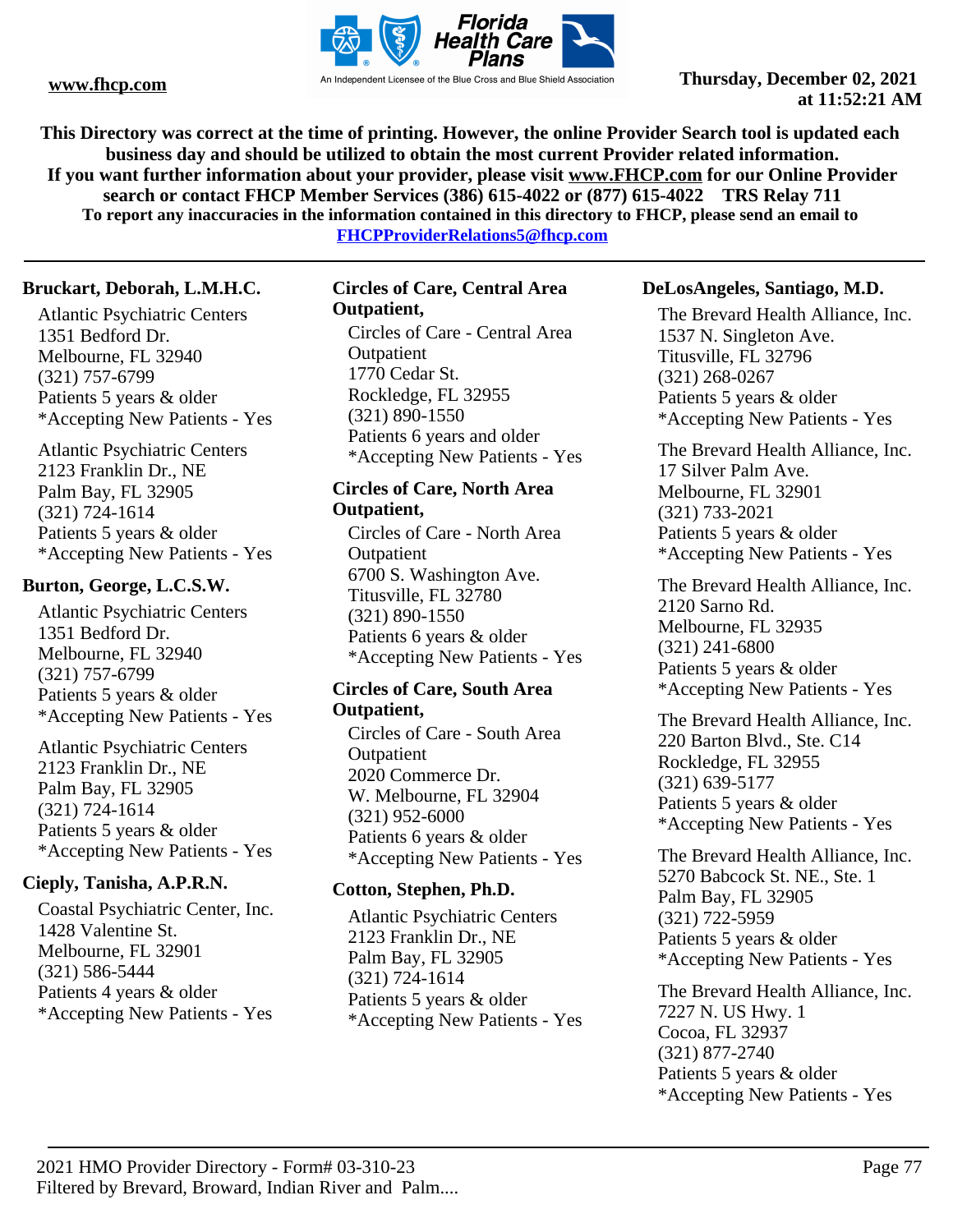**This Directory was correct at the time of printing. However, the online Provider Search tool is updated each business day and should be utilized to obtain the most current Provider related information.**
**If you want further information about your provider, please visit www.FHCP.com for our Online Provider search or contact FHCP Member Services (386) 615-4022 or (877) 615-4022 TRS Relay 711**
**To report any inaccuracies in the information contained in this directory to FHCP, please send an email to FHCPProviderRelations5@fhcp.com**

**Bruckart, Deborah, L.M.H.C.**

Atlantic Psychiatric Centers
1351 Bedford Dr.
Melbourne, FL 32940
(321) 757-6799
Patients 5 years & older
*Accepting New Patients - Yes

Atlantic Psychiatric Centers
2123 Franklin Dr., NE
Palm Bay, FL 32905
(321) 724-1614
Patients 5 years & older
*Accepting New Patients - Yes

**Burton, George, L.C.S.W.**

Atlantic Psychiatric Centers
1351 Bedford Dr.
Melbourne, FL 32940
(321) 757-6799
Patients 5 years & older
*Accepting New Patients - Yes

Atlantic Psychiatric Centers
2123 Franklin Dr., NE
Palm Bay, FL 32905
(321) 724-1614
Patients 5 years & older
*Accepting New Patients - Yes

**Cieply, Tanisha, A.P.R.N.**

Coastal Psychiatric Center, Inc.
1428 Valentine St.
Melbourne, FL 32901
(321) 586-5444
Patients 4 years & older
*Accepting New Patients - Yes

**Circles of Care, Central Area Outpatient,**

Circles of Care - Central Area Outpatient
1770 Cedar St.
Rockledge, FL 32955
(321) 890-1550
Patients 6 years and older
*Accepting New Patients - Yes

**Circles of Care, North Area Outpatient,**

Circles of Care - North Area Outpatient
6700 S. Washington Ave.
Titusville, FL 32780
(321) 890-1550
Patients 6 years & older
*Accepting New Patients - Yes

**Circles of Care, South Area Outpatient,**

Circles of Care - South Area Outpatient
2020 Commerce Dr.
W. Melbourne, FL 32904
(321) 952-6000
Patients 6 years & older
*Accepting New Patients - Yes

**Cotton, Stephen, Ph.D.**

Atlantic Psychiatric Centers
2123 Franklin Dr., NE
Palm Bay, FL 32905
(321) 724-1614
Patients 5 years & older
*Accepting New Patients - Yes

**DeLosAngeles, Santiago, M.D.**

The Brevard Health Alliance, Inc.
1537 N. Singleton Ave.
Titusville, FL 32796
(321) 268-0267
Patients 5 years & older
*Accepting New Patients - Yes

The Brevard Health Alliance, Inc.
17 Silver Palm Ave.
Melbourne, FL 32901
(321) 733-2021
Patients 5 years & older
*Accepting New Patients - Yes

The Brevard Health Alliance, Inc.
2120 Sarno Rd.
Melbourne, FL 32935
(321) 241-6800
Patients 5 years & older
*Accepting New Patients - Yes

The Brevard Health Alliance, Inc.
220 Barton Blvd., Ste. C14
Rockledge, FL 32955
(321) 639-5177
Patients 5 years & older
*Accepting New Patients - Yes

The Brevard Health Alliance, Inc.
5270 Babcock St. NE., Ste. 1
Palm Bay, FL 32905
(321) 722-5959
Patients 5 years & older
*Accepting New Patients - Yes

The Brevard Health Alliance, Inc.
7227 N. US Hwy. 1
Cocoa, FL 32937
(321) 877-2740
Patients 5 years & older
*Accepting New Patients - Yes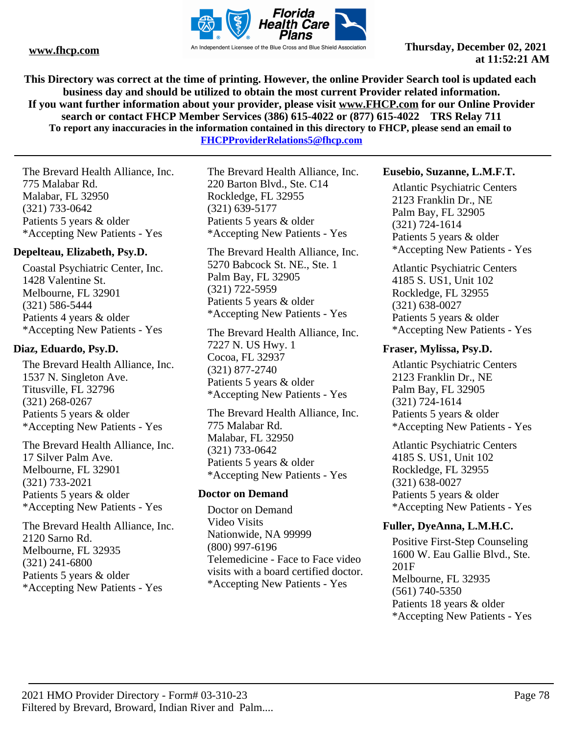This Directory was correct at the time of printing. However, the online Provider Search tool is updated each business day and should be utilized to obtain the most current Provider related information.
If you want further information about your provider, please visit www.FHCP.com for our Online Provider search or contact FHCP Member Services (386) 615-4022 or (877) 615-4022 TRS Relay 711
To report any inaccuracies in the information contained in this directory to FHCP, please send an email to FHCPProviderRelations5@fhcp.com

The Brevard Health Alliance, Inc.
775 Malabar Rd.
Malabar, FL 32950
(321) 733-0642
Patients 5 years & older
*Accepting New Patients - Yes

**Depelteau, Elizabeth, Psy.D.**

Coastal Psychiatric Center, Inc.
1428 Valentine St.
Melbourne, FL 32901
(321) 586-5444
Patients 4 years & older
*Accepting New Patients - Yes

**Diaz, Eduardo, Psy.D.**

The Brevard Health Alliance, Inc.
1537 N. Singleton Ave.
Titusville, FL 32796
(321) 268-0267
Patients 5 years & older
*Accepting New Patients - Yes

The Brevard Health Alliance, Inc.
17 Silver Palm Ave.
Melbourne, FL 32901
(321) 733-2021
Patients 5 years & older
*Accepting New Patients - Yes

The Brevard Health Alliance, Inc.
2120 Sarno Rd.
Melbourne, FL 32935
(321) 241-6800
Patients 5 years & older
*Accepting New Patients - Yes

The Brevard Health Alliance, Inc.
220 Barton Blvd., Ste. C14
Rockledge, FL 32955
(321) 639-5177
Patients 5 years & older
*Accepting New Patients - Yes

The Brevard Health Alliance, Inc.
5270 Babcock St. NE., Ste. 1
Palm Bay, FL 32905
(321) 722-5959
Patients 5 years & older
*Accepting New Patients - Yes

The Brevard Health Alliance, Inc.
7227 N. US Hwy. 1
Cocoa, FL 32937
(321) 877-2740
Patients 5 years & older
*Accepting New Patients - Yes

The Brevard Health Alliance, Inc.
775 Malabar Rd.
Malabar, FL 32950
(321) 733-0642
Patients 5 years & older
*Accepting New Patients - Yes

**Doctor on Demand**

Doctor on Demand
Video Visits
Nationwide, NA 99999
(800) 997-6196
Telemedicine - Face to Face video visits with a board certified doctor.
*Accepting New Patients - Yes

**Eusebio, Suzanne, L.M.F.T.**

Atlantic Psychiatric Centers
2123 Franklin Dr., NE
Palm Bay, FL 32905
(321) 724-1614
Patients 5 years & older
*Accepting New Patients - Yes

Atlantic Psychiatric Centers
4185 S. US1, Unit 102
Rockledge, FL 32955
(321) 638-0027
Patients 5 years & older
*Accepting New Patients - Yes

**Fraser, Mylissa, Psy.D.**

Atlantic Psychiatric Centers
2123 Franklin Dr., NE
Palm Bay, FL 32905
(321) 724-1614
Patients 5 years & older
*Accepting New Patients - Yes

Atlantic Psychiatric Centers
4185 S. US1, Unit 102
Rockledge, FL 32955
(321) 638-0027
Patients 5 years & older
*Accepting New Patients - Yes

**Fuller, DyeAnna, L.M.H.C.**

Positive First-Step Counseling
1600 W. Eau Gallie Blvd., Ste. 201F
Melbourne, FL 32935
(561) 740-5350
Patients 18 years & older
*Accepting New Patients - Yes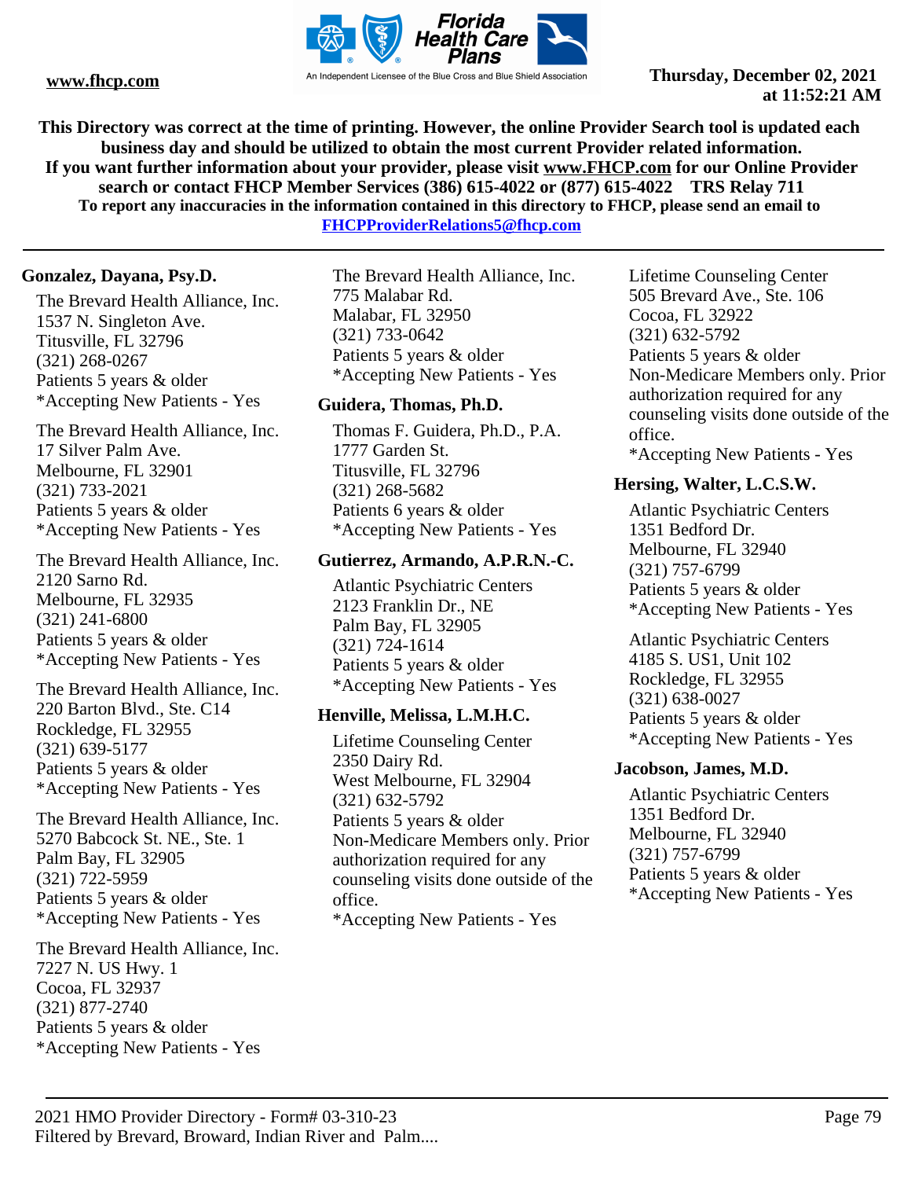**This Directory was correct at the time of printing. However, the online Provider Search tool is updated each business day and should be utilized to obtain the most current Provider related information.**
**If you want further information about your provider, please visit www.FHCP.com for our Online Provider search or contact FHCP Member Services (386) 615-4022 or (877) 615-4022 TRS Relay 711**
**To report any inaccuracies in the information contained in this directory to FHCP, please send an email to FHCPProviderRelations5@fhcp.com**

---

### Gonzalez, Dayana, Psy.D.

The Brevard Health Alliance, Inc.
1537 N. Singleton Ave.
Titusville, FL 32796
(321) 268-0267
Patients 5 years & older
*Accepting New Patients - Yes

The Brevard Health Alliance, Inc.
17 Silver Palm Ave.
Melbourne, FL 32901
(321) 733-2021
Patients 5 years & older
*Accepting New Patients - Yes

The Brevard Health Alliance, Inc.
2120 Sarno Rd.
Melbourne, FL 32935
(321) 241-6800
Patients 5 years & older
*Accepting New Patients - Yes

The Brevard Health Alliance, Inc.
220 Barton Blvd., Ste. C14
Rockledge, FL 32955
(321) 639-5177
Patients 5 years & older
*Accepting New Patients - Yes

The Brevard Health Alliance, Inc.
5270 Babcock St. NE., Ste. 1
Palm Bay, FL 32905
(321) 722-5959
Patients 5 years & older
*Accepting New Patients - Yes

The Brevard Health Alliance, Inc.
7227 N. US Hwy. 1
Cocoa, FL 32937
(321) 877-2740
Patients 5 years & older
*Accepting New Patients - Yes

The Brevard Health Alliance, Inc.
775 Malabar Rd.
Malabar, FL 32950
(321) 733-0642
Patients 5 years & older
*Accepting New Patients - Yes

### Guidera, Thomas, Ph.D.

Thomas F. Guidera, Ph.D., P.A.
1777 Garden St.
Titusville, FL 32796
(321) 268-5682
Patients 6 years & older
*Accepting New Patients - Yes

### Gutierrez, Armando, A.P.R.N.-C.

Atlantic Psychiatric Centers
2123 Franklin Dr., NE
Palm Bay, FL 32905
(321) 724-1614
Patients 5 years & older
*Accepting New Patients - Yes

### Henville, Melissa, L.M.H.C.

Lifetime Counseling Center
2350 Dairy Rd.
West Melbourne, FL 32904
(321) 632-5792
Patients 5 years & older
Non-Medicare Members only. Prior authorization required for any counseling visits done outside of the office.
*Accepting New Patients - Yes

Lifetime Counseling Center
505 Brevard Ave., Ste. 106
Cocoa, FL 32922
(321) 632-5792
Patients 5 years & older
Non-Medicare Members only. Prior authorization required for any counseling visits done outside of the office.
*Accepting New Patients - Yes

### Hersing, Walter, L.C.S.W.

Atlantic Psychiatric Centers
1351 Bedford Dr.
Melbourne, FL 32940
(321) 757-6799
Patients 5 years & older
*Accepting New Patients - Yes

Atlantic Psychiatric Centers
4185 S. US1, Unit 102
Rockledge, FL 32955
(321) 638-0027
Patients 5 years & older
*Accepting New Patients - Yes

### Jacobson, James, M.D.

Atlantic Psychiatric Centers
1351 Bedford Dr.
Melbourne, FL 32940
(321) 757-6799
Patients 5 years & older
*Accepting New Patients - Yes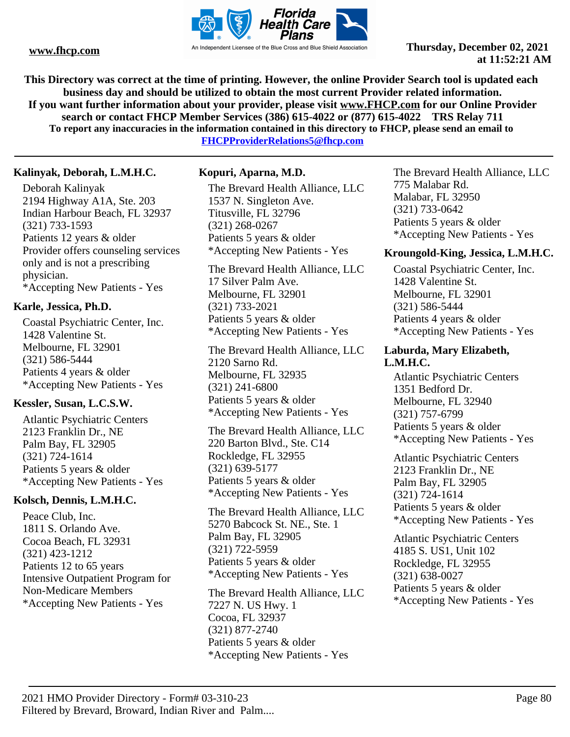This Directory was correct at the time of printing. However, the online Provider Search tool is updated each business day and should be utilized to obtain the most current Provider related information.
If you want further information about your provider, please visit www.FHCP.com for our Online Provider search or contact FHCP Member Services (386) 615-4022 or (877) 615-4022 TRS Relay 711
To report any inaccuracies in the information contained in this directory to FHCP, please send an email to FHCPProviderRelations5@fhcp.com

**Kalinyak, Deborah, L.M.H.C.**

Deborah Kalinyak
2194 Highway A1A, Ste. 203
Indian Harbour Beach, FL 32937
(321) 733-1593
Patients 12 years & older
Provider offers counseling services only and is not a prescribing physician.
*Accepting New Patients - Yes

**Karle, Jessica, Ph.D.**

Coastal Psychiatric Center, Inc.
1428 Valentine St.
Melbourne, FL 32901
(321) 586-5444
Patients 4 years & older
*Accepting New Patients - Yes

**Kessler, Susan, L.C.S.W.**

Atlantic Psychiatric Centers
2123 Franklin Dr., NE
Palm Bay, FL 32905
(321) 724-1614
Patients 5 years & older
*Accepting New Patients - Yes

**Kolsch, Dennis, L.M.H.C.**

Peace Club, Inc.
1811 S. Orlando Ave.
Cocoa Beach, FL 32931
(321) 423-1212
Patients 12 to 65 years
Intensive Outpatient Program for Non-Medicare Members
*Accepting New Patients - Yes

**Kopuri, Aparna, M.D.**

The Brevard Health Alliance, LLC
1537 N. Singleton Ave.
Titusville, FL 32796
(321) 268-0267
Patients 5 years & older
*Accepting New Patients - Yes

The Brevard Health Alliance, LLC
17 Silver Palm Ave.
Melbourne, FL 32901
(321) 733-2021
Patients 5 years & older
*Accepting New Patients - Yes

The Brevard Health Alliance, LLC
2120 Sarno Rd.
Melbourne, FL 32935
(321) 241-6800
Patients 5 years & older
*Accepting New Patients - Yes

The Brevard Health Alliance, LLC
220 Barton Blvd., Ste. C14
Rockledge, FL 32955
(321) 639-5177
Patients 5 years & older
*Accepting New Patients - Yes

The Brevard Health Alliance, LLC
5270 Babcock St. NE., Ste. 1
Palm Bay, FL 32905
(321) 722-5959
Patients 5 years & older
*Accepting New Patients - Yes

The Brevard Health Alliance, LLC
7227 N. US Hwy. 1
Cocoa, FL 32937
(321) 877-2740
Patients 5 years & older
*Accepting New Patients - Yes

The Brevard Health Alliance, LLC
775 Malabar Rd.
Malabar, FL 32950
(321) 733-0642
Patients 5 years & older
*Accepting New Patients - Yes

**Kroungold-King, Jessica, L.M.H.C.**

Coastal Psychiatric Center, Inc.
1428 Valentine St.
Melbourne, FL 32901
(321) 586-5444
Patients 4 years & older
*Accepting New Patients - Yes

**Laburda, Mary Elizabeth, L.M.H.C.**

Atlantic Psychiatric Centers
1351 Bedford Dr.
Melbourne, FL 32940
(321) 757-6799
Patients 5 years & older
*Accepting New Patients - Yes

Atlantic Psychiatric Centers
2123 Franklin Dr., NE
Palm Bay, FL 32905
(321) 724-1614
Patients 5 years & older
*Accepting New Patients - Yes

Atlantic Psychiatric Centers
4185 S. US1, Unit 102
Rockledge, FL 32955
(321) 638-0027
Patients 5 years & older
*Accepting New Patients - Yes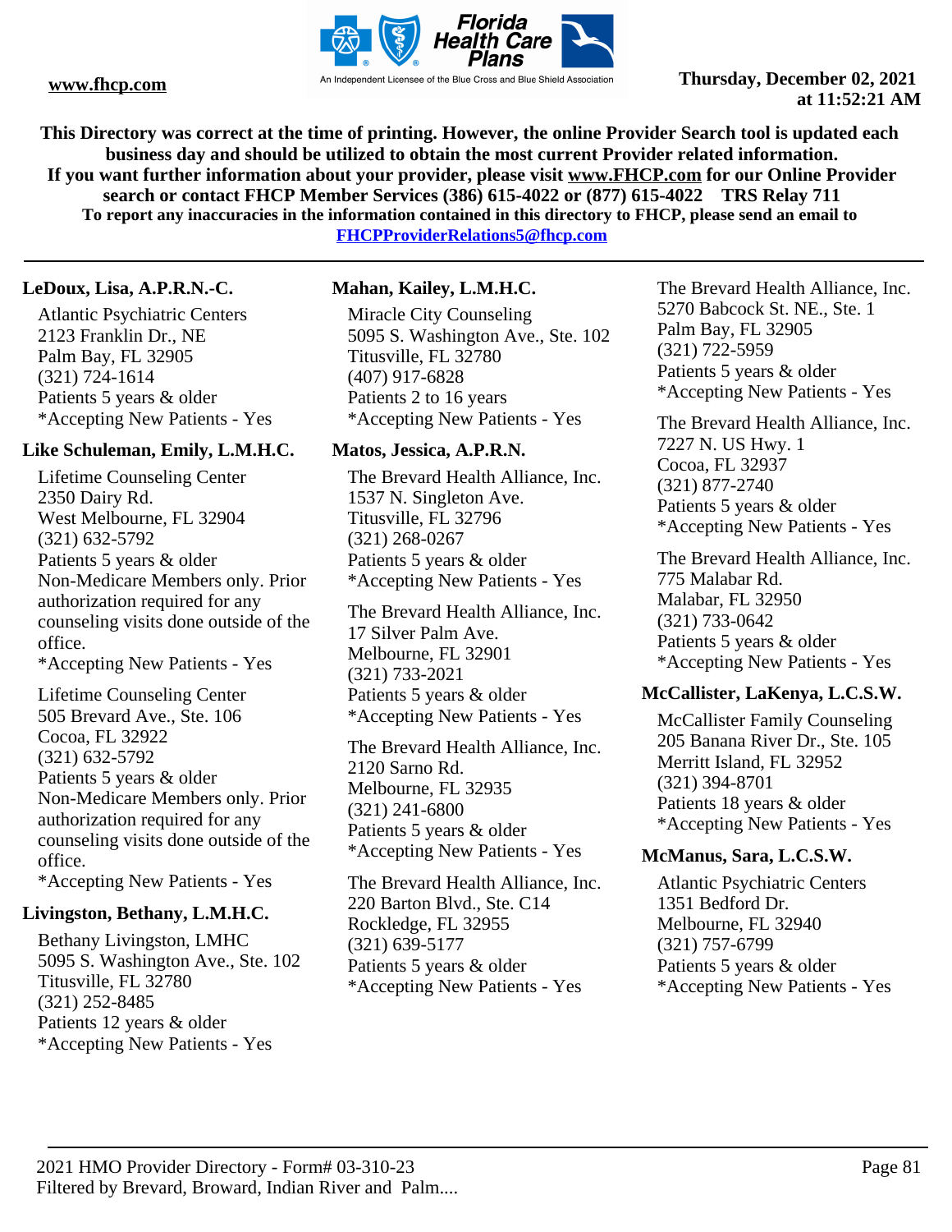**This Directory was correct at the time of printing. However, the online Provider Search tool is updated each business day and should be utilized to obtain the most current Provider related information. If you want further information about your provider, please visit www.FHCP.com for our Online Provider search or contact FHCP Member Services (386) 615-4022 or (877) 615-4022 TRS Relay 711**
**To report any inaccuracies in the information contained in this directory to FHCP, please send an email to FHCPProviderRelations5@fhcp.com**

---

### LeDoux, Lisa, A.P.R.N.-C.

Atlantic Psychiatric Centers
2123 Franklin Dr., NE
Palm Bay, FL 32905
(321) 724-1614
Patients 5 years & older
*Accepting New Patients - Yes

### Like Schuleman, Emily, L.M.H.C.

Lifetime Counseling Center
2350 Dairy Rd.
West Melbourne, FL 32904
(321) 632-5792
Patients 5 years & older
Non-Medicare Members only. Prior authorization required for any counseling visits done outside of the office.
*Accepting New Patients - Yes

Lifetime Counseling Center
505 Brevard Ave., Ste. 106
Cocoa, FL 32922
(321) 632-5792
Patients 5 years & older
Non-Medicare Members only. Prior authorization required for any counseling visits done outside of the office.
*Accepting New Patients - Yes

### Livingston, Bethany, L.M.H.C.

Bethany Livingston, LMHC
5095 S. Washington Ave., Ste. 102
Titusville, FL 32780
(321) 252-8485
Patients 12 years & older
*Accepting New Patients - Yes

### Mahan, Kailey, L.M.H.C.

Miracle City Counseling
5095 S. Washington Ave., Ste. 102
Titusville, FL 32780
(407) 917-6828
Patients 2 to 16 years
*Accepting New Patients - Yes

### Matos, Jessica, A.P.R.N.

The Brevard Health Alliance, Inc.
1537 N. Singleton Ave.
Titusville, FL 32796
(321) 268-0267
Patients 5 years & older
*Accepting New Patients - Yes

The Brevard Health Alliance, Inc.
17 Silver Palm Ave.
Melbourne, FL 32901
(321) 733-2021
Patients 5 years & older
*Accepting New Patients - Yes

The Brevard Health Alliance, Inc.
2120 Sarno Rd.
Melbourne, FL 32935
(321) 241-6800
Patients 5 years & older
*Accepting New Patients - Yes

The Brevard Health Alliance, Inc.
220 Barton Blvd., Ste. C14
Rockledge, FL 32955
(321) 639-5177
Patients 5 years & older
*Accepting New Patients - Yes

The Brevard Health Alliance, Inc.
5270 Babcock St. NE., Ste. 1
Palm Bay, FL 32905
(321) 722-5959
Patients 5 years & older
*Accepting New Patients - Yes

The Brevard Health Alliance, Inc.
7227 N. US Hwy. 1
Cocoa, FL 32937
(321) 877-2740
Patients 5 years & older
*Accepting New Patients - Yes

The Brevard Health Alliance, Inc.
775 Malabar Rd.
Malabar, FL 32950
(321) 733-0642
Patients 5 years & older
*Accepting New Patients - Yes

### McCallister, LaKenya, L.C.S.W.

McCallister Family Counseling
205 Banana River Dr., Ste. 105
Merritt Island, FL 32952
(321) 394-8701
Patients 18 years & older
*Accepting New Patients - Yes

### McManus, Sara, L.C.S.W.

Atlantic Psychiatric Centers
1351 Bedford Dr.
Melbourne, FL 32940
(321) 757-6799
Patients 5 years & older
*Accepting New Patients - Yes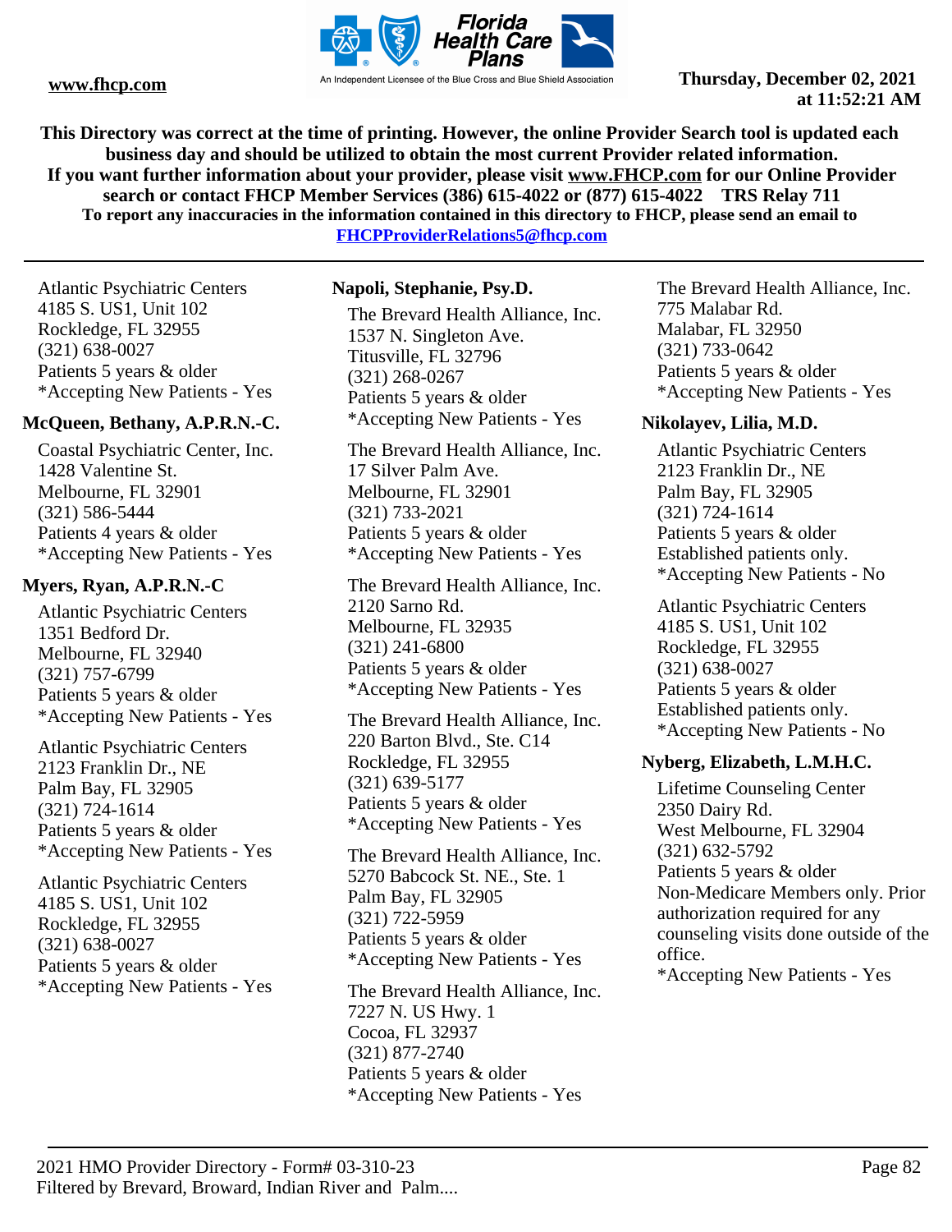This Directory was correct at the time of printing. However, the online Provider Search tool is updated each business day and should be utilized to obtain the most current Provider related information.
If you want further information about your provider, please visit www.FHCP.com for our Online Provider search or contact FHCP Member Services (386) 615-4022 or (877) 615-4022 TRS Relay 711
To report any inaccuracies in the information contained in this directory to FHCP, please send an email to FHCPProviderRelations5@fhcp.com

Atlantic Psychiatric Centers
4185 S. US1, Unit 102
Rockledge, FL 32955
(321) 638-0027
Patients 5 years & older
*Accepting New Patients - Yes

**McQueen, Bethany, A.P.R.N.-C.**

Coastal Psychiatric Center, Inc.
1428 Valentine St.
Melbourne, FL 32901
(321) 586-5444
Patients 4 years & older
*Accepting New Patients - Yes

**Myers, Ryan, A.P.R.N.-C**

Atlantic Psychiatric Centers
1351 Bedford Dr.
Melbourne, FL 32940
(321) 757-6799
Patients 5 years & older
*Accepting New Patients - Yes

Atlantic Psychiatric Centers
2123 Franklin Dr., NE
Palm Bay, FL 32905
(321) 724-1614
Patients 5 years & older
*Accepting New Patients - Yes

Atlantic Psychiatric Centers
4185 S. US1, Unit 102
Rockledge, FL 32955
(321) 638-0027
Patients 5 years & older
*Accepting New Patients - Yes

**Napoli, Stephanie, Psy.D.**

The Brevard Health Alliance, Inc.
1537 N. Singleton Ave.
Titusville, FL 32796
(321) 268-0267
Patients 5 years & older
*Accepting New Patients - Yes

The Brevard Health Alliance, Inc.
17 Silver Palm Ave.
Melbourne, FL 32901
(321) 733-2021
Patients 5 years & older
*Accepting New Patients - Yes

The Brevard Health Alliance, Inc.
2120 Sarno Rd.
Melbourne, FL 32935
(321) 241-6800
Patients 5 years & older
*Accepting New Patients - Yes

The Brevard Health Alliance, Inc.
220 Barton Blvd., Ste. C14
Rockledge, FL 32955
(321) 639-5177
Patients 5 years & older
*Accepting New Patients - Yes

The Brevard Health Alliance, Inc.
5270 Babcock St. NE., Ste. 1
Palm Bay, FL 32905
(321) 722-5959
Patients 5 years & older
*Accepting New Patients - Yes

The Brevard Health Alliance, Inc.
7227 N. US Hwy. 1
Cocoa, FL 32937
(321) 877-2740
Patients 5 years & older
*Accepting New Patients - Yes

The Brevard Health Alliance, Inc.
775 Malabar Rd.
Malabar, FL 32950
(321) 733-0642
Patients 5 years & older
*Accepting New Patients - Yes

**Nikolayev, Lilia, M.D.**

Atlantic Psychiatric Centers
2123 Franklin Dr., NE
Palm Bay, FL 32905
(321) 724-1614
Patients 5 years & older
Established patients only.
*Accepting New Patients - No

Atlantic Psychiatric Centers
4185 S. US1, Unit 102
Rockledge, FL 32955
(321) 638-0027
Patients 5 years & older
Established patients only.
*Accepting New Patients - No

**Nyberg, Elizabeth, L.M.H.C.**

Lifetime Counseling Center
2350 Dairy Rd.
West Melbourne, FL 32904
(321) 632-5792
Patients 5 years & older
Non-Medicare Members only. Prior authorization required for any counseling visits done outside of the office.
*Accepting New Patients - Yes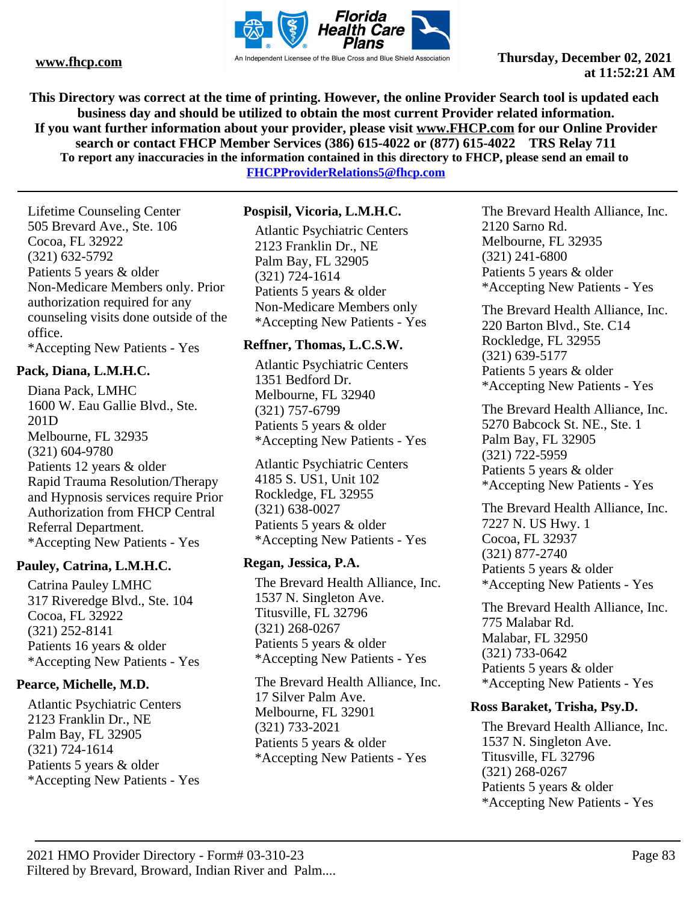Lifetime Counseling Center
505 Brevard Ave., Ste. 106
Cocoa, FL 32922
(321) 632-5792
Patients 5 years & older
Non-Medicare Members only. Prior authorization required for any counseling visits done outside of the office.
*Accepting New Patients - Yes

**Pack, Diana, L.M.H.C.**

Diana Pack, LMHC
1600 W. Eau Gallie Blvd., Ste. 201D
Melbourne, FL 32935
(321) 604-9780
Patients 12 years & older
Rapid Trauma Resolution/Therapy and Hypnosis services require Prior Authorization from FHCP Central Referral Department.
*Accepting New Patients - Yes

**Pauley, Catrina, L.M.H.C.**

Catrina Pauley LMHC
317 Riveredge Blvd., Ste. 104
Cocoa, FL 32922
(321) 252-8141
Patients 16 years & older
*Accepting New Patients - Yes

**Pearce, Michelle, M.D.**

Atlantic Psychiatric Centers
2123 Franklin Dr., NE
Palm Bay, FL 32905
(321) 724-1614
Patients 5 years & older
*Accepting New Patients - Yes

**Pospisil, Vicoria, L.M.H.C.**

Atlantic Psychiatric Centers
2123 Franklin Dr., NE
Palm Bay, FL 32905
(321) 724-1614
Patients 5 years & older
Non-Medicare Members only
*Accepting New Patients - Yes

**Reffner, Thomas, L.C.S.W.**

Atlantic Psychiatric Centers
1351 Bedford Dr.
Melbourne, FL 32940
(321) 757-6799
Patients 5 years & older
*Accepting New Patients - Yes

Atlantic Psychiatric Centers
4185 S. US1, Unit 102
Rockledge, FL 32955
(321) 638-0027
Patients 5 years & older
*Accepting New Patients - Yes

**Regan, Jessica, P.A.**

The Brevard Health Alliance, Inc.
1537 N. Singleton Ave.
Titusville, FL 32796
(321) 268-0267
Patients 5 years & older
*Accepting New Patients - Yes

The Brevard Health Alliance, Inc.
17 Silver Palm Ave.
Melbourne, FL 32901
(321) 733-2021
Patients 5 years & older
*Accepting New Patients - Yes

The Brevard Health Alliance, Inc.
2120 Sarno Rd.
Melbourne, FL 32935
(321) 241-6800
Patients 5 years & older
*Accepting New Patients - Yes

The Brevard Health Alliance, Inc.
220 Barton Blvd., Ste. C14
Rockledge, FL 32955
(321) 639-5177
Patients 5 years & older
*Accepting New Patients - Yes

The Brevard Health Alliance, Inc.
5270 Babcock St. NE., Ste. 1
Palm Bay, FL 32905
(321) 722-5959
Patients 5 years & older
*Accepting New Patients - Yes

The Brevard Health Alliance, Inc.
7227 N. US Hwy. 1
Cocoa, FL 32937
(321) 877-2740
Patients 5 years & older
*Accepting New Patients - Yes

The Brevard Health Alliance, Inc.
775 Malabar Rd.
Malabar, FL 32950
(321) 733-0642
Patients 5 years & older
*Accepting New Patients - Yes

**Ross Baraket, Trisha, Psy.D.**

The Brevard Health Alliance, Inc.
1537 N. Singleton Ave.
Titusville, FL 32796
(321) 268-0267
Patients 5 years & older
*Accepting New Patients - Yes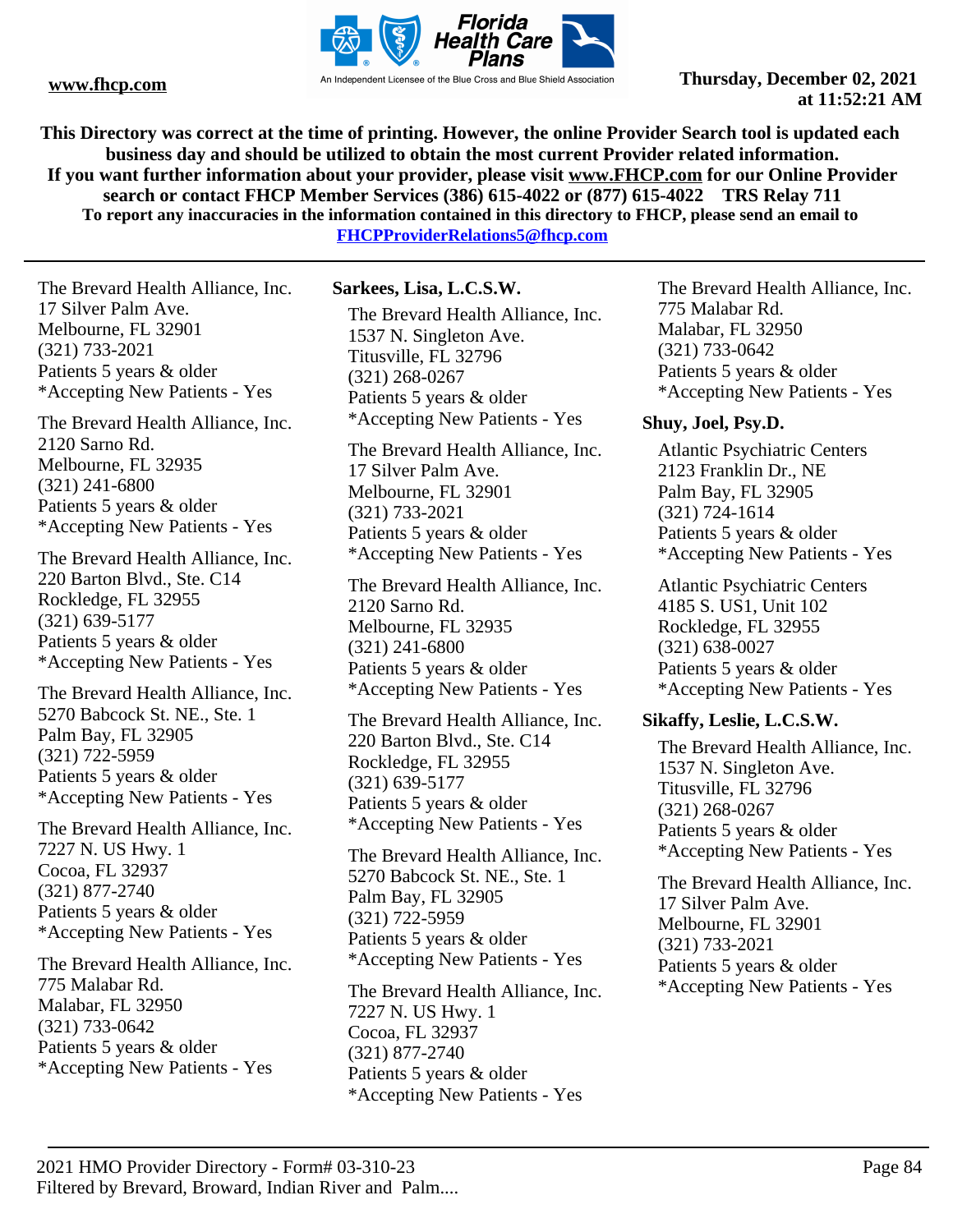This Directory was correct at the time of printing. However, the online Provider Search tool is updated each business day and should be utilized to obtain the most current Provider related information.
If you want further information about your provider, please visit www.FHCP.com for our Online Provider search or contact FHCP Member Services (386) 615-4022 or (877) 615-4022 TRS Relay 711
To report any inaccuracies in the information contained in this directory to FHCP, please send an email to FHCPProviderRelations5@fhcp.com

The Brevard Health Alliance, Inc.
17 Silver Palm Ave.
Melbourne, FL 32901
(321) 733-2021
Patients 5 years & older
*Accepting New Patients - Yes

The Brevard Health Alliance, Inc.
2120 Sarno Rd.
Melbourne, FL 32935
(321) 241-6800
Patients 5 years & older
*Accepting New Patients - Yes

The Brevard Health Alliance, Inc.
220 Barton Blvd., Ste. C14
Rockledge, FL 32955
(321) 639-5177
Patients 5 years & older
*Accepting New Patients - Yes

The Brevard Health Alliance, Inc.
5270 Babcock St. NE., Ste. 1
Palm Bay, FL 32905
(321) 722-5959
Patients 5 years & older
*Accepting New Patients - Yes

The Brevard Health Alliance, Inc.
7227 N. US Hwy. 1
Cocoa, FL 32937
(321) 877-2740
Patients 5 years & older
*Accepting New Patients - Yes

The Brevard Health Alliance, Inc.
775 Malabar Rd.
Malabar, FL 32950
(321) 733-0642
Patients 5 years & older
*Accepting New Patients - Yes

**Sarkees, Lisa, L.C.S.W.**

The Brevard Health Alliance, Inc.
1537 N. Singleton Ave.
Titusville, FL 32796
(321) 268-0267
Patients 5 years & older
*Accepting New Patients - Yes

The Brevard Health Alliance, Inc.
17 Silver Palm Ave.
Melbourne, FL 32901
(321) 733-2021
Patients 5 years & older
*Accepting New Patients - Yes

The Brevard Health Alliance, Inc.
2120 Sarno Rd.
Melbourne, FL 32935
(321) 241-6800
Patients 5 years & older
*Accepting New Patients - Yes

The Brevard Health Alliance, Inc.
220 Barton Blvd., Ste. C14
Rockledge, FL 32955
(321) 639-5177
Patients 5 years & older
*Accepting New Patients - Yes

The Brevard Health Alliance, Inc.
5270 Babcock St. NE., Ste. 1
Palm Bay, FL 32905
(321) 722-5959
Patients 5 years & older
*Accepting New Patients - Yes

The Brevard Health Alliance, Inc.
7227 N. US Hwy. 1
Cocoa, FL 32937
(321) 877-2740
Patients 5 years & older
*Accepting New Patients - Yes

The Brevard Health Alliance, Inc.
775 Malabar Rd.
Malabar, FL 32950
(321) 733-0642
Patients 5 years & older
*Accepting New Patients - Yes

**Shuy, Joel, Psy.D.**

Atlantic Psychiatric Centers
2123 Franklin Dr., NE
Palm Bay, FL 32905
(321) 724-1614
Patients 5 years & older
*Accepting New Patients - Yes

Atlantic Psychiatric Centers
4185 S. US1, Unit 102
Rockledge, FL 32955
(321) 638-0027
Patients 5 years & older
*Accepting New Patients - Yes

**Sikaffy, Leslie, L.C.S.W.**

The Brevard Health Alliance, Inc.
1537 N. Singleton Ave.
Titusville, FL 32796
(321) 268-0267
Patients 5 years & older
*Accepting New Patients - Yes

The Brevard Health Alliance, Inc.
17 Silver Palm Ave.
Melbourne, FL 32901
(321) 733-2021
Patients 5 years & older
*Accepting New Patients - Yes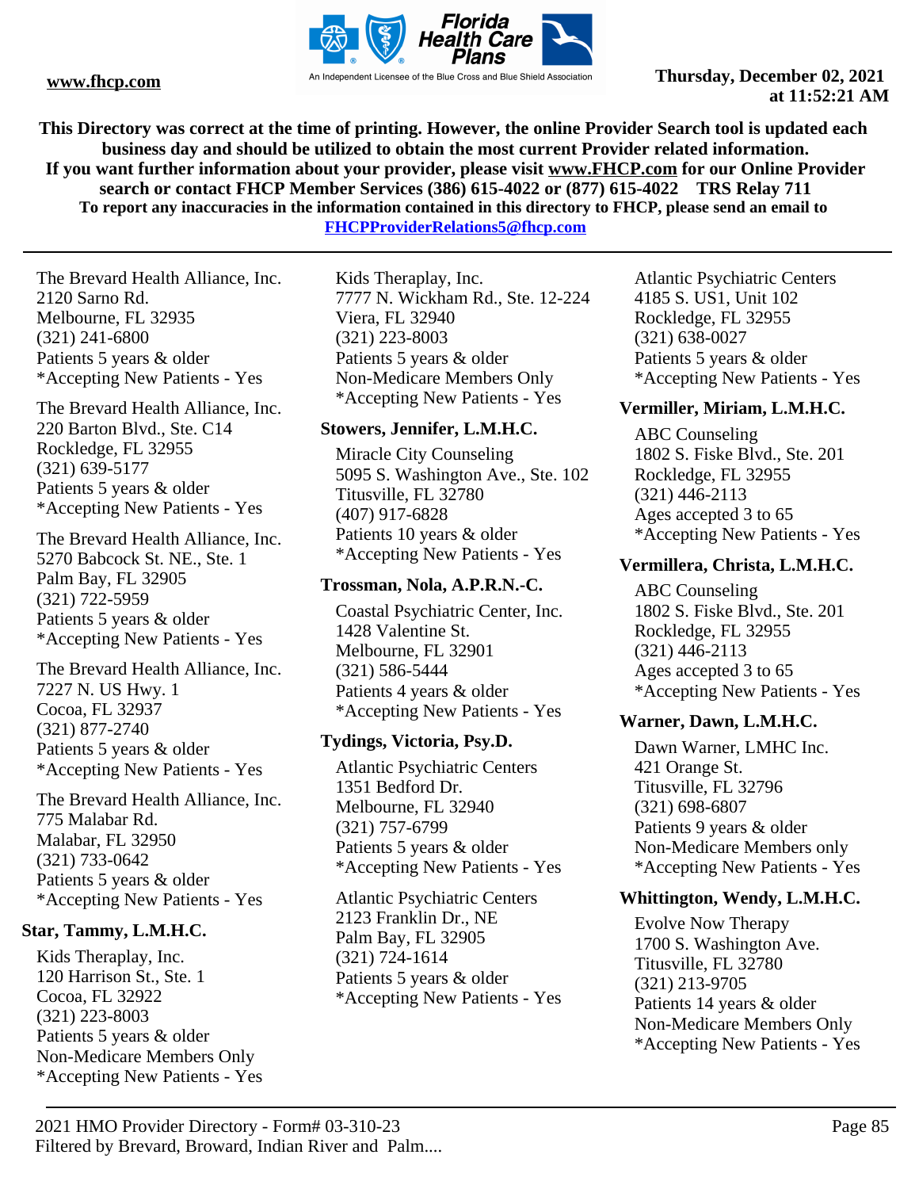The Brevard Health Alliance, Inc.
2120 Sarno Rd.
Melbourne, FL 32935
(321) 241-6800
Patients 5 years & older
*Accepting New Patients - Yes

The Brevard Health Alliance, Inc.
220 Barton Blvd., Ste. C14
Rockledge, FL 32955
(321) 639-5177
Patients 5 years & older
*Accepting New Patients - Yes

The Brevard Health Alliance, Inc.
5270 Babcock St. NE., Ste. 1
Palm Bay, FL 32905
(321) 722-5959
Patients 5 years & older
*Accepting New Patients - Yes

The Brevard Health Alliance, Inc.
7227 N. US Hwy. 1
Cocoa, FL 32937
(321) 877-2740
Patients 5 years & older
*Accepting New Patients - Yes

The Brevard Health Alliance, Inc.
775 Malabar Rd.
Malabar, FL 32950
(321) 733-0642
Patients 5 years & older
*Accepting New Patients - Yes

### Star, Tammy, L.M.H.C.

Kids Theraplay, Inc.
120 Harrison St., Ste. 1
Cocoa, FL 32922
(321) 223-8003
Patients 5 years & older
Non-Medicare Members Only
*Accepting New Patients - Yes

Kids Theraplay, Inc.
7777 N. Wickham Rd., Ste. 12-224
Viera, FL 32940
(321) 223-8003
Patients 5 years & older
Non-Medicare Members Only
*Accepting New Patients - Yes

### Stowers, Jennifer, L.M.H.C.

Miracle City Counseling
5095 S. Washington Ave., Ste. 102
Titusville, FL 32780
(407) 917-6828
Patients 10 years & older
*Accepting New Patients - Yes

### Trossman, Nola, A.P.R.N.-C.

Coastal Psychiatric Center, Inc.
1428 Valentine St.
Melbourne, FL 32901
(321) 586-5444
Patients 4 years & older
*Accepting New Patients - Yes

### Tydings, Victoria, Psy.D.

Atlantic Psychiatric Centers
1351 Bedford Dr.
Melbourne, FL 32940
(321) 757-6799
Patients 5 years & older
*Accepting New Patients - Yes

Atlantic Psychiatric Centers
2123 Franklin Dr., NE
Palm Bay, FL 32905
(321) 724-1614
Patients 5 years & older
*Accepting New Patients - Yes

Atlantic Psychiatric Centers
4185 S. US1, Unit 102
Rockledge, FL 32955
(321) 638-0027
Patients 5 years & older
*Accepting New Patients - Yes

### Vermiller, Miriam, L.M.H.C.

ABC Counseling
1802 S. Fiske Blvd., Ste. 201
Rockledge, FL 32955
(321) 446-2113
Ages accepted 3 to 65
*Accepting New Patients - Yes

### Vermillera, Christa, L.M.H.C.

ABC Counseling
1802 S. Fiske Blvd., Ste. 201
Rockledge, FL 32955
(321) 446-2113
Ages accepted 3 to 65
*Accepting New Patients - Yes

### Warner, Dawn, L.M.H.C.

Dawn Warner, LMHC Inc.
421 Orange St.
Titusville, FL 32796
(321) 698-6807
Patients 9 years & older
Non-Medicare Members only
*Accepting New Patients - Yes

### Whittington, Wendy, L.M.H.C.

Evolve Now Therapy
1700 S. Washington Ave.
Titusville, FL 32780
(321) 213-9705
Patients 14 years & older
Non-Medicare Members Only
*Accepting New Patients - Yes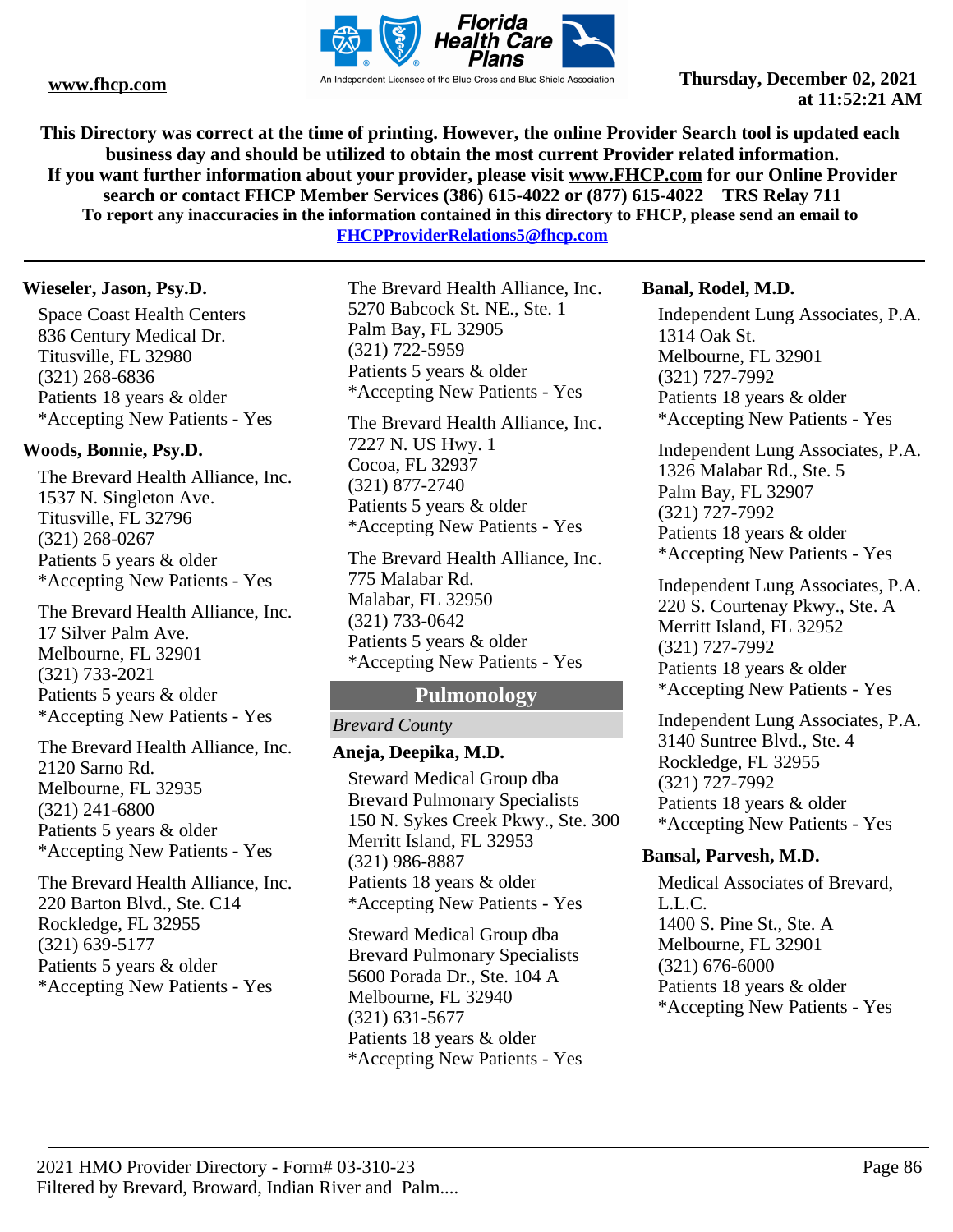This Directory was correct at the time of printing. However, the online Provider Search tool is updated each business day and should be utilized to obtain the most current Provider related information.
If you want further information about your provider, please visit www.FHCP.com for our Online Provider search or contact FHCP Member Services (386) 615-4022 or (877) 615-4022 TRS Relay 711
To report any inaccuracies in the information contained in this directory to FHCP, please send an email to FHCPProviderRelations5@fhcp.com

**Wieseler, Jason, Psy.D.**

Space Coast Health Centers
836 Century Medical Dr.
Titusville, FL 32980
(321) 268-6836
Patients 18 years & older
*Accepting New Patients - Yes

**Woods, Bonnie, Psy.D.**

The Brevard Health Alliance, Inc.
1537 N. Singleton Ave.
Titusville, FL 32796
(321) 268-0267
Patients 5 years & older
*Accepting New Patients - Yes

The Brevard Health Alliance, Inc.
17 Silver Palm Ave.
Melbourne, FL 32901
(321) 733-2021
Patients 5 years & older
*Accepting New Patients - Yes

The Brevard Health Alliance, Inc.
2120 Sarno Rd.
Melbourne, FL 32935
(321) 241-6800
Patients 5 years & older
*Accepting New Patients - Yes

The Brevard Health Alliance, Inc.
220 Barton Blvd., Ste. C14
Rockledge, FL 32955
(321) 639-5177
Patients 5 years & older
*Accepting New Patients - Yes

The Brevard Health Alliance, Inc.
5270 Babcock St. NE., Ste. 1
Palm Bay, FL 32905
(321) 722-5959
Patients 5 years & older
*Accepting New Patients - Yes

The Brevard Health Alliance, Inc.
7227 N. US Hwy. 1
Cocoa, FL 32937
(321) 877-2740
Patients 5 years & older
*Accepting New Patients - Yes

The Brevard Health Alliance, Inc.
775 Malabar Rd.
Malabar, FL 32950
(321) 733-0642
Patients 5 years & older
*Accepting New Patients - Yes

## Pulmonology

*Brevard County*

**Aneja, Deepika, M.D.**

Steward Medical Group dba Brevard Pulmonary Specialists
150 N. Sykes Creek Pkwy., Ste. 300
Merritt Island, FL 32953
(321) 986-8887
Patients 18 years & older
*Accepting New Patients - Yes

Steward Medical Group dba Brevard Pulmonary Specialists
5600 Porada Dr., Ste. 104 A
Melbourne, FL 32940
(321) 631-5677
Patients 18 years & older
*Accepting New Patients - Yes

**Banal, Rodel, M.D.**

Independent Lung Associates, P.A.
1314 Oak St.
Melbourne, FL 32901
(321) 727-7992
Patients 18 years & older
*Accepting New Patients - Yes

Independent Lung Associates, P.A.
1326 Malabar Rd., Ste. 5
Palm Bay, FL 32907
(321) 727-7992
Patients 18 years & older
*Accepting New Patients - Yes

Independent Lung Associates, P.A.
220 S. Courtenay Pkwy., Ste. A
Merritt Island, FL 32952
(321) 727-7992
Patients 18 years & older
*Accepting New Patients - Yes

Independent Lung Associates, P.A.
3140 Suntree Blvd., Ste. 4
Rockledge, FL 32955
(321) 727-7992
Patients 18 years & older
*Accepting New Patients - Yes

**Bansal, Parvesh, M.D.**

Medical Associates of Brevard, L.L.C.
1400 S. Pine St., Ste. A
Melbourne, FL 32901
(321) 676-6000
Patients 18 years & older
*Accepting New Patients - Yes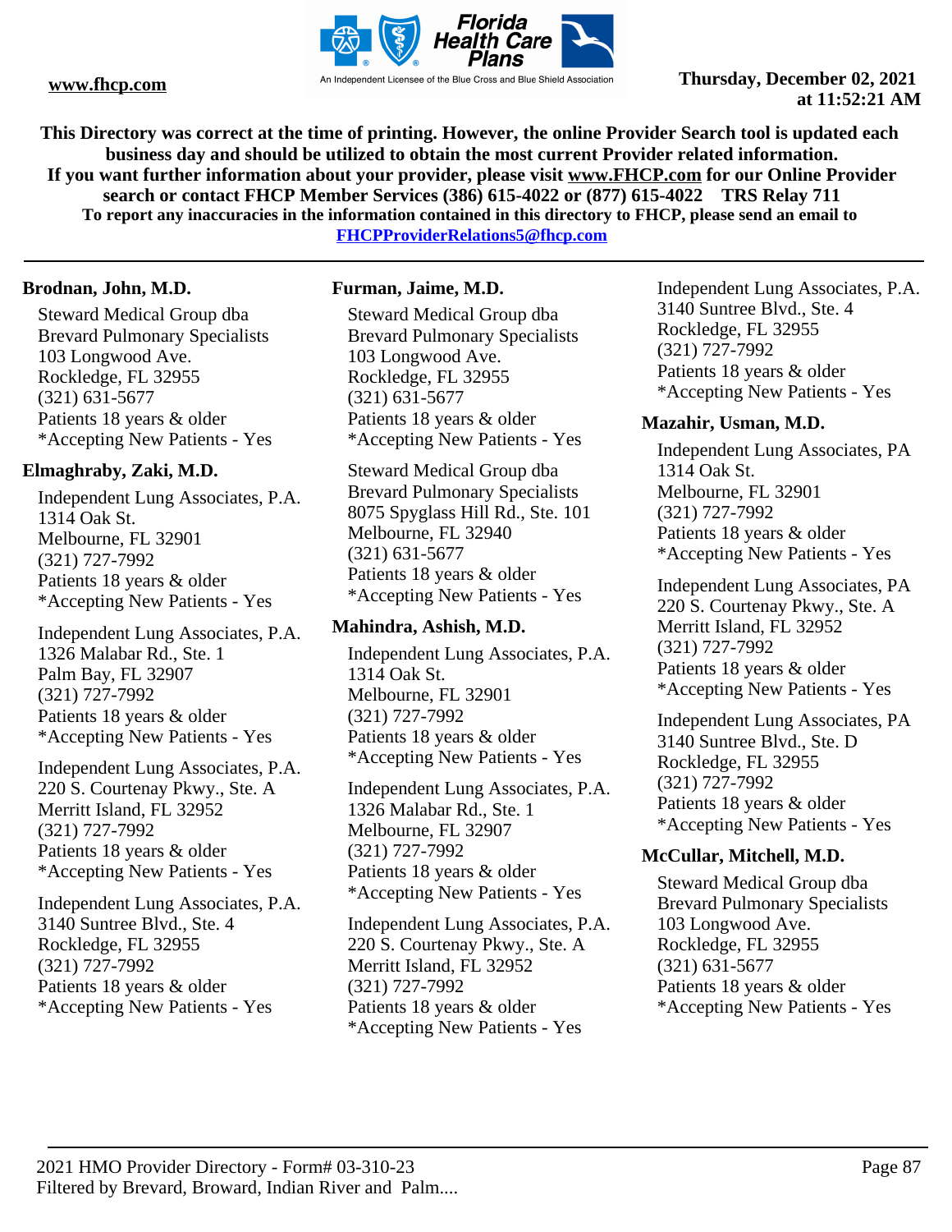**This Directory was correct at the time of printing. However, the online Provider Search tool is updated each business day and should be utilized to obtain the most current Provider related information. If you want further information about your provider, please visit www.FHCP.com for our Online Provider search or contact FHCP Member Services (386) 615-4022 or (877) 615-4022 TRS Relay 711**
**To report any inaccuracies in the information contained in this directory to FHCP, please send an email to FHCPProviderRelations5@fhcp.com**

---

**Brodnan, John, M.D.**

Steward Medical Group dba
Brevard Pulmonary Specialists
103 Longwood Ave.
Rockledge, FL 32955
(321) 631-5677
Patients 18 years & older
*Accepting New Patients - Yes

**Elmaghraby, Zaki, M.D.**

Independent Lung Associates, P.A.
1314 Oak St.
Melbourne, FL 32901
(321) 727-7992
Patients 18 years & older
*Accepting New Patients - Yes

Independent Lung Associates, P.A.
1326 Malabar Rd., Ste. 1
Palm Bay, FL 32907
(321) 727-7992
Patients 18 years & older
*Accepting New Patients - Yes

Independent Lung Associates, P.A.
220 S. Courtenay Pkwy., Ste. A
Merritt Island, FL 32952
(321) 727-7992
Patients 18 years & older
*Accepting New Patients - Yes

Independent Lung Associates, P.A.
3140 Suntree Blvd., Ste. 4
Rockledge, FL 32955
(321) 727-7992
Patients 18 years & older
*Accepting New Patients - Yes

**Furman, Jaime, M.D.**

Steward Medical Group dba
Brevard Pulmonary Specialists
103 Longwood Ave.
Rockledge, FL 32955
(321) 631-5677
Patients 18 years & older
*Accepting New Patients - Yes

Steward Medical Group dba
Brevard Pulmonary Specialists
8075 Spyglass Hill Rd., Ste. 101
Melbourne, FL 32940
(321) 631-5677
Patients 18 years & older
*Accepting New Patients - Yes

**Mahindra, Ashish, M.D.**

Independent Lung Associates, P.A.
1314 Oak St.
Melbourne, FL 32901
(321) 727-7992
Patients 18 years & older
*Accepting New Patients - Yes

Independent Lung Associates, P.A.
1326 Malabar Rd., Ste. 1
Melbourne, FL 32907
(321) 727-7992
Patients 18 years & older
*Accepting New Patients - Yes

Independent Lung Associates, P.A.
220 S. Courtenay Pkwy., Ste. A
Merritt Island, FL 32952
(321) 727-7992
Patients 18 years & older
*Accepting New Patients - Yes

Independent Lung Associates, P.A.
3140 Suntree Blvd., Ste. 4
Rockledge, FL 32955
(321) 727-7992
Patients 18 years & older
*Accepting New Patients - Yes

**Mazahir, Usman, M.D.**

Independent Lung Associates, PA
1314 Oak St.
Melbourne, FL 32901
(321) 727-7992
Patients 18 years & older
*Accepting New Patients - Yes

Independent Lung Associates, PA
220 S. Courtenay Pkwy., Ste. A
Merritt Island, FL 32952
(321) 727-7992
Patients 18 years & older
*Accepting New Patients - Yes

Independent Lung Associates, PA
3140 Suntree Blvd., Ste. D
Rockledge, FL 32955
(321) 727-7992
Patients 18 years & older
*Accepting New Patients - Yes

**McCullar, Mitchell, M.D.**

Steward Medical Group dba
Brevard Pulmonary Specialists
103 Longwood Ave.
Rockledge, FL 32955
(321) 631-5677
Patients 18 years & older
*Accepting New Patients - Yes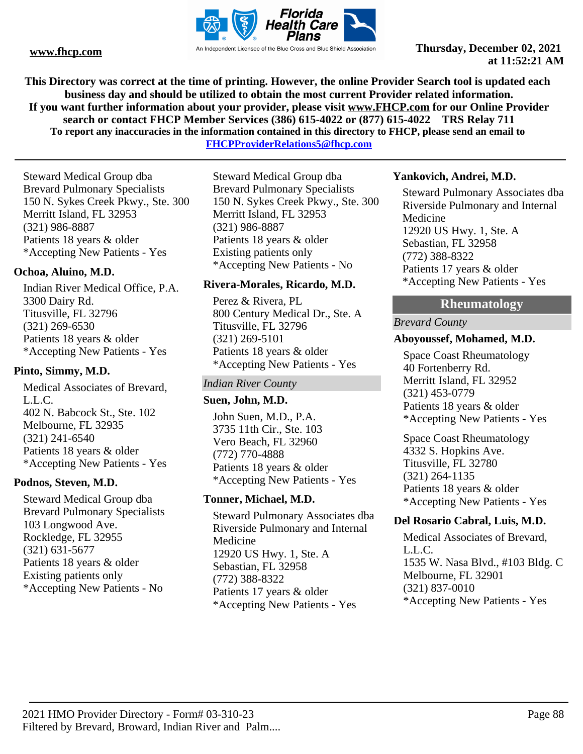**This Directory was correct at the time of printing. However, the online Provider Search tool is updated each business day and should be utilized to obtain the most current Provider related information.**
**If you want further information about your provider, please visit www.FHCP.com for our Online Provider search or contact FHCP Member Services (386) 615-4022 or (877) 615-4022 TRS Relay 711**
**To report any inaccuracies in the information contained in this directory to FHCP, please send an email to FHCPProviderRelations5@fhcp.com**

---

Steward Medical Group dba
Brevard Pulmonary Specialists
150 N. Sykes Creek Pkwy., Ste. 300
Merritt Island, FL 32953
(321) 986-8887
Patients 18 years & older
*Accepting New Patients - Yes

**Ochoa, Aluino, M.D.**

Indian River Medical Office, P.A.
3300 Dairy Rd.
Titusville, FL 32796
(321) 269-6530
Patients 18 years & older
*Accepting New Patients - Yes

**Pinto, Simmy, M.D.**

Medical Associates of Brevard, L.L.C.
402 N. Babcock St., Ste. 102
Melbourne, FL 32935
(321) 241-6540
Patients 18 years & older
*Accepting New Patients - Yes

**Podnos, Steven, M.D.**

Steward Medical Group dba
Brevard Pulmonary Specialists
103 Longwood Ave.
Rockledge, FL 32955
(321) 631-5677
Patients 18 years & older
Existing patients only
*Accepting New Patients - No

Steward Medical Group dba
Brevard Pulmonary Specialists
150 N. Sykes Creek Pkwy., Ste. 300
Merritt Island, FL 32953
(321) 986-8887
Patients 18 years & older
Existing patients only
*Accepting New Patients - No

**Rivera-Morales, Ricardo, M.D.**

Perez & Rivera, PL
800 Century Medical Dr., Ste. A
Titusville, FL 32796
(321) 269-5101
Patients 18 years & older
*Accepting New Patients - Yes

*Indian River County*

**Suen, John, M.D.**

John Suen, M.D., P.A.
3735 11th Cir., Ste. 103
Vero Beach, FL 32960
(772) 770-4888
Patients 18 years & older
*Accepting New Patients - Yes

**Tonner, Michael, M.D.**

Steward Pulmonary Associates dba
Riverside Pulmonary and Internal Medicine
12920 US Hwy. 1, Ste. A
Sebastian, FL 32958
(772) 388-8322
Patients 17 years & older
*Accepting New Patients - Yes

**Yankovich, Andrei, M.D.**

Steward Pulmonary Associates dba
Riverside Pulmonary and Internal Medicine
12920 US Hwy. 1, Ste. A
Sebastian, FL 32958
(772) 388-8322
Patients 17 years & older
*Accepting New Patients - Yes

## Rheumatology

*Brevard County*

**Aboyoussef, Mohamed, M.D.**

Space Coast Rheumatology
40 Fortenberry Rd.
Merritt Island, FL 32952
(321) 453-0779
Patients 18 years & older
*Accepting New Patients - Yes

Space Coast Rheumatology
4332 S. Hopkins Ave.
Titusville, FL 32780
(321) 264-1135
Patients 18 years & older
*Accepting New Patients - Yes

**Del Rosario Cabral, Luis, M.D.**

Medical Associates of Brevard, L.L.C.
1535 W. Nasa Blvd., #103 Bldg. C
Melbourne, FL 32901
(321) 837-0010
*Accepting New Patients - Yes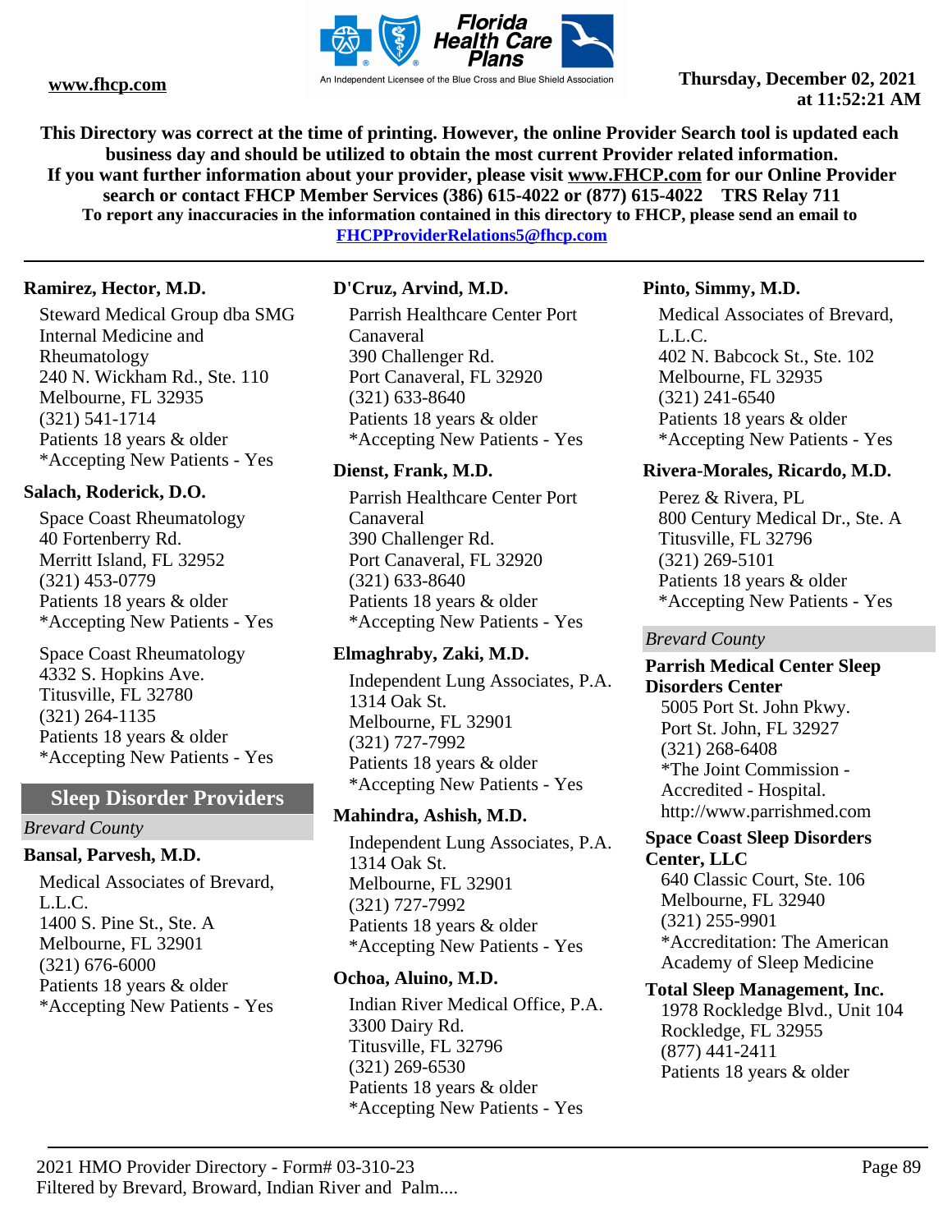**This Directory was correct at the time of printing. However, the online Provider Search tool is updated each business day and should be utilized to obtain the most current Provider related information.**
**If you want further information about your provider, please visit www.FHCP.com for our Online Provider search or contact FHCP Member Services (386) 615-4022 or (877) 615-4022 TRS Relay 711**
**To report any inaccuracies in the information contained in this directory to FHCP, please send an email to FHCPProviderRelations5@fhcp.com**

---

**Ramirez, Hector, M.D.**

Steward Medical Group dba SMG Internal Medicine and Rheumatology
240 N. Wickham Rd., Ste. 110
Melbourne, FL 32935
(321) 541-1714
Patients 18 years & older
*Accepting New Patients - Yes

**Salach, Roderick, D.O.**

Space Coast Rheumatology
40 Fortenberry Rd.
Merritt Island, FL 32952
(321) 453-0779
Patients 18 years & older
*Accepting New Patients - Yes

Space Coast Rheumatology
4332 S. Hopkins Ave.
Titusville, FL 32780
(321) 264-1135
Patients 18 years & older
*Accepting New Patients - Yes

## Sleep Disorder Providers

*Brevard County*

**Bansal, Parvesh, M.D.**

Medical Associates of Brevard, L.L.C.
1400 S. Pine St., Ste. A
Melbourne, FL 32901
(321) 676-6000
Patients 18 years & older
*Accepting New Patients - Yes

**D'Cruz, Arvind, M.D.**

Parrish Healthcare Center Port Canaveral
390 Challenger Rd.
Port Canaveral, FL 32920
(321) 633-8640
Patients 18 years & older
*Accepting New Patients - Yes

**Dienst, Frank, M.D.**

Parrish Healthcare Center Port Canaveral
390 Challenger Rd.
Port Canaveral, FL 32920
(321) 633-8640
Patients 18 years & older
*Accepting New Patients - Yes

**Elmaghraby, Zaki, M.D.**

Independent Lung Associates, P.A.
1314 Oak St.
Melbourne, FL 32901
(321) 727-7992
Patients 18 years & older
*Accepting New Patients - Yes

**Mahindra, Ashish, M.D.**

Independent Lung Associates, P.A.
1314 Oak St.
Melbourne, FL 32901
(321) 727-7992
Patients 18 years & older
*Accepting New Patients - Yes

**Ochoa, Aluino, M.D.**

Indian River Medical Office, P.A.
3300 Dairy Rd.
Titusville, FL 32796
(321) 269-6530
Patients 18 years & older
*Accepting New Patients - Yes

**Pinto, Simmy, M.D.**

Medical Associates of Brevard, L.L.C.
402 N. Babcock St., Ste. 102
Melbourne, FL 32935
(321) 241-6540
Patients 18 years & older
*Accepting New Patients - Yes

**Rivera-Morales, Ricardo, M.D.**

Perez & Rivera, PL
800 Century Medical Dr., Ste. A
Titusville, FL 32796
(321) 269-5101
Patients 18 years & older
*Accepting New Patients - Yes

*Brevard County*

**Parrish Medical Center Sleep Disorders Center**
5005 Port St. John Pkwy.
Port St. John, FL 32927
(321) 268-6408
*The Joint Commission - Accredited - Hospital.
http://www.parrishmed.com

**Space Coast Sleep Disorders Center, LLC**
640 Classic Court, Ste. 106
Melbourne, FL 32940
(321) 255-9901
*Accreditation: The American Academy of Sleep Medicine

**Total Sleep Management, Inc.**
1978 Rockledge Blvd., Unit 104
Rockledge, FL 32955
(877) 441-2411
Patients 18 years & older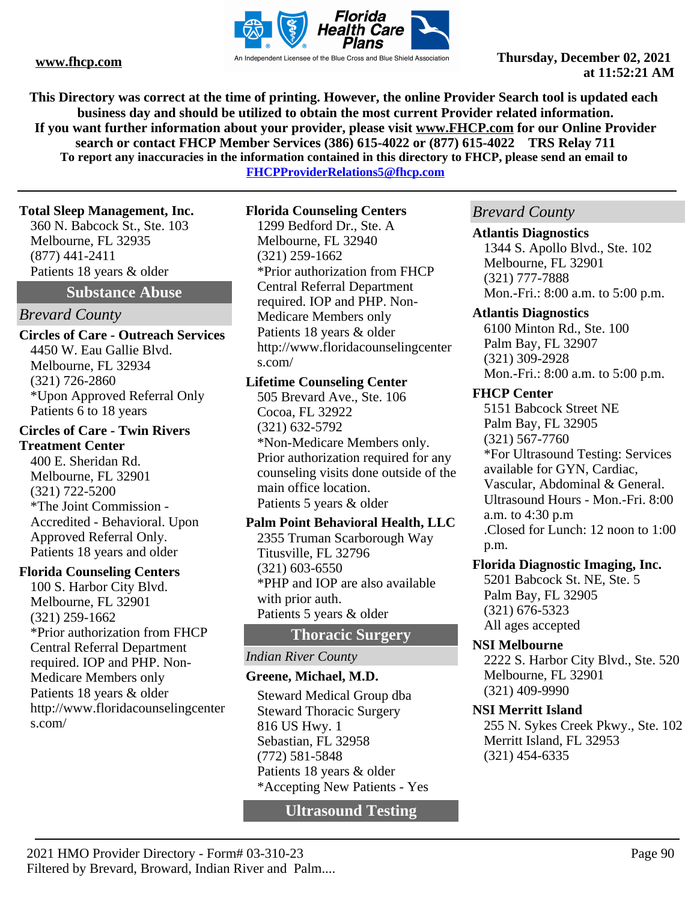This Directory was correct at the time of printing. However, the online Provider Search tool is updated each business day and should be utilized to obtain the most current Provider related information.
If you want further information about your provider, please visit www.FHCP.com for our Online Provider search or contact FHCP Member Services (386) 615-4022 or (877) 615-4022 TRS Relay 711
To report any inaccuracies in the information contained in this directory to FHCP, please send an email to FHCPProviderRelations5@fhcp.com

**Total Sleep Management, Inc.**
360 N. Babcock St., Ste. 103
Melbourne, FL 32935
(877) 441-2411
Patients 18 years & older

## Substance Abuse

*Brevard County*

**Circles of Care - Outreach Services**
4450 W. Eau Gallie Blvd.
Melbourne, FL 32934
(321) 726-2860
*Upon Approved Referral Only
Patients 6 to 18 years

**Circles of Care - Twin Rivers Treatment Center**
400 E. Sheridan Rd.
Melbourne, FL 32901
(321) 722-5200
*The Joint Commission - Accredited - Behavioral. Upon Approved Referral Only.
Patients 18 years and older

**Florida Counseling Centers**
100 S. Harbor City Blvd.
Melbourne, FL 32901
(321) 259-1662
*Prior authorization from FHCP Central Referral Department required. IOP and PHP. Non-Medicare Members only
Patients 18 years & older
http://www.floridacounselingcenters.com/

**Florida Counseling Centers**
1299 Bedford Dr., Ste. A
Melbourne, FL 32940
(321) 259-1662
*Prior authorization from FHCP Central Referral Department required. IOP and PHP. Non-Medicare Members only
Patients 18 years & older
http://www.floridacounselingcenters.com/

**Lifetime Counseling Center**
505 Brevard Ave., Ste. 106
Cocoa, FL 32922
(321) 632-5792
*Non-Medicare Members only. Prior authorization required for any counseling visits done outside of the main office location.
Patients 5 years & older

**Palm Point Behavioral Health, LLC**
2355 Truman Scarborough Way
Titusville, FL 32796
(321) 603-6550
*PHP and IOP are also available with prior auth.
Patients 5 years & older

## Thoracic Surgery

*Indian River County*

**Greene, Michael, M.D.**
Steward Medical Group dba Steward Thoracic Surgery
816 US Hwy. 1
Sebastian, FL 32958
(772) 581-5848
Patients 18 years & older
*Accepting New Patients - Yes

## Ultrasound Testing

*Brevard County*

**Atlantis Diagnostics**
1344 S. Apollo Blvd., Ste. 102
Melbourne, FL 32901
(321) 777-7888
Mon.-Fri.: 8:00 a.m. to 5:00 p.m.

**Atlantis Diagnostics**
6100 Minton Rd., Ste. 100
Palm Bay, FL 32907
(321) 309-2928
Mon.-Fri.: 8:00 a.m. to 5:00 p.m.

**FHCP Center**
5151 Babcock Street NE
Palm Bay, FL 32905
(321) 567-7760
*For Ultrasound Testing: Services available for GYN, Cardiac, Vascular, Abdominal & General. Ultrasound Hours - Mon.-Fri. 8:00 a.m. to 4:30 p.m
.Closed for Lunch: 12 noon to 1:00 p.m.

**Florida Diagnostic Imaging, Inc.**
5201 Babcock St. NE, Ste. 5
Palm Bay, FL 32905
(321) 676-5323
All ages accepted

**NSI Melbourne**
2222 S. Harbor City Blvd., Ste. 520
Melbourne, FL 32901
(321) 409-9990

**NSI Merritt Island**
255 N. Sykes Creek Pkwy., Ste. 102
Merritt Island, FL 32953
(321) 454-6335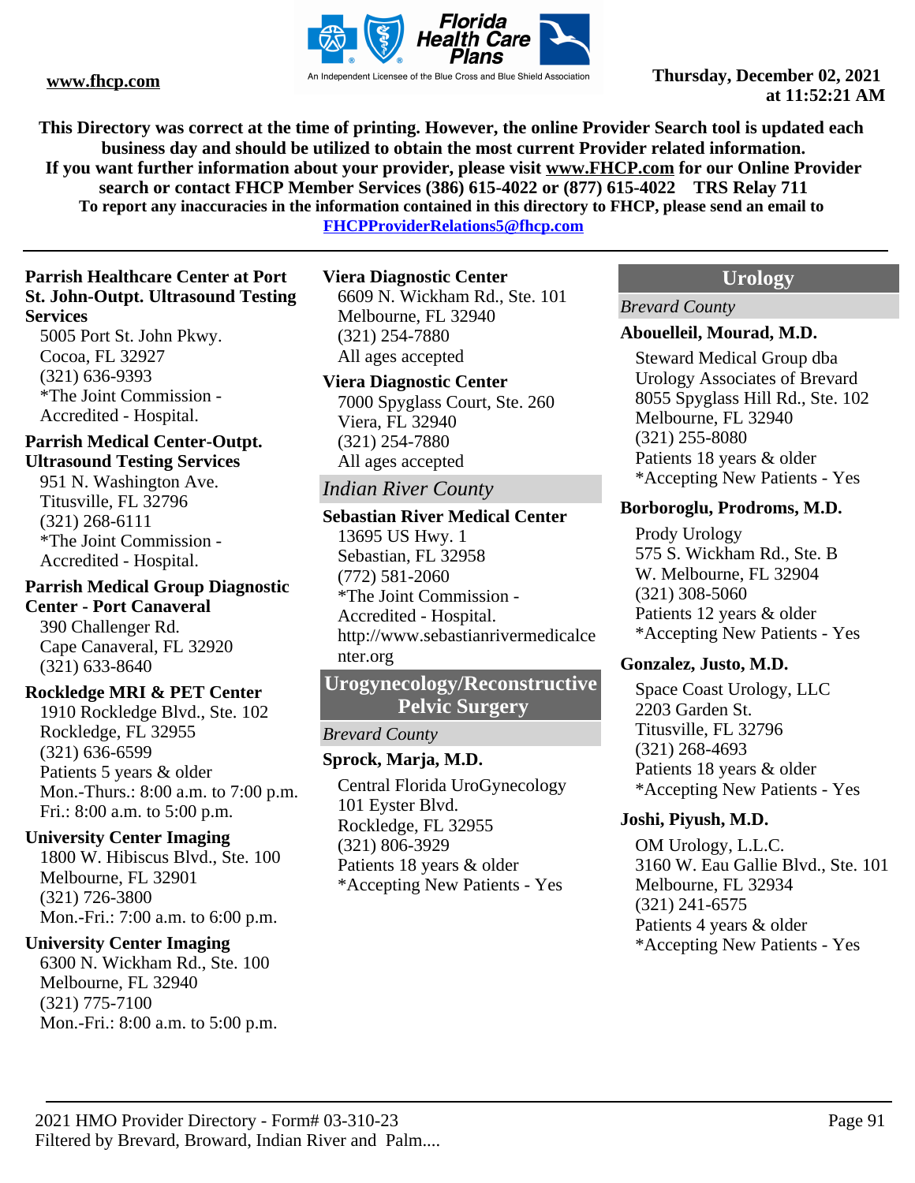**This Directory was correct at the time of printing. However, the online Provider Search tool is updated each business day and should be utilized to obtain the most current Provider related information.**
**If you want further information about your provider, please visit www.FHCP.com for our Online Provider search or contact FHCP Member Services (386) 615-4022 or (877) 615-4022 TRS Relay 711**
**To report any inaccuracies in the information contained in this directory to FHCP, please send an email to FHCPProviderRelations5@fhcp.com**

---

**Parrish Healthcare Center at Port St. John-Outpt. Ultrasound Testing Services**
5005 Port St. John Pkwy.
Cocoa, FL 32927
(321) 636-9393
*The Joint Commission - Accredited - Hospital.

**Parrish Medical Center-Outpt. Ultrasound Testing Services**
951 N. Washington Ave.
Titusville, FL 32796
(321) 268-6111
*The Joint Commission - Accredited - Hospital.

**Parrish Medical Group Diagnostic Center - Port Canaveral**
390 Challenger Rd.
Cape Canaveral, FL 32920
(321) 633-8640

**Rockledge MRI & PET Center**
1910 Rockledge Blvd., Ste. 102
Rockledge, FL 32955
(321) 636-6599
Patients 5 years & older
Mon.-Thurs.: 8:00 a.m. to 7:00 p.m.
Fri.: 8:00 a.m. to 5:00 p.m.

**University Center Imaging**
1800 W. Hibiscus Blvd., Ste. 100
Melbourne, FL 32901
(321) 726-3800
Mon.-Fri.: 7:00 a.m. to 6:00 p.m.

**University Center Imaging**
6300 N. Wickham Rd., Ste. 100
Melbourne, FL 32940
(321) 775-7100
Mon.-Fri.: 8:00 a.m. to 5:00 p.m.

**Viera Diagnostic Center**
6609 N. Wickham Rd., Ste. 101
Melbourne, FL 32940
(321) 254-7880
All ages accepted

**Viera Diagnostic Center**
7000 Spyglass Court, Ste. 260
Viera, FL 32940
(321) 254-7880
All ages accepted

### *Indian River County*

**Sebastian River Medical Center**
13695 US Hwy. 1
Sebastian, FL 32958
(772) 581-2060
*The Joint Commission - Accredited - Hospital.
http://www.sebastianrivermedicalcenter.org

## Urogynecology/Reconstructive Pelvic Surgery

### *Brevard County*

**Sprock, Marja, M.D.**
Central Florida UroGynecology
101 Eyster Blvd.
Rockledge, FL 32955
(321) 806-3929
Patients 18 years & older
*Accepting New Patients - Yes

## Urology

### *Brevard County*

**Abouelleil, Mourad, M.D.**
Steward Medical Group dba Urology Associates of Brevard
8055 Spyglass Hill Rd., Ste. 102
Melbourne, FL 32940
(321) 255-8080
Patients 18 years & older
*Accepting New Patients - Yes

**Borboroglu, Prodroms, M.D.**
Prody Urology
575 S. Wickham Rd., Ste. B
W. Melbourne, FL 32904
(321) 308-5060
Patients 12 years & older
*Accepting New Patients - Yes

**Gonzalez, Justo, M.D.**
Space Coast Urology, LLC
2203 Garden St.
Titusville, FL 32796
(321) 268-4693
Patients 18 years & older
*Accepting New Patients - Yes

**Joshi, Piyush, M.D.**
OM Urology, L.L.C.
3160 W. Eau Gallie Blvd., Ste. 101
Melbourne, FL 32934
(321) 241-6575
Patients 4 years & older
*Accepting New Patients - Yes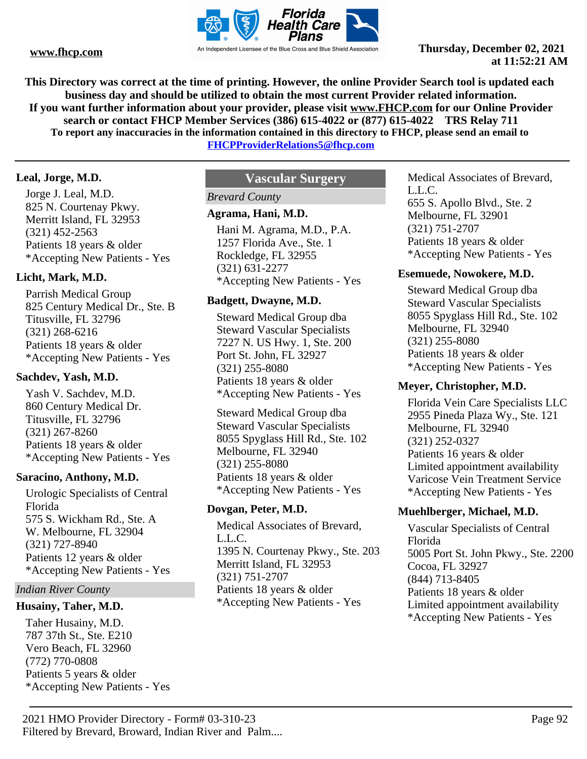**This Directory was correct at the time of printing. However, the online Provider Search tool is updated each business day and should be utilized to obtain the most current Provider related information.**
**If you want further information about your provider, please visit www.FHCP.com for our Online Provider search or contact FHCP Member Services (386) 615-4022 or (877) 615-4022 TRS Relay 711**
**To report any inaccuracies in the information contained in this directory to FHCP, please send an email to FHCPProviderRelations5@fhcp.com**

**Leal, Jorge, M.D.**

Jorge J. Leal, M.D.
825 N. Courtenay Pkwy.
Merritt Island, FL 32953
(321) 452-2563
Patients 18 years & older
*Accepting New Patients - Yes

**Licht, Mark, M.D.**

Parrish Medical Group
825 Century Medical Dr., Ste. B
Titusville, FL 32796
(321) 268-6216
Patients 18 years & older
*Accepting New Patients - Yes

**Sachdev, Yash, M.D.**

Yash V. Sachdev, M.D.
860 Century Medical Dr.
Titusville, FL 32796
(321) 267-8260
Patients 18 years & older
*Accepting New Patients - Yes

**Saracino, Anthony, M.D.**

Urologic Specialists of Central Florida
575 S. Wickham Rd., Ste. A
W. Melbourne, FL 32904
(321) 727-8940
Patients 12 years & older
*Accepting New Patients - Yes

*Indian River County*

**Husainy, Taher, M.D.**

Taher Husainy, M.D.
787 37th St., Ste. E210
Vero Beach, FL 32960
(772) 770-0808
Patients 5 years & older
*Accepting New Patients - Yes

## Vascular Surgery

*Brevard County*

**Agrama, Hani, M.D.**

Hani M. Agrama, M.D., P.A.
1257 Florida Ave., Ste. 1
Rockledge, FL 32955
(321) 631-2277
*Accepting New Patients - Yes

**Badgett, Dwayne, M.D.**

Steward Medical Group dba Steward Vascular Specialists
7227 N. US Hwy. 1, Ste. 200
Port St. John, FL 32927
(321) 255-8080
Patients 18 years & older
*Accepting New Patients - Yes

Steward Medical Group dba Steward Vascular Specialists
8055 Spyglass Hill Rd., Ste. 102
Melbourne, FL 32940
(321) 255-8080
Patients 18 years & older
*Accepting New Patients - Yes

**Dovgan, Peter, M.D.**

Medical Associates of Brevard, L.L.C.
1395 N. Courtenay Pkwy., Ste. 203
Merritt Island, FL 32953
(321) 751-2707
Patients 18 years & older
*Accepting New Patients - Yes

Medical Associates of Brevard, L.L.C.
655 S. Apollo Blvd., Ste. 2
Melbourne, FL 32901
(321) 751-2707
Patients 18 years & older
*Accepting New Patients - Yes

**Esemuede, Nowokere, M.D.**

Steward Medical Group dba Steward Vascular Specialists
8055 Spyglass Hill Rd., Ste. 102
Melbourne, FL 32940
(321) 255-8080
Patients 18 years & older
*Accepting New Patients - Yes

**Meyer, Christopher, M.D.**

Florida Vein Care Specialists LLC
2955 Pineda Plaza Wy., Ste. 121
Melbourne, FL 32940
(321) 252-0327
Patients 16 years & older
Limited appointment availability
Varicose Vein Treatment Service
*Accepting New Patients - Yes

**Muehlberger, Michael, M.D.**

Vascular Specialists of Central Florida
5005 Port St. John Pkwy., Ste. 2200
Cocoa, FL 32927
(844) 713-8405
Patients 18 years & older
Limited appointment availability
*Accepting New Patients - Yes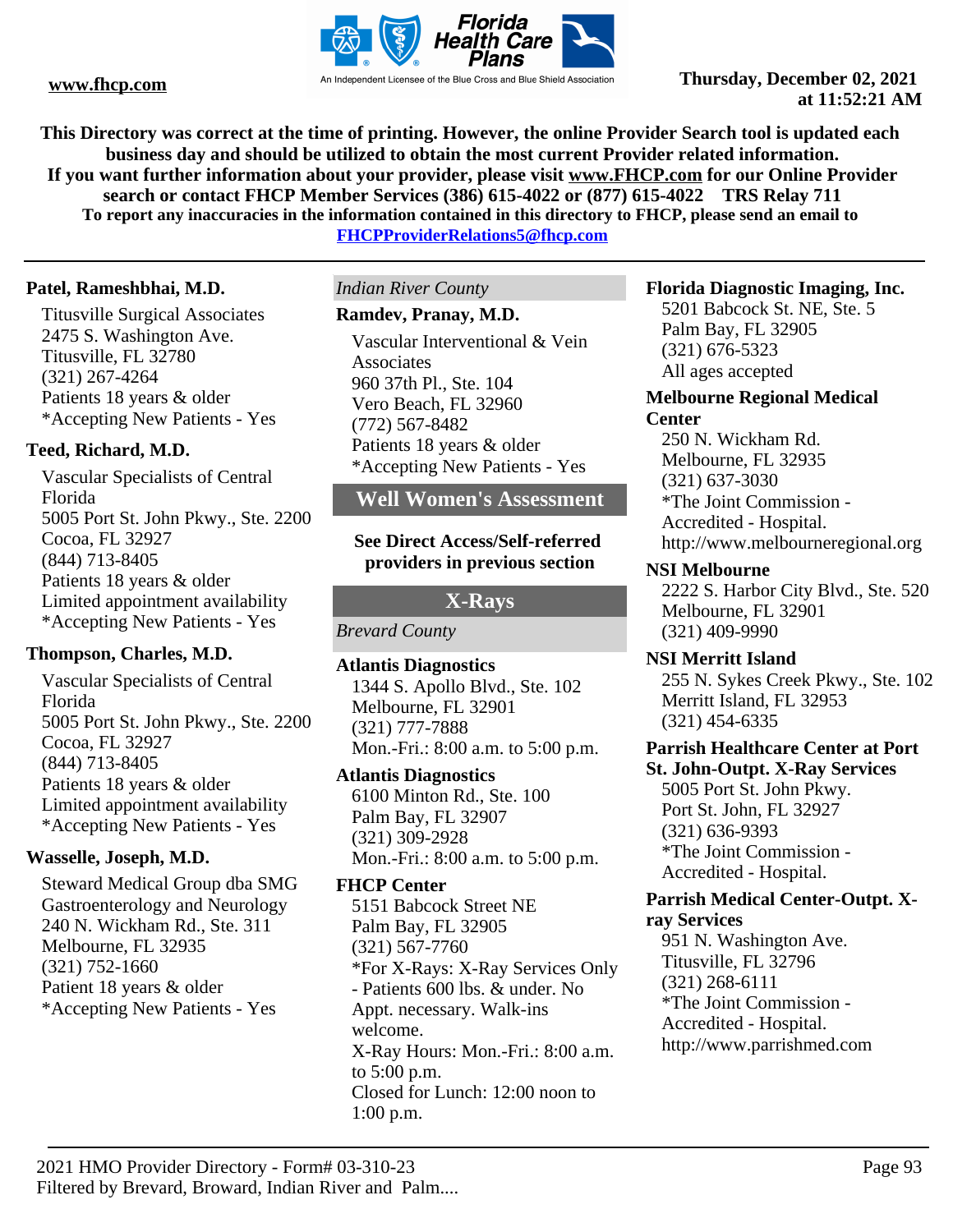**This Directory was correct at the time of printing. However, the online Provider Search tool is updated each business day and should be utilized to obtain the most current Provider related information.**
**If you want further information about your provider, please visit www.FHCP.com for our Online Provider search or contact FHCP Member Services (386) 615-4022 or (877) 615-4022 TRS Relay 711**
**To report any inaccuracies in the information contained in this directory to FHCP, please send an email to FHCPProviderRelations5@fhcp.com**

---

**Patel, Rameshbhai, M.D.**
Titusville Surgical Associates
2475 S. Washington Ave.
Titusville, FL 32780
(321) 267-4264
Patients 18 years & older
*Accepting New Patients - Yes

**Teed, Richard, M.D.**
Vascular Specialists of Central Florida
5005 Port St. John Pkwy., Ste. 2200
Cocoa, FL 32927
(844) 713-8405
Patients 18 years & older
Limited appointment availability
*Accepting New Patients - Yes

**Thompson, Charles, M.D.**
Vascular Specialists of Central Florida
5005 Port St. John Pkwy., Ste. 2200
Cocoa, FL 32927
(844) 713-8405
Patients 18 years & older
Limited appointment availability
*Accepting New Patients - Yes

**Wasselle, Joseph, M.D.**
Steward Medical Group dba SMG Gastroenterology and Neurology
240 N. Wickham Rd., Ste. 311
Melbourne, FL 32935
(321) 752-1660
Patient 18 years & older
*Accepting New Patients - Yes

*Indian River County*

**Ramdev, Pranay, M.D.**
Vascular Interventional & Vein Associates
960 37th Pl., Ste. 104
Vero Beach, FL 32960
(772) 567-8482
Patients 18 years & older
*Accepting New Patients - Yes

## Well Women's Assessment

**See Direct Access/Self-referred providers in previous section**

## X-Rays

*Brevard County*

**Atlantis Diagnostics**
1344 S. Apollo Blvd., Ste. 102
Melbourne, FL 32901
(321) 777-7888
Mon.-Fri.: 8:00 a.m. to 5:00 p.m.

**Atlantis Diagnostics**
6100 Minton Rd., Ste. 100
Palm Bay, FL 32907
(321) 309-2928
Mon.-Fri.: 8:00 a.m. to 5:00 p.m.

**FHCP Center**
5151 Babcock Street NE
Palm Bay, FL 32905
(321) 567-7760
*For X-Rays: X-Ray Services Only - Patients 600 lbs. & under. No Appt. necessary. Walk-ins welcome.
X-Ray Hours: Mon.-Fri.: 8:00 a.m. to 5:00 p.m.
Closed for Lunch: 12:00 noon to 1:00 p.m.

**Florida Diagnostic Imaging, Inc.**
5201 Babcock St. NE, Ste. 5
Palm Bay, FL 32905
(321) 676-5323
All ages accepted

**Melbourne Regional Medical Center**
250 N. Wickham Rd.
Melbourne, FL 32935
(321) 637-3030
*The Joint Commission - Accredited - Hospital.
http://www.melbourneregional.org

**NSI Melbourne**
2222 S. Harbor City Blvd., Ste. 520
Melbourne, FL 32901
(321) 409-9990

**NSI Merritt Island**
255 N. Sykes Creek Pkwy., Ste. 102
Merritt Island, FL 32953
(321) 454-6335

**Parrish Healthcare Center at Port St. John-Outpt. X-Ray Services**
5005 Port St. John Pkwy.
Port St. John, FL 32927
(321) 636-9393
*The Joint Commission - Accredited - Hospital.

**Parrish Medical Center-Outpt. X-ray Services**
951 N. Washington Ave.
Titusville, FL 32796
(321) 268-6111
*The Joint Commission - Accredited - Hospital.
http://www.parrishmed.com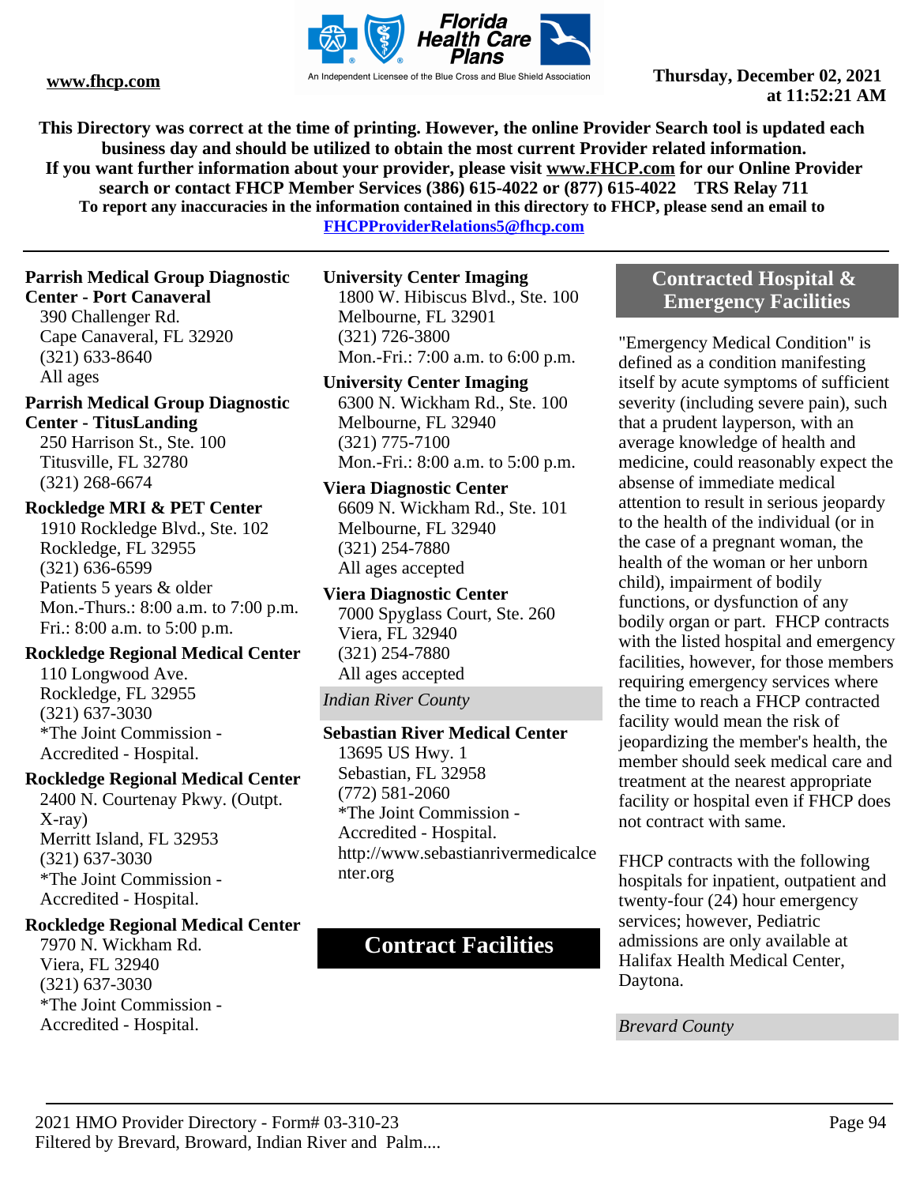**Parrish Medical Group Diagnostic Center - Port Canaveral**
390 Challenger Rd.
Cape Canaveral, FL 32920
(321) 633-8640
All ages

**Parrish Medical Group Diagnostic Center - TitusLanding**
250 Harrison St., Ste. 100
Titusville, FL 32780
(321) 268-6674

**Rockledge MRI & PET Center**
1910 Rockledge Blvd., Ste. 102
Rockledge, FL 32955
(321) 636-6599
Patients 5 years & older
Mon.-Thurs.: 8:00 a.m. to 7:00 p.m.
Fri.: 8:00 a.m. to 5:00 p.m.

**Rockledge Regional Medical Center**
110 Longwood Ave.
Rockledge, FL 32955
(321) 637-3030
*The Joint Commission - Accredited - Hospital.

**Rockledge Regional Medical Center**
2400 N. Courtenay Pkwy. (Outpt. X-ray)
Merritt Island, FL 32953
(321) 637-3030
*The Joint Commission - Accredited - Hospital.

**Rockledge Regional Medical Center**
7970 N. Wickham Rd.
Viera, FL 32940
(321) 637-3030
*The Joint Commission - Accredited - Hospital.

**University Center Imaging**
1800 W. Hibiscus Blvd., Ste. 100
Melbourne, FL 32901
(321) 726-3800
Mon.-Fri.: 7:00 a.m. to 6:00 p.m.

**University Center Imaging**
6300 N. Wickham Rd., Ste. 100
Melbourne, FL 32940
(321) 775-7100
Mon.-Fri.: 8:00 a.m. to 5:00 p.m.

**Viera Diagnostic Center**
6609 N. Wickham Rd., Ste. 101
Melbourne, FL 32940
(321) 254-7880
All ages accepted

**Viera Diagnostic Center**
7000 Spyglass Court, Ste. 260
Viera, FL 32940
(321) 254-7880
All ages accepted

*Indian River County*

**Sebastian River Medical Center**
13695 US Hwy. 1
Sebastian, FL 32958
(772) 581-2060
*The Joint Commission - Accredited - Hospital.
http://www.sebastianrivermedicalcenter.org

# Contract Facilities

## Contracted Hospital & Emergency Facilities

"Emergency Medical Condition" is defined as a condition manifesting itself by acute symptoms of sufficient severity (including severe pain), such that a prudent layperson, with an average knowledge of health and medicine, could reasonably expect the absense of immediate medical attention to result in serious jeopardy to the health of the individual (or in the case of a pregnant woman, the health of the woman or her unborn child), impairment of bodily functions, or dysfunction of any bodily organ or part. FHCP contracts with the listed hospital and emergency facilities, however, for those members requiring emergency services where the time to reach a FHCP contracted facility would mean the risk of jeopardizing the member's health, the member should seek medical care and treatment at the nearest appropriate facility or hospital even if FHCP does not contract with same.

FHCP contracts with the following hospitals for inpatient, outpatient and twenty-four (24) hour emergency services; however, Pediatric admissions are only available at Halifax Health Medical Center, Daytona.

*Brevard County*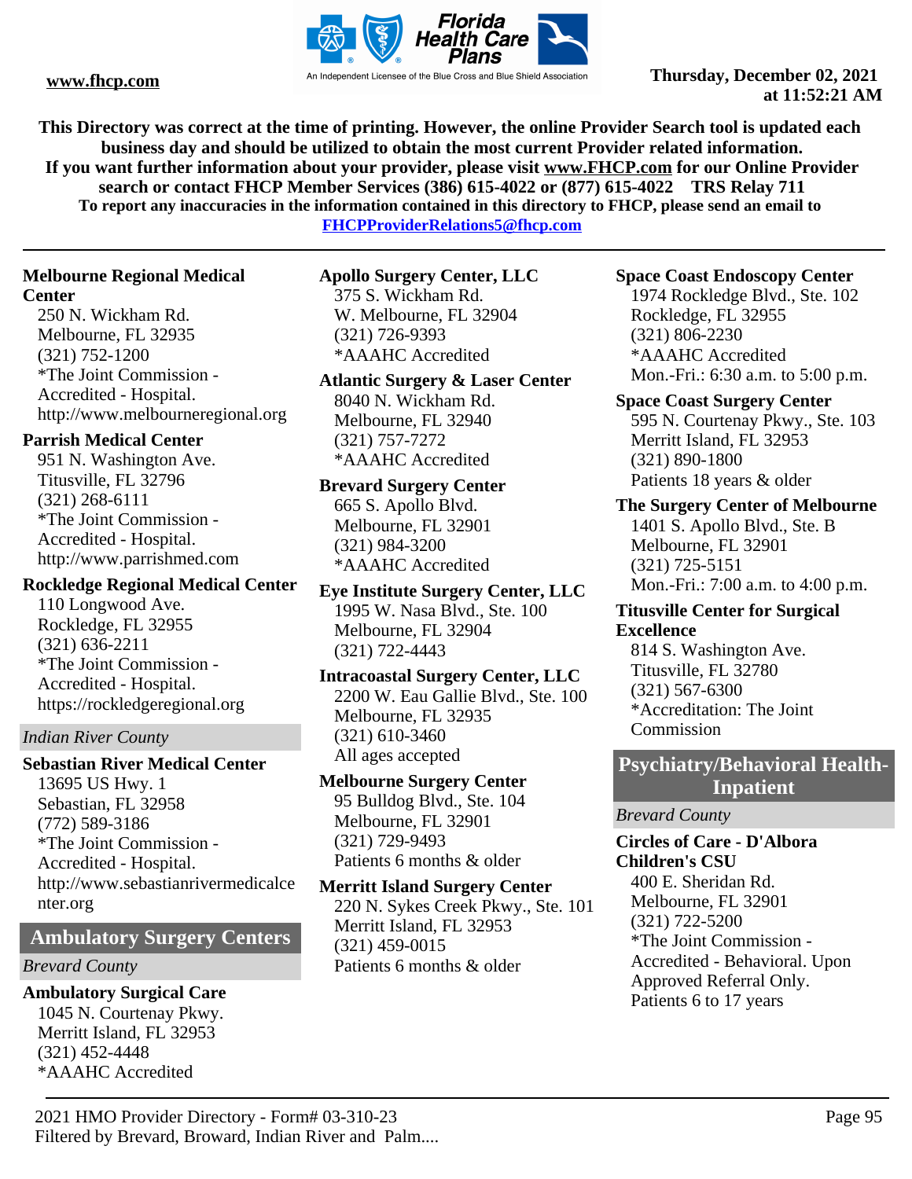This Directory was correct at the time of printing. However, the online Provider Search tool is updated each business day and should be utilized to obtain the most current Provider related information. If you want further information about your provider, please visit www.FHCP.com for our Online Provider search or contact FHCP Member Services (386) 615-4022 or (877) 615-4022 TRS Relay 711

To report any inaccuracies in the information contained in this directory to FHCP, please send an email to FHCPProviderRelations5@fhcp.com

**Melbourne Regional Medical Center**
250 N. Wickham Rd.
Melbourne, FL 32935
(321) 752-1200
*The Joint Commission - Accredited - Hospital.
http://www.melbourneregional.org

**Parrish Medical Center**
951 N. Washington Ave.
Titusville, FL 32796
(321) 268-6111
*The Joint Commission - Accredited - Hospital.
http://www.parrishmed.com

**Rockledge Regional Medical Center**
110 Longwood Ave.
Rockledge, FL 32955
(321) 636-2211
*The Joint Commission - Accredited - Hospital.
https://rockledgeregional.org

*Indian River County*

**Sebastian River Medical Center**
13695 US Hwy. 1
Sebastian, FL 32958
(772) 589-3186
*The Joint Commission - Accredited - Hospital.
http://www.sebastianrivermedicalcenter.org

## Ambulatory Surgery Centers

*Brevard County*

**Ambulatory Surgical Care**
1045 N. Courtenay Pkwy.
Merritt Island, FL 32953
(321) 452-4448
*AAAHC Accredited

**Apollo Surgery Center, LLC**
375 S. Wickham Rd.
W. Melbourne, FL 32904
(321) 726-9393
*AAAHC Accredited

**Atlantic Surgery & Laser Center**
8040 N. Wickham Rd.
Melbourne, FL 32940
(321) 757-7272
*AAAHC Accredited

**Brevard Surgery Center**
665 S. Apollo Blvd.
Melbourne, FL 32901
(321) 984-3200
*AAAHC Accredited

**Eye Institute Surgery Center, LLC**
1995 W. Nasa Blvd., Ste. 100
Melbourne, FL 32904
(321) 722-4443

**Intracoastal Surgery Center, LLC**
2200 W. Eau Gallie Blvd., Ste. 100
Melbourne, FL 32935
(321) 610-3460
All ages accepted

**Melbourne Surgery Center**
95 Bulldog Blvd., Ste. 104
Melbourne, FL 32901
(321) 729-9493
Patients 6 months & older

**Merritt Island Surgery Center**
220 N. Sykes Creek Pkwy., Ste. 101
Merritt Island, FL 32953
(321) 459-0015
Patients 6 months & older

**Space Coast Endoscopy Center**
1974 Rockledge Blvd., Ste. 102
Rockledge, FL 32955
(321) 806-2230
*AAAHC Accredited
Mon.-Fri.: 6:30 a.m. to 5:00 p.m.

**Space Coast Surgery Center**
595 N. Courtenay Pkwy., Ste. 103
Merritt Island, FL 32953
(321) 890-1800
Patients 18 years & older

**The Surgery Center of Melbourne**
1401 S. Apollo Blvd., Ste. B
Melbourne, FL 32901
(321) 725-5151
Mon.-Fri.: 7:00 a.m. to 4:00 p.m.

**Titusville Center for Surgical Excellence**
814 S. Washington Ave.
Titusville, FL 32780
(321) 567-6300
*Accreditation: The Joint Commission

## Psychiatry/Behavioral Health-Inpatient

*Brevard County*

**Circles of Care - D'Albora Children's CSU**
400 E. Sheridan Rd.
Melbourne, FL 32901
(321) 722-5200
*The Joint Commission - Accredited - Behavioral. Upon Approved Referral Only.
Patients 6 to 17 years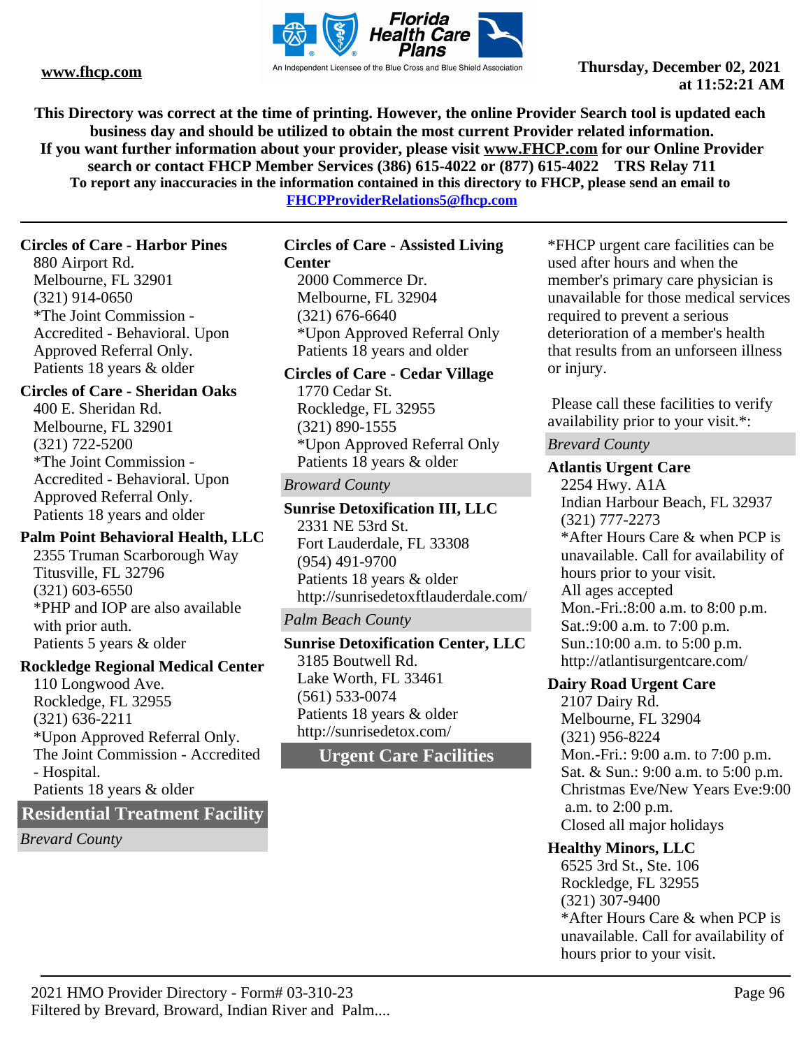This Directory was correct at the time of printing. However, the online Provider Search tool is updated each business day and should be utilized to obtain the most current Provider related information.
If you want further information about your provider, please visit www.FHCP.com for our Online Provider search or contact FHCP Member Services (386) 615-4022 or (877) 615-4022 TRS Relay 711
To report any inaccuracies in the information contained in this directory to FHCP, please send an email to FHCPProviderRelations5@fhcp.com

**Circles of Care - Harbor Pines**
880 Airport Rd.
Melbourne, FL 32901
(321) 914-0650
*The Joint Commission - Accredited - Behavioral. Upon Approved Referral Only.
Patients 18 years & older

**Circles of Care - Sheridan Oaks**
400 E. Sheridan Rd.
Melbourne, FL 32901
(321) 722-5200
*The Joint Commission - Accredited - Behavioral. Upon Approved Referral Only.
Patients 18 years and older

**Palm Point Behavioral Health, LLC**
2355 Truman Scarborough Way
Titusville, FL 32796
(321) 603-6550
*PHP and IOP are also available with prior auth.
Patients 5 years & older

**Rockledge Regional Medical Center**
110 Longwood Ave.
Rockledge, FL 32955
(321) 636-2211
*Upon Approved Referral Only. The Joint Commission - Accredited - Hospital.
Patients 18 years & older

## Residential Treatment Facility

*Brevard County*

**Circles of Care - Assisted Living Center**
2000 Commerce Dr.
Melbourne, FL 32904
(321) 676-6640
*Upon Approved Referral Only
Patients 18 years and older

**Circles of Care - Cedar Village**
1770 Cedar St.
Rockledge, FL 32955
(321) 890-1555
*Upon Approved Referral Only
Patients 18 years & older

*Broward County*

**Sunrise Detoxification III, LLC**
2331 NE 53rd St.
Fort Lauderdale, FL 33308
(954) 491-9700
Patients 18 years & older
http://sunrisedetoxftlauderdale.com/

*Palm Beach County*

**Sunrise Detoxification Center, LLC**
3185 Boutwell Rd.
Lake Worth, FL 33461
(561) 533-0074
Patients 18 years & older
http://sunrisedetox.com/

## Urgent Care Facilities

*FHCP urgent care facilities can be used after hours and when the member's primary care physician is unavailable for those medical services required to prevent a serious deterioration of a member's health that results from an unforseen illness or injury.

Please call these facilities to verify availability prior to your visit.*:

*Brevard County*

**Atlantis Urgent Care**
2254 Hwy. A1A
Indian Harbour Beach, FL 32937
(321) 777-2273
*After Hours Care & when PCP is unavailable. Call for availability of hours prior to your visit.
All ages accepted
Mon.-Fri.:8:00 a.m. to 8:00 p.m.
Sat.:9:00 a.m. to 7:00 p.m.
Sun.:10:00 a.m. to 5:00 p.m.
http://atlantisurgentcare.com/

**Dairy Road Urgent Care**
2107 Dairy Rd.
Melbourne, FL 32904
(321) 956-8224
Mon.-Fri.: 9:00 a.m. to 7:00 p.m.
Sat. & Sun.: 9:00 a.m. to 5:00 p.m.
Christmas Eve/New Years Eve:9:00 a.m. to 2:00 p.m.
Closed all major holidays

**Healthy Minors, LLC**
6525 3rd St., Ste. 106
Rockledge, FL 32955
(321) 307-9400
*After Hours Care & when PCP is unavailable. Call for availability of hours prior to your visit.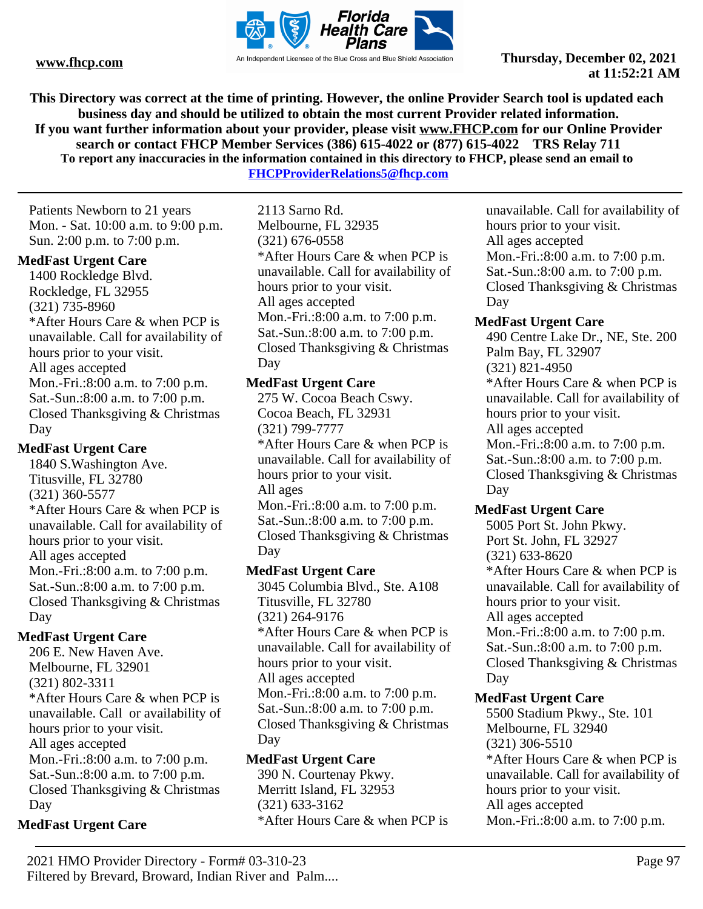Patients Newborn to 21 years
Mon. - Sat. 10:00 a.m. to 9:00 p.m.
Sun. 2:00 p.m. to 7:00 p.m.

**MedFast Urgent Care**
1400 Rockledge Blvd.
Rockledge, FL 32955
(321) 735-8960
*After Hours Care & when PCP is unavailable. Call for availability of hours prior to your visit.
All ages accepted
Mon.-Fri.:8:00 a.m. to 7:00 p.m.
Sat.-Sun.:8:00 a.m. to 7:00 p.m.
Closed Thanksgiving & Christmas Day

**MedFast Urgent Care**
1840 S.Washington Ave.
Titusville, FL 32780
(321) 360-5577
*After Hours Care & when PCP is unavailable. Call for availability of hours prior to your visit.
All ages accepted
Mon.-Fri.:8:00 a.m. to 7:00 p.m.
Sat.-Sun.:8:00 a.m. to 7:00 p.m.
Closed Thanksgiving & Christmas Day

**MedFast Urgent Care**
206 E. New Haven Ave.
Melbourne, FL 32901
(321) 802-3311
*After Hours Care & when PCP is unavailable. Call or availability of hours prior to your visit.
All ages accepted
Mon.-Fri.:8:00 a.m. to 7:00 p.m.
Sat.-Sun.:8:00 a.m. to 7:00 p.m.
Closed Thanksgiving & Christmas Day

**MedFast Urgent Care**
2113 Sarno Rd.
Melbourne, FL 32935
(321) 676-0558
*After Hours Care & when PCP is unavailable. Call for availability of hours prior to your visit.
All ages accepted
Mon.-Fri.:8:00 a.m. to 7:00 p.m.
Sat.-Sun.:8:00 a.m. to 7:00 p.m.
Closed Thanksgiving & Christmas Day

**MedFast Urgent Care**
275 W. Cocoa Beach Cswy.
Cocoa Beach, FL 32931
(321) 799-7777
*After Hours Care & when PCP is unavailable. Call for availability of hours prior to your visit.
All ages
Mon.-Fri.:8:00 a.m. to 7:00 p.m.
Sat.-Sun.:8:00 a.m. to 7:00 p.m.
Closed Thanksgiving & Christmas Day

**MedFast Urgent Care**
3045 Columbia Blvd., Ste. A108
Titusville, FL 32780
(321) 264-9176
*After Hours Care & when PCP is unavailable. Call for availability of hours prior to your visit.
All ages accepted
Mon.-Fri.:8:00 a.m. to 7:00 p.m.
Sat.-Sun.:8:00 a.m. to 7:00 p.m.
Closed Thanksgiving & Christmas Day

**MedFast Urgent Care**
390 N. Courtenay Pkwy.
Merritt Island, FL 32953
(321) 633-3162
*After Hours Care & when PCP is unavailable. Call for availability of hours prior to your visit.
All ages accepted
Mon.-Fri.:8:00 a.m. to 7:00 p.m.
Sat.-Sun.:8:00 a.m. to 7:00 p.m.
Closed Thanksgiving & Christmas Day

**MedFast Urgent Care**
490 Centre Lake Dr., NE, Ste. 200
Palm Bay, FL 32907
(321) 821-4950
*After Hours Care & when PCP is unavailable. Call for availability of hours prior to your visit.
All ages accepted
Mon.-Fri.:8:00 a.m. to 7:00 p.m.
Sat.-Sun.:8:00 a.m. to 7:00 p.m.
Closed Thanksgiving & Christmas Day

**MedFast Urgent Care**
5005 Port St. John Pkwy.
Port St. John, FL 32927
(321) 633-8620
*After Hours Care & when PCP is unavailable. Call for availability of hours prior to your visit.
All ages accepted
Mon.-Fri.:8:00 a.m. to 7:00 p.m.
Sat.-Sun.:8:00 a.m. to 7:00 p.m.
Closed Thanksgiving & Christmas Day

**MedFast Urgent Care**
5500 Stadium Pkwy., Ste. 101
Melbourne, FL 32940
(321) 306-5510
*After Hours Care & when PCP is unavailable. Call for availability of hours prior to your visit.
All ages accepted
Mon.-Fri.:8:00 a.m. to 7:00 p.m.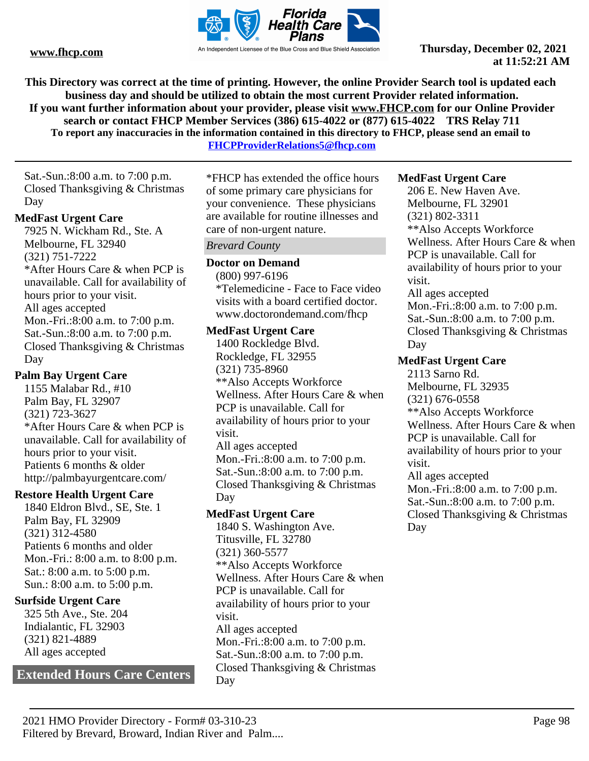Sat.-Sun.:8:00 a.m. to 7:00 p.m.
Closed Thanksgiving & Christmas Day

**MedFast Urgent Care**
7925 N. Wickham Rd., Ste. A
Melbourne, FL 32940
(321) 751-7222
*After Hours Care & when PCP is unavailable. Call for availability of hours prior to your visit.
All ages accepted
Mon.-Fri.:8:00 a.m. to 7:00 p.m.
Sat.-Sun.:8:00 a.m. to 7:00 p.m.
Closed Thanksgiving & Christmas Day

**Palm Bay Urgent Care**
1155 Malabar Rd., #10
Palm Bay, FL 32907
(321) 723-3627
*After Hours Care & when PCP is unavailable. Call for availability of hours prior to your visit.
Patients 6 months & older
http://palmbayurgentcare.com/

**Restore Health Urgent Care**
1840 Eldron Blvd., SE, Ste. 1
Palm Bay, FL 32909
(321) 312-4580
Patients 6 months and older
Mon.-Fri.: 8:00 a.m. to 8:00 p.m.
Sat.: 8:00 a.m. to 5:00 p.m.
Sun.: 8:00 a.m. to 5:00 p.m.

**Surfside Urgent Care**
325 5th Ave., Ste. 204
Indialantic, FL 32903
(321) 821-4889
All ages accepted

## Extended Hours Care Centers

*FHCP has extended the office hours of some primary care physicians for your convenience. These physicians are available for routine illnesses and care of non-urgent nature.

*Brevard County*

**Doctor on Demand**
(800) 997-6196
*Telemedicine - Face to Face video visits with a board certified doctor.
www.doctorondemand.com/fhcp

**MedFast Urgent Care**
1400 Rockledge Blvd.
Rockledge, FL 32955
(321) 735-8960
**Also Accepts Workforce Wellness. After Hours Care & when PCP is unavailable. Call for availability of hours prior to your visit.
All ages accepted
Mon.-Fri.:8:00 a.m. to 7:00 p.m.
Sat.-Sun.:8:00 a.m. to 7:00 p.m.
Closed Thanksgiving & Christmas Day

**MedFast Urgent Care**
1840 S. Washington Ave.
Titusville, FL 32780
(321) 360-5577
**Also Accepts Workforce Wellness. After Hours Care & when PCP is unavailable. Call for availability of hours prior to your visit.
All ages accepted
Mon.-Fri.:8:00 a.m. to 7:00 p.m.
Sat.-Sun.:8:00 a.m. to 7:00 p.m.
Closed Thanksgiving & Christmas Day

**MedFast Urgent Care**
206 E. New Haven Ave.
Melbourne, FL 32901
(321) 802-3311
**Also Accepts Workforce Wellness. After Hours Care & when PCP is unavailable. Call for availability of hours prior to your visit.
All ages accepted
Mon.-Fri.:8:00 a.m. to 7:00 p.m.
Sat.-Sun.:8:00 a.m. to 7:00 p.m.
Closed Thanksgiving & Christmas Day

**MedFast Urgent Care**
2113 Sarno Rd.
Melbourne, FL 32935
(321) 676-0558
**Also Accepts Workforce Wellness. After Hours Care & when PCP is unavailable. Call for availability of hours prior to your visit.
All ages accepted
Mon.-Fri.:8:00 a.m. to 7:00 p.m.
Sat.-Sun.:8:00 a.m. to 7:00 p.m.
Closed Thanksgiving & Christmas Day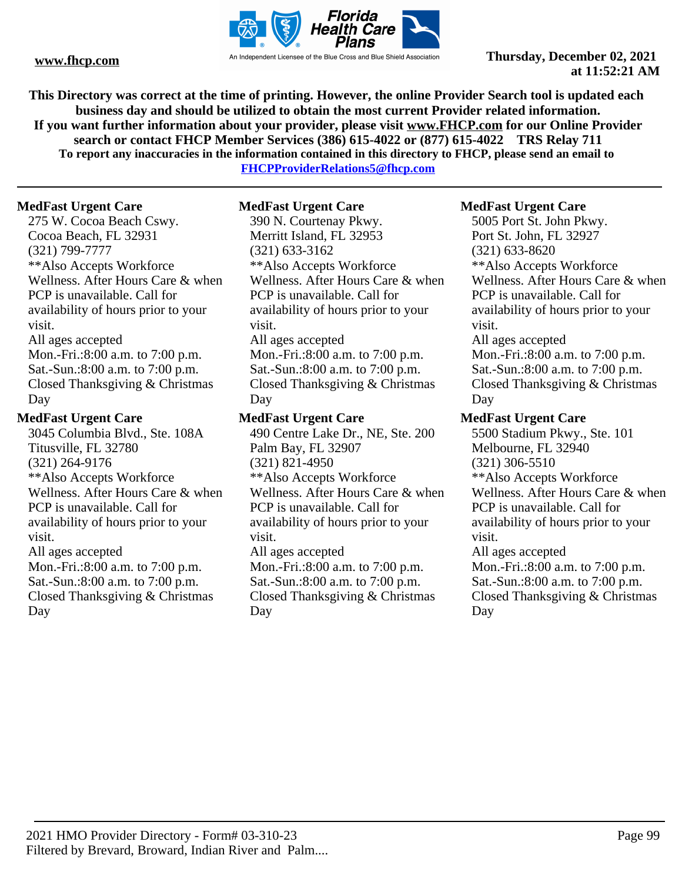This Directory was correct at the time of printing. However, the online Provider Search tool is updated each business day and should be utilized to obtain the most current Provider related information.
If you want further information about your provider, please visit www.FHCP.com for our Online Provider search or contact FHCP Member Services (386) 615-4022 or (877) 615-4022 TRS Relay 711
To report any inaccuracies in the information contained in this directory to FHCP, please send an email to FHCPProviderRelations5@fhcp.com

---

**MedFast Urgent Care**
275 W. Cocoa Beach Cswy.
Cocoa Beach, FL 32931
(321) 799-7777
**Also Accepts Workforce Wellness. After Hours Care & when PCP is unavailable. Call for availability of hours prior to your visit.
All ages accepted
Mon.-Fri.:8:00 a.m. to 7:00 p.m.
Sat.-Sun.:8:00 a.m. to 7:00 p.m.
Closed Thanksgiving & Christmas Day

**MedFast Urgent Care**
3045 Columbia Blvd., Ste. 108A
Titusville, FL 32780
(321) 264-9176
**Also Accepts Workforce Wellness. After Hours Care & when PCP is unavailable. Call for availability of hours prior to your visit.
All ages accepted
Mon.-Fri.:8:00 a.m. to 7:00 p.m.
Sat.-Sun.:8:00 a.m. to 7:00 p.m.
Closed Thanksgiving & Christmas Day

**MedFast Urgent Care**
390 N. Courtenay Pkwy.
Merritt Island, FL 32953
(321) 633-3162
**Also Accepts Workforce Wellness. After Hours Care & when PCP is unavailable. Call for availability of hours prior to your visit.
All ages accepted
Mon.-Fri.:8:00 a.m. to 7:00 p.m.
Sat.-Sun.:8:00 a.m. to 7:00 p.m.
Closed Thanksgiving & Christmas Day

**MedFast Urgent Care**
490 Centre Lake Dr., NE, Ste. 200
Palm Bay, FL 32907
(321) 821-4950
**Also Accepts Workforce Wellness. After Hours Care & when PCP is unavailable. Call for availability of hours prior to your visit.
All ages accepted
Mon.-Fri.:8:00 a.m. to 7:00 p.m.
Sat.-Sun.:8:00 a.m. to 7:00 p.m.
Closed Thanksgiving & Christmas Day

**MedFast Urgent Care**
5005 Port St. John Pkwy.
Port St. John, FL 32927
(321) 633-8620
**Also Accepts Workforce Wellness. After Hours Care & when PCP is unavailable. Call for availability of hours prior to your visit.
All ages accepted
Mon.-Fri.:8:00 a.m. to 7:00 p.m.
Sat.-Sun.:8:00 a.m. to 7:00 p.m.
Closed Thanksgiving & Christmas Day

**MedFast Urgent Care**
5500 Stadium Pkwy., Ste. 101
Melbourne, FL 32940
(321) 306-5510
**Also Accepts Workforce Wellness. After Hours Care & when PCP is unavailable. Call for availability of hours prior to your visit.
All ages accepted
Mon.-Fri.:8:00 a.m. to 7:00 p.m.
Sat.-Sun.:8:00 a.m. to 7:00 p.m.
Closed Thanksgiving & Christmas Day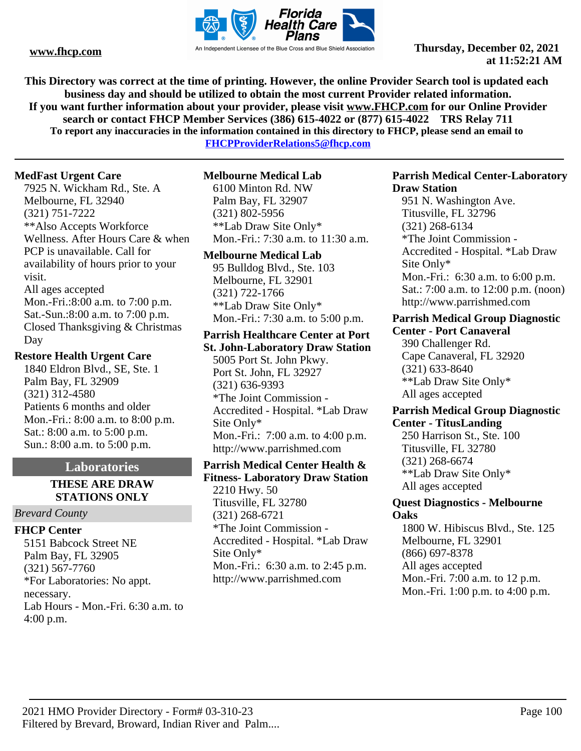This Directory was correct at the time of printing. However, the online Provider Search tool is updated each business day and should be utilized to obtain the most current Provider related information.
If you want further information about your provider, please visit www.FHCP.com for our Online Provider search or contact FHCP Member Services (386) 615-4022 or (877) 615-4022 TRS Relay 711
To report any inaccuracies in the information contained in this directory to FHCP, please send an email to FHCPProviderRelations5@fhcp.com

**MedFast Urgent Care**
7925 N. Wickham Rd., Ste. A
Melbourne, FL 32940
(321) 751-7222
**Also Accepts Workforce Wellness. After Hours Care & when PCP is unavailable. Call for availability of hours prior to your visit.
All ages accepted
Mon.-Fri.:8:00 a.m. to 7:00 p.m.
Sat.-Sun.:8:00 a.m. to 7:00 p.m.
Closed Thanksgiving & Christmas Day

**Restore Health Urgent Care**
1840 Eldron Blvd., SE, Ste. 1
Palm Bay, FL 32909
(321) 312-4580
Patients 6 months and older
Mon.-Fri.: 8:00 a.m. to 8:00 p.m.
Sat.: 8:00 a.m. to 5:00 p.m.
Sun.: 8:00 a.m. to 5:00 p.m.

## Laboratories

**THESE ARE DRAW STATIONS ONLY**

*Brevard County*

**FHCP Center**
5151 Babcock Street NE
Palm Bay, FL 32905
(321) 567-7760
*For Laboratories: No appt. necessary.
Lab Hours - Mon.-Fri. 6:30 a.m. to 4:00 p.m.

**Melbourne Medical Lab**
6100 Minton Rd. NW
Palm Bay, FL 32907
(321) 802-5956
**Lab Draw Site Only*
Mon.-Fri.: 7:30 a.m. to 11:30 a.m.

**Melbourne Medical Lab**
95 Bulldog Blvd., Ste. 103
Melbourne, FL 32901
(321) 722-1766
**Lab Draw Site Only*
Mon.-Fri.: 7:30 a.m. to 5:00 p.m.

**Parrish Healthcare Center at Port St. John-Laboratory Draw Station**
5005 Port St. John Pkwy.
Port St. John, FL 32927
(321) 636-9393
*The Joint Commission - Accredited - Hospital. *Lab Draw Site Only*
Mon.-Fri.: 7:00 a.m. to 4:00 p.m.
http://www.parrishmed.com

**Parrish Medical Center Health & Fitness- Laboratory Draw Station**
2210 Hwy. 50
Titusville, FL 32780
(321) 268-6721
*The Joint Commission - Accredited - Hospital. *Lab Draw Site Only*
Mon.-Fri.: 6:30 a.m. to 2:45 p.m.
http://www.parrishmed.com

**Parrish Medical Center-Laboratory Draw Station**
951 N. Washington Ave.
Titusville, FL 32796
(321) 268-6134
*The Joint Commission - Accredited - Hospital. *Lab Draw Site Only*
Mon.-Fri.: 6:30 a.m. to 6:00 p.m.
Sat.: 7:00 a.m. to 12:00 p.m. (noon)
http://www.parrishmed.com

**Parrish Medical Group Diagnostic Center - Port Canaveral**
390 Challenger Rd.
Cape Canaveral, FL 32920
(321) 633-8640
**Lab Draw Site Only*
All ages accepted

**Parrish Medical Group Diagnostic Center - TitusLanding**
250 Harrison St., Ste. 100
Titusville, FL 32780
(321) 268-6674
**Lab Draw Site Only*
All ages accepted

**Quest Diagnostics - Melbourne Oaks**
1800 W. Hibiscus Blvd., Ste. 125
Melbourne, FL 32901
(866) 697-8378
All ages accepted
Mon.-Fri. 7:00 a.m. to 12 p.m.
Mon.-Fri. 1:00 p.m. to 4:00 p.m.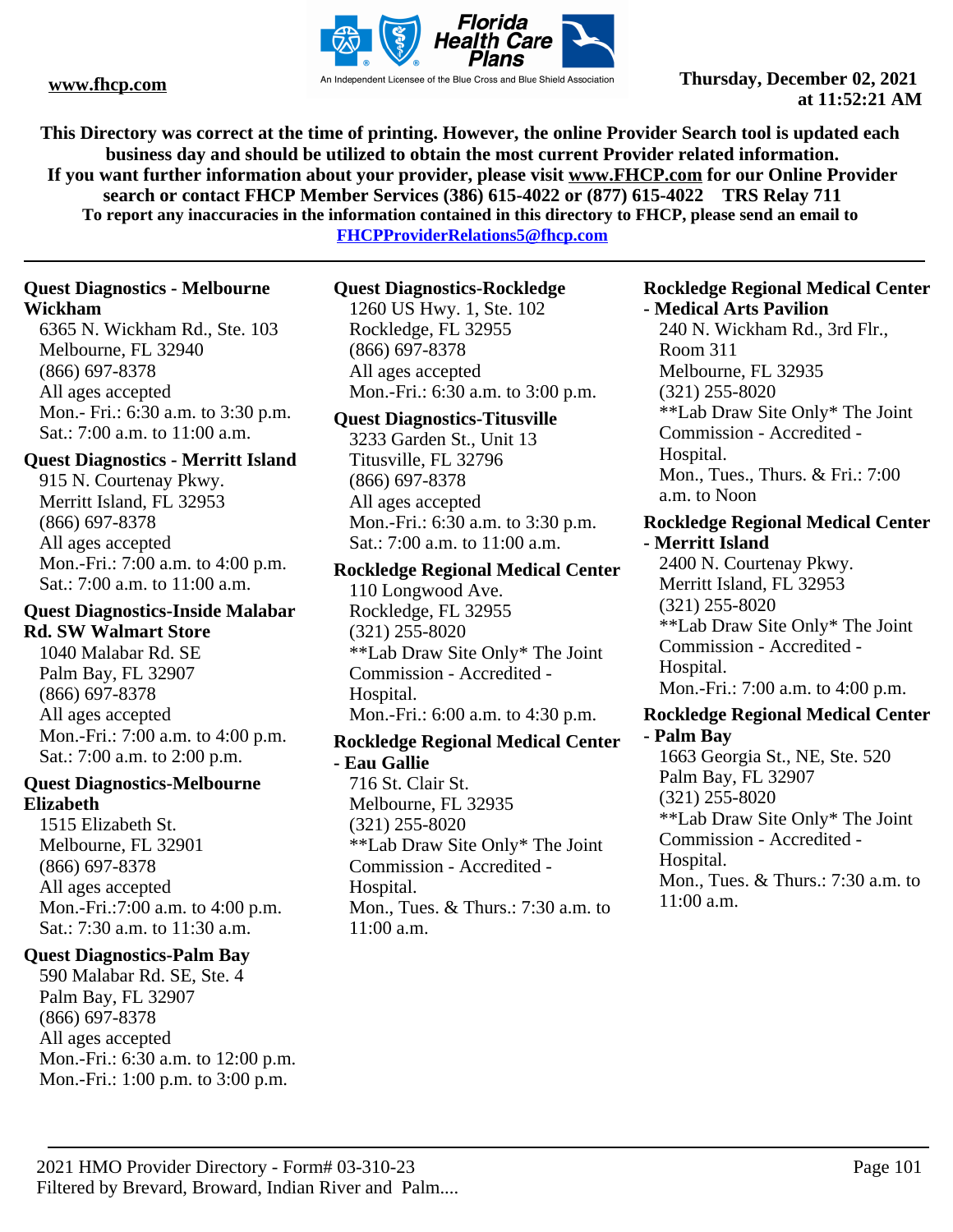**This Directory was correct at the time of printing. However, the online Provider Search tool is updated each business day and should be utilized to obtain the most current Provider related information.**
**If you want further information about your provider, please visit www.FHCP.com for our Online Provider search or contact FHCP Member Services (386) 615-4022 or (877) 615-4022 TRS Relay 711**
**To report any inaccuracies in the information contained in this directory to FHCP, please send an email to FHCPProviderRelations5@fhcp.com**

---

**Quest Diagnostics - Melbourne Wickham**
6365 N. Wickham Rd., Ste. 103
Melbourne, FL 32940
(866) 697-8378
All ages accepted
Mon.- Fri.: 6:30 a.m. to 3:30 p.m.
Sat.: 7:00 a.m. to 11:00 a.m.

**Quest Diagnostics - Merritt Island**
915 N. Courtenay Pkwy.
Merritt Island, FL 32953
(866) 697-8378
All ages accepted
Mon.-Fri.: 7:00 a.m. to 4:00 p.m.
Sat.: 7:00 a.m. to 11:00 a.m.

**Quest Diagnostics-Inside Malabar Rd. SW Walmart Store**
1040 Malabar Rd. SE
Palm Bay, FL 32907
(866) 697-8378
All ages accepted
Mon.-Fri.: 7:00 a.m. to 4:00 p.m.
Sat.: 7:00 a.m. to 2:00 p.m.

**Quest Diagnostics-Melbourne Elizabeth**
1515 Elizabeth St.
Melbourne, FL 32901
(866) 697-8378
All ages accepted
Mon.-Fri.:7:00 a.m. to 4:00 p.m.
Sat.: 7:30 a.m. to 11:30 a.m.

**Quest Diagnostics-Palm Bay**
590 Malabar Rd. SE, Ste. 4
Palm Bay, FL 32907
(866) 697-8378
All ages accepted
Mon.-Fri.: 6:30 a.m. to 12:00 p.m.
Mon.-Fri.: 1:00 p.m. to 3:00 p.m.

**Quest Diagnostics-Rockledge**
1260 US Hwy. 1, Ste. 102
Rockledge, FL 32955
(866) 697-8378
All ages accepted
Mon.-Fri.: 6:30 a.m. to 3:00 p.m.

**Quest Diagnostics-Titusville**
3233 Garden St., Unit 13
Titusville, FL 32796
(866) 697-8378
All ages accepted
Mon.-Fri.: 6:30 a.m. to 3:30 p.m.
Sat.: 7:00 a.m. to 11:00 a.m.

**Rockledge Regional Medical Center**
110 Longwood Ave.
Rockledge, FL 32955
(321) 255-8020
**Lab Draw Site Only* The Joint Commission - Accredited - Hospital.
Mon.-Fri.: 6:00 a.m. to 4:30 p.m.

**Rockledge Regional Medical Center - Eau Gallie**
716 St. Clair St.
Melbourne, FL 32935
(321) 255-8020
**Lab Draw Site Only* The Joint Commission - Accredited - Hospital.
Mon., Tues. & Thurs.: 7:30 a.m. to 11:00 a.m.

**Rockledge Regional Medical Center - Medical Arts Pavilion**
240 N. Wickham Rd., 3rd Flr., Room 311
Melbourne, FL 32935
(321) 255-8020
**Lab Draw Site Only* The Joint Commission - Accredited - Hospital.
Mon., Tues., Thurs. & Fri.: 7:00 a.m. to Noon

**Rockledge Regional Medical Center - Merritt Island**
2400 N. Courtenay Pkwy.
Merritt Island, FL 32953
(321) 255-8020
**Lab Draw Site Only* The Joint Commission - Accredited - Hospital.
Mon.-Fri.: 7:00 a.m. to 4:00 p.m.

**Rockledge Regional Medical Center - Palm Bay**
1663 Georgia St., NE, Ste. 520
Palm Bay, FL 32907
(321) 255-8020
**Lab Draw Site Only* The Joint Commission - Accredited - Hospital.
Mon., Tues. & Thurs.: 7:30 a.m. to 11:00 a.m.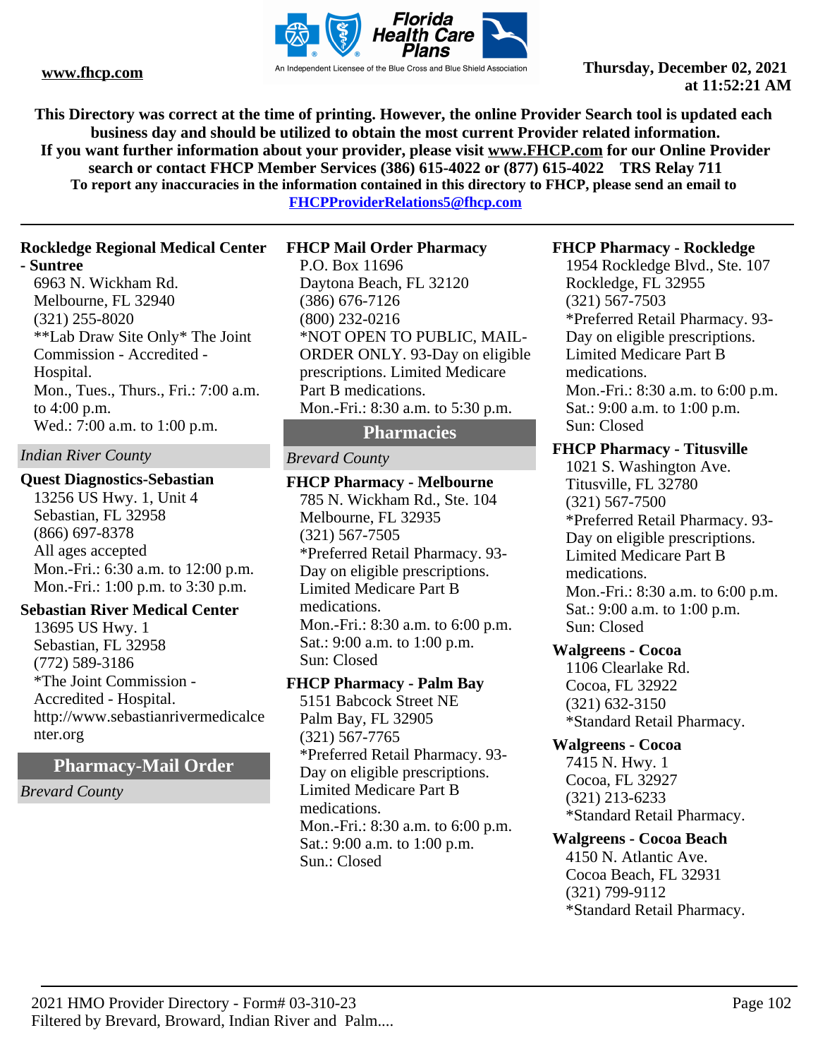This Directory was correct at the time of printing. However, the online Provider Search tool is updated each business day and should be utilized to obtain the most current Provider related information.
If you want further information about your provider, please visit www.FHCP.com for our Online Provider search or contact FHCP Member Services (386) 615-4022 or (877) 615-4022 TRS Relay 711
To report any inaccuracies in the information contained in this directory to FHCP, please send an email to FHCPProviderRelations5@fhcp.com

**Rockledge Regional Medical Center - Suntree**
6963 N. Wickham Rd.
Melbourne, FL 32940
(321) 255-8020
**Lab Draw Site Only* The Joint Commission - Accredited - Hospital.
Mon., Tues., Thurs., Fri.: 7:00 a.m. to 4:00 p.m.
Wed.: 7:00 a.m. to 1:00 p.m.

*Indian River County*

**Quest Diagnostics-Sebastian**
13256 US Hwy. 1, Unit 4
Sebastian, FL 32958
(866) 697-8378
All ages accepted
Mon.-Fri.: 6:30 a.m. to 12:00 p.m.
Mon.-Fri.: 1:00 p.m. to 3:30 p.m.

**Sebastian River Medical Center**
13695 US Hwy. 1
Sebastian, FL 32958
(772) 589-3186
*The Joint Commission - Accredited - Hospital.
http://www.sebastianrivermedicalcenter.org

## Pharmacy-Mail Order

*Brevard County*

**FHCP Mail Order Pharmacy**
P.O. Box 11696
Daytona Beach, FL 32120
(386) 676-7126
(800) 232-0216
*NOT OPEN TO PUBLIC, MAIL-ORDER ONLY. 93-Day on eligible prescriptions. Limited Medicare Part B medications.
Mon.-Fri.: 8:30 a.m. to 5:30 p.m.

## Pharmacies

*Brevard County*

**FHCP Pharmacy - Melbourne**
785 N. Wickham Rd., Ste. 104
Melbourne, FL 32935
(321) 567-7505
*Preferred Retail Pharmacy. 93-Day on eligible prescriptions. Limited Medicare Part B medications.
Mon.-Fri.: 8:30 a.m. to 6:00 p.m.
Sat.: 9:00 a.m. to 1:00 p.m.
Sun: Closed

**FHCP Pharmacy - Palm Bay**
5151 Babcock Street NE
Palm Bay, FL 32905
(321) 567-7765
*Preferred Retail Pharmacy. 93-Day on eligible prescriptions. Limited Medicare Part B medications.
Mon.-Fri.: 8:30 a.m. to 6:00 p.m.
Sat.: 9:00 a.m. to 1:00 p.m.
Sun.: Closed

**FHCP Pharmacy - Rockledge**
1954 Rockledge Blvd., Ste. 107
Rockledge, FL 32955
(321) 567-7503
*Preferred Retail Pharmacy. 93-Day on eligible prescriptions. Limited Medicare Part B medications.
Mon.-Fri.: 8:30 a.m. to 6:00 p.m.
Sat.: 9:00 a.m. to 1:00 p.m.
Sun: Closed

**FHCP Pharmacy - Titusville**
1021 S. Washington Ave.
Titusville, FL 32780
(321) 567-7500
*Preferred Retail Pharmacy. 93-Day on eligible prescriptions. Limited Medicare Part B medications.
Mon.-Fri.: 8:30 a.m. to 6:00 p.m.
Sat.: 9:00 a.m. to 1:00 p.m.
Sun: Closed

**Walgreens - Cocoa**
1106 Clearlake Rd.
Cocoa, FL 32922
(321) 632-3150
*Standard Retail Pharmacy.

**Walgreens - Cocoa**
7415 N. Hwy. 1
Cocoa, FL 32927
(321) 213-6233
*Standard Retail Pharmacy.

**Walgreens - Cocoa Beach**
4150 N. Atlantic Ave.
Cocoa Beach, FL 32931
(321) 799-9112
*Standard Retail Pharmacy.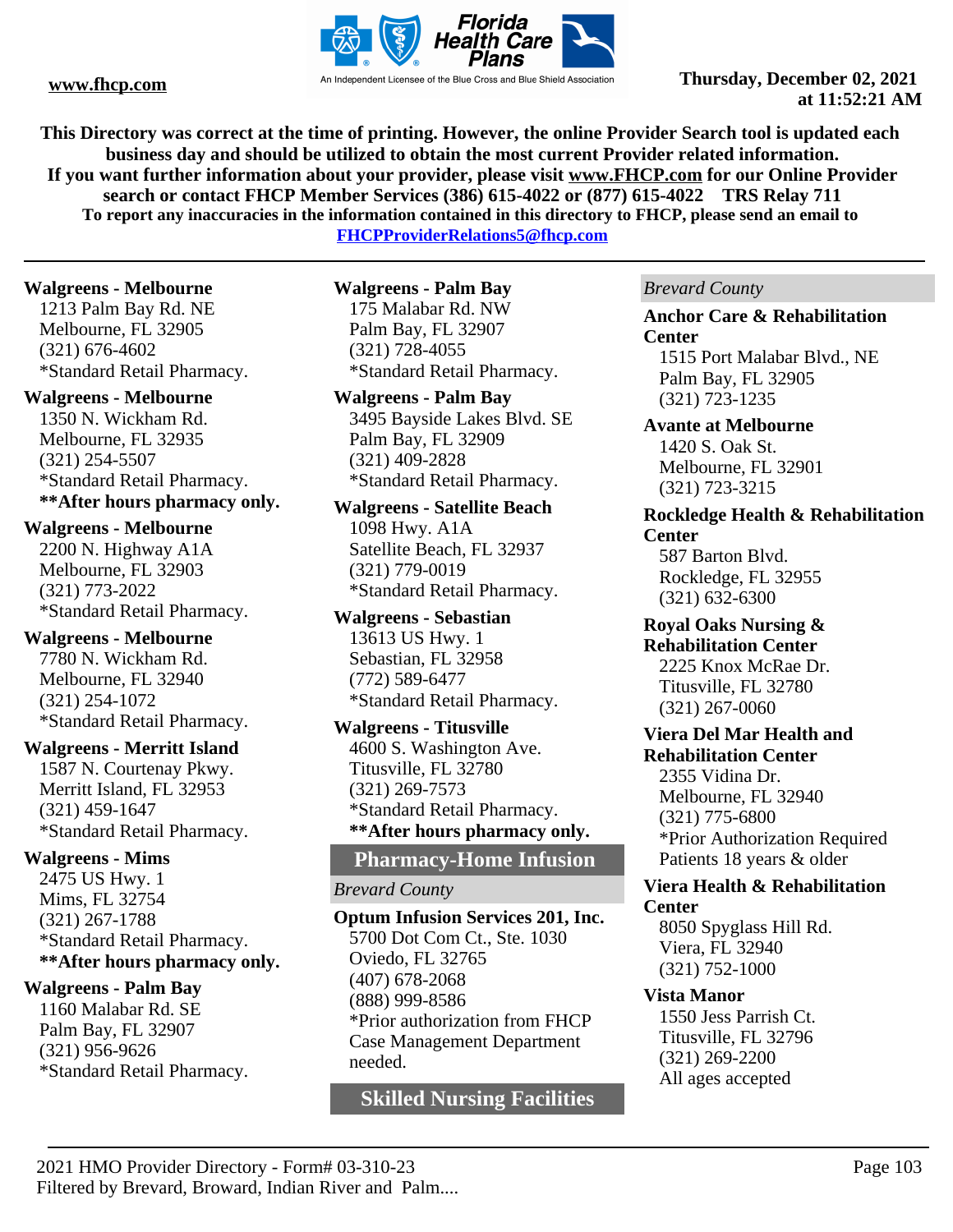**This Directory was correct at the time of printing. However, the online Provider Search tool is updated each business day and should be utilized to obtain the most current Provider related information.**
**If you want further information about your provider, please visit www.FHCP.com for our Online Provider search or contact FHCP Member Services (386) 615-4022 or (877) 615-4022 TRS Relay 711**
**To report any inaccuracies in the information contained in this directory to FHCP, please send an email to FHCPProviderRelations5@fhcp.com**

**Walgreens - Melbourne**
1213 Palm Bay Rd. NE
Melbourne, FL 32905
(321) 676-4602
*Standard Retail Pharmacy.

**Walgreens - Melbourne**
1350 N. Wickham Rd.
Melbourne, FL 32935
(321) 254-5507
*Standard Retail Pharmacy.
****After hours pharmacy only.**

**Walgreens - Melbourne**
2200 N. Highway A1A
Melbourne, FL 32903
(321) 773-2022
*Standard Retail Pharmacy.

**Walgreens - Melbourne**
7780 N. Wickham Rd.
Melbourne, FL 32940
(321) 254-1072
*Standard Retail Pharmacy.

**Walgreens - Merritt Island**
1587 N. Courtenay Pkwy.
Merritt Island, FL 32953
(321) 459-1647
*Standard Retail Pharmacy.

**Walgreens - Mims**
2475 US Hwy. 1
Mims, FL 32754
(321) 267-1788
*Standard Retail Pharmacy.
****After hours pharmacy only.**

**Walgreens - Palm Bay**
1160 Malabar Rd. SE
Palm Bay, FL 32907
(321) 956-9626
*Standard Retail Pharmacy.

**Walgreens - Palm Bay**
175 Malabar Rd. NW
Palm Bay, FL 32907
(321) 728-4055
*Standard Retail Pharmacy.

**Walgreens - Palm Bay**
3495 Bayside Lakes Blvd. SE
Palm Bay, FL 32909
(321) 409-2828
*Standard Retail Pharmacy.

**Walgreens - Satellite Beach**
1098 Hwy. A1A
Satellite Beach, FL 32937
(321) 779-0019
*Standard Retail Pharmacy.

**Walgreens - Sebastian**
13613 US Hwy. 1
Sebastian, FL 32958
(772) 589-6477
*Standard Retail Pharmacy.

**Walgreens - Titusville**
4600 S. Washington Ave.
Titusville, FL 32780
(321) 269-7573
*Standard Retail Pharmacy.
****After hours pharmacy only.**

## Pharmacy-Home Infusion

*Brevard County*

**Optum Infusion Services 201, Inc.**
5700 Dot Com Ct., Ste. 1030
Oviedo, FL 32765
(407) 678-2068
(888) 999-8586
*Prior authorization from FHCP Case Management Department needed.

## Skilled Nursing Facilities

*Brevard County*

**Anchor Care & Rehabilitation Center**
1515 Port Malabar Blvd., NE
Palm Bay, FL 32905
(321) 723-1235

**Avante at Melbourne**
1420 S. Oak St.
Melbourne, FL 32901
(321) 723-3215

**Rockledge Health & Rehabilitation Center**
587 Barton Blvd.
Rockledge, FL 32955
(321) 632-6300

**Royal Oaks Nursing & Rehabilitation Center**
2225 Knox McRae Dr.
Titusville, FL 32780
(321) 267-0060

**Viera Del Mar Health and Rehabilitation Center**
2355 Vidina Dr.
Melbourne, FL 32940
(321) 775-6800
*Prior Authorization Required
Patients 18 years & older

**Viera Health & Rehabilitation Center**
8050 Spyglass Hill Rd.
Viera, FL 32940
(321) 752-1000

**Vista Manor**
1550 Jess Parrish Ct.
Titusville, FL 32796
(321) 269-2200
All ages accepted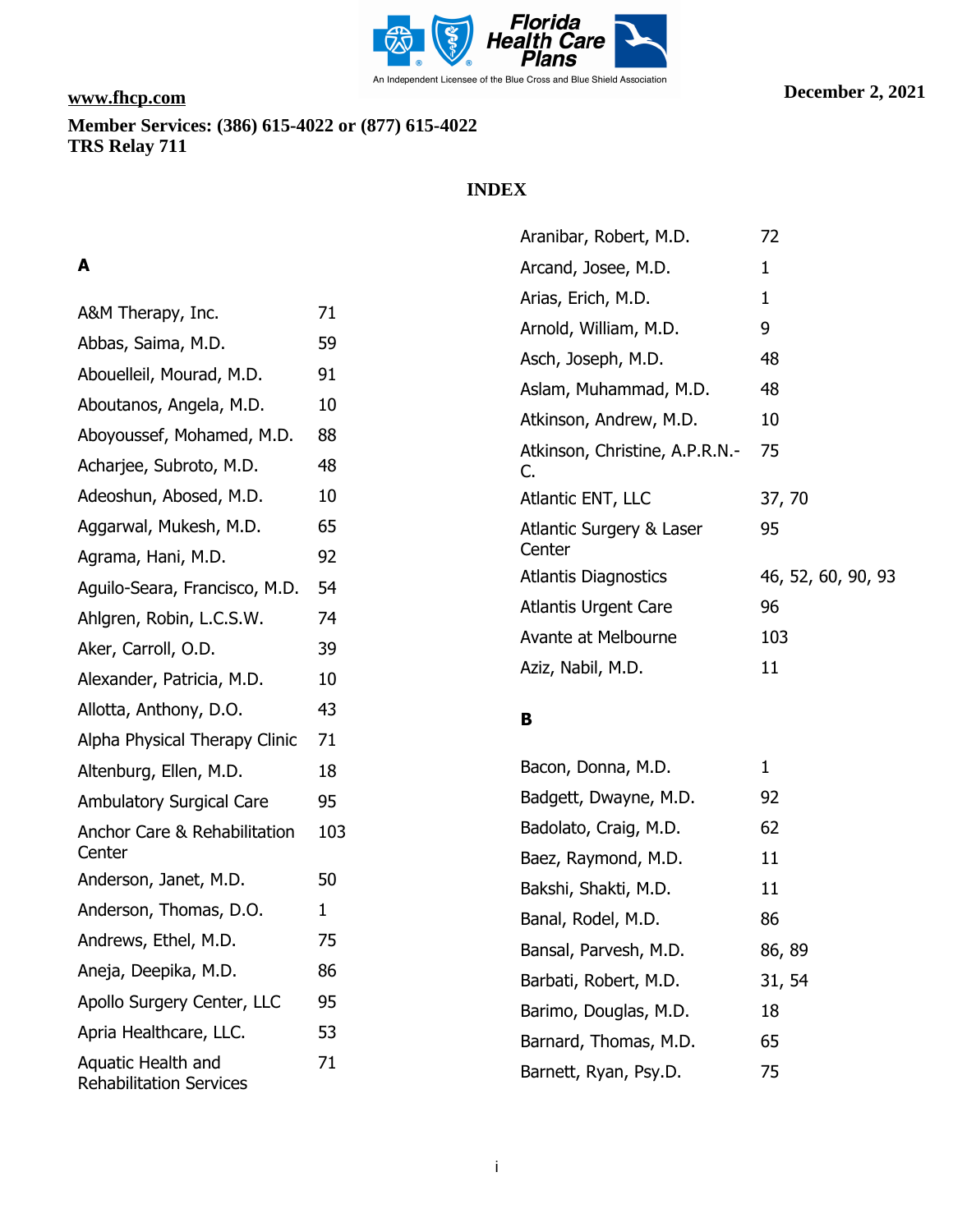www.fhcp.com

**December 2, 2021**

**Member Services: (386) 615-4022 or (877) 615-4022**
**TRS Relay 711**

# INDEX

## A

| | |
|---|---|
| A&M Therapy, Inc. | 71 |
| Abbas, Saima, M.D. | 59 |
| Abouelleil, Mourad, M.D. | 91 |
| Aboutanos, Angela, M.D. | 10 |
| Aboyoussef, Mohamed, M.D. | 88 |
| Acharjee, Subroto, M.D. | 48 |
| Adeoshun, Abosed, M.D. | 10 |
| Aggarwal, Mukesh, M.D. | 65 |
| Agrama, Hani, M.D. | 92 |
| Aguilo-Seara, Francisco, M.D. | 54 |
| Ahlgren, Robin, L.C.S.W. | 74 |
| Aker, Carroll, O.D. | 39 |
| Alexander, Patricia, M.D. | 10 |
| Allotta, Anthony, D.O. | 43 |
| Alpha Physical Therapy Clinic | 71 |
| Altenburg, Ellen, M.D. | 18 |
| Ambulatory Surgical Care | 95 |
| Anchor Care & Rehabilitation Center | 103 |
| Anderson, Janet, M.D. | 50 |
| Anderson, Thomas, D.O. | 1 |
| Andrews, Ethel, M.D. | 75 |
| Aneja, Deepika, M.D. | 86 |
| Apollo Surgery Center, LLC | 95 |
| Apria Healthcare, LLC. | 53 |
| Aquatic Health and Rehabilitation Services | 71 |
| Aranibar, Robert, M.D. | 72 |
| Arcand, Josee, M.D. | 1 |
| Arias, Erich, M.D. | 1 |
| Arnold, William, M.D. | 9 |
| Asch, Joseph, M.D. | 48 |
| Aslam, Muhammad, M.D. | 48 |
| Atkinson, Andrew, M.D. | 10 |
| Atkinson, Christine, A.P.R.N.-C. | 75 |
| Atlantic ENT, LLC | 37, 70 |
| Atlantic Surgery & Laser Center | 95 |
| Atlantis Diagnostics | 46, 52, 60, 90, 93 |
| Atlantis Urgent Care | 96 |
| Avante at Melbourne | 103 |
| Aziz, Nabil, M.D. | 11 |

## B

| | |
|---|---|
| Bacon, Donna, M.D. | 1 |
| Badgett, Dwayne, M.D. | 92 |
| Badolato, Craig, M.D. | 62 |
| Baez, Raymond, M.D. | 11 |
| Bakshi, Shakti, M.D. | 11 |
| Banal, Rodel, M.D. | 86 |
| Bansal, Parvesh, M.D. | 86, 89 |
| Barbati, Robert, M.D. | 31, 54 |
| Barimo, Douglas, M.D. | 18 |
| Barnard, Thomas, M.D. | 65 |
| Barnett, Ryan, Psy.D. | 75 |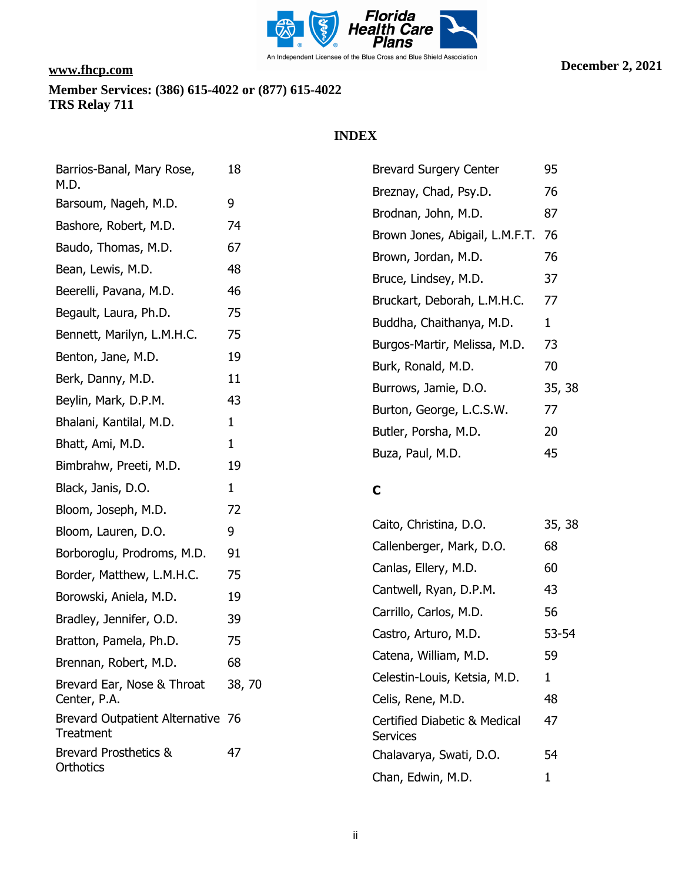www.fhcp.com

**Member Services: (386) 615-4022 or (877) 615-4022**
**TRS Relay 711**

**December 2, 2021**

## INDEX

| | |
|---|---|
| Barrios-Banal, Mary Rose, M.D. | 18 |
| Barsoum, Nageh, M.D. | 9 |
| Bashore, Robert, M.D. | 74 |
| Baudo, Thomas, M.D. | 67 |
| Bean, Lewis, M.D. | 48 |
| Beerelli, Pavana, M.D. | 46 |
| Begault, Laura, Ph.D. | 75 |
| Bennett, Marilyn, L.M.H.C. | 75 |
| Benton, Jane, M.D. | 19 |
| Berk, Danny, M.D. | 11 |
| Beylin, Mark, D.P.M. | 43 |
| Bhalani, Kantilal, M.D. | 1 |
| Bhatt, Ami, M.D. | 1 |
| Bimbrahw, Preeti, M.D. | 19 |
| Black, Janis, D.O. | 1 |
| Bloom, Joseph, M.D. | 72 |
| Bloom, Lauren, D.O. | 9 |
| Borboroglu, Prodroms, M.D. | 91 |
| Border, Matthew, L.M.H.C. | 75 |
| Borowski, Aniela, M.D. | 19 |
| Bradley, Jennifer, O.D. | 39 |
| Bratton, Pamela, Ph.D. | 75 |
| Brennan, Robert, M.D. | 68 |
| Brevard Ear, Nose & Throat Center, P.A. | 38, 70 |
| Brevard Outpatient Alternative Treatment | 76 |
| Brevard Prosthetics & Orthotics | 47 |
| Brevard Surgery Center | 95 |
| Breznay, Chad, Psy.D. | 76 |
| Brodnan, John, M.D. | 87 |
| Brown Jones, Abigail, L.M.F.T. | 76 |
| Brown, Jordan, M.D. | 76 |
| Bruce, Lindsey, M.D. | 37 |
| Bruckart, Deborah, L.M.H.C. | 77 |
| Buddha, Chaithanya, M.D. | 1 |
| Burgos-Martir, Melissa, M.D. | 73 |
| Burk, Ronald, M.D. | 70 |
| Burrows, Jamie, D.O. | 35, 38 |
| Burton, George, L.C.S.W. | 77 |
| Butler, Porsha, M.D. | 20 |
| Buza, Paul, M.D. | 45 |

### C

| | |
|---|---|
| Caito, Christina, D.O. | 35, 38 |
| Callenberger, Mark, D.O. | 68 |
| Canlas, Ellery, M.D. | 60 |
| Cantwell, Ryan, D.P.M. | 43 |
| Carrillo, Carlos, M.D. | 56 |
| Castro, Arturo, M.D. | 53-54 |
| Catena, William, M.D. | 59 |
| Celestin-Louis, Ketsia, M.D. | 1 |
| Celis, Rene, M.D. | 48 |
| Certified Diabetic & Medical Services | 47 |
| Chalavarya, Swati, D.O. | 54 |
| Chan, Edwin, M.D. | 1 |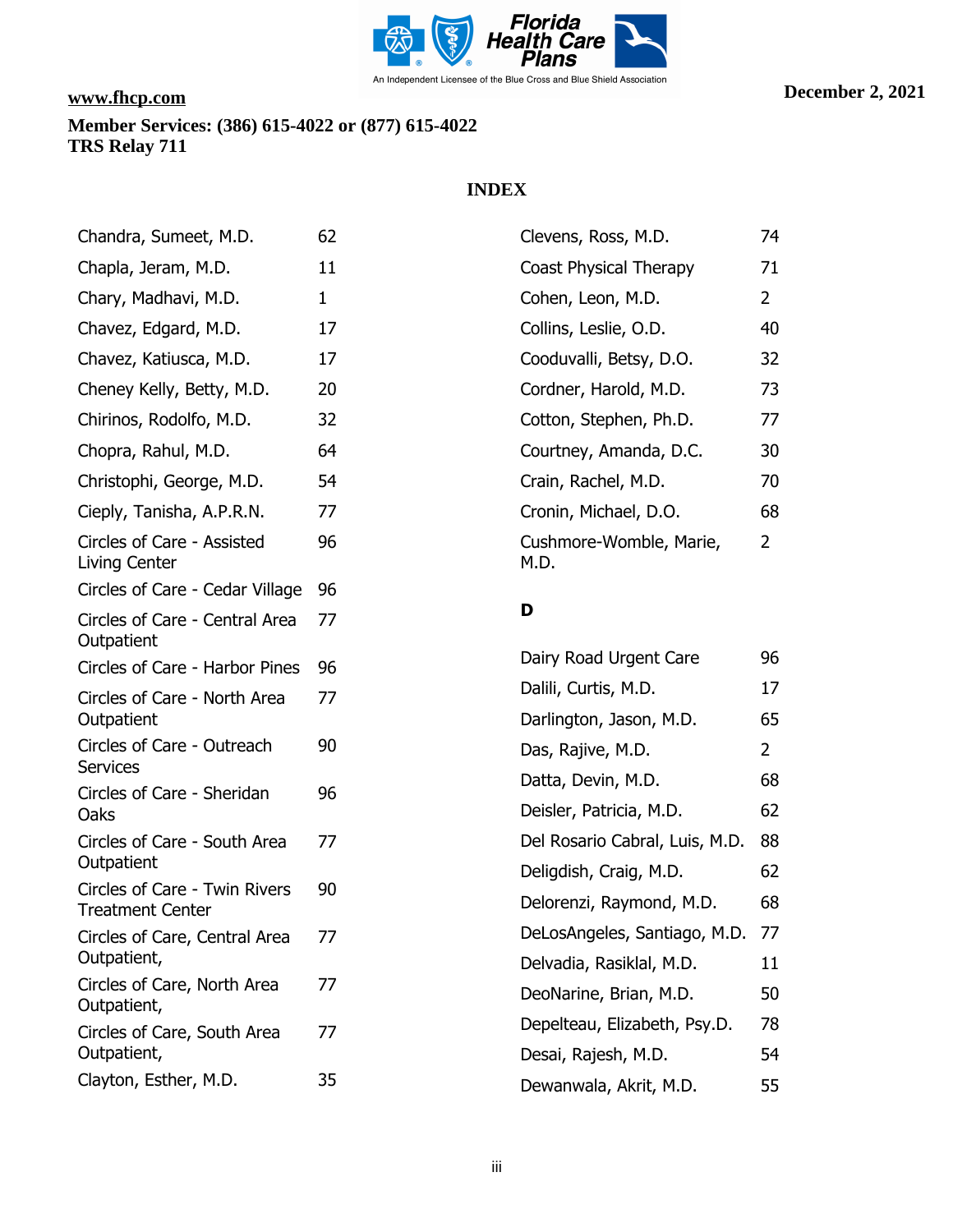www.fhcp.com

**Member Services: (386) 615-4022 or (877) 615-4022**
**TRS Relay 711**

**December 2, 2021**

## INDEX

| | |
|---|---|
| Chandra, Sumeet, M.D. | 62 |
| Chapla, Jeram, M.D. | 11 |
| Chary, Madhavi, M.D. | 1 |
| Chavez, Edgard, M.D. | 17 |
| Chavez, Katiusca, M.D. | 17 |
| Cheney Kelly, Betty, M.D. | 20 |
| Chirinos, Rodolfo, M.D. | 32 |
| Chopra, Rahul, M.D. | 64 |
| Christophi, George, M.D. | 54 |
| Cieply, Tanisha, A.P.R.N. | 77 |
| Circles of Care - Assisted Living Center | 96 |
| Circles of Care - Cedar Village | 96 |
| Circles of Care - Central Area Outpatient | 77 |
| Circles of Care - Harbor Pines | 96 |
| Circles of Care - North Area Outpatient | 77 |
| Circles of Care - Outreach Services | 90 |
| Circles of Care - Sheridan Oaks | 96 |
| Circles of Care - South Area Outpatient | 77 |
| Circles of Care - Twin Rivers Treatment Center | 90 |
| Circles of Care, Central Area Outpatient, | 77 |
| Circles of Care, North Area Outpatient, | 77 |
| Circles of Care, South Area Outpatient, | 77 |
| Clayton, Esther, M.D. | 35 |
| Clevens, Ross, M.D. | 74 |
| Coast Physical Therapy | 71 |
| Cohen, Leon, M.D. | 2 |
| Collins, Leslie, O.D. | 40 |
| Cooduvalli, Betsy, D.O. | 32 |
| Cordner, Harold, M.D. | 73 |
| Cotton, Stephen, Ph.D. | 77 |
| Courtney, Amanda, D.C. | 30 |
| Crain, Rachel, M.D. | 70 |
| Cronin, Michael, D.O. | 68 |
| Cushmore-Womble, Marie, M.D. | 2 |

### D

| | |
|---|---|
| Dairy Road Urgent Care | 96 |
| Dalili, Curtis, M.D. | 17 |
| Darlington, Jason, M.D. | 65 |
| Das, Rajive, M.D. | 2 |
| Datta, Devin, M.D. | 68 |
| Deisler, Patricia, M.D. | 62 |
| Del Rosario Cabral, Luis, M.D. | 88 |
| Deligdish, Craig, M.D. | 62 |
| Delorenzi, Raymond, M.D. | 68 |
| DeLosAngeles, Santiago, M.D. | 77 |
| Delvadia, Rasiklal, M.D. | 11 |
| DeoNarine, Brian, M.D. | 50 |
| Depelteau, Elizabeth, Psy.D. | 78 |
| Desai, Rajesh, M.D. | 54 |
| Dewanwala, Akrit, M.D. | 55 |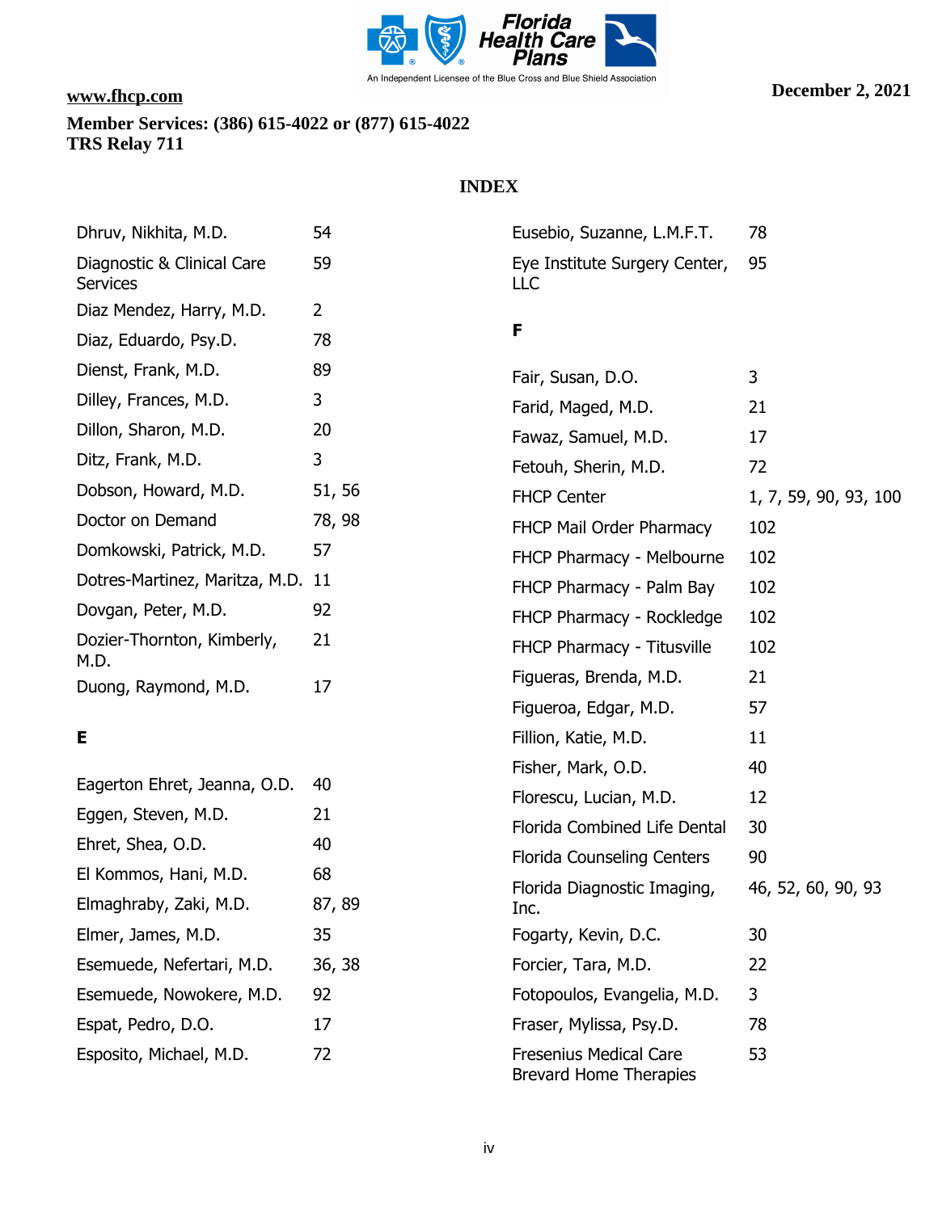www.fhcp.com

**Member Services: (386) 615-4022 or (877) 615-4022**
**TRS Relay 711**

**December 2, 2021**

## INDEX

| | |
|---|---|
| Dhruv, Nikhita, M.D. | 54 |
| Diagnostic & Clinical Care Services | 59 |
| Diaz Mendez, Harry, M.D. | 2 |
| Diaz, Eduardo, Psy.D. | 78 |
| Dienst, Frank, M.D. | 89 |
| Dilley, Frances, M.D. | 3 |
| Dillon, Sharon, M.D. | 20 |
| Ditz, Frank, M.D. | 3 |
| Dobson, Howard, M.D. | 51, 56 |
| Doctor on Demand | 78, 98 |
| Domkowski, Patrick, M.D. | 57 |
| Dotres-Martinez, Maritza, M.D. | 11 |
| Dovgan, Peter, M.D. | 92 |
| Dozier-Thornton, Kimberly, M.D. | 21 |
| Duong, Raymond, M.D. | 17 |

**E**

| | |
|---|---|
| Eagerton Ehret, Jeanna, O.D. | 40 |
| Eggen, Steven, M.D. | 21 |
| Ehret, Shea, O.D. | 40 |
| El Kommos, Hani, M.D. | 68 |
| Elmaghraby, Zaki, M.D. | 87, 89 |
| Elmer, James, M.D. | 35 |
| Esemuede, Nefertari, M.D. | 36, 38 |
| Esemuede, Nowokere, M.D. | 92 |
| Espat, Pedro, D.O. | 17 |
| Esposito, Michael, M.D. | 72 |
| Eusebio, Suzanne, L.M.F.T. | 78 |
| Eye Institute Surgery Center, LLC | 95 |

**F**

| | |
|---|---|
| Fair, Susan, D.O. | 3 |
| Farid, Maged, M.D. | 21 |
| Fawaz, Samuel, M.D. | 17 |
| Fetouh, Sherin, M.D. | 72 |
| FHCP Center | 1, 7, 59, 90, 93, 100 |
| FHCP Mail Order Pharmacy | 102 |
| FHCP Pharmacy - Melbourne | 102 |
| FHCP Pharmacy - Palm Bay | 102 |
| FHCP Pharmacy - Rockledge | 102 |
| FHCP Pharmacy - Titusville | 102 |
| Figueras, Brenda, M.D. | 21 |
| Figueroa, Edgar, M.D. | 57 |
| Fillion, Katie, M.D. | 11 |
| Fisher, Mark, O.D. | 40 |
| Florescu, Lucian, M.D. | 12 |
| Florida Combined Life Dental | 30 |
| Florida Counseling Centers | 90 |
| Florida Diagnostic Imaging, Inc. | 46, 52, 60, 90, 93 |
| Fogarty, Kevin, D.C. | 30 |
| Forcier, Tara, M.D. | 22 |
| Fotopoulos, Evangelia, M.D. | 3 |
| Fraser, Mylissa, Psy.D. | 78 |
| Fresenius Medical Care Brevard Home Therapies | 53 |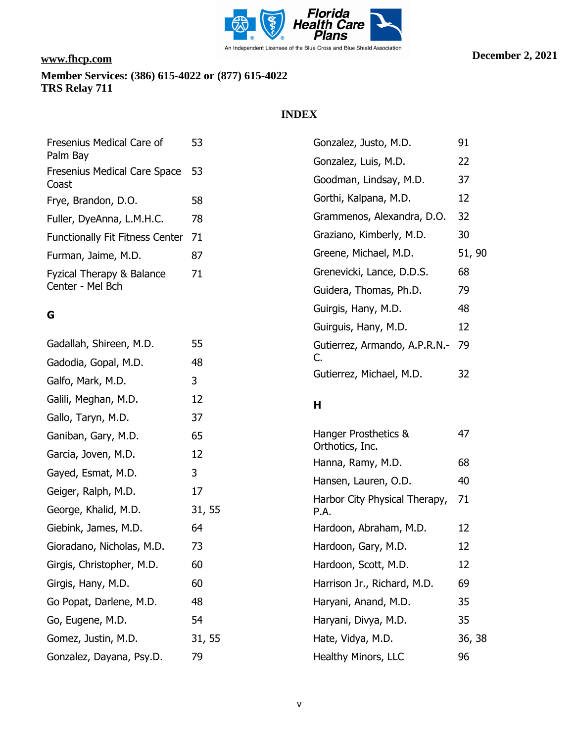www.fhcp.com

**Member Services: (386) 615-4022 or (877) 615-4022**
**TRS Relay 711**

**December 2, 2021**

## INDEX

| | |
|---|---|
| Fresenius Medical Care of Palm Bay | 53 |
| Fresenius Medical Care Space Coast | 53 |
| Frye, Brandon, D.O. | 58 |
| Fuller, DyeAnna, L.M.H.C. | 78 |
| Functionally Fit Fitness Center | 71 |
| Furman, Jaime, M.D. | 87 |
| Fyzical Therapy & Balance Center - Mel Bch | 71 |

### G

| | |
|---|---|
| Gadallah, Shireen, M.D. | 55 |
| Gadodia, Gopal, M.D. | 48 |
| Galfo, Mark, M.D. | 3 |
| Galili, Meghan, M.D. | 12 |
| Gallo, Taryn, M.D. | 37 |
| Ganiban, Gary, M.D. | 65 |
| Garcia, Joven, M.D. | 12 |
| Gayed, Esmat, M.D. | 3 |
| Geiger, Ralph, M.D. | 17 |
| George, Khalid, M.D. | 31, 55 |
| Giebink, James, M.D. | 64 |
| Gioradano, Nicholas, M.D. | 73 |
| Girgis, Christopher, M.D. | 60 |
| Girgis, Hany, M.D. | 60 |
| Go Popat, Darlene, M.D. | 48 |
| Go, Eugene, M.D. | 54 |
| Gomez, Justin, M.D. | 31, 55 |
| Gonzalez, Dayana, Psy.D. | 79 |
| Gonzalez, Justo, M.D. | 91 |
| Gonzalez, Luis, M.D. | 22 |
| Goodman, Lindsay, M.D. | 37 |
| Gorthi, Kalpana, M.D. | 12 |
| Grammenos, Alexandra, D.O. | 32 |
| Graziano, Kimberly, M.D. | 30 |
| Greene, Michael, M.D. | 51, 90 |
| Grenevicki, Lance, D.D.S. | 68 |
| Guidera, Thomas, Ph.D. | 79 |
| Guirgis, Hany, M.D. | 48 |
| Guirguis, Hany, M.D. | 12 |
| Gutierrez, Armando, A.P.R.N.-C. | 79 |
| Gutierrez, Michael, M.D. | 32 |

### H

| | |
|---|---|
| Hanger Prosthetics & Orthotics, Inc. | 47 |
| Hanna, Ramy, M.D. | 68 |
| Hansen, Lauren, O.D. | 40 |
| Harbor City Physical Therapy, P.A. | 71 |
| Hardoon, Abraham, M.D. | 12 |
| Hardoon, Gary, M.D. | 12 |
| Hardoon, Scott, M.D. | 12 |
| Harrison Jr., Richard, M.D. | 69 |
| Haryani, Anand, M.D. | 35 |
| Haryani, Divya, M.D. | 35 |
| Hate, Vidya, M.D. | 36, 38 |
| Healthy Minors, LLC | 96 |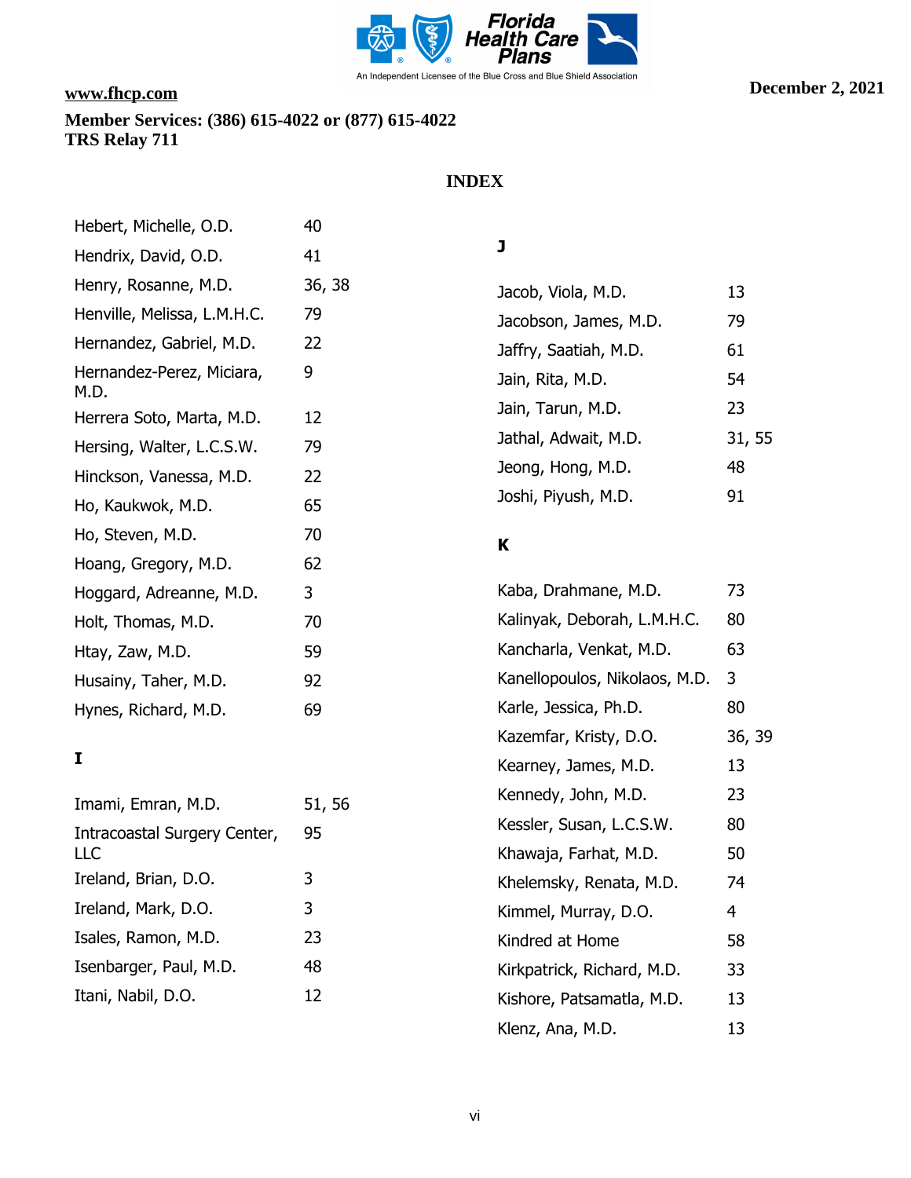www.fhcp.com

**Member Services: (386) 615-4022 or (877) 615-4022**
**TRS Relay 711**

December 2, 2021

## INDEX

| | |
|---|---|
| Hebert, Michelle, O.D. | 40 |
| Hendrix, David, O.D. | 41 |
| Henry, Rosanne, M.D. | 36, 38 |
| Henville, Melissa, L.M.H.C. | 79 |
| Hernandez, Gabriel, M.D. | 22 |
| Hernandez-Perez, Miciara, M.D. | 9 |
| Herrera Soto, Marta, M.D. | 12 |
| Hersing, Walter, L.C.S.W. | 79 |
| Hinckson, Vanessa, M.D. | 22 |
| Ho, Kaukwok, M.D. | 65 |
| Ho, Steven, M.D. | 70 |
| Hoang, Gregory, M.D. | 62 |
| Hoggard, Adreanne, M.D. | 3 |
| Holt, Thomas, M.D. | 70 |
| Htay, Zaw, M.D. | 59 |
| Husainy, Taher, M.D. | 92 |
| Hynes, Richard, M.D. | 69 |

### I

| | |
|---|---|
| Imami, Emran, M.D. | 51, 56 |
| Intracoastal Surgery Center, LLC | 95 |
| Ireland, Brian, D.O. | 3 |
| Ireland, Mark, D.O. | 3 |
| Isales, Ramon, M.D. | 23 |
| Isenbarger, Paul, M.D. | 48 |
| Itani, Nabil, D.O. | 12 |

### J

| | |
|---|---|
| Jacob, Viola, M.D. | 13 |
| Jacobson, James, M.D. | 79 |
| Jaffry, Saatiah, M.D. | 61 |
| Jain, Rita, M.D. | 54 |
| Jain, Tarun, M.D. | 23 |
| Jathal, Adwait, M.D. | 31, 55 |
| Jeong, Hong, M.D. | 48 |
| Joshi, Piyush, M.D. | 91 |

### K

| | |
|---|---|
| Kaba, Drahmane, M.D. | 73 |
| Kalinyak, Deborah, L.M.H.C. | 80 |
| Kancharla, Venkat, M.D. | 63 |
| Kanellopoulos, Nikolaos, M.D. | 3 |
| Karle, Jessica, Ph.D. | 80 |
| Kazemfar, Kristy, D.O. | 36, 39 |
| Kearney, James, M.D. | 13 |
| Kennedy, John, M.D. | 23 |
| Kessler, Susan, L.C.S.W. | 80 |
| Khawaja, Farhat, M.D. | 50 |
| Khelemsky, Renata, M.D. | 74 |
| Kimmel, Murray, D.O. | 4 |
| Kindred at Home | 58 |
| Kirkpatrick, Richard, M.D. | 33 |
| Kishore, Patsamatla, M.D. | 13 |
| Klenz, Ana, M.D. | 13 |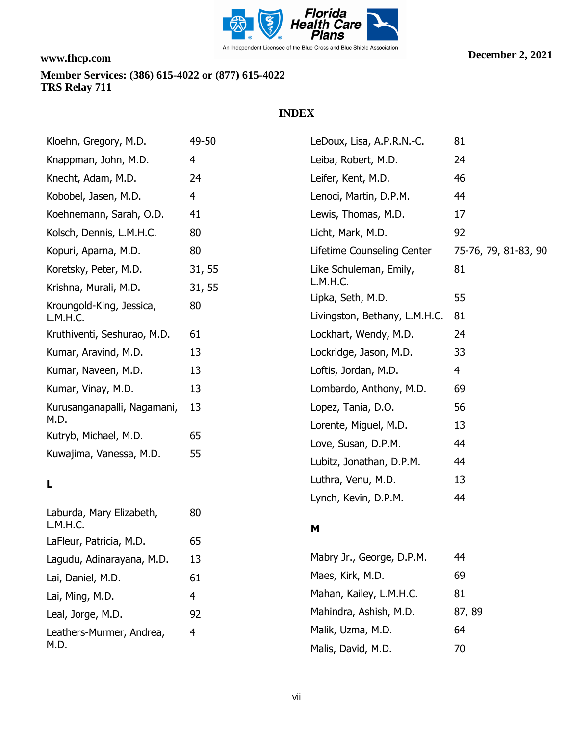www.fhcp.com

**Member Services: (386) 615-4022 or (877) 615-4022**
**TRS Relay 711**

**December 2, 2021**

## INDEX

| | |
|---|---|
| Kloehn, Gregory, M.D. | 49-50 |
| Knappman, John, M.D. | 4 |
| Knecht, Adam, M.D. | 24 |
| Kobobel, Jasen, M.D. | 4 |
| Koehnemann, Sarah, O.D. | 41 |
| Kolsch, Dennis, L.M.H.C. | 80 |
| Kopuri, Aparna, M.D. | 80 |
| Koretsky, Peter, M.D. | 31, 55 |
| Krishna, Murali, M.D. | 31, 55 |
| Kroungold-King, Jessica, L.M.H.C. | 80 |
| Kruthiventi, Seshurao, M.D. | 61 |
| Kumar, Aravind, M.D. | 13 |
| Kumar, Naveen, M.D. | 13 |
| Kumar, Vinay, M.D. | 13 |
| Kurusanganapalli, Nagamani, M.D. | 13 |
| Kutryb, Michael, M.D. | 65 |
| Kuwajima, Vanessa, M.D. | 55 |

### L

| | |
|---|---|
| Laburda, Mary Elizabeth, L.M.H.C. | 80 |
| LaFleur, Patricia, M.D. | 65 |
| Lagudu, Adinarayana, M.D. | 13 |
| Lai, Daniel, M.D. | 61 |
| Lai, Ming, M.D. | 4 |
| Leal, Jorge, M.D. | 92 |
| Leathers-Murmer, Andrea, M.D. | 4 |
| LeDoux, Lisa, A.P.R.N.-C. | 81 |
| Leiba, Robert, M.D. | 24 |
| Leifer, Kent, M.D. | 46 |
| Lenoci, Martin, D.P.M. | 44 |
| Lewis, Thomas, M.D. | 17 |
| Licht, Mark, M.D. | 92 |
| Lifetime Counseling Center | 75-76, 79, 81-83, 90 |
| Like Schuleman, Emily, L.M.H.C. | 81 |
| Lipka, Seth, M.D. | 55 |
| Livingston, Bethany, L.M.H.C. | 81 |
| Lockhart, Wendy, M.D. | 24 |
| Lockridge, Jason, M.D. | 33 |
| Loftis, Jordan, M.D. | 4 |
| Lombardo, Anthony, M.D. | 69 |
| Lopez, Tania, D.O. | 56 |
| Lorente, Miguel, M.D. | 13 |
| Love, Susan, D.P.M. | 44 |
| Lubitz, Jonathan, D.P.M. | 44 |
| Luthra, Venu, M.D. | 13 |
| Lynch, Kevin, D.P.M. | 44 |

### M

| | |
|---|---|
| Mabry Jr., George, D.P.M. | 44 |
| Maes, Kirk, M.D. | 69 |
| Mahan, Kailey, L.M.H.C. | 81 |
| Mahindra, Ashish, M.D. | 87, 89 |
| Malik, Uzma, M.D. | 64 |
| Malis, David, M.D. | 70 |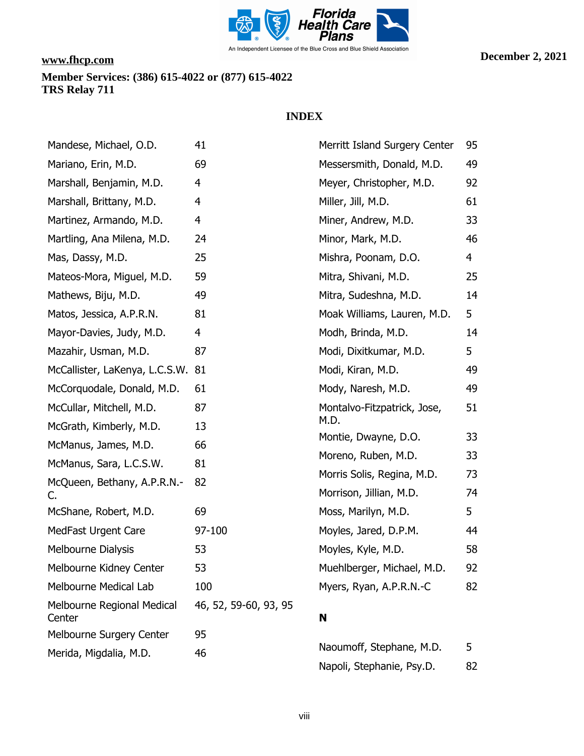www.fhcp.com

**Member Services: (386) 615-4022 or (877) 615-4022**
**TRS Relay 711**

**December 2, 2021**

## INDEX

| | |
|---|---|
| Mandese, Michael, O.D. | 41 |
| Mariano, Erin, M.D. | 69 |
| Marshall, Benjamin, M.D. | 4 |
| Marshall, Brittany, M.D. | 4 |
| Martinez, Armando, M.D. | 4 |
| Martling, Ana Milena, M.D. | 24 |
| Mas, Dassy, M.D. | 25 |
| Mateos-Mora, Miguel, M.D. | 59 |
| Mathews, Biju, M.D. | 49 |
| Matos, Jessica, A.P.R.N. | 81 |
| Mayor-Davies, Judy, M.D. | 4 |
| Mazahir, Usman, M.D. | 87 |
| McCallister, LaKenya, L.C.S.W. | 81 |
| McCorquodale, Donald, M.D. | 61 |
| McCullar, Mitchell, M.D. | 87 |
| McGrath, Kimberly, M.D. | 13 |
| McManus, James, M.D. | 66 |
| McManus, Sara, L.C.S.W. | 81 |
| McQueen, Bethany, A.P.R.N.-C. | 82 |
| McShane, Robert, M.D. | 69 |
| MedFast Urgent Care | 97-100 |
| Melbourne Dialysis | 53 |
| Melbourne Kidney Center | 53 |
| Melbourne Medical Lab | 100 |
| Melbourne Regional Medical Center | 46, 52, 59-60, 93, 95 |
| Melbourne Surgery Center | 95 |
| Merida, Migdalia, M.D. | 46 |
| Merritt Island Surgery Center | 95 |
| Messersmith, Donald, M.D. | 49 |
| Meyer, Christopher, M.D. | 92 |
| Miller, Jill, M.D. | 61 |
| Miner, Andrew, M.D. | 33 |
| Minor, Mark, M.D. | 46 |
| Mishra, Poonam, D.O. | 4 |
| Mitra, Shivani, M.D. | 25 |
| Mitra, Sudeshna, M.D. | 14 |
| Moak Williams, Lauren, M.D. | 5 |
| Modh, Brinda, M.D. | 14 |
| Modi, Dixitkumar, M.D. | 5 |
| Modi, Kiran, M.D. | 49 |
| Mody, Naresh, M.D. | 49 |
| Montalvo-Fitzpatrick, Jose, M.D. | 51 |
| Montie, Dwayne, D.O. | 33 |
| Moreno, Ruben, M.D. | 33 |
| Morris Solis, Regina, M.D. | 73 |
| Morrison, Jillian, M.D. | 74 |
| Moss, Marilyn, M.D. | 5 |
| Moyles, Jared, D.P.M. | 44 |
| Moyles, Kyle, M.D. | 58 |
| Muehlberger, Michael, M.D. | 92 |
| Myers, Ryan, A.P.R.N.-C | 82 |

**N**

| | |
|---|---|
| Naoumoff, Stephane, M.D. | 5 |
| Napoli, Stephanie, Psy.D. | 82 |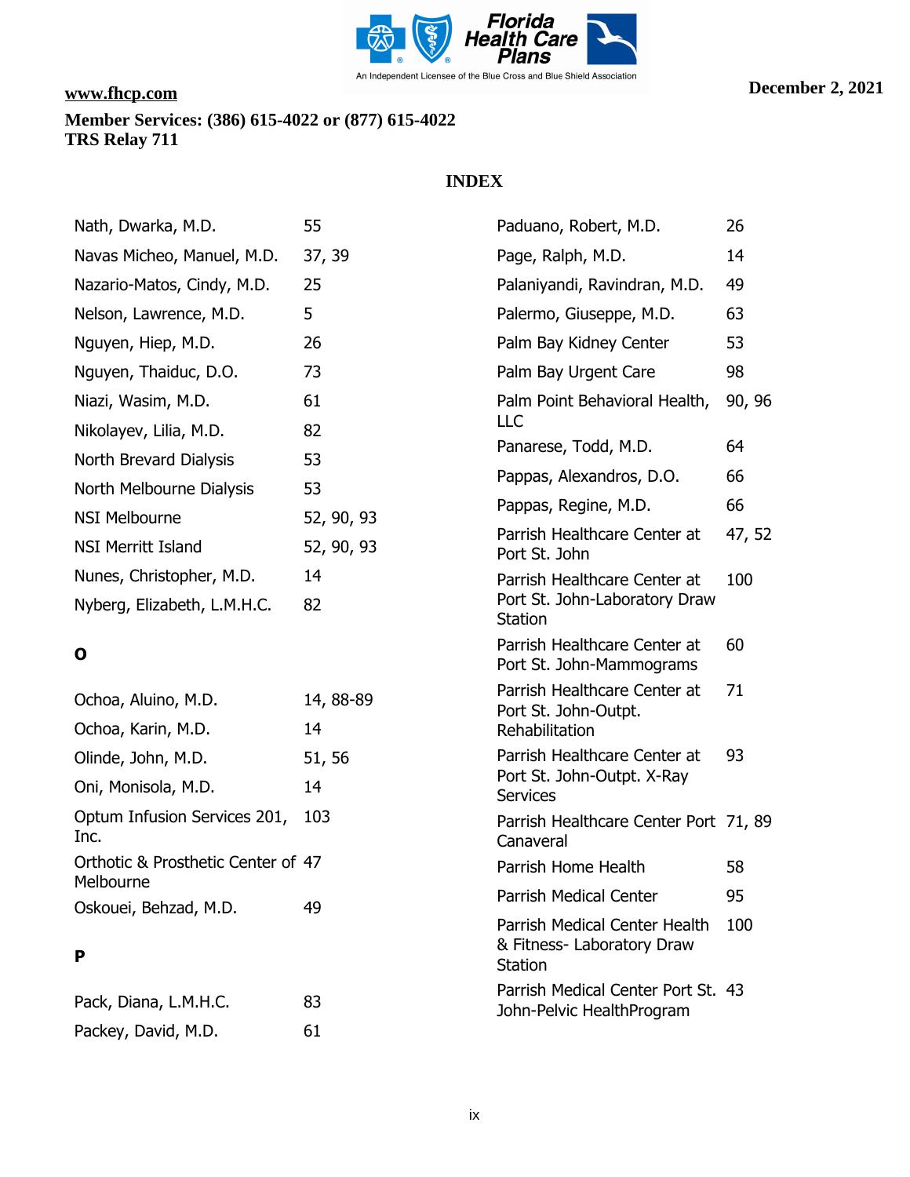www.fhcp.com

**Member Services: (386) 615-4022 or (877) 615-4022**
**TRS Relay 711**

**December 2, 2021**

# INDEX

| | |
|---|---|
| Nath, Dwarka, M.D. | 55 |
| Navas Micheo, Manuel, M.D. | 37, 39 |
| Nazario-Matos, Cindy, M.D. | 25 |
| Nelson, Lawrence, M.D. | 5 |
| Nguyen, Hiep, M.D. | 26 |
| Nguyen, Thaiduc, D.O. | 73 |
| Niazi, Wasim, M.D. | 61 |
| Nikolayev, Lilia, M.D. | 82 |
| North Brevard Dialysis | 53 |
| North Melbourne Dialysis | 53 |
| NSI Melbourne | 52, 90, 93 |
| NSI Merritt Island | 52, 90, 93 |
| Nunes, Christopher, M.D. | 14 |
| Nyberg, Elizabeth, L.M.H.C. | 82 |

## O

| | |
|---|---|
| Ochoa, Aluino, M.D. | 14, 88-89 |
| Ochoa, Karin, M.D. | 14 |
| Olinde, John, M.D. | 51, 56 |
| Oni, Monisola, M.D. | 14 |
| Optum Infusion Services 201, Inc. | 103 |
| Orthotic & Prosthetic Center of Melbourne | 47 |
| Oskouei, Behzad, M.D. | 49 |

## P

| | |
|---|---|
| Pack, Diana, L.M.H.C. | 83 |
| Packey, David, M.D. | 61 |
| Paduano, Robert, M.D. | 26 |
| Page, Ralph, M.D. | 14 |
| Palaniyandi, Ravindran, M.D. | 49 |
| Palermo, Giuseppe, M.D. | 63 |
| Palm Bay Kidney Center | 53 |
| Palm Bay Urgent Care | 98 |
| Palm Point Behavioral Health, LLC | 90, 96 |
| Panarese, Todd, M.D. | 64 |
| Pappas, Alexandros, D.O. | 66 |
| Pappas, Regine, M.D. | 66 |
| Parrish Healthcare Center at Port St. John | 47, 52 |
| Parrish Healthcare Center at Port St. John-Laboratory Draw Station | 100 |
| Parrish Healthcare Center at Port St. John-Mammograms | 60 |
| Parrish Healthcare Center at Port St. John-Outpt. Rehabilitation | 71 |
| Parrish Healthcare Center at Port St. John-Outpt. X-Ray Services | 93 |
| Parrish Healthcare Center Port Canaveral | 71, 89 |
| Parrish Home Health | 58 |
| Parrish Medical Center | 95 |
| Parrish Medical Center Health & Fitness- Laboratory Draw Station | 100 |
| Parrish Medical Center Port St. John-Pelvic HealthProgram | 43 |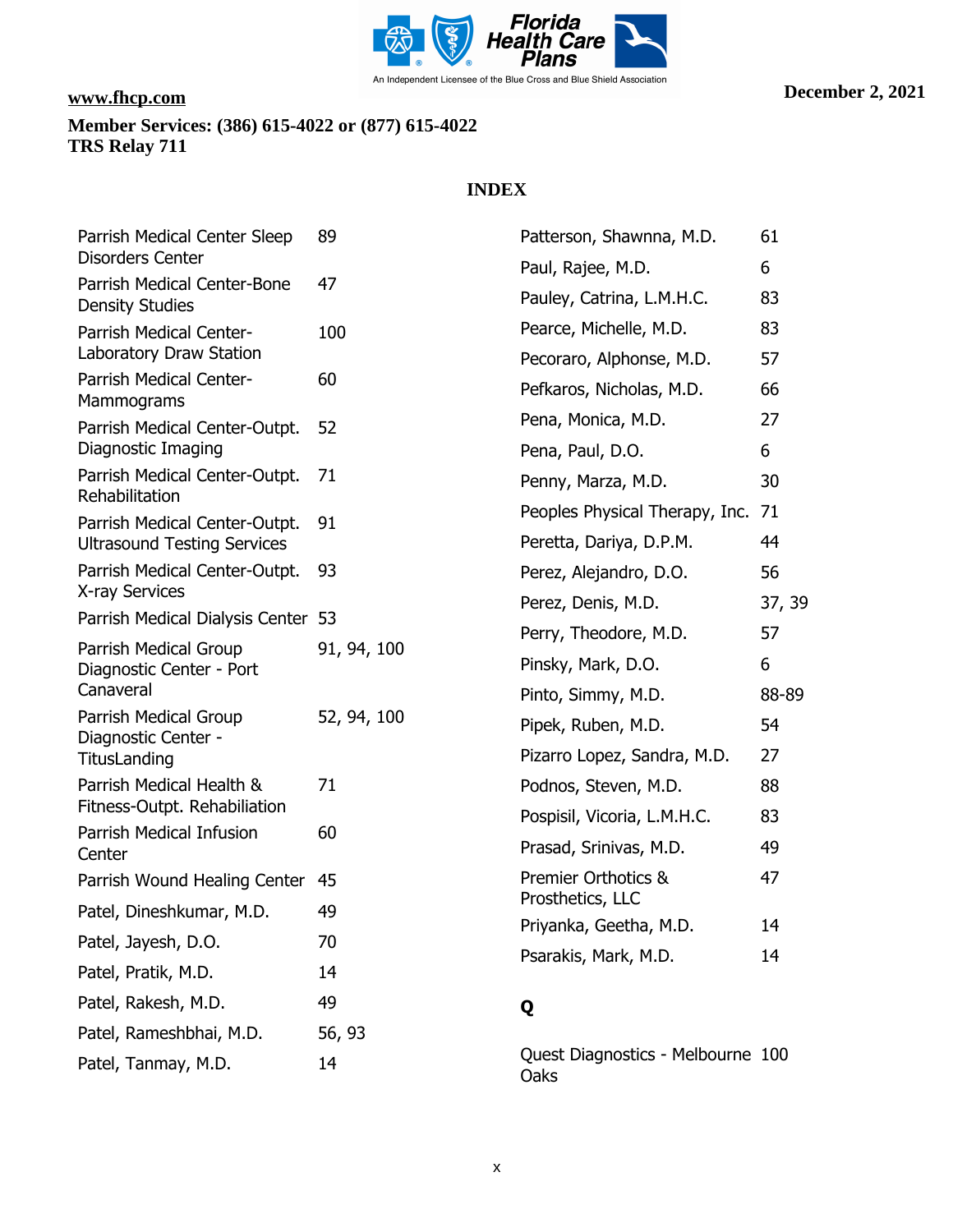**www.fhcp.com**

**December 2, 2021**

**Member Services: (386) 615-4022 or (877) 615-4022**
**TRS Relay 711**

## INDEX

| | |
|---|---|
| Parrish Medical Center Sleep Disorders Center | 89 |
| Parrish Medical Center-Bone Density Studies | 47 |
| Parrish Medical Center-Laboratory Draw Station | 100 |
| Parrish Medical Center-Mammograms | 60 |
| Parrish Medical Center-Outpt. Diagnostic Imaging | 52 |
| Parrish Medical Center-Outpt. Rehabilitation | 71 |
| Parrish Medical Center-Outpt. Ultrasound Testing Services | 91 |
| Parrish Medical Center-Outpt. X-ray Services | 93 |
| Parrish Medical Dialysis Center | 53 |
| Parrish Medical Group Diagnostic Center - Port Canaveral | 91, 94, 100 |
| Parrish Medical Group Diagnostic Center - TitusLanding | 52, 94, 100 |
| Parrish Medical Health & Fitness-Outpt. Rehabiliation | 71 |
| Parrish Medical Infusion Center | 60 |
| Parrish Wound Healing Center | 45 |
| Patel, Dineshkumar, M.D. | 49 |
| Patel, Jayesh, D.O. | 70 |
| Patel, Pratik, M.D. | 14 |
| Patel, Rakesh, M.D. | 49 |
| Patel, Rameshbhai, M.D. | 56, 93 |
| Patel, Tanmay, M.D. | 14 |
| Patterson, Shawnna, M.D. | 61 |
| Paul, Rajee, M.D. | 6 |
| Pauley, Catrina, L.M.H.C. | 83 |
| Pearce, Michelle, M.D. | 83 |
| Pecoraro, Alphonse, M.D. | 57 |
| Pefkaros, Nicholas, M.D. | 66 |
| Pena, Monica, M.D. | 27 |
| Pena, Paul, D.O. | 6 |
| Penny, Marza, M.D. | 30 |
| Peoples Physical Therapy, Inc. | 71 |
| Peretta, Dariya, D.P.M. | 44 |
| Perez, Alejandro, D.O. | 56 |
| Perez, Denis, M.D. | 37, 39 |
| Perry, Theodore, M.D. | 57 |
| Pinsky, Mark, D.O. | 6 |
| Pinto, Simmy, M.D. | 88-89 |
| Pipek, Ruben, M.D. | 54 |
| Pizarro Lopez, Sandra, M.D. | 27 |
| Podnos, Steven, M.D. | 88 |
| Pospisil, Vicoria, L.M.H.C. | 83 |
| Prasad, Srinivas, M.D. | 49 |
| Premier Orthotics & Prosthetics, LLC | 47 |
| Priyanka, Geetha, M.D. | 14 |
| Psarakis, Mark, M.D. | 14 |

### Q

| | |
|---|---|
| Quest Diagnostics - Melbourne Oaks | 100 |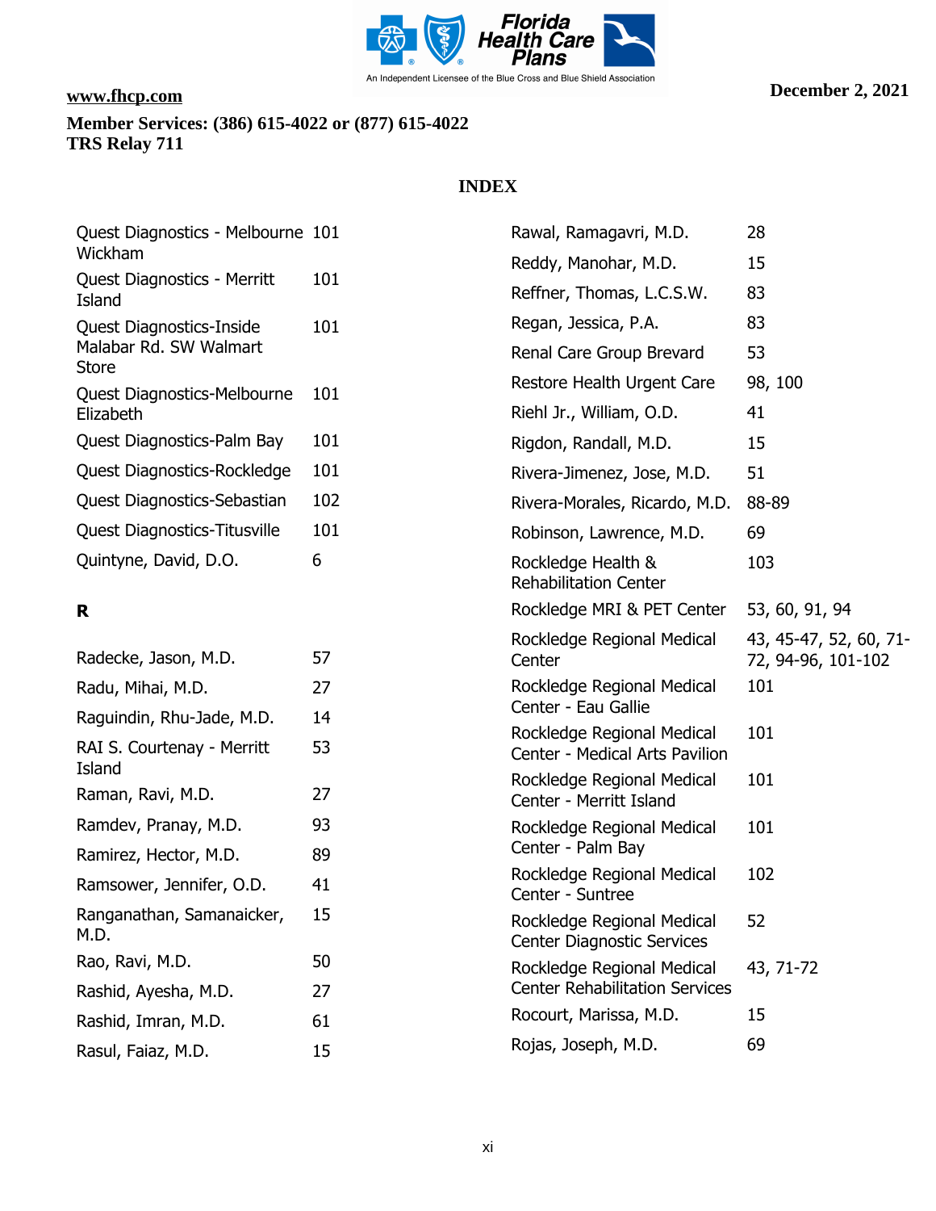www.fhcp.com

**Member Services: (386) 615-4022 or (877) 615-4022**
**TRS Relay 711**

December 2, 2021

# INDEX

| | |
|---|---|
| Quest Diagnostics - Melbourne Wickham | 101 |
| Quest Diagnostics - Merritt Island | 101 |
| Quest Diagnostics-Inside Malabar Rd. SW Walmart Store | 101 |
| Quest Diagnostics-Melbourne Elizabeth | 101 |
| Quest Diagnostics-Palm Bay | 101 |
| Quest Diagnostics-Rockledge | 101 |
| Quest Diagnostics-Sebastian | 102 |
| Quest Diagnostics-Titusville | 101 |
| Quintyne, David, D.O. | 6 |

**R**

| | |
|---|---|
| Radecke, Jason, M.D. | 57 |
| Radu, Mihai, M.D. | 27 |
| Raguindin, Rhu-Jade, M.D. | 14 |
| RAI S. Courtenay - Merritt Island | 53 |
| Raman, Ravi, M.D. | 27 |
| Ramdev, Pranay, M.D. | 93 |
| Ramirez, Hector, M.D. | 89 |
| Ramsower, Jennifer, O.D. | 41 |
| Ranganathan, Samanaicker, M.D. | 15 |
| Rao, Ravi, M.D. | 50 |
| Rashid, Ayesha, M.D. | 27 |
| Rashid, Imran, M.D. | 61 |
| Rasul, Faiaz, M.D. | 15 |
| Rawal, Ramagavri, M.D. | 28 |
| Reddy, Manohar, M.D. | 15 |
| Reffner, Thomas, L.C.S.W. | 83 |
| Regan, Jessica, P.A. | 83 |
| Renal Care Group Brevard | 53 |
| Restore Health Urgent Care | 98, 100 |
| Riehl Jr., William, O.D. | 41 |
| Rigdon, Randall, M.D. | 15 |
| Rivera-Jimenez, Jose, M.D. | 51 |
| Rivera-Morales, Ricardo, M.D. | 88-89 |
| Robinson, Lawrence, M.D. | 69 |
| Rockledge Health & Rehabilitation Center | 103 |
| Rockledge MRI & PET Center | 53, 60, 91, 94 |
| Rockledge Regional Medical Center | 43, 45-47, 52, 60, 71-72, 94-96, 101-102 |
| Rockledge Regional Medical Center - Eau Gallie | 101 |
| Rockledge Regional Medical Center - Medical Arts Pavilion | 101 |
| Rockledge Regional Medical Center - Merritt Island | 101 |
| Rockledge Regional Medical Center - Palm Bay | 101 |
| Rockledge Regional Medical Center - Suntree | 102 |
| Rockledge Regional Medical Center Diagnostic Services | 52 |
| Rockledge Regional Medical Center Rehabilitation Services | 43, 71-72 |
| Rocourt, Marissa, M.D. | 15 |
| Rojas, Joseph, M.D. | 69 |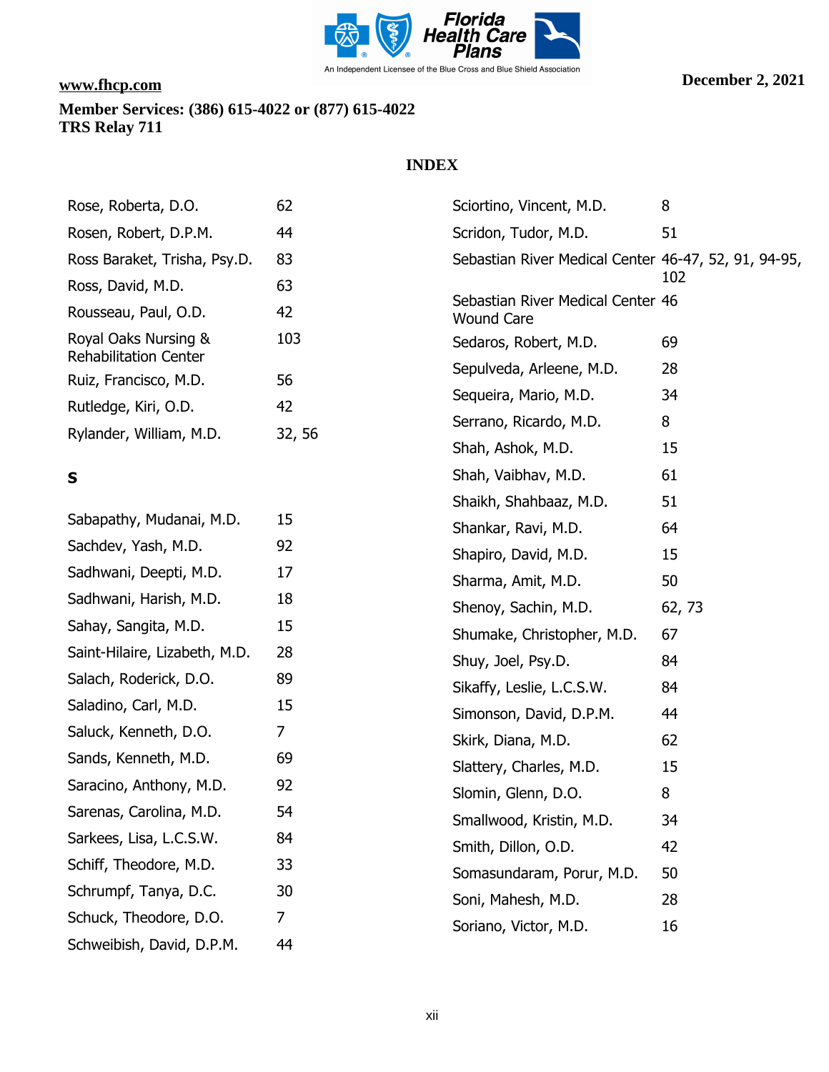www.fhcp.com

**Member Services: (386) 615-4022 or (877) 615-4022**
**TRS Relay 711**

December 2, 2021

## INDEX

| | |
|---|---|
| Rose, Roberta, D.O. | 62 |
| Rosen, Robert, D.P.M. | 44 |
| Ross Baraket, Trisha, Psy.D. | 83 |
| Ross, David, M.D. | 63 |
| Rousseau, Paul, O.D. | 42 |
| Royal Oaks Nursing & Rehabilitation Center | 103 |
| Ruiz, Francisco, M.D. | 56 |
| Rutledge, Kiri, O.D. | 42 |
| Rylander, William, M.D. | 32, 56 |

### S

| | |
|---|---|
| Sabapathy, Mudanai, M.D. | 15 |
| Sachdev, Yash, M.D. | 92 |
| Sadhwani, Deepti, M.D. | 17 |
| Sadhwani, Harish, M.D. | 18 |
| Sahay, Sangita, M.D. | 15 |
| Saint-Hilaire, Lizabeth, M.D. | 28 |
| Salach, Roderick, D.O. | 89 |
| Saladino, Carl, M.D. | 15 |
| Saluck, Kenneth, D.O. | 7 |
| Sands, Kenneth, M.D. | 69 |
| Saracino, Anthony, M.D. | 92 |
| Sarenas, Carolina, M.D. | 54 |
| Sarkees, Lisa, L.C.S.W. | 84 |
| Schiff, Theodore, M.D. | 33 |
| Schrumpf, Tanya, D.C. | 30 |
| Schuck, Theodore, D.O. | 7 |
| Schweibish, David, D.P.M. | 44 |
| Sciortino, Vincent, M.D. | 8 |
| Scridon, Tudor, M.D. | 51 |
| Sebastian River Medical Center | 46-47, 52, 91, 94-95, 102 |
| Sebastian River Medical Center Wound Care | 46 |
| Sedaros, Robert, M.D. | 69 |
| Sepulveda, Arleene, M.D. | 28 |
| Sequeira, Mario, M.D. | 34 |
| Serrano, Ricardo, M.D. | 8 |
| Shah, Ashok, M.D. | 15 |
| Shah, Vaibhav, M.D. | 61 |
| Shaikh, Shahbaaz, M.D. | 51 |
| Shankar, Ravi, M.D. | 64 |
| Shapiro, David, M.D. | 15 |
| Sharma, Amit, M.D. | 50 |
| Shenoy, Sachin, M.D. | 62, 73 |
| Shumake, Christopher, M.D. | 67 |
| Shuy, Joel, Psy.D. | 84 |
| Sikaffy, Leslie, L.C.S.W. | 84 |
| Simonson, David, D.P.M. | 44 |
| Skirk, Diana, M.D. | 62 |
| Slattery, Charles, M.D. | 15 |
| Slomin, Glenn, D.O. | 8 |
| Smallwood, Kristin, M.D. | 34 |
| Smith, Dillon, O.D. | 42 |
| Somasundaram, Porur, M.D. | 50 |
| Soni, Mahesh, M.D. | 28 |
| Soriano, Victor, M.D. | 16 |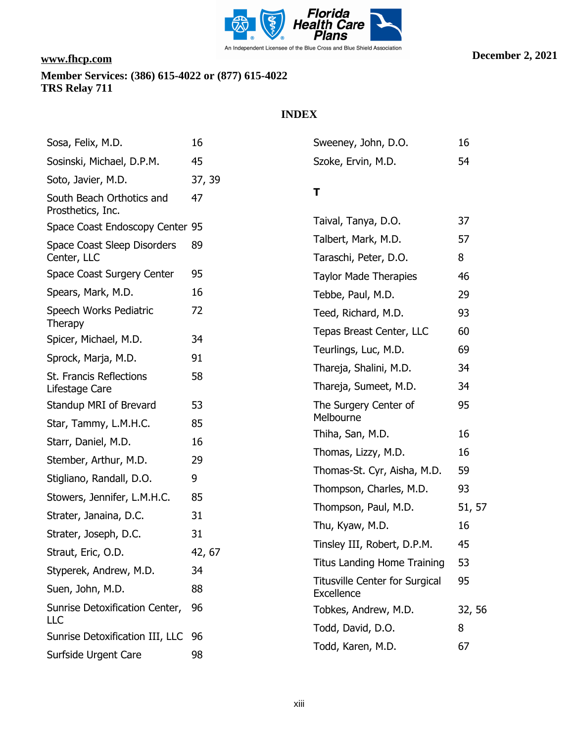www.fhcp.com

**Member Services: (386) 615-4022 or (877) 615-4022**
**TRS Relay 711**

**December 2, 2021**

## INDEX

| | |
|---|---|
| Sosa, Felix, M.D. | 16 |
| Sosinski, Michael, D.P.M. | 45 |
| Soto, Javier, M.D. | 37, 39 |
| South Beach Orthotics and Prosthetics, Inc. | 47 |
| Space Coast Endoscopy Center | 95 |
| Space Coast Sleep Disorders Center, LLC | 89 |
| Space Coast Surgery Center | 95 |
| Spears, Mark, M.D. | 16 |
| Speech Works Pediatric Therapy | 72 |
| Spicer, Michael, M.D. | 34 |
| Sprock, Marja, M.D. | 91 |
| St. Francis Reflections Lifestage Care | 58 |
| Standup MRI of Brevard | 53 |
| Star, Tammy, L.M.H.C. | 85 |
| Starr, Daniel, M.D. | 16 |
| Stember, Arthur, M.D. | 29 |
| Stigliano, Randall, D.O. | 9 |
| Stowers, Jennifer, L.M.H.C. | 85 |
| Strater, Janaina, D.C. | 31 |
| Strater, Joseph, D.C. | 31 |
| Straut, Eric, O.D. | 42, 67 |
| Styperek, Andrew, M.D. | 34 |
| Suen, John, M.D. | 88 |
| Sunrise Detoxification Center, LLC | 96 |
| Sunrise Detoxification III, LLC | 96 |
| Surfside Urgent Care | 98 |
| Sweeney, John, D.O. | 16 |
| Szoke, Ervin, M.D. | 54 |

### T

| | |
|---|---|
| Taival, Tanya, D.O. | 37 |
| Talbert, Mark, M.D. | 57 |
| Taraschi, Peter, D.O. | 8 |
| Taylor Made Therapies | 46 |
| Tebbe, Paul, M.D. | 29 |
| Teed, Richard, M.D. | 93 |
| Tepas Breast Center, LLC | 60 |
| Teurlings, Luc, M.D. | 69 |
| Thareja, Shalini, M.D. | 34 |
| Thareja, Sumeet, M.D. | 34 |
| The Surgery Center of Melbourne | 95 |
| Thiha, San, M.D. | 16 |
| Thomas, Lizzy, M.D. | 16 |
| Thomas-St. Cyr, Aisha, M.D. | 59 |
| Thompson, Charles, M.D. | 93 |
| Thompson, Paul, M.D. | 51, 57 |
| Thu, Kyaw, M.D. | 16 |
| Tinsley III, Robert, D.P.M. | 45 |
| Titus Landing Home Training | 53 |
| Titusville Center for Surgical Excellence | 95 |
| Tobkes, Andrew, M.D. | 32, 56 |
| Todd, David, D.O. | 8 |
| Todd, Karen, M.D. | 67 |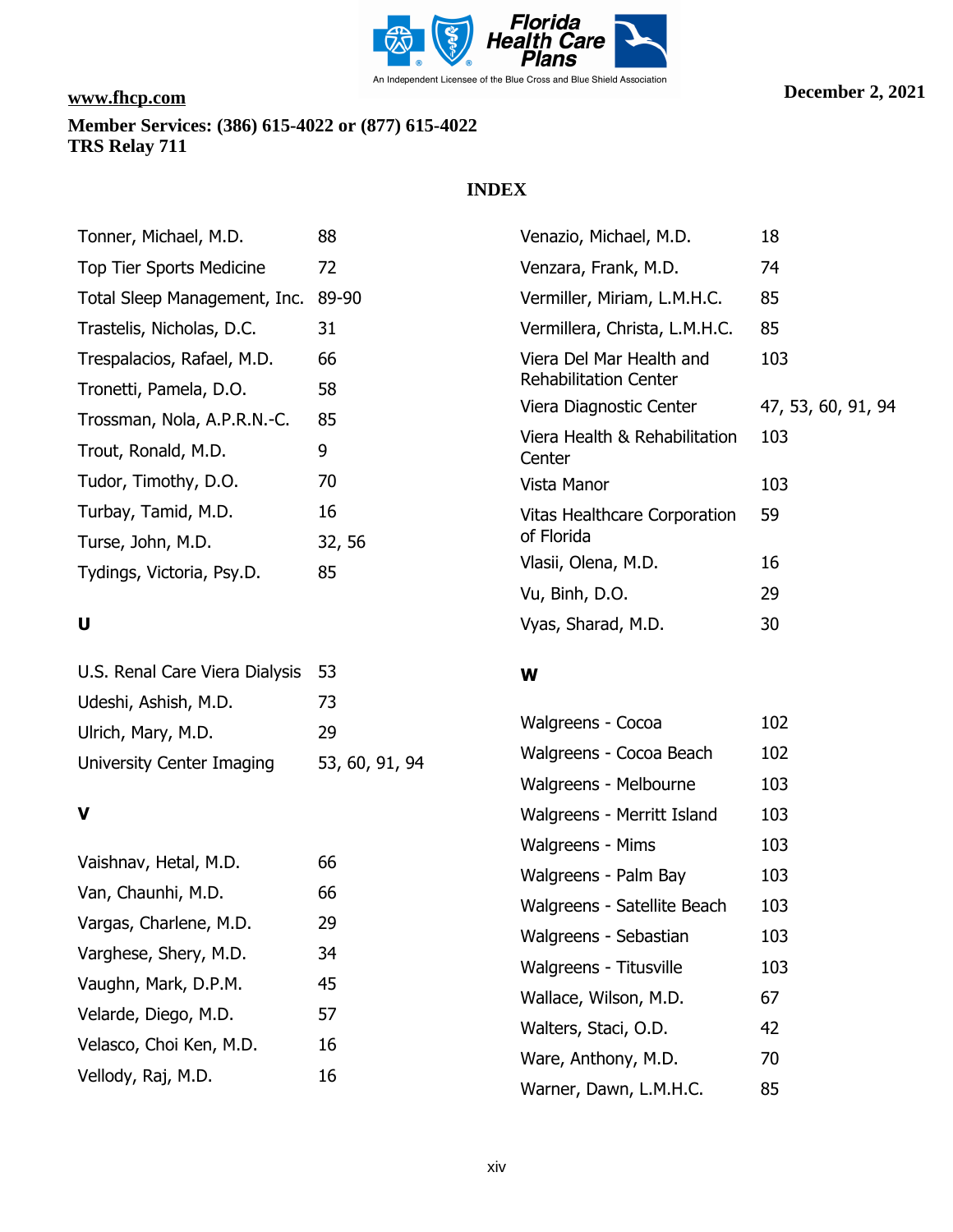# INDEX

| | |
|---|---|
| Tonner, Michael, M.D. | 88 |
| Top Tier Sports Medicine | 72 |
| Total Sleep Management, Inc. | 89-90 |
| Trastelis, Nicholas, D.C. | 31 |
| Trespalacios, Rafael, M.D. | 66 |
| Tronetti, Pamela, D.O. | 58 |
| Trossman, Nola, A.P.R.N.-C. | 85 |
| Trout, Ronald, M.D. | 9 |
| Tudor, Timothy, D.O. | 70 |
| Turbay, Tamid, M.D. | 16 |
| Turse, John, M.D. | 32, 56 |
| Tydings, Victoria, Psy.D. | 85 |

**U**

| | |
|---|---|
| U.S. Renal Care Viera Dialysis | 53 |
| Udeshi, Ashish, M.D. | 73 |
| Ulrich, Mary, M.D. | 29 |
| University Center Imaging | 53, 60, 91, 94 |

**V**

| | |
|---|---|
| Vaishnav, Hetal, M.D. | 66 |
| Van, Chaunhi, M.D. | 66 |
| Vargas, Charlene, M.D. | 29 |
| Varghese, Shery, M.D. | 34 |
| Vaughn, Mark, D.P.M. | 45 |
| Velarde, Diego, M.D. | 57 |
| Velasco, Choi Ken, M.D. | 16 |
| Vellody, Raj, M.D. | 16 |
| Venazio, Michael, M.D. | 18 |
| Venzara, Frank, M.D. | 74 |
| Vermiller, Miriam, L.M.H.C. | 85 |
| Vermillera, Christa, L.M.H.C. | 85 |
| Viera Del Mar Health and Rehabilitation Center | 103 |
| Viera Diagnostic Center | 47, 53, 60, 91, 94 |
| Viera Health & Rehabilitation Center | 103 |
| Vista Manor | 103 |
| Vitas Healthcare Corporation of Florida | 59 |
| Vlasii, Olena, M.D. | 16 |
| Vu, Binh, D.O. | 29 |
| Vyas, Sharad, M.D. | 30 |

**W**

| | |
|---|---|
| Walgreens - Cocoa | 102 |
| Walgreens - Cocoa Beach | 102 |
| Walgreens - Melbourne | 103 |
| Walgreens - Merritt Island | 103 |
| Walgreens - Mims | 103 |
| Walgreens - Palm Bay | 103 |
| Walgreens - Satellite Beach | 103 |
| Walgreens - Sebastian | 103 |
| Walgreens - Titusville | 103 |
| Wallace, Wilson, M.D. | 67 |
| Walters, Staci, O.D. | 42 |
| Ware, Anthony, M.D. | 70 |
| Warner, Dawn, L.M.H.C. | 85 |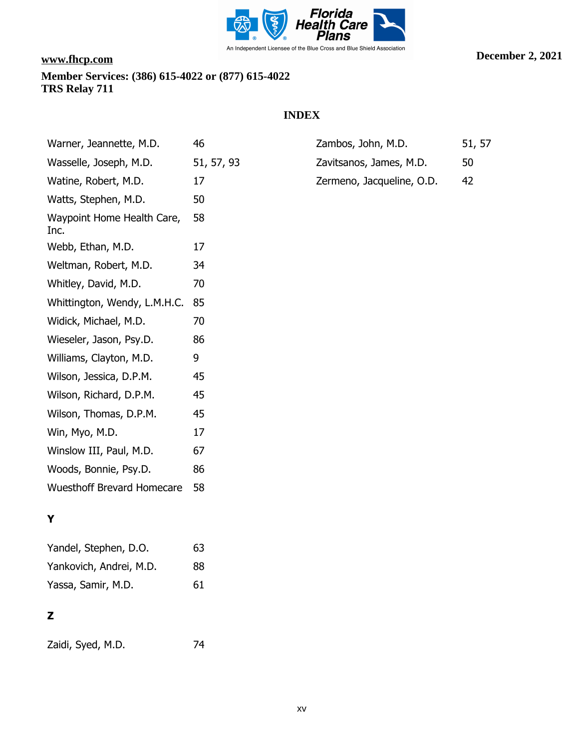www.fhcp.com

**Member Services: (386) 615-4022 or (877) 615-4022**
**TRS Relay 711**

**December 2, 2021**

# INDEX

| | |
|---|---|
| Warner, Jeannette, M.D. | 46 |
| Wasselle, Joseph, M.D. | 51, 57, 93 |
| Watine, Robert, M.D. | 17 |
| Watts, Stephen, M.D. | 50 |
| Waypoint Home Health Care, Inc. | 58 |
| Webb, Ethan, M.D. | 17 |
| Weltman, Robert, M.D. | 34 |
| Whitley, David, M.D. | 70 |
| Whittington, Wendy, L.M.H.C. | 85 |
| Widick, Michael, M.D. | 70 |
| Wieseler, Jason, Psy.D. | 86 |
| Williams, Clayton, M.D. | 9 |
| Wilson, Jessica, D.P.M. | 45 |
| Wilson, Richard, D.P.M. | 45 |
| Wilson, Thomas, D.P.M. | 45 |
| Win, Myo, M.D. | 17 |
| Winslow III, Paul, M.D. | 67 |
| Woods, Bonnie, Psy.D. | 86 |
| Wuesthoff Brevard Homecare | 58 |

**Y**

| | |
|---|---|
| Yandel, Stephen, D.O. | 63 |
| Yankovich, Andrei, M.D. | 88 |
| Yassa, Samir, M.D. | 61 |

**Z**

| | |
|---|---|
| Zaidi, Syed, M.D. | 74 |
| Zambos, John, M.D. | 51, 57 |
| Zavitsanos, James, M.D. | 50 |
| Zermeno, Jacqueline, O.D. | 42 |